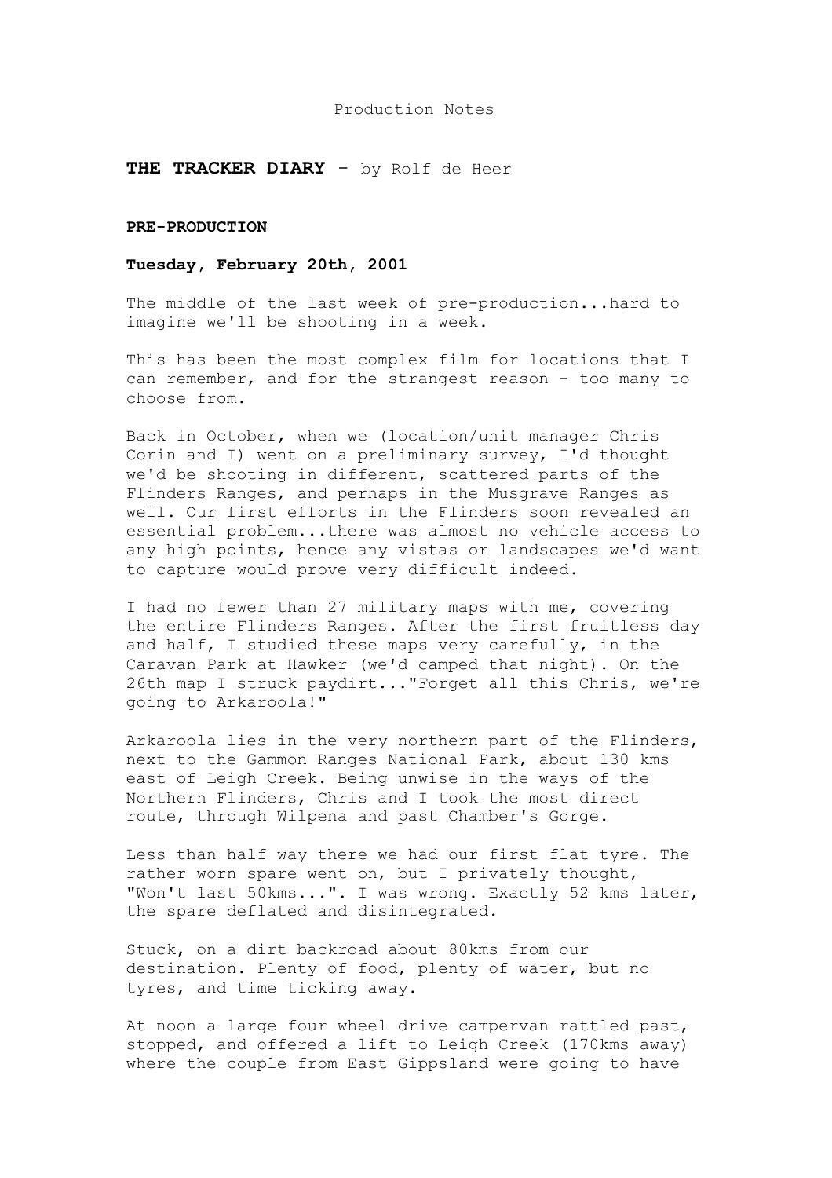Production Notes

# THE TRACKER DIARY - by Rolf de Heer

## PRE-PRODUCTION

### Tuesday, February 20th, 2001

The middle of the last week of pre-production...hard to imagine we'll be shooting in a week.

This has been the most complex film for locations that I can remember, and for the strangest reason - too many to choose from.

Back in October, when we (location/unit manager Chris Corin and I) went on a preliminary survey, I'd thought we'd be shooting in different, scattered parts of the Flinders Ranges, and perhaps in the Musgrave Ranges as well. Our first efforts in the Flinders soon revealed an essential problem...there was almost no vehicle access to any high points, hence any vistas or landscapes we'd want to capture would prove very difficult indeed.

I had no fewer than 27 military maps with me, covering the entire Flinders Ranges. After the first fruitless day and half, I studied these maps very carefully, in the Caravan Park at Hawker (we'd camped that night). On the 26th map I struck paydirt..."Forget all this Chris, we're going to Arkaroola!"

Arkaroola lies in the very northern part of the Flinders, next to the Gammon Ranges National Park, about 130 kms east of Leigh Creek. Being unwise in the ways of the Northern Flinders, Chris and I took the most direct route, through Wilpena and past Chamber's Gorge.

Less than half way there we had our first flat tyre. The rather worn spare went on, but I privately thought, "Won't last 50kms...". I was wrong. Exactly 52 kms later, the spare deflated and disintegrated.

Stuck, on a dirt backroad about 80kms from our destination. Plenty of food, plenty of water, but no tyres, and time ticking away.

At noon a large four wheel drive campervan rattled past, stopped, and offered a lift to Leigh Creek (170kms away) where the couple from East Gippsland were going to have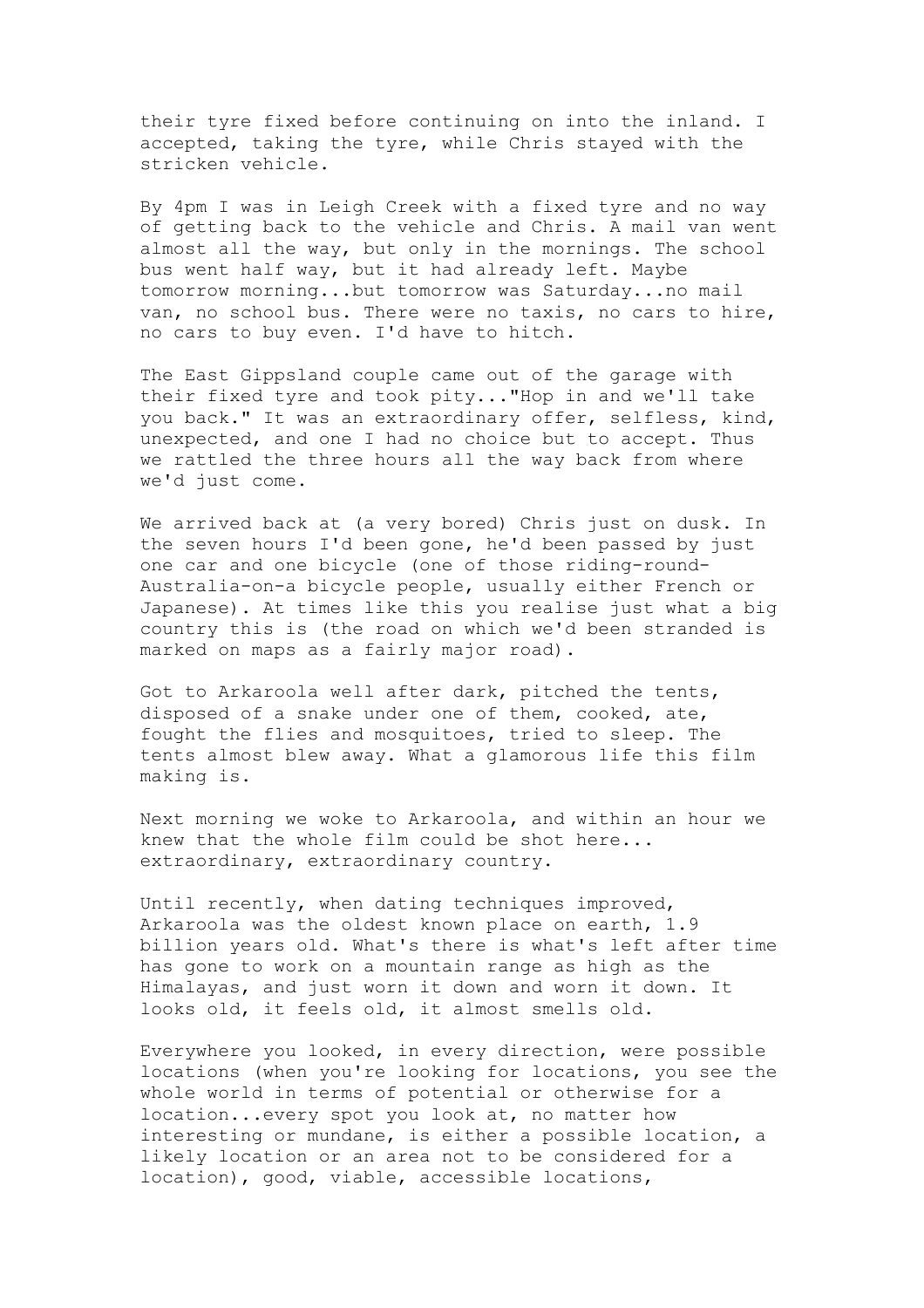their tyre fixed before continuing on into the inland. I accepted, taking the tyre, while Chris stayed with the stricken vehicle.

By 4pm I was in Leigh Creek with a fixed tyre and no way of getting back to the vehicle and Chris. A mail van went almost all the way, but only in the mornings. The school bus went half way, but it had already left. Maybe tomorrow morning...but tomorrow was Saturday...no mail van, no school bus. There were no taxis, no cars to hire, no cars to buy even. I'd have to hitch.

The East Gippsland couple came out of the garage with their fixed tyre and took pity..."Hop in and we'll take you back." It was an extraordinary offer, selfless, kind, unexpected, and one I had no choice but to accept. Thus we rattled the three hours all the way back from where we'd just come.

We arrived back at (a very bored) Chris just on dusk. In the seven hours I'd been gone, he'd been passed by just one car and one bicycle (one of those riding-round-Australia-on-a bicycle people, usually either French or Japanese). At times like this you realise just what a big country this is (the road on which we'd been stranded is marked on maps as a fairly major road).

Got to Arkaroola well after dark, pitched the tents, disposed of a snake under one of them, cooked, ate, fought the flies and mosquitoes, tried to sleep. The tents almost blew away. What a glamorous life this film making is.

Next morning we woke to Arkaroola, and within an hour we knew that the whole film could be shot here... extraordinary, extraordinary country.

Until recently, when dating techniques improved, Arkaroola was the oldest known place on earth, 1.9 billion years old. What's there is what's left after time has gone to work on a mountain range as high as the Himalayas, and just worn it down and worn it down. It looks old, it feels old, it almost smells old.

Everywhere you looked, in every direction, were possible locations (when you're looking for locations, you see the whole world in terms of potential or otherwise for a location...every spot you look at, no matter how interesting or mundane, is either a possible location, a likely location or an area not to be considered for a location), good, viable, accessible locations,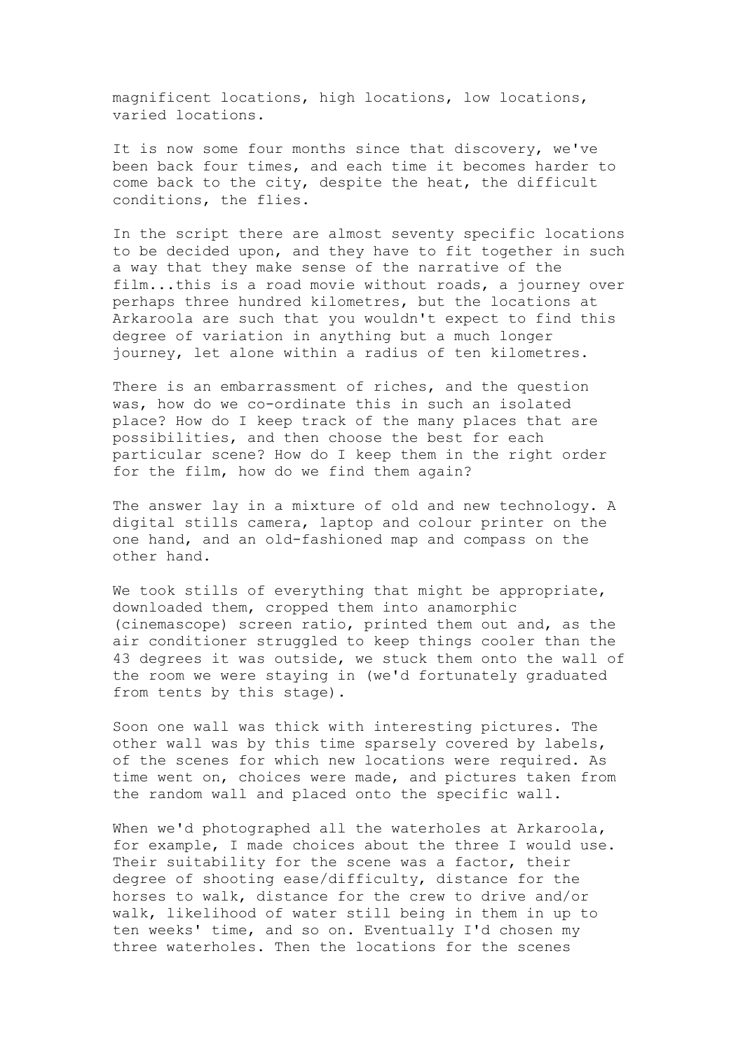magnificent locations, high locations, low locations, varied locations.

It is now some four months since that discovery, we've been back four times, and each time it becomes harder to come back to the city, despite the heat, the difficult conditions, the flies.

In the script there are almost seventy specific locations to be decided upon, and they have to fit together in such a way that they make sense of the narrative of the film...this is a road movie without roads, a journey over perhaps three hundred kilometres, but the locations at Arkaroola are such that you wouldn't expect to find this degree of variation in anything but a much longer journey, let alone within a radius of ten kilometres.

There is an embarrassment of riches, and the question was, how do we co-ordinate this in such an isolated place? How do I keep track of the many places that are possibilities, and then choose the best for each particular scene? How do I keep them in the right order for the film, how do we find them again?

The answer lay in a mixture of old and new technology. A digital stills camera, laptop and colour printer on the one hand, and an old-fashioned map and compass on the other hand.

We took stills of everything that might be appropriate, downloaded them, cropped them into anamorphic (cinemascope) screen ratio, printed them out and, as the air conditioner struggled to keep things cooler than the 43 degrees it was outside, we stuck them onto the wall of the room we were staying in (we'd fortunately graduated from tents by this stage).

Soon one wall was thick with interesting pictures. The other wall was by this time sparsely covered by labels, of the scenes for which new locations were required. As time went on, choices were made, and pictures taken from the random wall and placed onto the specific wall.

When we'd photographed all the waterholes at Arkaroola, for example, I made choices about the three I would use. Their suitability for the scene was a factor, their degree of shooting ease/difficulty, distance for the horses to walk, distance for the crew to drive and/or walk, likelihood of water still being in them in up to ten weeks' time, and so on. Eventually I'd chosen my three waterholes. Then the locations for the scenes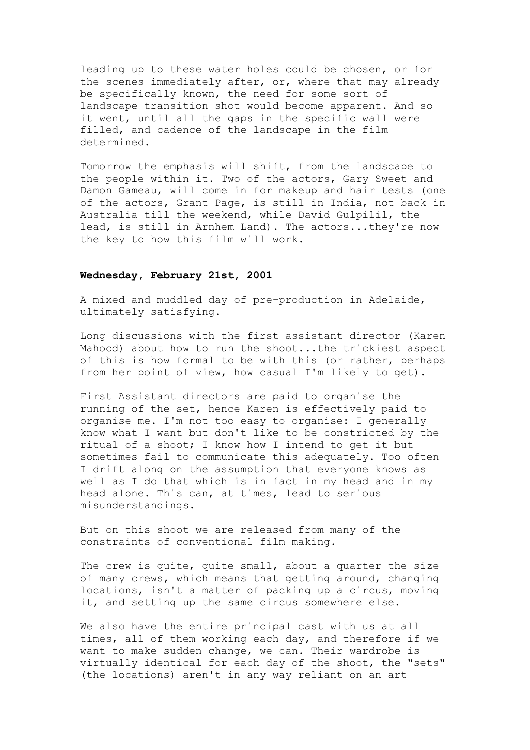leading up to these water holes could be chosen, or for the scenes immediately after, or, where that may already be specifically known, the need for some sort of landscape transition shot would become apparent. And so it went, until all the gaps in the specific wall were filled, and cadence of the landscape in the film determined.

Tomorrow the emphasis will shift, from the landscape to the people within it. Two of the actors, Gary Sweet and Damon Gameau, will come in for makeup and hair tests (one of the actors, Grant Page, is still in India, not back in Australia till the weekend, while David Gulpilil, the lead, is still in Arnhem Land). The actors...they're now the key to how this film will work.

**Wednesday, February 21st, 2001**

A mixed and muddled day of pre-production in Adelaide, ultimately satisfying.

Long discussions with the first assistant director (Karen Mahood) about how to run the shoot...the trickiest aspect of this is how formal to be with this (or rather, perhaps from her point of view, how casual I'm likely to get).

First Assistant directors are paid to organise the running of the set, hence Karen is effectively paid to organise me. I'm not too easy to organise: I generally know what I want but don't like to be constricted by the ritual of a shoot; I know how I intend to get it but sometimes fail to communicate this adequately. Too often I drift along on the assumption that everyone knows as well as I do that which is in fact in my head and in my head alone. This can, at times, lead to serious misunderstandings.

But on this shoot we are released from many of the constraints of conventional film making.

The crew is quite, quite small, about a quarter the size of many crews, which means that getting around, changing locations, isn't a matter of packing up a circus, moving it, and setting up the same circus somewhere else.

We also have the entire principal cast with us at all times, all of them working each day, and therefore if we want to make sudden change, we can. Their wardrobe is virtually identical for each day of the shoot, the "sets" (the locations) aren't in any way reliant on an art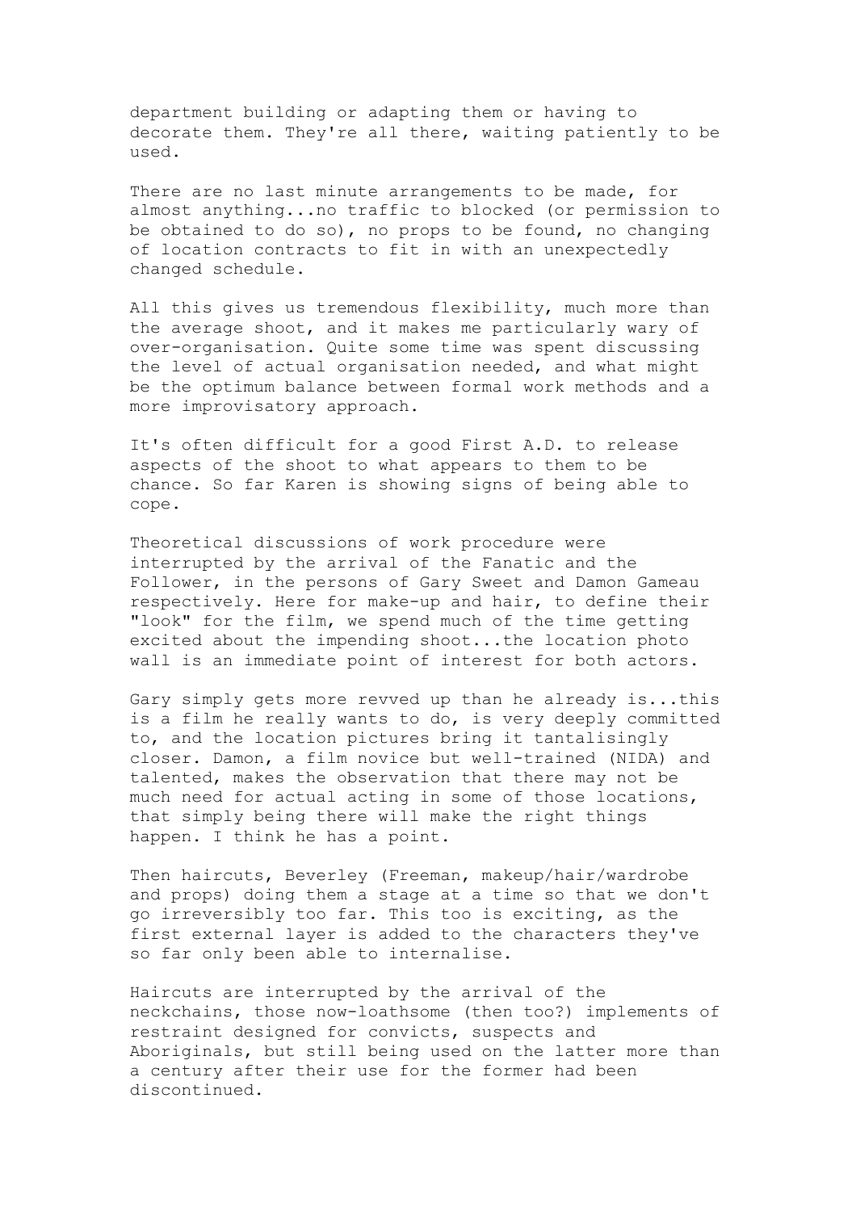department building or adapting them or having to decorate them. They're all there, waiting patiently to be used.

There are no last minute arrangements to be made, for almost anything...no traffic to blocked (or permission to be obtained to do so), no props to be found, no changing of location contracts to fit in with an unexpectedly changed schedule.

All this gives us tremendous flexibility, much more than the average shoot, and it makes me particularly wary of over-organisation. Quite some time was spent discussing the level of actual organisation needed, and what might be the optimum balance between formal work methods and a more improvisatory approach.

It's often difficult for a good First A.D. to release aspects of the shoot to what appears to them to be chance. So far Karen is showing signs of being able to cope.

Theoretical discussions of work procedure were interrupted by the arrival of the Fanatic and the Follower, in the persons of Gary Sweet and Damon Gameau respectively. Here for make-up and hair, to define their "look" for the film, we spend much of the time getting excited about the impending shoot...the location photo wall is an immediate point of interest for both actors.

Gary simply gets more revved up than he already is...this is a film he really wants to do, is very deeply committed to, and the location pictures bring it tantalisingly closer. Damon, a film novice but well-trained (NIDA) and talented, makes the observation that there may not be much need for actual acting in some of those locations, that simply being there will make the right things happen. I think he has a point.

Then haircuts, Beverley (Freeman, makeup/hair/wardrobe and props) doing them a stage at a time so that we don't go irreversibly too far. This too is exciting, as the first external layer is added to the characters they've so far only been able to internalise.

Haircuts are interrupted by the arrival of the neckchains, those now-loathsome (then too?) implements of restraint designed for convicts, suspects and Aboriginals, but still being used on the latter more than a century after their use for the former had been discontinued.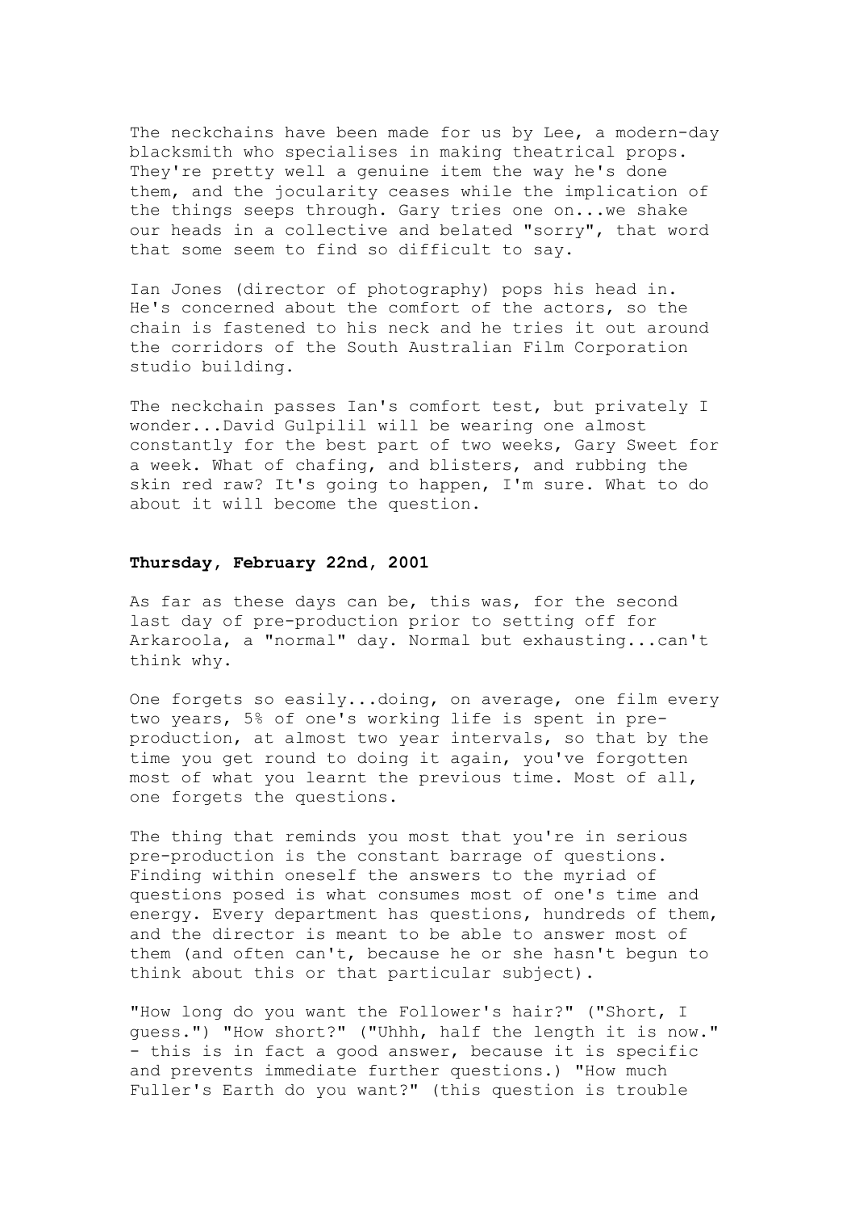The neckchains have been made for us by Lee, a modern-day blacksmith who specialises in making theatrical props. They're pretty well a genuine item the way he's done them, and the jocularity ceases while the implication of the things seeps through. Gary tries one on...we shake our heads in a collective and belated "sorry", that word that some seem to find so difficult to say.

Ian Jones (director of photography) pops his head in. He's concerned about the comfort of the actors, so the chain is fastened to his neck and he tries it out around the corridors of the South Australian Film Corporation studio building.

The neckchain passes Ian's comfort test, but privately I wonder...David Gulpilil will be wearing one almost constantly for the best part of two weeks, Gary Sweet for a week. What of chafing, and blisters, and rubbing the skin red raw? It's going to happen, I'm sure. What to do about it will become the question.

**Thursday, February 22nd, 2001**

As far as these days can be, this was, for the second last day of pre-production prior to setting off for Arkaroola, a "normal" day. Normal but exhausting...can't think why.

One forgets so easily...doing, on average, one film every two years, 5% of one's working life is spent in pre-production, at almost two year intervals, so that by the time you get round to doing it again, you've forgotten most of what you learnt the previous time. Most of all, one forgets the questions.

The thing that reminds you most that you're in serious pre-production is the constant barrage of questions. Finding within oneself the answers to the myriad of questions posed is what consumes most of one's time and energy. Every department has questions, hundreds of them, and the director is meant to be able to answer most of them (and often can't, because he or she hasn't begun to think about this or that particular subject).

"How long do you want the Follower's hair?" ("Short, I guess.") "How short?" ("Uhhh, half the length it is now." - this is in fact a good answer, because it is specific and prevents immediate further questions.) "How much Fuller's Earth do you want?" (this question is trouble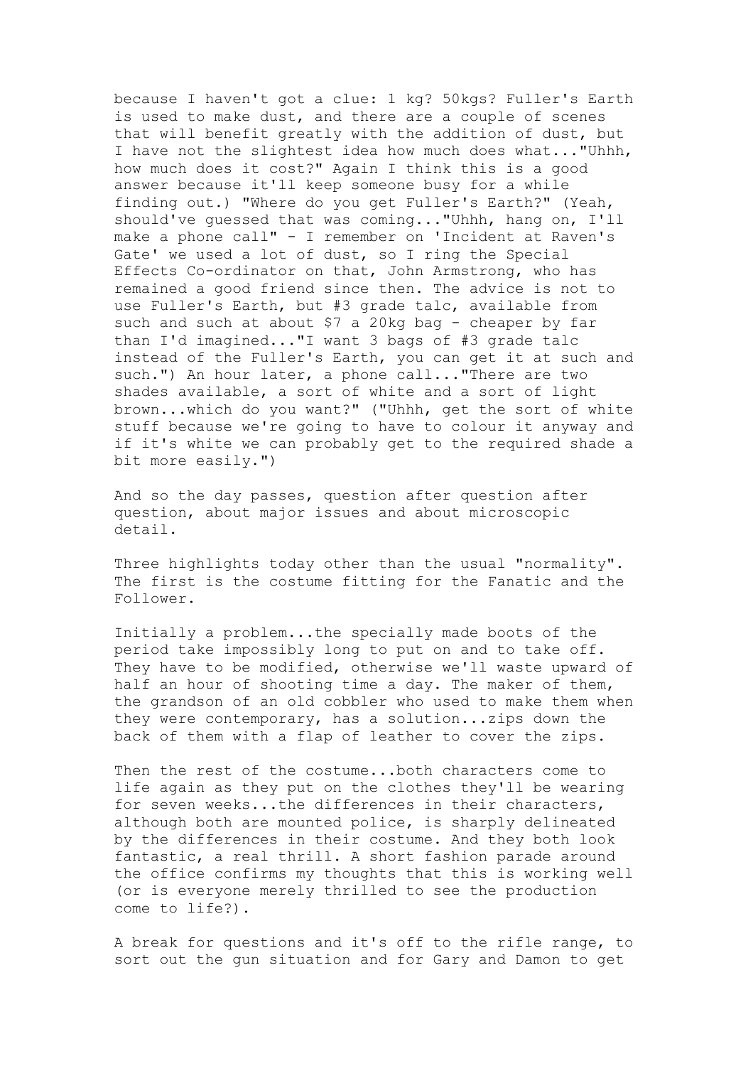because I haven't got a clue: 1 kg? 50kgs? Fuller's Earth is used to make dust, and there are a couple of scenes that will benefit greatly with the addition of dust, but I have not the slightest idea how much does what..."Uhhh, how much does it cost?" Again I think this is a good answer because it'll keep someone busy for a while finding out.) "Where do you get Fuller's Earth?" (Yeah, should've guessed that was coming..."Uhhh, hang on, I'll make a phone call" - I remember on 'Incident at Raven's Gate' we used a lot of dust, so I ring the Special Effects Co-ordinator on that, John Armstrong, who has remained a good friend since then. The advice is not to use Fuller's Earth, but #3 grade talc, available from such and such at about $7 a 20kg bag - cheaper by far than I'd imagined..."I want 3 bags of #3 grade talc instead of the Fuller's Earth, you can get it at such and such.") An hour later, a phone call..."There are two shades available, a sort of white and a sort of light brown...which do you want?" ("Uhhh, get the sort of white stuff because we're going to have to colour it anyway and if it's white we can probably get to the required shade a bit more easily.")

And so the day passes, question after question after question, about major issues and about microscopic detail.

Three highlights today other than the usual "normality". The first is the costume fitting for the Fanatic and the Follower.

Initially a problem...the specially made boots of the period take impossibly long to put on and to take off. They have to be modified, otherwise we'll waste upward of half an hour of shooting time a day. The maker of them, the grandson of an old cobbler who used to make them when they were contemporary, has a solution...zips down the back of them with a flap of leather to cover the zips.

Then the rest of the costume...both characters come to life again as they put on the clothes they'll be wearing for seven weeks...the differences in their characters, although both are mounted police, is sharply delineated by the differences in their costume. And they both look fantastic, a real thrill. A short fashion parade around the office confirms my thoughts that this is working well (or is everyone merely thrilled to see the production come to life?).

A break for questions and it's off to the rifle range, to sort out the gun situation and for Gary and Damon to get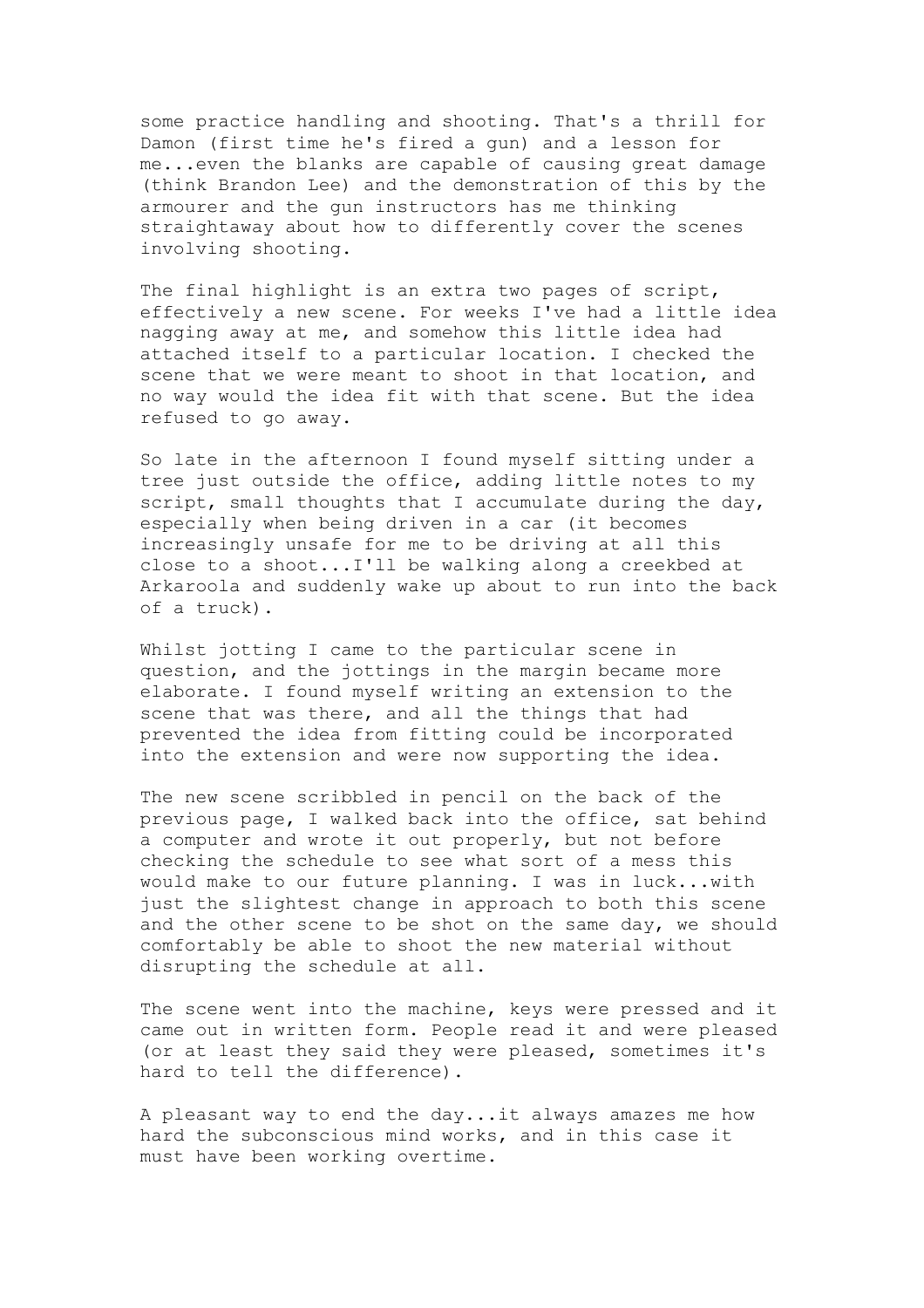some practice handling and shooting. That's a thrill for Damon (first time he's fired a gun) and a lesson for me...even the blanks are capable of causing great damage (think Brandon Lee) and the demonstration of this by the armourer and the gun instructors has me thinking straightaway about how to differently cover the scenes involving shooting.

The final highlight is an extra two pages of script, effectively a new scene. For weeks I've had a little idea nagging away at me, and somehow this little idea had attached itself to a particular location. I checked the scene that we were meant to shoot in that location, and no way would the idea fit with that scene. But the idea refused to go away.

So late in the afternoon I found myself sitting under a tree just outside the office, adding little notes to my script, small thoughts that I accumulate during the day, especially when being driven in a car (it becomes increasingly unsafe for me to be driving at all this close to a shoot...I'll be walking along a creekbed at Arkaroola and suddenly wake up about to run into the back of a truck).

Whilst jotting I came to the particular scene in question, and the jottings in the margin became more elaborate. I found myself writing an extension to the scene that was there, and all the things that had prevented the idea from fitting could be incorporated into the extension and were now supporting the idea.

The new scene scribbled in pencil on the back of the previous page, I walked back into the office, sat behind a computer and wrote it out properly, but not before checking the schedule to see what sort of a mess this would make to our future planning. I was in luck...with just the slightest change in approach to both this scene and the other scene to be shot on the same day, we should comfortably be able to shoot the new material without disrupting the schedule at all.

The scene went into the machine, keys were pressed and it came out in written form. People read it and were pleased (or at least they said they were pleased, sometimes it's hard to tell the difference).

A pleasant way to end the day...it always amazes me how hard the subconscious mind works, and in this case it must have been working overtime.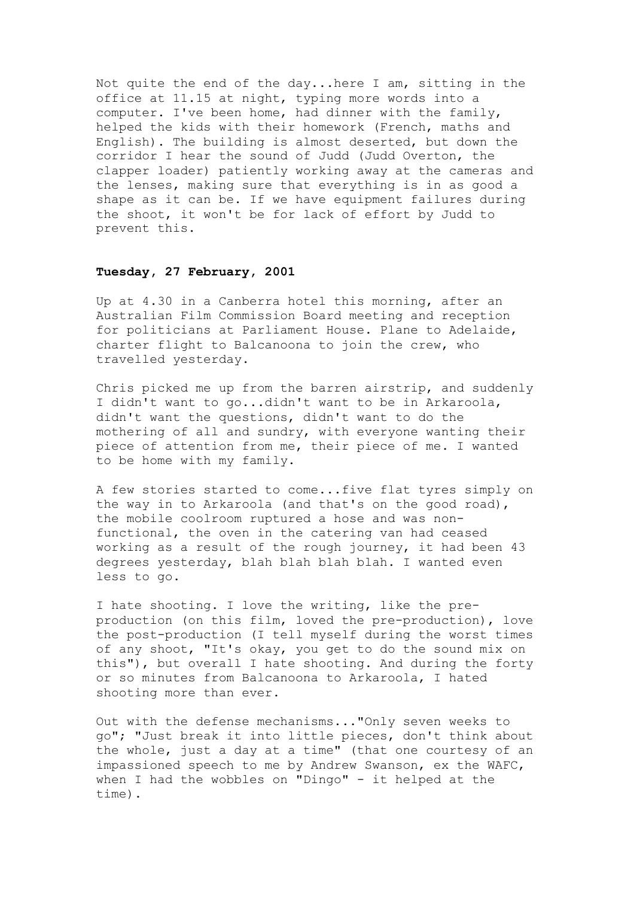Not quite the end of the day...here I am, sitting in the office at 11.15 at night, typing more words into a computer. I've been home, had dinner with the family, helped the kids with their homework (French, maths and English). The building is almost deserted, but down the corridor I hear the sound of Judd (Judd Overton, the clapper loader) patiently working away at the cameras and the lenses, making sure that everything is in as good a shape as it can be. If we have equipment failures during the shoot, it won't be for lack of effort by Judd to prevent this.

**Tuesday, 27 February, 2001**

Up at 4.30 in a Canberra hotel this morning, after an Australian Film Commission Board meeting and reception for politicians at Parliament House. Plane to Adelaide, charter flight to Balcanoona to join the crew, who travelled yesterday.

Chris picked me up from the barren airstrip, and suddenly I didn't want to go...didn't want to be in Arkaroola, didn't want the questions, didn't want to do the mothering of all and sundry, with everyone wanting their piece of attention from me, their piece of me. I wanted to be home with my family.

A few stories started to come...five flat tyres simply on the way in to Arkaroola (and that's on the good road), the mobile coolroom ruptured a hose and was non-functional, the oven in the catering van had ceased working as a result of the rough journey, it had been 43 degrees yesterday, blah blah blah blah. I wanted even less to go.

I hate shooting. I love the writing, like the pre-production (on this film, loved the pre-production), love the post-production (I tell myself during the worst times of any shoot, "It's okay, you get to do the sound mix on this"), but overall I hate shooting. And during the forty or so minutes from Balcanoona to Arkaroola, I hated shooting more than ever.

Out with the defense mechanisms..."Only seven weeks to go"; "Just break it into little pieces, don't think about the whole, just a day at a time" (that one courtesy of an impassioned speech to me by Andrew Swanson, ex the WAFC, when I had the wobbles on "Dingo" - it helped at the time).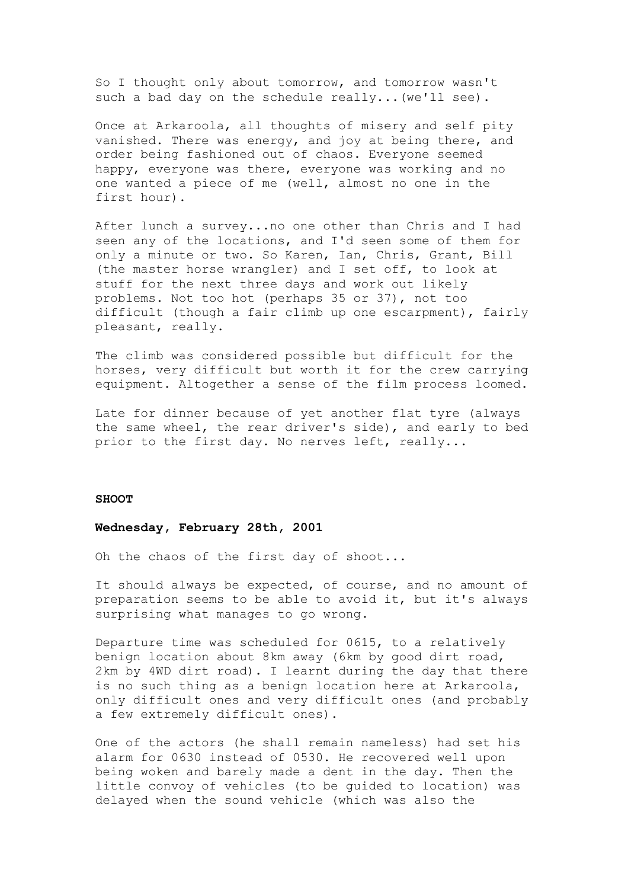So I thought only about tomorrow, and tomorrow wasn't such a bad day on the schedule really...(we'll see).

Once at Arkaroola, all thoughts of misery and self pity vanished. There was energy, and joy at being there, and order being fashioned out of chaos. Everyone seemed happy, everyone was there, everyone was working and no one wanted a piece of me (well, almost no one in the first hour).

After lunch a survey...no one other than Chris and I had seen any of the locations, and I'd seen some of them for only a minute or two. So Karen, Ian, Chris, Grant, Bill (the master horse wrangler) and I set off, to look at stuff for the next three days and work out likely problems. Not too hot (perhaps 35 or 37), not too difficult (though a fair climb up one escarpment), fairly pleasant, really.

The climb was considered possible but difficult for the horses, very difficult but worth it for the crew carrying equipment. Altogether a sense of the film process loomed.

Late for dinner because of yet another flat tyre (always the same wheel, the rear driver's side), and early to bed prior to the first day. No nerves left, really...

**SHOOT**

**Wednesday, February 28th, 2001**

Oh the chaos of the first day of shoot...

It should always be expected, of course, and no amount of preparation seems to be able to avoid it, but it's always surprising what manages to go wrong.

Departure time was scheduled for 0615, to a relatively benign location about 8km away (6km by good dirt road, 2km by 4WD dirt road). I learnt during the day that there is no such thing as a benign location here at Arkaroola, only difficult ones and very difficult ones (and probably a few extremely difficult ones).

One of the actors (he shall remain nameless) had set his alarm for 0630 instead of 0530. He recovered well upon being woken and barely made a dent in the day. Then the little convoy of vehicles (to be guided to location) was delayed when the sound vehicle (which was also the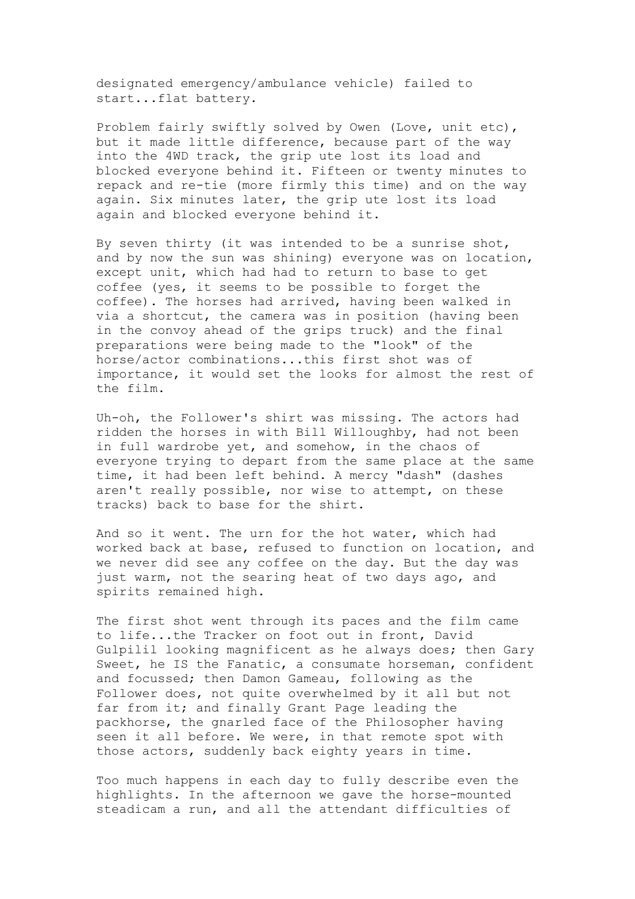designated emergency/ambulance vehicle) failed to start...flat battery.

Problem fairly swiftly solved by Owen (Love, unit etc), but it made little difference, because part of the way into the 4WD track, the grip ute lost its load and blocked everyone behind it. Fifteen or twenty minutes to repack and re-tie (more firmly this time) and on the way again. Six minutes later, the grip ute lost its load again and blocked everyone behind it.

By seven thirty (it was intended to be a sunrise shot, and by now the sun was shining) everyone was on location, except unit, which had had to return to base to get coffee (yes, it seems to be possible to forget the coffee). The horses had arrived, having been walked in via a shortcut, the camera was in position (having been in the convoy ahead of the grips truck) and the final preparations were being made to the "look" of the horse/actor combinations...this first shot was of importance, it would set the looks for almost the rest of the film.

Uh-oh, the Follower's shirt was missing. The actors had ridden the horses in with Bill Willoughby, had not been in full wardrobe yet, and somehow, in the chaos of everyone trying to depart from the same place at the same time, it had been left behind. A mercy "dash" (dashes aren't really possible, nor wise to attempt, on these tracks) back to base for the shirt.

And so it went. The urn for the hot water, which had worked back at base, refused to function on location, and we never did see any coffee on the day. But the day was just warm, not the searing heat of two days ago, and spirits remained high.

The first shot went through its paces and the film came to life...the Tracker on foot out in front, David Gulpilil looking magnificent as he always does; then Gary Sweet, he IS the Fanatic, a consumate horseman, confident and focussed; then Damon Gameau, following as the Follower does, not quite overwhelmed by it all but not far from it; and finally Grant Page leading the packhorse, the gnarled face of the Philosopher having seen it all before. We were, in that remote spot with those actors, suddenly back eighty years in time.

Too much happens in each day to fully describe even the highlights. In the afternoon we gave the horse-mounted steadicam a run, and all the attendant difficulties of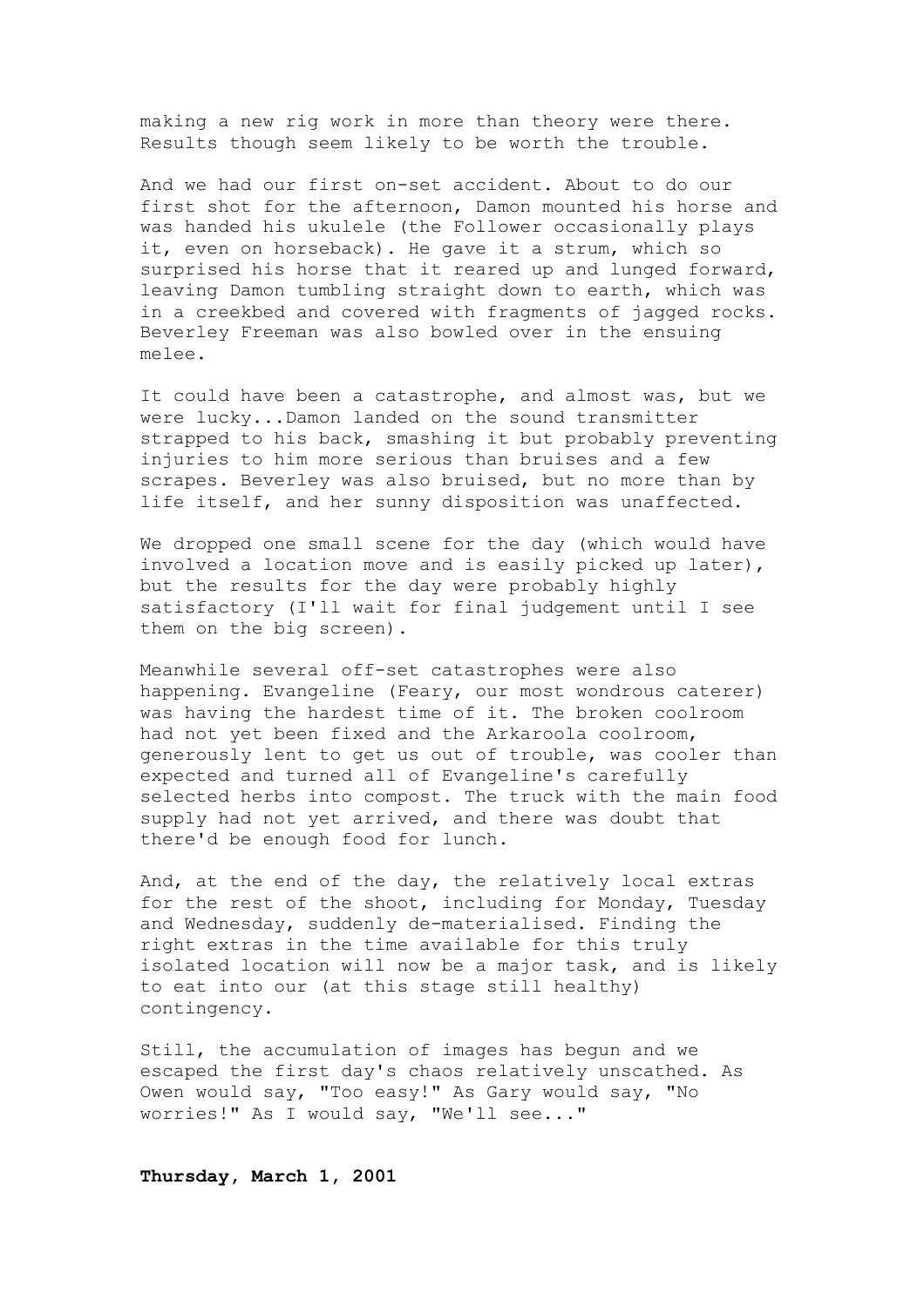making a new rig work in more than theory were there. Results though seem likely to be worth the trouble.

And we had our first on-set accident. About to do our first shot for the afternoon, Damon mounted his horse and was handed his ukulele (the Follower occasionally plays it, even on horseback). He gave it a strum, which so surprised his horse that it reared up and lunged forward, leaving Damon tumbling straight down to earth, which was in a creekbed and covered with fragments of jagged rocks. Beverley Freeman was also bowled over in the ensuing melee.

It could have been a catastrophe, and almost was, but we were lucky...Damon landed on the sound transmitter strapped to his back, smashing it but probably preventing injuries to him more serious than bruises and a few scrapes. Beverley was also bruised, but no more than by life itself, and her sunny disposition was unaffected.

We dropped one small scene for the day (which would have involved a location move and is easily picked up later), but the results for the day were probably highly satisfactory (I'll wait for final judgement until I see them on the big screen).

Meanwhile several off-set catastrophes were also happening. Evangeline (Feary, our most wondrous caterer) was having the hardest time of it. The broken coolroom had not yet been fixed and the Arkaroola coolroom, generously lent to get us out of trouble, was cooler than expected and turned all of Evangeline's carefully selected herbs into compost. The truck with the main food supply had not yet arrived, and there was doubt that there'd be enough food for lunch.

And, at the end of the day, the relatively local extras for the rest of the shoot, including for Monday, Tuesday and Wednesday, suddenly de-materialised. Finding the right extras in the time available for this truly isolated location will now be a major task, and is likely to eat into our (at this stage still healthy) contingency.

Still, the accumulation of images has begun and we escaped the first day's chaos relatively unscathed. As Owen would say, "Too easy!" As Gary would say, "No worries!" As I would say, "We'll see..."

**Thursday, March 1, 2001**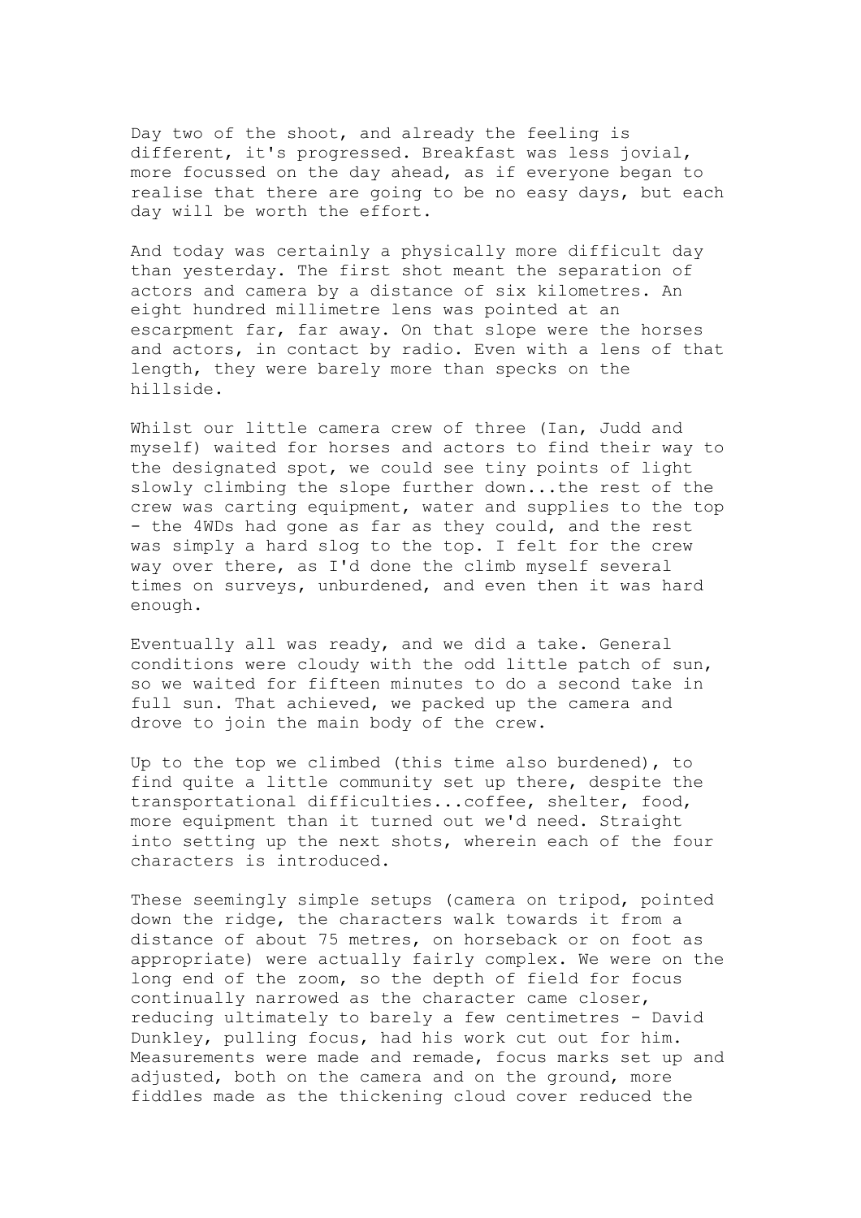Day two of the shoot, and already the feeling is different, it's progressed. Breakfast was less jovial, more focussed on the day ahead, as if everyone began to realise that there are going to be no easy days, but each day will be worth the effort.

And today was certainly a physically more difficult day than yesterday. The first shot meant the separation of actors and camera by a distance of six kilometres. An eight hundred millimetre lens was pointed at an escarpment far, far away. On that slope were the horses and actors, in contact by radio. Even with a lens of that length, they were barely more than specks on the hillside.

Whilst our little camera crew of three (Ian, Judd and myself) waited for horses and actors to find their way to the designated spot, we could see tiny points of light slowly climbing the slope further down...the rest of the crew was carting equipment, water and supplies to the top - the 4WDs had gone as far as they could, and the rest was simply a hard slog to the top. I felt for the crew way over there, as I'd done the climb myself several times on surveys, unburdened, and even then it was hard enough.

Eventually all was ready, and we did a take. General conditions were cloudy with the odd little patch of sun, so we waited for fifteen minutes to do a second take in full sun. That achieved, we packed up the camera and drove to join the main body of the crew.

Up to the top we climbed (this time also burdened), to find quite a little community set up there, despite the transportational difficulties...coffee, shelter, food, more equipment than it turned out we'd need. Straight into setting up the next shots, wherein each of the four characters is introduced.

These seemingly simple setups (camera on tripod, pointed down the ridge, the characters walk towards it from a distance of about 75 metres, on horseback or on foot as appropriate) were actually fairly complex. We were on the long end of the zoom, so the depth of field for focus continually narrowed as the character came closer, reducing ultimately to barely a few centimetres - David Dunkley, pulling focus, had his work cut out for him. Measurements were made and remade, focus marks set up and adjusted, both on the camera and on the ground, more fiddles made as the thickening cloud cover reduced the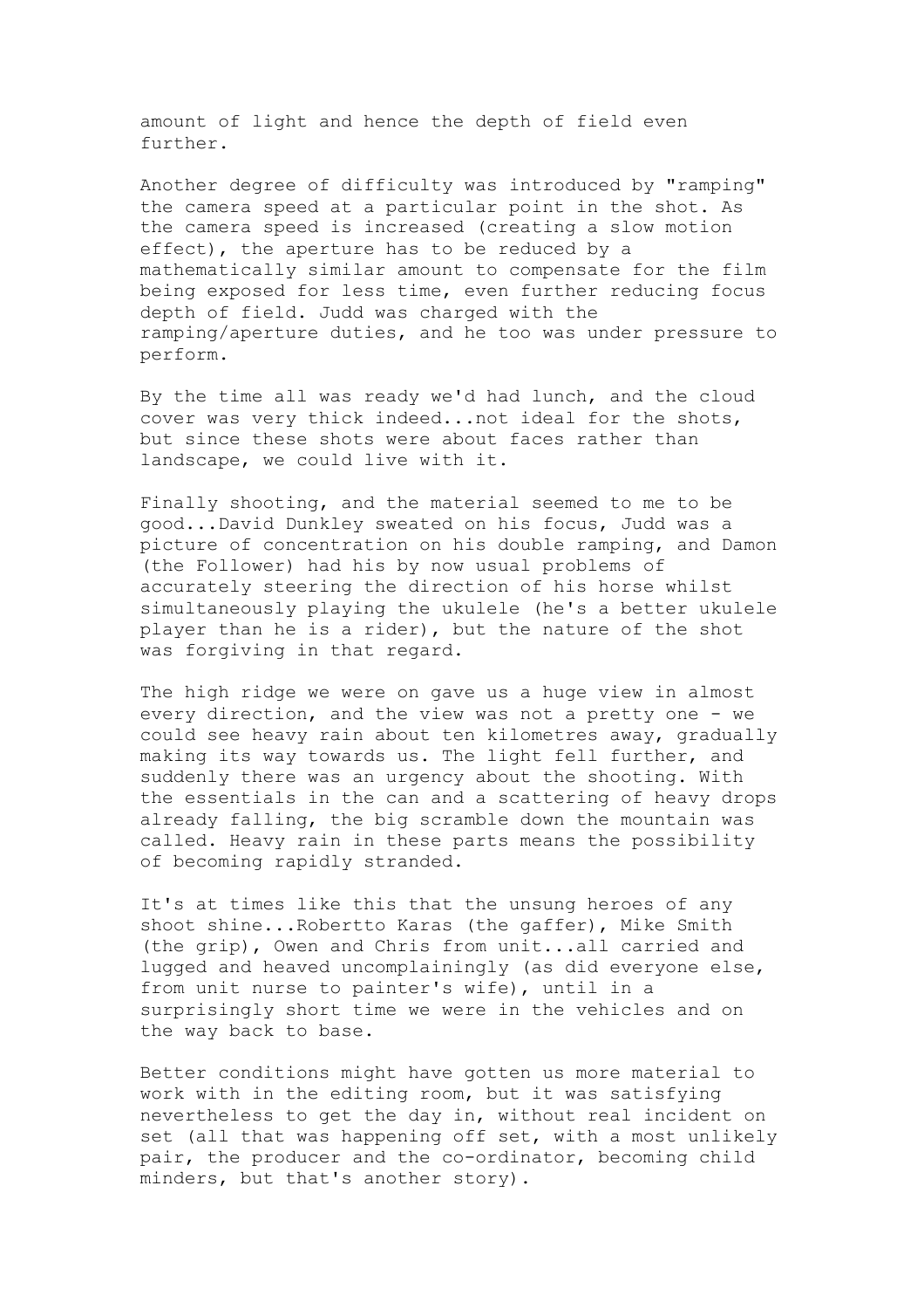amount of light and hence the depth of field even further.

Another degree of difficulty was introduced by "ramping" the camera speed at a particular point in the shot. As the camera speed is increased (creating a slow motion effect), the aperture has to be reduced by a mathematically similar amount to compensate for the film being exposed for less time, even further reducing focus depth of field. Judd was charged with the ramping/aperture duties, and he too was under pressure to perform.

By the time all was ready we'd had lunch, and the cloud cover was very thick indeed...not ideal for the shots, but since these shots were about faces rather than landscape, we could live with it.

Finally shooting, and the material seemed to me to be good...David Dunkley sweated on his focus, Judd was a picture of concentration on his double ramping, and Damon (the Follower) had his by now usual problems of accurately steering the direction of his horse whilst simultaneously playing the ukulele (he's a better ukulele player than he is a rider), but the nature of the shot was forgiving in that regard.

The high ridge we were on gave us a huge view in almost every direction, and the view was not a pretty one - we could see heavy rain about ten kilometres away, gradually making its way towards us. The light fell further, and suddenly there was an urgency about the shooting. With the essentials in the can and a scattering of heavy drops already falling, the big scramble down the mountain was called. Heavy rain in these parts means the possibility of becoming rapidly stranded.

It's at times like this that the unsung heroes of any shoot shine...Robertto Karas (the gaffer), Mike Smith (the grip), Owen and Chris from unit...all carried and lugged and heaved uncomplainingly (as did everyone else, from unit nurse to painter's wife), until in a surprisingly short time we were in the vehicles and on the way back to base.

Better conditions might have gotten us more material to work with in the editing room, but it was satisfying nevertheless to get the day in, without real incident on set (all that was happening off set, with a most unlikely pair, the producer and the co-ordinator, becoming child minders, but that's another story).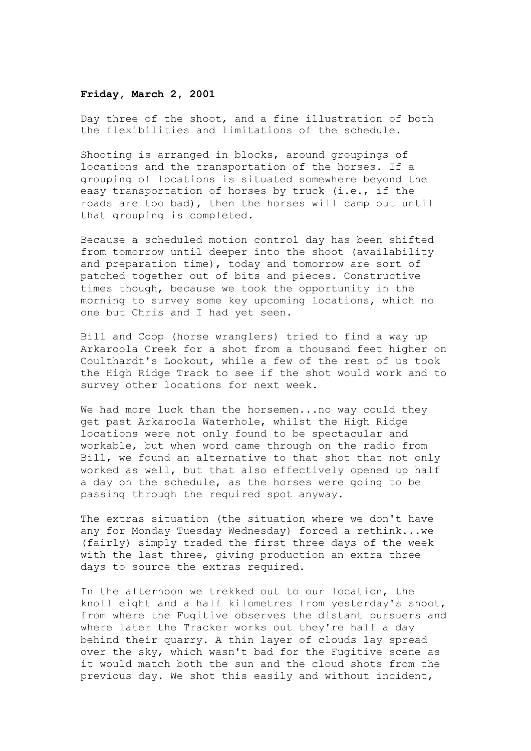**Friday, March 2, 2001**

Day three of the shoot, and a fine illustration of both the flexibilities and limitations of the schedule.

Shooting is arranged in blocks, around groupings of locations and the transportation of the horses. If a grouping of locations is situated somewhere beyond the easy transportation of horses by truck (i.e., if the roads are too bad), then the horses will camp out until that grouping is completed.

Because a scheduled motion control day has been shifted from tomorrow until deeper into the shoot (availability and preparation time), today and tomorrow are sort of patched together out of bits and pieces. Constructive times though, because we took the opportunity in the morning to survey some key upcoming locations, which no one but Chris and I had yet seen.

Bill and Coop (horse wranglers) tried to find a way up Arkaroola Creek for a shot from a thousand feet higher on Coulthardt's Lookout, while a few of the rest of us took the High Ridge Track to see if the shot would work and to survey other locations for next week.

We had more luck than the horsemen...no way could they get past Arkaroola Waterhole, whilst the High Ridge locations were not only found to be spectacular and workable, but when word came through on the radio from Bill, we found an alternative to that shot that not only worked as well, but that also effectively opened up half a day on the schedule, as the horses were going to be passing through the required spot anyway.

The extras situation (the situation where we don't have any for Monday Tuesday Wednesday) forced a rethink...we (fairly) simply traded the first three days of the week with the last three, giving production an extra three days to source the extras required.

In the afternoon we trekked out to our location, the knoll eight and a half kilometres from yesterday's shoot, from where the Fugitive observes the distant pursuers and where later the Tracker works out they're half a day behind their quarry. A thin layer of clouds lay spread over the sky, which wasn't bad for the Fugitive scene as it would match both the sun and the cloud shots from the previous day. We shot this easily and without incident,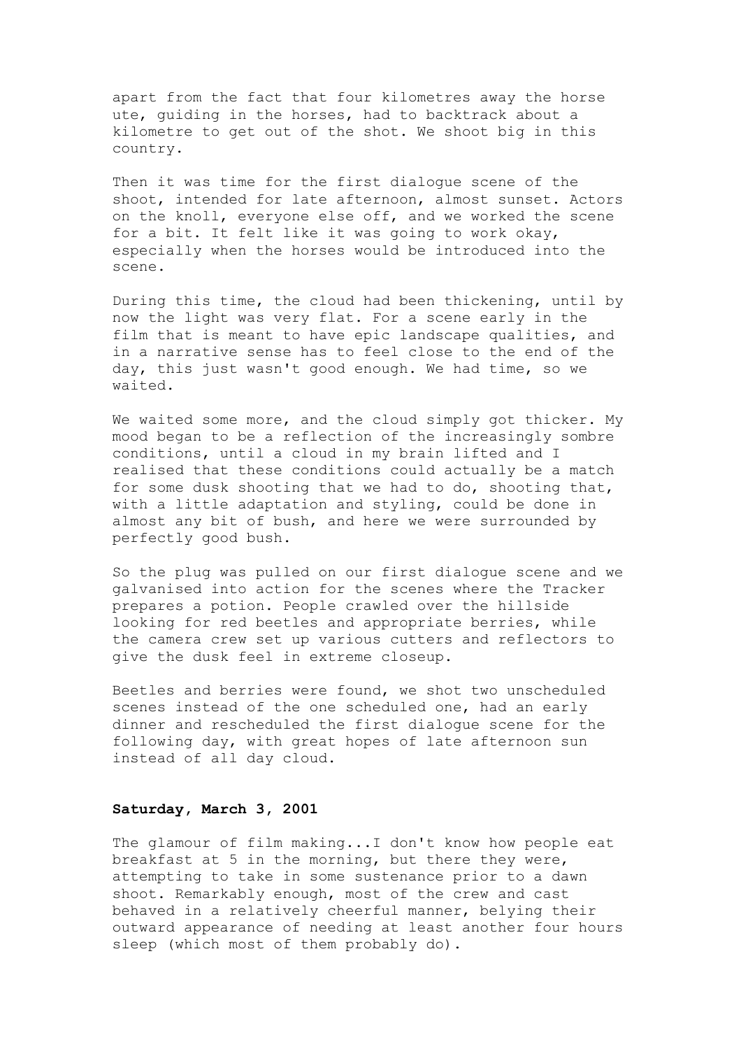apart from the fact that four kilometres away the horse ute, guiding in the horses, had to backtrack about a kilometre to get out of the shot. We shoot big in this country.

Then it was time for the first dialogue scene of the shoot, intended for late afternoon, almost sunset. Actors on the knoll, everyone else off, and we worked the scene for a bit. It felt like it was going to work okay, especially when the horses would be introduced into the scene.

During this time, the cloud had been thickening, until by now the light was very flat. For a scene early in the film that is meant to have epic landscape qualities, and in a narrative sense has to feel close to the end of the day, this just wasn't good enough. We had time, so we waited.

We waited some more, and the cloud simply got thicker. My mood began to be a reflection of the increasingly sombre conditions, until a cloud in my brain lifted and I realised that these conditions could actually be a match for some dusk shooting that we had to do, shooting that, with a little adaptation and styling, could be done in almost any bit of bush, and here we were surrounded by perfectly good bush.

So the plug was pulled on our first dialogue scene and we galvanised into action for the scenes where the Tracker prepares a potion. People crawled over the hillside looking for red beetles and appropriate berries, while the camera crew set up various cutters and reflectors to give the dusk feel in extreme closeup.

Beetles and berries were found, we shot two unscheduled scenes instead of the one scheduled one, had an early dinner and rescheduled the first dialogue scene for the following day, with great hopes of late afternoon sun instead of all day cloud.

**Saturday, March 3, 2001**

The glamour of film making...I don't know how people eat breakfast at 5 in the morning, but there they were, attempting to take in some sustenance prior to a dawn shoot. Remarkably enough, most of the crew and cast behaved in a relatively cheerful manner, belying their outward appearance of needing at least another four hours sleep (which most of them probably do).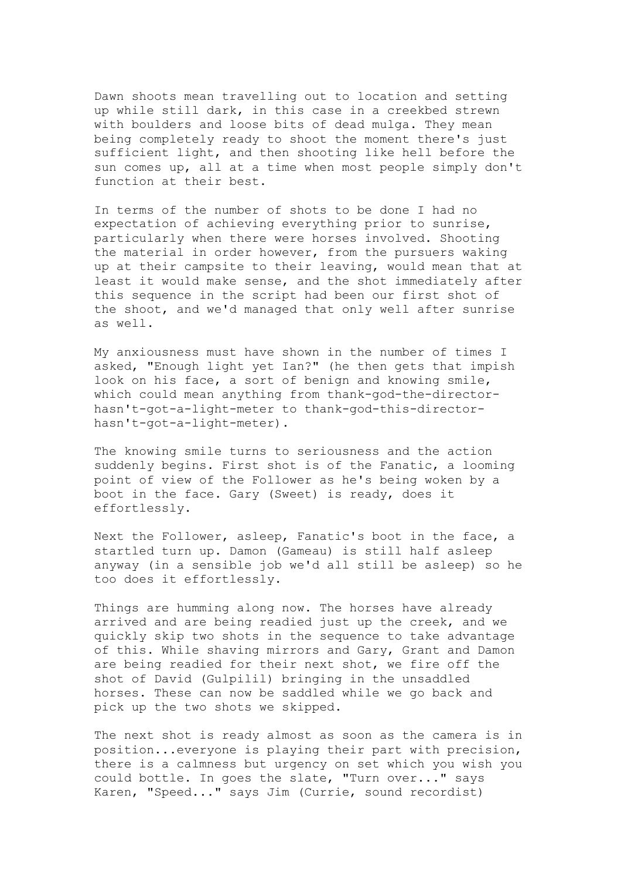Dawn shoots mean travelling out to location and setting up while still dark, in this case in a creekbed strewn with boulders and loose bits of dead mulga. They mean being completely ready to shoot the moment there's just sufficient light, and then shooting like hell before the sun comes up, all at a time when most people simply don't function at their best.

In terms of the number of shots to be done I had no expectation of achieving everything prior to sunrise, particularly when there were horses involved. Shooting the material in order however, from the pursuers waking up at their campsite to their leaving, would mean that at least it would make sense, and the shot immediately after this sequence in the script had been our first shot of the shoot, and we'd managed that only well after sunrise as well.

My anxiousness must have shown in the number of times I asked, "Enough light yet Ian?" (he then gets that impish look on his face, a sort of benign and knowing smile, which could mean anything from thank-god-the-director-hasn't-got-a-light-meter to thank-god-this-director-hasn't-got-a-light-meter).

The knowing smile turns to seriousness and the action suddenly begins. First shot is of the Fanatic, a looming point of view of the Follower as he's being woken by a boot in the face. Gary (Sweet) is ready, does it effortlessly.

Next the Follower, asleep, Fanatic's boot in the face, a startled turn up. Damon (Gameau) is still half asleep anyway (in a sensible job we'd all still be asleep) so he too does it effortlessly.

Things are humming along now. The horses have already arrived and are being readied just up the creek, and we quickly skip two shots in the sequence to take advantage of this. While shaving mirrors and Gary, Grant and Damon are being readied for their next shot, we fire off the shot of David (Gulpilil) bringing in the unsaddled horses. These can now be saddled while we go back and pick up the two shots we skipped.

The next shot is ready almost as soon as the camera is in position...everyone is playing their part with precision, there is a calmness but urgency on set which you wish you could bottle. In goes the slate, "Turn over..." says Karen, "Speed..." says Jim (Currie, sound recordist)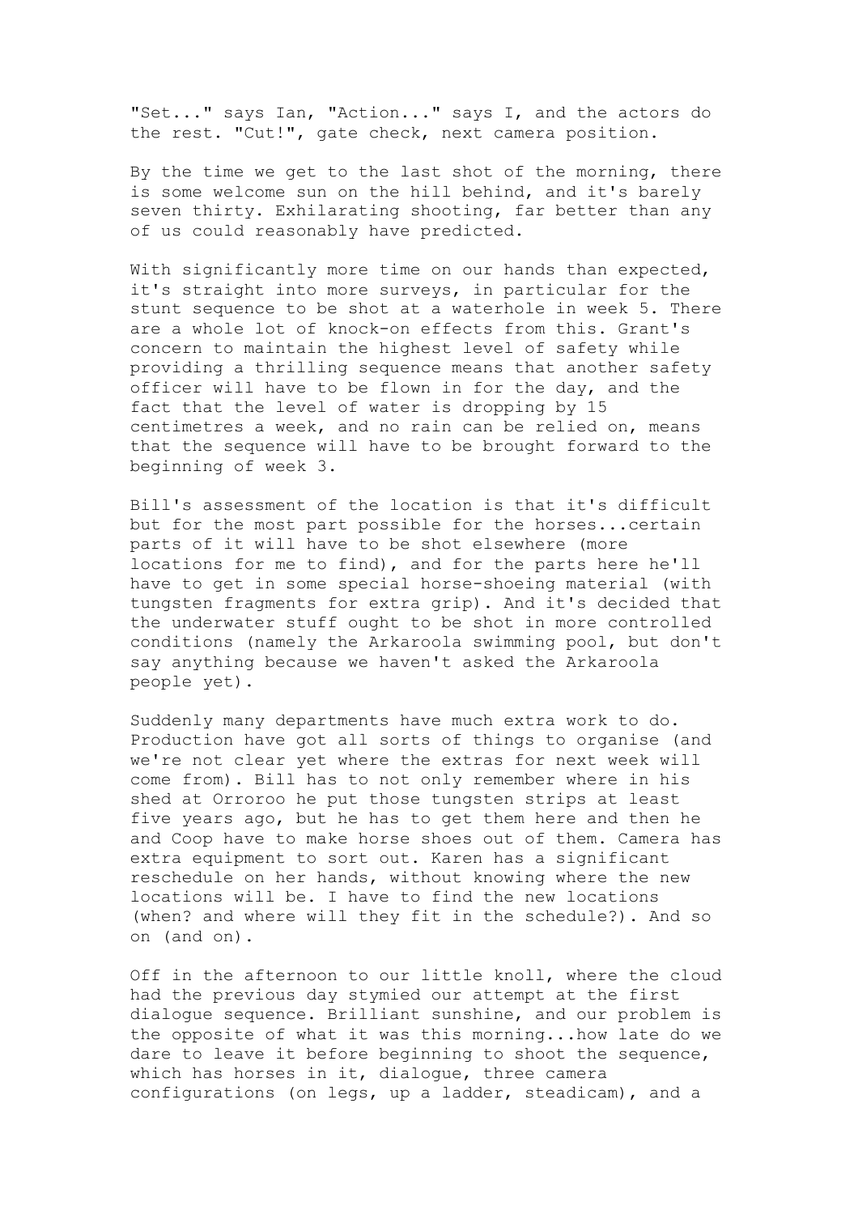"Set..." says Ian, "Action..." says I, and the actors do the rest. "Cut!", gate check, next camera position.

By the time we get to the last shot of the morning, there is some welcome sun on the hill behind, and it's barely seven thirty. Exhilarating shooting, far better than any of us could reasonably have predicted.

With significantly more time on our hands than expected, it's straight into more surveys, in particular for the stunt sequence to be shot at a waterhole in week 5. There are a whole lot of knock-on effects from this. Grant's concern to maintain the highest level of safety while providing a thrilling sequence means that another safety officer will have to be flown in for the day, and the fact that the level of water is dropping by 15 centimetres a week, and no rain can be relied on, means that the sequence will have to be brought forward to the beginning of week 3.

Bill's assessment of the location is that it's difficult but for the most part possible for the horses...certain parts of it will have to be shot elsewhere (more locations for me to find), and for the parts here he'll have to get in some special horse-shoeing material (with tungsten fragments for extra grip). And it's decided that the underwater stuff ought to be shot in more controlled conditions (namely the Arkaroola swimming pool, but don't say anything because we haven't asked the Arkaroola people yet).

Suddenly many departments have much extra work to do. Production have got all sorts of things to organise (and we're not clear yet where the extras for next week will come from). Bill has to not only remember where in his shed at Orroroo he put those tungsten strips at least five years ago, but he has to get them here and then he and Coop have to make horse shoes out of them. Camera has extra equipment to sort out. Karen has a significant reschedule on her hands, without knowing where the new locations will be. I have to find the new locations (when? and where will they fit in the schedule?). And so on (and on).

Off in the afternoon to our little knoll, where the cloud had the previous day stymied our attempt at the first dialogue sequence. Brilliant sunshine, and our problem is the opposite of what it was this morning...how late do we dare to leave it before beginning to shoot the sequence, which has horses in it, dialogue, three camera configurations (on legs, up a ladder, steadicam), and a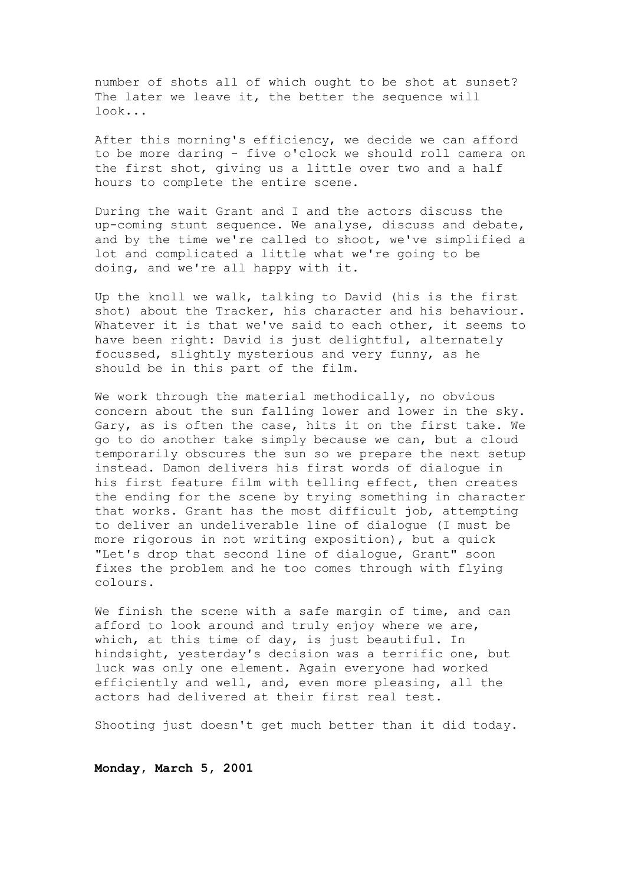number of shots all of which ought to be shot at sunset? The later we leave it, the better the sequence will look...

After this morning's efficiency, we decide we can afford to be more daring - five o'clock we should roll camera on the first shot, giving us a little over two and a half hours to complete the entire scene.

During the wait Grant and I and the actors discuss the up-coming stunt sequence. We analyse, discuss and debate, and by the time we're called to shoot, we've simplified a lot and complicated a little what we're going to be doing, and we're all happy with it.

Up the knoll we walk, talking to David (his is the first shot) about the Tracker, his character and his behaviour. Whatever it is that we've said to each other, it seems to have been right: David is just delightful, alternately focussed, slightly mysterious and very funny, as he should be in this part of the film.

We work through the material methodically, no obvious concern about the sun falling lower and lower in the sky. Gary, as is often the case, hits it on the first take. We go to do another take simply because we can, but a cloud temporarily obscures the sun so we prepare the next setup instead. Damon delivers his first words of dialogue in his first feature film with telling effect, then creates the ending for the scene by trying something in character that works. Grant has the most difficult job, attempting to deliver an undeliverable line of dialogue (I must be more rigorous in not writing exposition), but a quick "Let's drop that second line of dialogue, Grant" soon fixes the problem and he too comes through with flying colours.

We finish the scene with a safe margin of time, and can afford to look around and truly enjoy where we are, which, at this time of day, is just beautiful. In hindsight, yesterday's decision was a terrific one, but luck was only one element. Again everyone had worked efficiently and well, and, even more pleasing, all the actors had delivered at their first real test.

Shooting just doesn't get much better than it did today.

**Monday, March 5, 2001**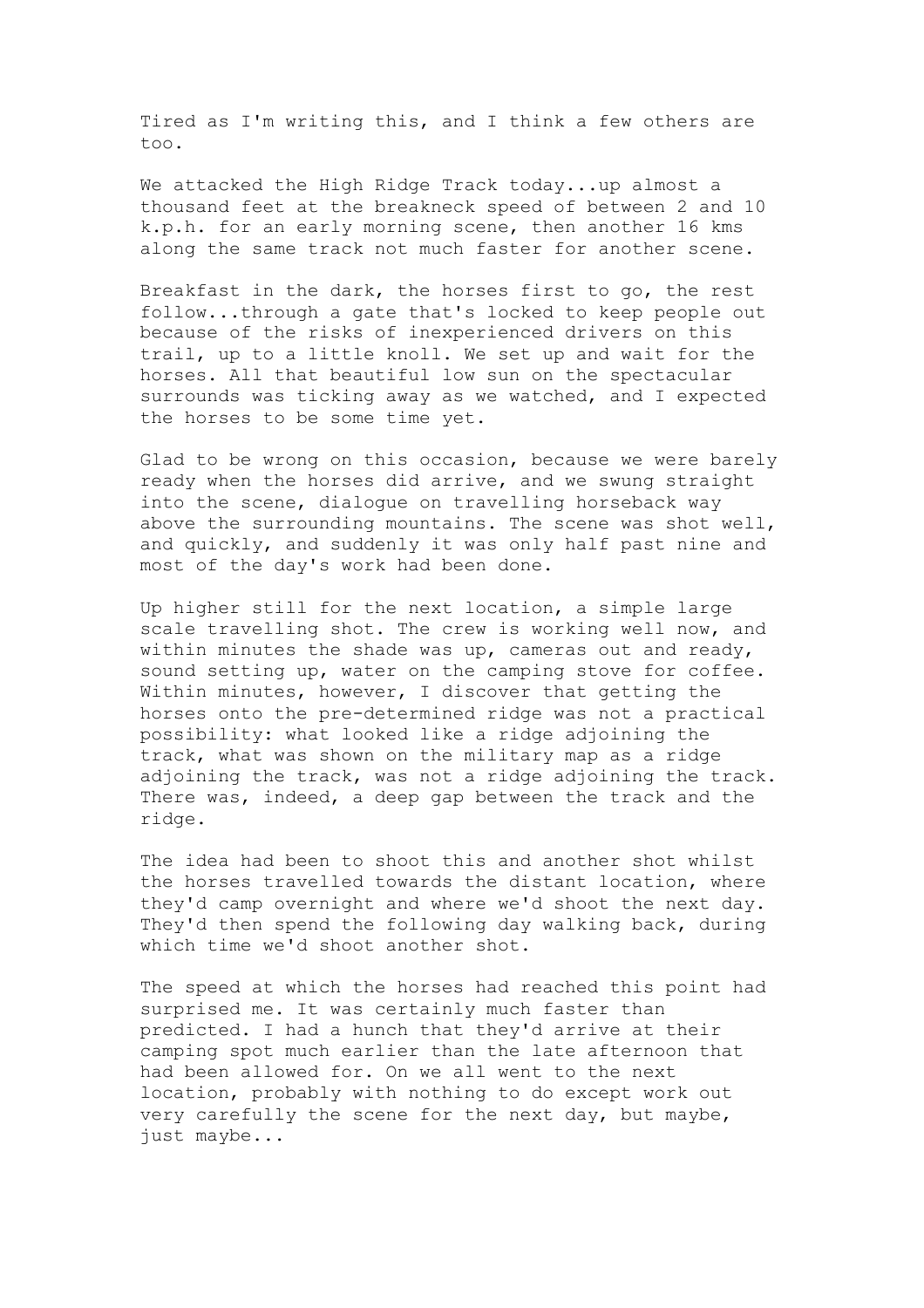Tired as I'm writing this, and I think a few others are too.

We attacked the High Ridge Track today...up almost a thousand feet at the breakneck speed of between 2 and 10 k.p.h. for an early morning scene, then another 16 kms along the same track not much faster for another scene.

Breakfast in the dark, the horses first to go, the rest follow...through a gate that's locked to keep people out because of the risks of inexperienced drivers on this trail, up to a little knoll. We set up and wait for the horses. All that beautiful low sun on the spectacular surrounds was ticking away as we watched, and I expected the horses to be some time yet.

Glad to be wrong on this occasion, because we were barely ready when the horses did arrive, and we swung straight into the scene, dialogue on travelling horseback way above the surrounding mountains. The scene was shot well, and quickly, and suddenly it was only half past nine and most of the day's work had been done.

Up higher still for the next location, a simple large scale travelling shot. The crew is working well now, and within minutes the shade was up, cameras out and ready, sound setting up, water on the camping stove for coffee. Within minutes, however, I discover that getting the horses onto the pre-determined ridge was not a practical possibility: what looked like a ridge adjoining the track, what was shown on the military map as a ridge adjoining the track, was not a ridge adjoining the track. There was, indeed, a deep gap between the track and the ridge.

The idea had been to shoot this and another shot whilst the horses travelled towards the distant location, where they'd camp overnight and where we'd shoot the next day. They'd then spend the following day walking back, during which time we'd shoot another shot.

The speed at which the horses had reached this point had surprised me. It was certainly much faster than predicted. I had a hunch that they'd arrive at their camping spot much earlier than the late afternoon that had been allowed for. On we all went to the next location, probably with nothing to do except work out very carefully the scene for the next day, but maybe, just maybe...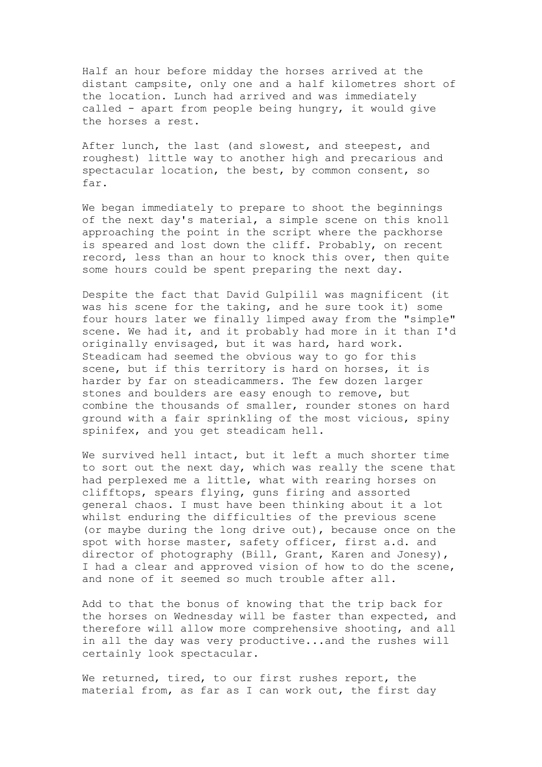Half an hour before midday the horses arrived at the distant campsite, only one and a half kilometres short of the location. Lunch had arrived and was immediately called - apart from people being hungry, it would give the horses a rest.

After lunch, the last (and slowest, and steepest, and roughest) little way to another high and precarious and spectacular location, the best, by common consent, so far.

We began immediately to prepare to shoot the beginnings of the next day's material, a simple scene on this knoll approaching the point in the script where the packhorse is speared and lost down the cliff. Probably, on recent record, less than an hour to knock this over, then quite some hours could be spent preparing the next day.

Despite the fact that David Gulpilil was magnificent (it was his scene for the taking, and he sure took it) some four hours later we finally limped away from the "simple" scene. We had it, and it probably had more in it than I'd originally envisaged, but it was hard, hard work. Steadicam had seemed the obvious way to go for this scene, but if this territory is hard on horses, it is harder by far on steadicammers. The few dozen larger stones and boulders are easy enough to remove, but combine the thousands of smaller, rounder stones on hard ground with a fair sprinkling of the most vicious, spiny spinifex, and you get steadicam hell.

We survived hell intact, but it left a much shorter time to sort out the next day, which was really the scene that had perplexed me a little, what with rearing horses on clifftops, spears flying, guns firing and assorted general chaos. I must have been thinking about it a lot whilst enduring the difficulties of the previous scene (or maybe during the long drive out), because once on the spot with horse master, safety officer, first a.d. and director of photography (Bill, Grant, Karen and Jonesy), I had a clear and approved vision of how to do the scene, and none of it seemed so much trouble after all.

Add to that the bonus of knowing that the trip back for the horses on Wednesday will be faster than expected, and therefore will allow more comprehensive shooting, and all in all the day was very productive...and the rushes will certainly look spectacular.

We returned, tired, to our first rushes report, the material from, as far as I can work out, the first day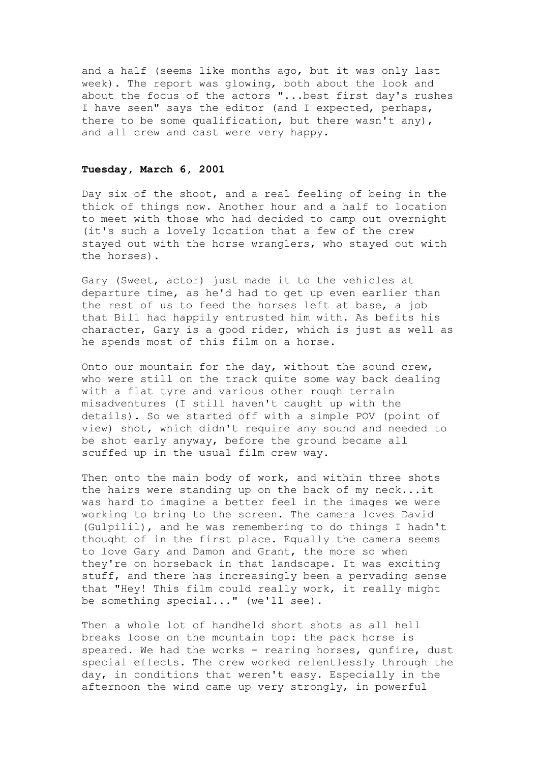and a half (seems like months ago, but it was only last week). The report was glowing, both about the look and about the focus of the actors "...best first day's rushes I have seen" says the editor (and I expected, perhaps, there to be some qualification, but there wasn't any), and all crew and cast were very happy.

**Tuesday, March 6, 2001**

Day six of the shoot, and a real feeling of being in the thick of things now. Another hour and a half to location to meet with those who had decided to camp out overnight (it's such a lovely location that a few of the crew stayed out with the horse wranglers, who stayed out with the horses).

Gary (Sweet, actor) just made it to the vehicles at departure time, as he'd had to get up even earlier than the rest of us to feed the horses left at base, a job that Bill had happily entrusted him with. As befits his character, Gary is a good rider, which is just as well as he spends most of this film on a horse.

Onto our mountain for the day, without the sound crew, who were still on the track quite some way back dealing with a flat tyre and various other rough terrain misadventures (I still haven't caught up with the details). So we started off with a simple POV (point of view) shot, which didn't require any sound and needed to be shot early anyway, before the ground became all scuffed up in the usual film crew way.

Then onto the main body of work, and within three shots the hairs were standing up on the back of my neck...it was hard to imagine a better feel in the images we were working to bring to the screen. The camera loves David (Gulpilil), and he was remembering to do things I hadn't thought of in the first place. Equally the camera seems to love Gary and Damon and Grant, the more so when they're on horseback in that landscape. It was exciting stuff, and there has increasingly been a pervading sense that "Hey! This film could really work, it really might be something special..." (we'll see).

Then a whole lot of handheld short shots as all hell breaks loose on the mountain top: the pack horse is speared. We had the works - rearing horses, gunfire, dust special effects. The crew worked relentlessly through the day, in conditions that weren't easy. Especially in the afternoon the wind came up very strongly, in powerful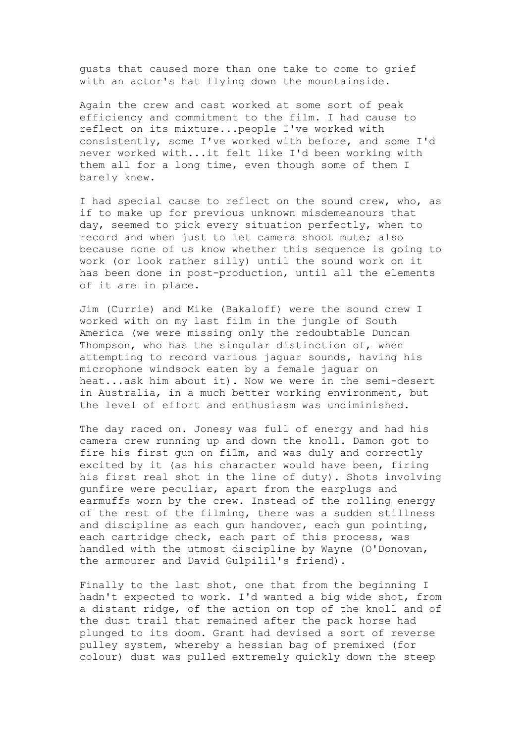gusts that caused more than one take to come to grief with an actor's hat flying down the mountainside.

Again the crew and cast worked at some sort of peak efficiency and commitment to the film. I had cause to reflect on its mixture...people I've worked with consistently, some I've worked with before, and some I'd never worked with...it felt like I'd been working with them all for a long time, even though some of them I barely knew.

I had special cause to reflect on the sound crew, who, as if to make up for previous unknown misdemeanours that day, seemed to pick every situation perfectly, when to record and when just to let camera shoot mute; also because none of us know whether this sequence is going to work (or look rather silly) until the sound work on it has been done in post-production, until all the elements of it are in place.

Jim (Currie) and Mike (Bakaloff) were the sound crew I worked with on my last film in the jungle of South America (we were missing only the redoubtable Duncan Thompson, who has the singular distinction of, when attempting to record various jaguar sounds, having his microphone windsock eaten by a female jaguar on heat...ask him about it). Now we were in the semi-desert in Australia, in a much better working environment, but the level of effort and enthusiasm was undiminished.

The day raced on. Jonesy was full of energy and had his camera crew running up and down the knoll. Damon got to fire his first gun on film, and was duly and correctly excited by it (as his character would have been, firing his first real shot in the line of duty). Shots involving gunfire were peculiar, apart from the earplugs and earmuffs worn by the crew. Instead of the rolling energy of the rest of the filming, there was a sudden stillness and discipline as each gun handover, each gun pointing, each cartridge check, each part of this process, was handled with the utmost discipline by Wayne (O'Donovan, the armourer and David Gulpilil's friend).

Finally to the last shot, one that from the beginning I hadn't expected to work. I'd wanted a big wide shot, from a distant ridge, of the action on top of the knoll and of the dust trail that remained after the pack horse had plunged to its doom. Grant had devised a sort of reverse pulley system, whereby a hessian bag of premixed (for colour) dust was pulled extremely quickly down the steep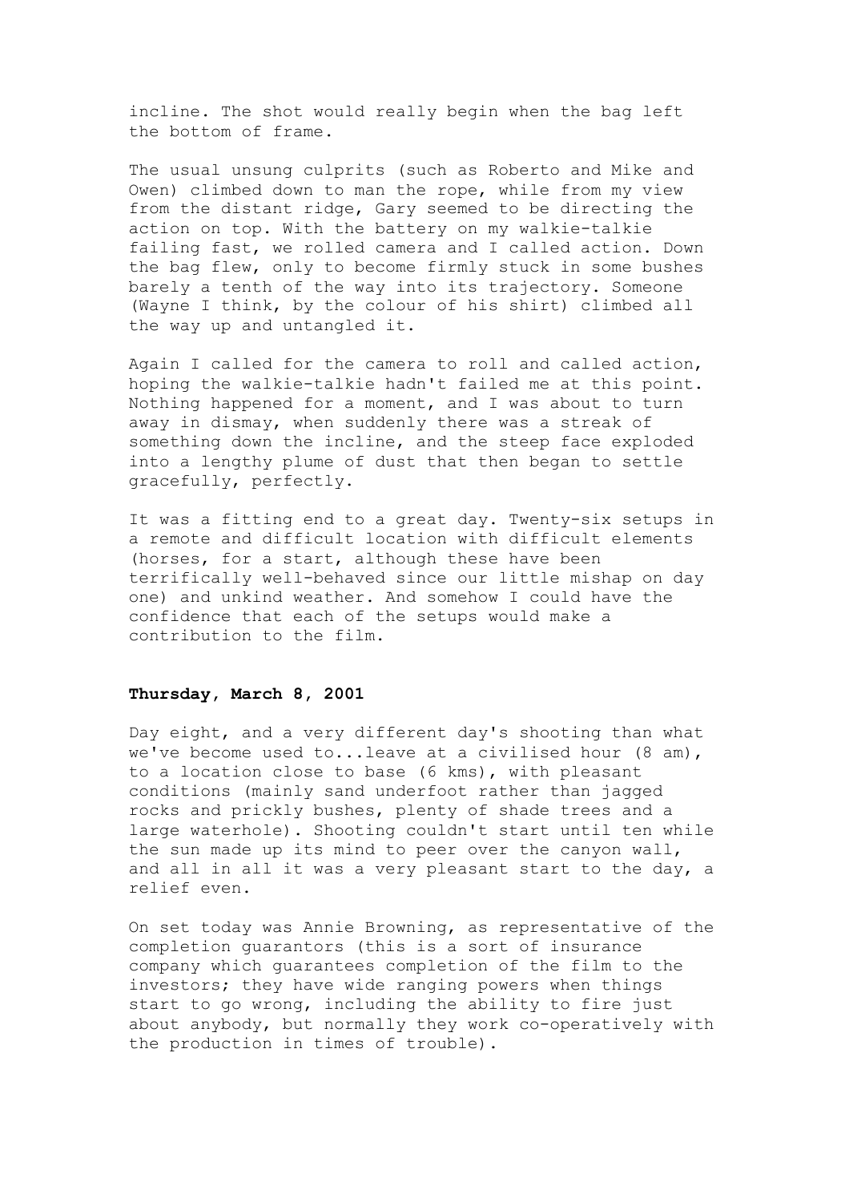incline. The shot would really begin when the bag left the bottom of frame.

The usual unsung culprits (such as Roberto and Mike and Owen) climbed down to man the rope, while from my view from the distant ridge, Gary seemed to be directing the action on top. With the battery on my walkie-talkie failing fast, we rolled camera and I called action. Down the bag flew, only to become firmly stuck in some bushes barely a tenth of the way into its trajectory. Someone (Wayne I think, by the colour of his shirt) climbed all the way up and untangled it.

Again I called for the camera to roll and called action, hoping the walkie-talkie hadn't failed me at this point. Nothing happened for a moment, and I was about to turn away in dismay, when suddenly there was a streak of something down the incline, and the steep face exploded into a lengthy plume of dust that then began to settle gracefully, perfectly.

It was a fitting end to a great day. Twenty-six setups in a remote and difficult location with difficult elements (horses, for a start, although these have been terrifically well-behaved since our little mishap on day one) and unkind weather. And somehow I could have the confidence that each of the setups would make a contribution to the film.

**Thursday, March 8, 2001**

Day eight, and a very different day's shooting than what we've become used to...leave at a civilised hour (8 am), to a location close to base (6 kms), with pleasant conditions (mainly sand underfoot rather than jagged rocks and prickly bushes, plenty of shade trees and a large waterhole). Shooting couldn't start until ten while the sun made up its mind to peer over the canyon wall, and all in all it was a very pleasant start to the day, a relief even.

On set today was Annie Browning, as representative of the completion guarantors (this is a sort of insurance company which guarantees completion of the film to the investors; they have wide ranging powers when things start to go wrong, including the ability to fire just about anybody, but normally they work co-operatively with the production in times of trouble).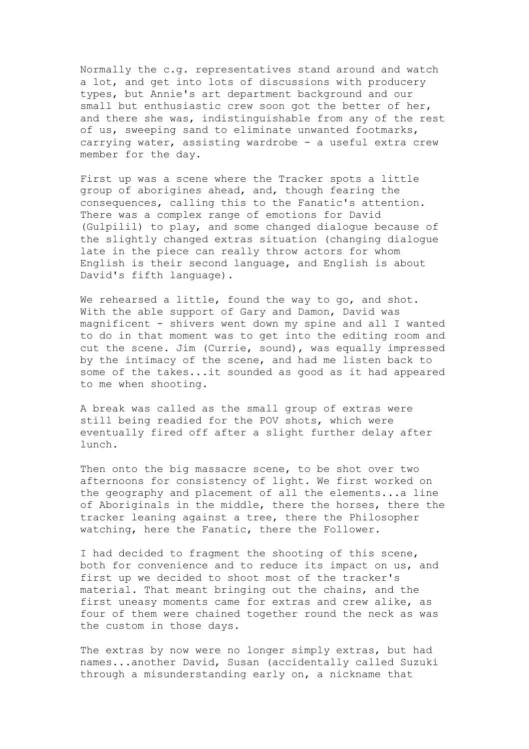Normally the c.g. representatives stand around and watch a lot, and get into lots of discussions with producery types, but Annie's art department background and our small but enthusiastic crew soon got the better of her, and there she was, indistinguishable from any of the rest of us, sweeping sand to eliminate unwanted footmarks, carrying water, assisting wardrobe - a useful extra crew member for the day.

First up was a scene where the Tracker spots a little group of aborigines ahead, and, though fearing the consequences, calling this to the Fanatic's attention. There was a complex range of emotions for David (Gulpilil) to play, and some changed dialogue because of the slightly changed extras situation (changing dialogue late in the piece can really throw actors for whom English is their second language, and English is about David's fifth language).

We rehearsed a little, found the way to go, and shot. With the able support of Gary and Damon, David was magnificent - shivers went down my spine and all I wanted to do in that moment was to get into the editing room and cut the scene. Jim (Currie, sound), was equally impressed by the intimacy of the scene, and had me listen back to some of the takes...it sounded as good as it had appeared to me when shooting.

A break was called as the small group of extras were still being readied for the POV shots, which were eventually fired off after a slight further delay after lunch.

Then onto the big massacre scene, to be shot over two afternoons for consistency of light. We first worked on the geography and placement of all the elements...a line of Aboriginals in the middle, there the horses, there the tracker leaning against a tree, there the Philosopher watching, here the Fanatic, there the Follower.

I had decided to fragment the shooting of this scene, both for convenience and to reduce its impact on us, and first up we decided to shoot most of the tracker's material. That meant bringing out the chains, and the first uneasy moments came for extras and crew alike, as four of them were chained together round the neck as was the custom in those days.

The extras by now were no longer simply extras, but had names...another David, Susan (accidentally called Suzuki through a misunderstanding early on, a nickname that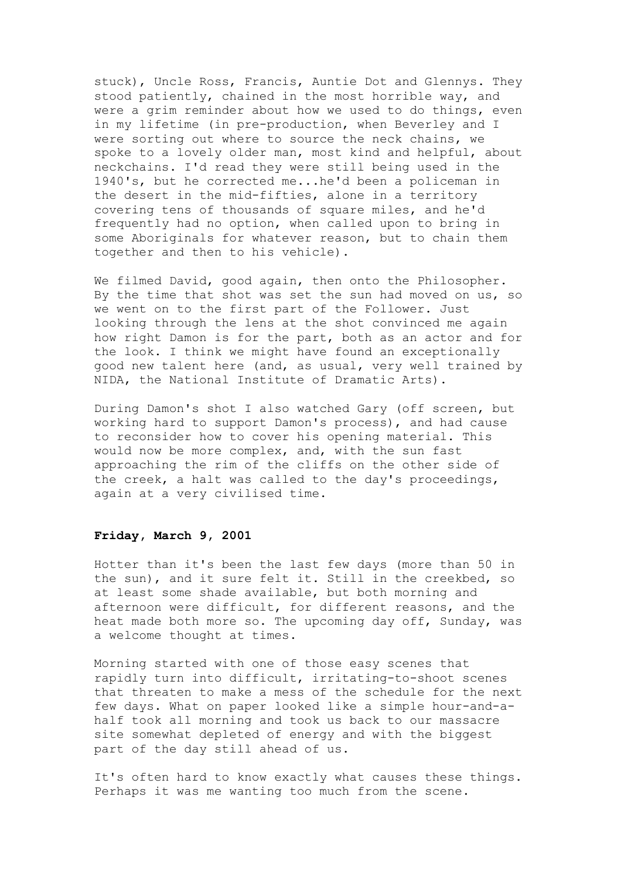stuck), Uncle Ross, Francis, Auntie Dot and Glennys. They stood patiently, chained in the most horrible way, and were a grim reminder about how we used to do things, even in my lifetime (in pre-production, when Beverley and I were sorting out where to source the neck chains, we spoke to a lovely older man, most kind and helpful, about neckchains. I'd read they were still being used in the 1940's, but he corrected me...he'd been a policeman in the desert in the mid-fifties, alone in a territory covering tens of thousands of square miles, and he'd frequently had no option, when called upon to bring in some Aboriginals for whatever reason, but to chain them together and then to his vehicle).

We filmed David, good again, then onto the Philosopher. By the time that shot was set the sun had moved on us, so we went on to the first part of the Follower. Just looking through the lens at the shot convinced me again how right Damon is for the part, both as an actor and for the look. I think we might have found an exceptionally good new talent here (and, as usual, very well trained by NIDA, the National Institute of Dramatic Arts).

During Damon's shot I also watched Gary (off screen, but working hard to support Damon's process), and had cause to reconsider how to cover his opening material. This would now be more complex, and, with the sun fast approaching the rim of the cliffs on the other side of the creek, a halt was called to the day's proceedings, again at a very civilised time.

**Friday, March 9, 2001**

Hotter than it's been the last few days (more than 50 in the sun), and it sure felt it. Still in the creekbed, so at least some shade available, but both morning and afternoon were difficult, for different reasons, and the heat made both more so. The upcoming day off, Sunday, was a welcome thought at times.

Morning started with one of those easy scenes that rapidly turn into difficult, irritating-to-shoot scenes that threaten to make a mess of the schedule for the next few days. What on paper looked like a simple hour-and-a-half took all morning and took us back to our massacre site somewhat depleted of energy and with the biggest part of the day still ahead of us.

It's often hard to know exactly what causes these things. Perhaps it was me wanting too much from the scene.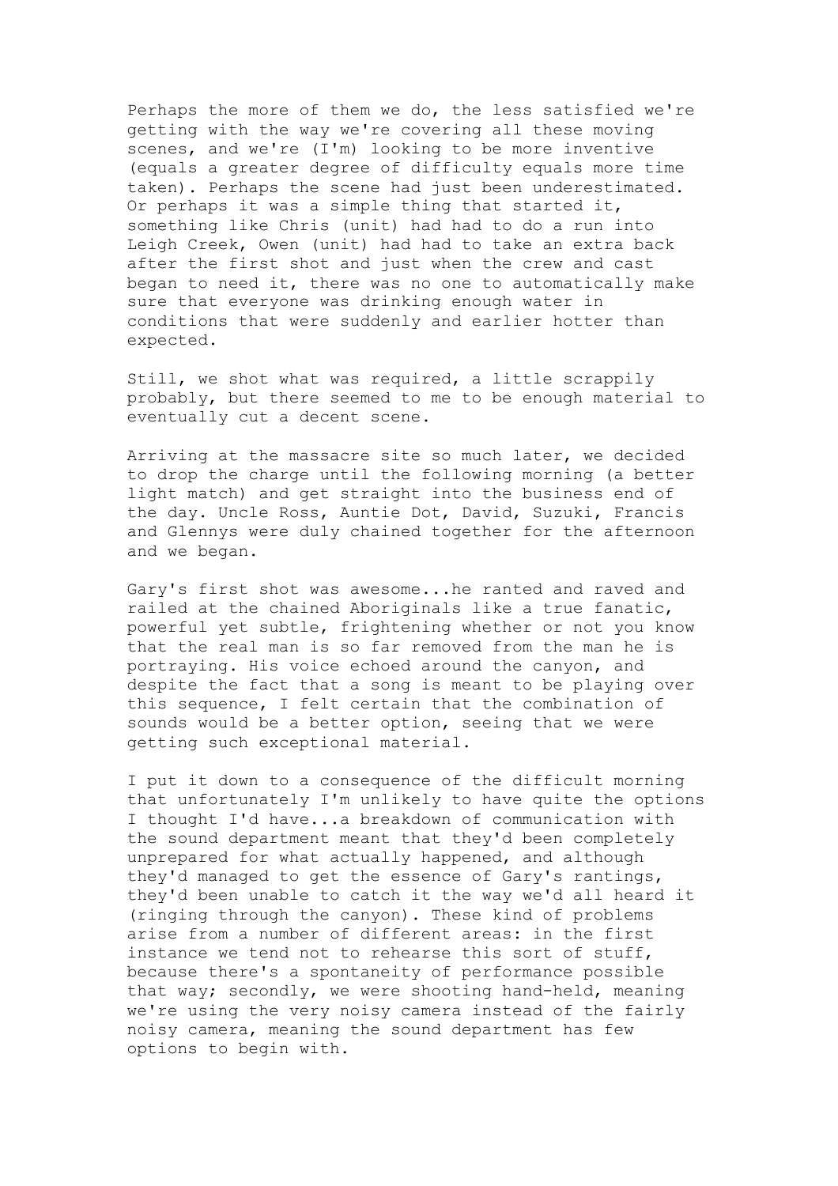Perhaps the more of them we do, the less satisfied we're getting with the way we're covering all these moving scenes, and we're (I'm) looking to be more inventive (equals a greater degree of difficulty equals more time taken). Perhaps the scene had just been underestimated. Or perhaps it was a simple thing that started it, something like Chris (unit) had had to do a run into Leigh Creek, Owen (unit) had had to take an extra back after the first shot and just when the crew and cast began to need it, there was no one to automatically make sure that everyone was drinking enough water in conditions that were suddenly and earlier hotter than expected.

Still, we shot what was required, a little scrappily probably, but there seemed to me to be enough material to eventually cut a decent scene.

Arriving at the massacre site so much later, we decided to drop the charge until the following morning (a better light match) and get straight into the business end of the day. Uncle Ross, Auntie Dot, David, Suzuki, Francis and Glennys were duly chained together for the afternoon and we began.

Gary's first shot was awesome...he ranted and raved and railed at the chained Aboriginals like a true fanatic, powerful yet subtle, frightening whether or not you know that the real man is so far removed from the man he is portraying. His voice echoed around the canyon, and despite the fact that a song is meant to be playing over this sequence, I felt certain that the combination of sounds would be a better option, seeing that we were getting such exceptional material.

I put it down to a consequence of the difficult morning that unfortunately I'm unlikely to have quite the options I thought I'd have...a breakdown of communication with the sound department meant that they'd been completely unprepared for what actually happened, and although they'd managed to get the essence of Gary's rantings, they'd been unable to catch it the way we'd all heard it (ringing through the canyon). These kind of problems arise from a number of different areas: in the first instance we tend not to rehearse this sort of stuff, because there's a spontaneity of performance possible that way; secondly, we were shooting hand-held, meaning we're using the very noisy camera instead of the fairly noisy camera, meaning the sound department has few options to begin with.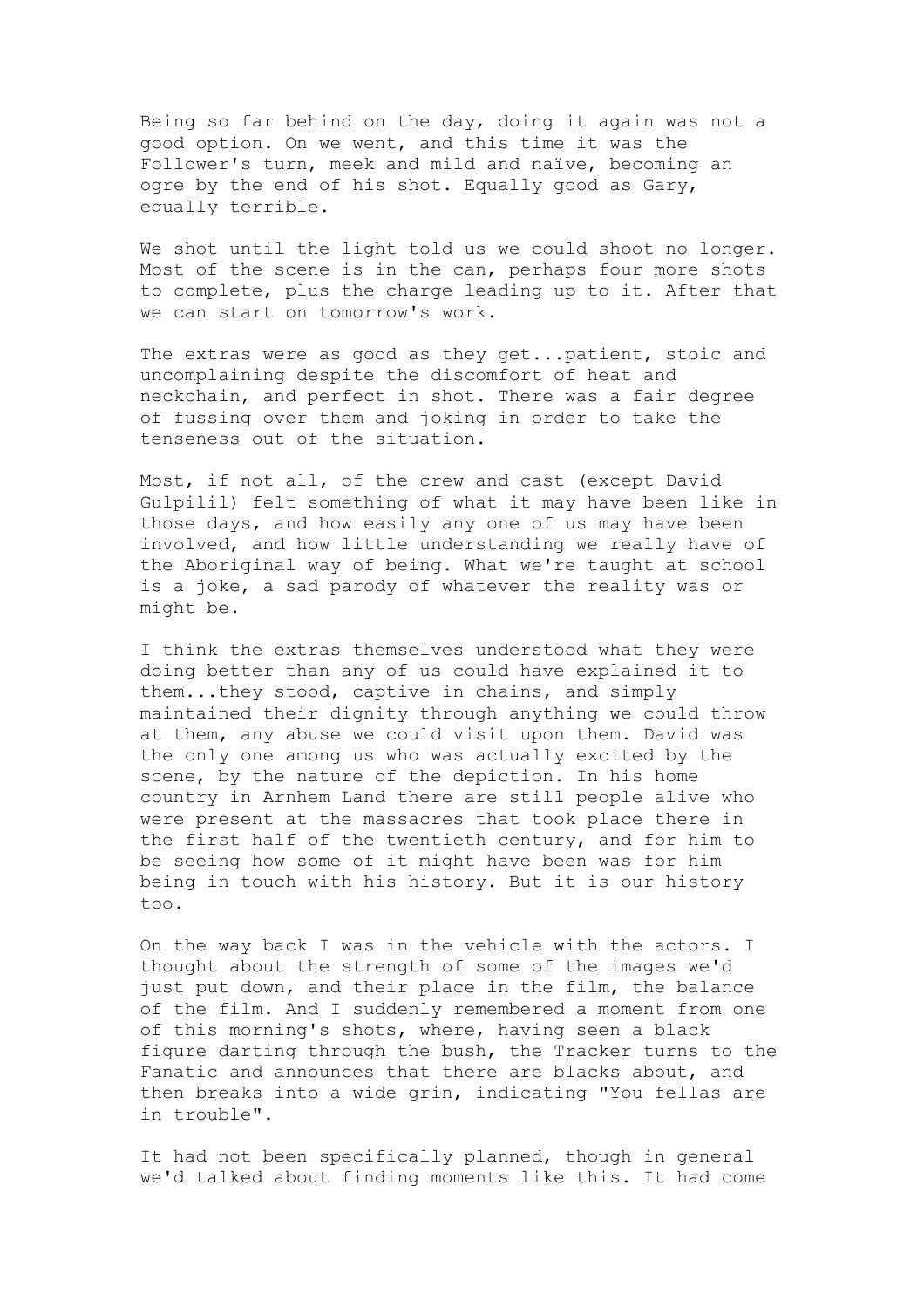Being so far behind on the day, doing it again was not a good option. On we went, and this time it was the Follower's turn, meek and mild and naïve, becoming an ogre by the end of his shot. Equally good as Gary, equally terrible.

We shot until the light told us we could shoot no longer. Most of the scene is in the can, perhaps four more shots to complete, plus the charge leading up to it. After that we can start on tomorrow's work.

The extras were as good as they get...patient, stoic and uncomplaining despite the discomfort of heat and neckchain, and perfect in shot. There was a fair degree of fussing over them and joking in order to take the tenseness out of the situation.

Most, if not all, of the crew and cast (except David Gulpilil) felt something of what it may have been like in those days, and how easily any one of us may have been involved, and how little understanding we really have of the Aboriginal way of being. What we're taught at school is a joke, a sad parody of whatever the reality was or might be.

I think the extras themselves understood what they were doing better than any of us could have explained it to them...they stood, captive in chains, and simply maintained their dignity through anything we could throw at them, any abuse we could visit upon them. David was the only one among us who was actually excited by the scene, by the nature of the depiction. In his home country in Arnhem Land there are still people alive who were present at the massacres that took place there in the first half of the twentieth century, and for him to be seeing how some of it might have been was for him being in touch with his history. But it is our history too.

On the way back I was in the vehicle with the actors. I thought about the strength of some of the images we'd just put down, and their place in the film, the balance of the film. And I suddenly remembered a moment from one of this morning's shots, where, having seen a black figure darting through the bush, the Tracker turns to the Fanatic and announces that there are blacks about, and then breaks into a wide grin, indicating "You fellas are in trouble".

It had not been specifically planned, though in general we'd talked about finding moments like this. It had come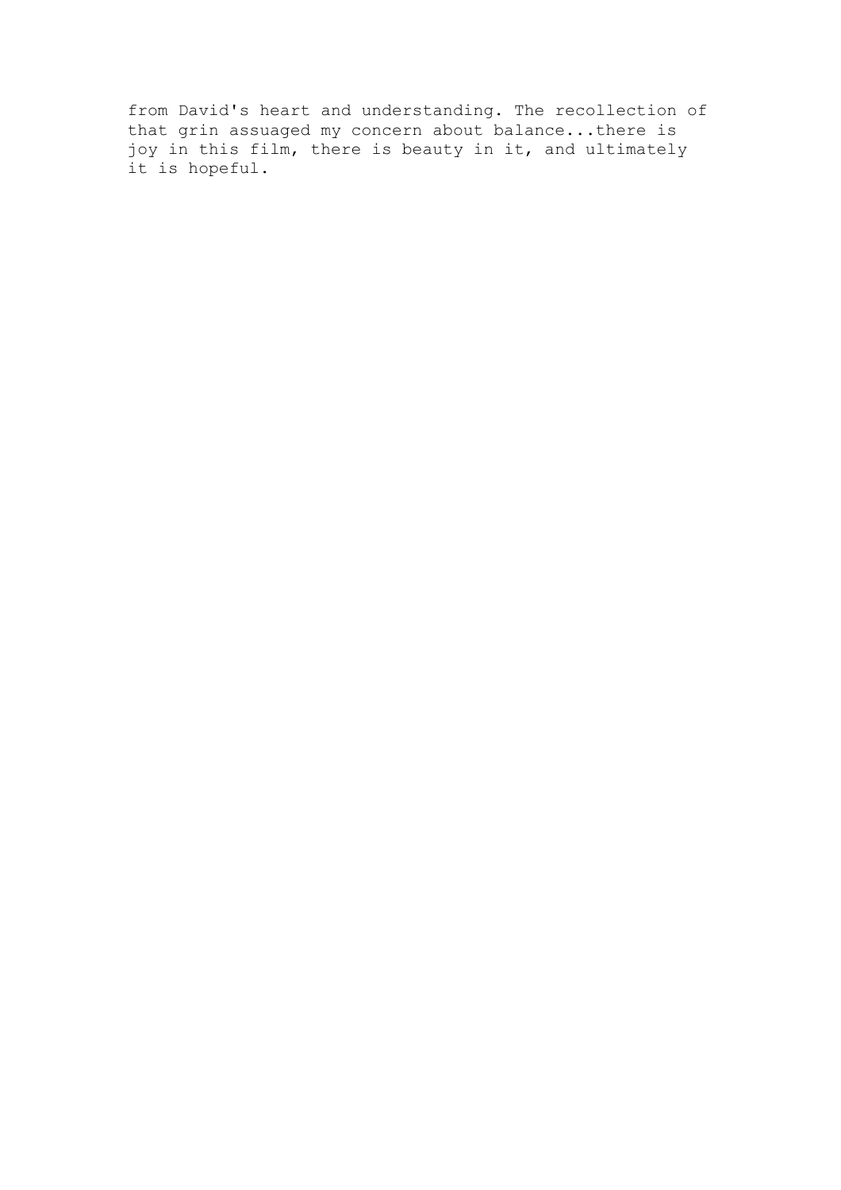from David's heart and understanding. The recollection of that grin assuaged my concern about balance...there is joy in this film, there is beauty in it, and ultimately it is hopeful.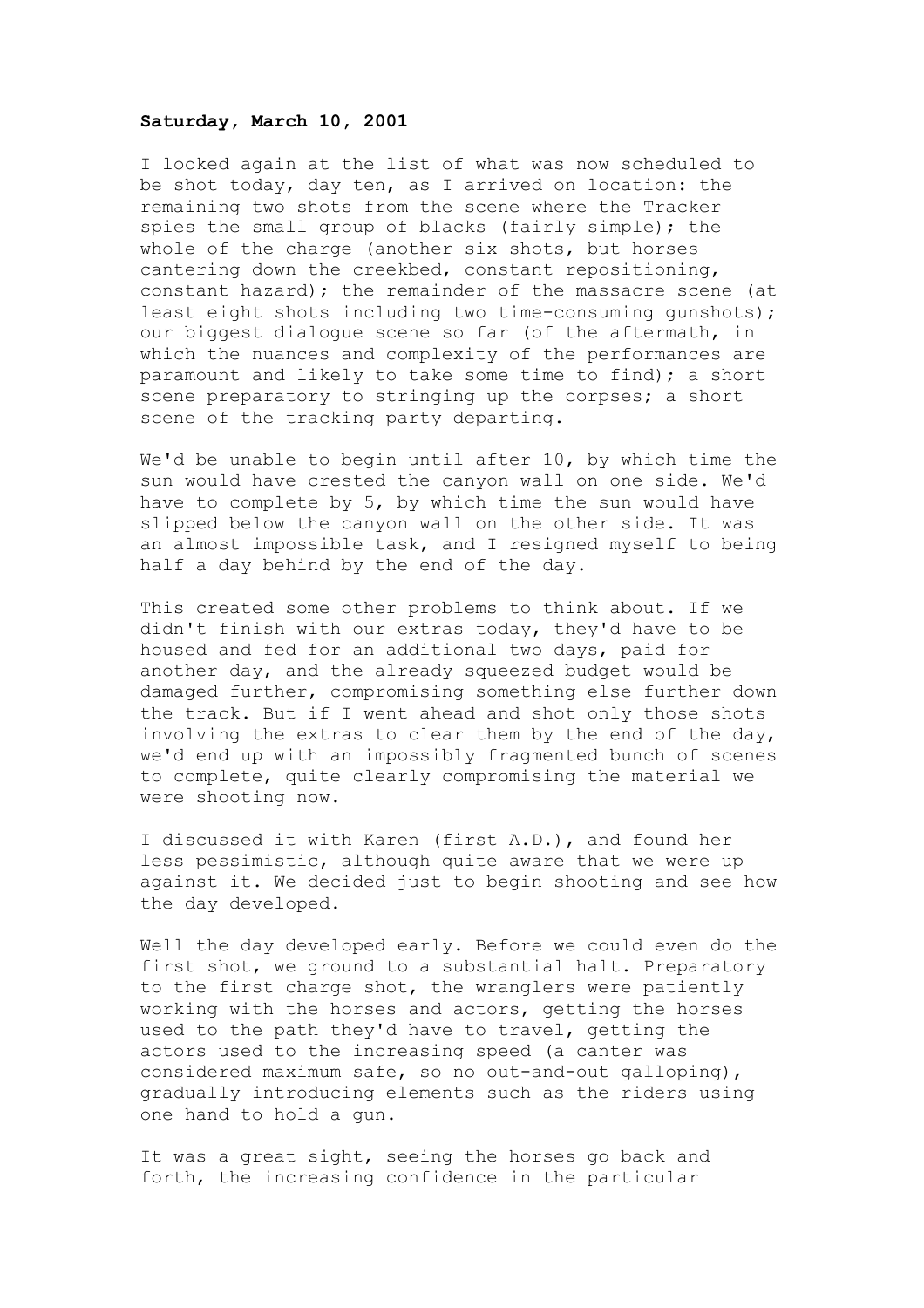**Saturday, March 10, 2001**

I looked again at the list of what was now scheduled to be shot today, day ten, as I arrived on location: the remaining two shots from the scene where the Tracker spies the small group of blacks (fairly simple); the whole of the charge (another six shots, but horses cantering down the creekbed, constant repositioning, constant hazard); the remainder of the massacre scene (at least eight shots including two time-consuming gunshots); our biggest dialogue scene so far (of the aftermath, in which the nuances and complexity of the performances are paramount and likely to take some time to find); a short scene preparatory to stringing up the corpses; a short scene of the tracking party departing.

We'd be unable to begin until after 10, by which time the sun would have crested the canyon wall on one side. We'd have to complete by 5, by which time the sun would have slipped below the canyon wall on the other side. It was an almost impossible task, and I resigned myself to being half a day behind by the end of the day.

This created some other problems to think about. If we didn't finish with our extras today, they'd have to be housed and fed for an additional two days, paid for another day, and the already squeezed budget would be damaged further, compromising something else further down the track. But if I went ahead and shot only those shots involving the extras to clear them by the end of the day, we'd end up with an impossibly fragmented bunch of scenes to complete, quite clearly compromising the material we were shooting now.

I discussed it with Karen (first A.D.), and found her less pessimistic, although quite aware that we were up against it. We decided just to begin shooting and see how the day developed.

Well the day developed early. Before we could even do the first shot, we ground to a substantial halt. Preparatory to the first charge shot, the wranglers were patiently working with the horses and actors, getting the horses used to the path they'd have to travel, getting the actors used to the increasing speed (a canter was considered maximum safe, so no out-and-out galloping), gradually introducing elements such as the riders using one hand to hold a gun.

It was a great sight, seeing the horses go back and forth, the increasing confidence in the particular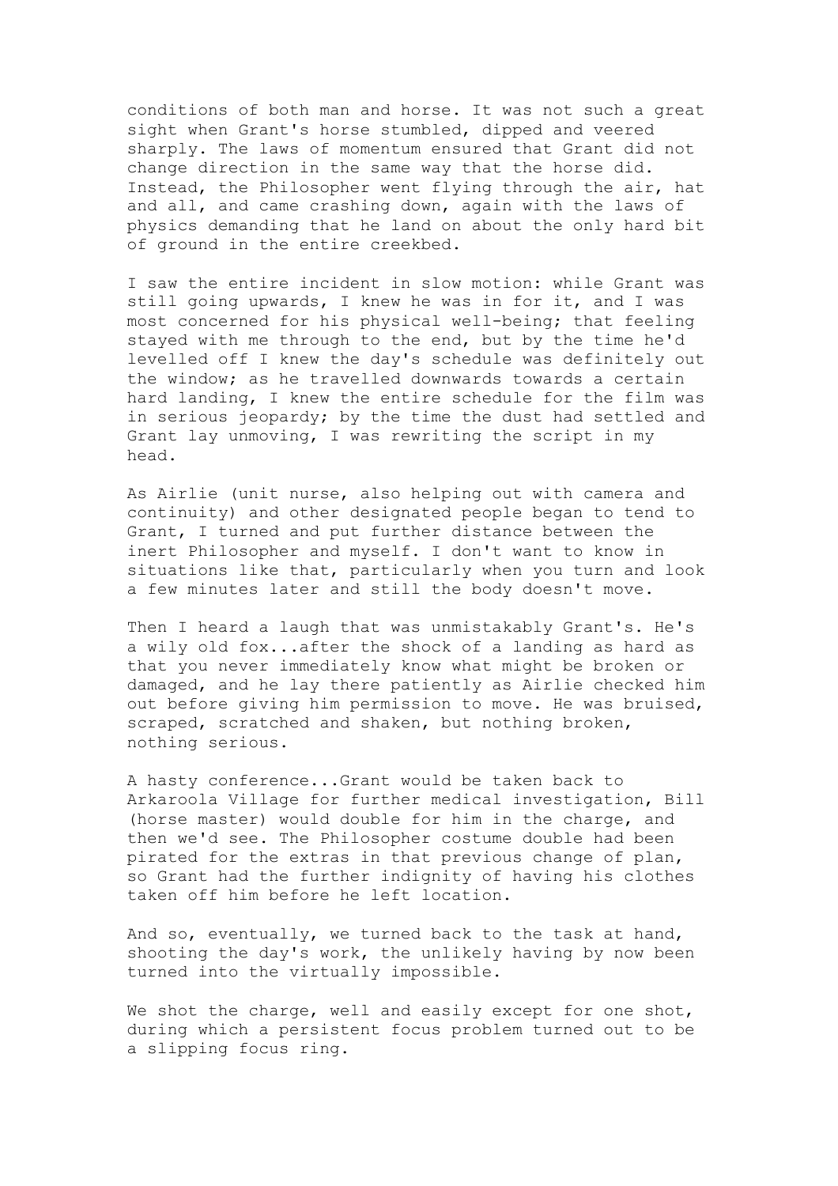conditions of both man and horse. It was not such a great sight when Grant's horse stumbled, dipped and veered sharply. The laws of momentum ensured that Grant did not change direction in the same way that the horse did. Instead, the Philosopher went flying through the air, hat and all, and came crashing down, again with the laws of physics demanding that he land on about the only hard bit of ground in the entire creekbed.

I saw the entire incident in slow motion: while Grant was still going upwards, I knew he was in for it, and I was most concerned for his physical well-being; that feeling stayed with me through to the end, but by the time he'd levelled off I knew the day's schedule was definitely out the window; as he travelled downwards towards a certain hard landing, I knew the entire schedule for the film was in serious jeopardy; by the time the dust had settled and Grant lay unmoving, I was rewriting the script in my head.

As Airlie (unit nurse, also helping out with camera and continuity) and other designated people began to tend to Grant, I turned and put further distance between the inert Philosopher and myself. I don't want to know in situations like that, particularly when you turn and look a few minutes later and still the body doesn't move.

Then I heard a laugh that was unmistakably Grant's. He's a wily old fox...after the shock of a landing as hard as that you never immediately know what might be broken or damaged, and he lay there patiently as Airlie checked him out before giving him permission to move. He was bruised, scraped, scratched and shaken, but nothing broken, nothing serious.

A hasty conference...Grant would be taken back to Arkaroola Village for further medical investigation, Bill (horse master) would double for him in the charge, and then we'd see. The Philosopher costume double had been pirated for the extras in that previous change of plan, so Grant had the further indignity of having his clothes taken off him before he left location.

And so, eventually, we turned back to the task at hand, shooting the day's work, the unlikely having by now been turned into the virtually impossible.

We shot the charge, well and easily except for one shot, during which a persistent focus problem turned out to be a slipping focus ring.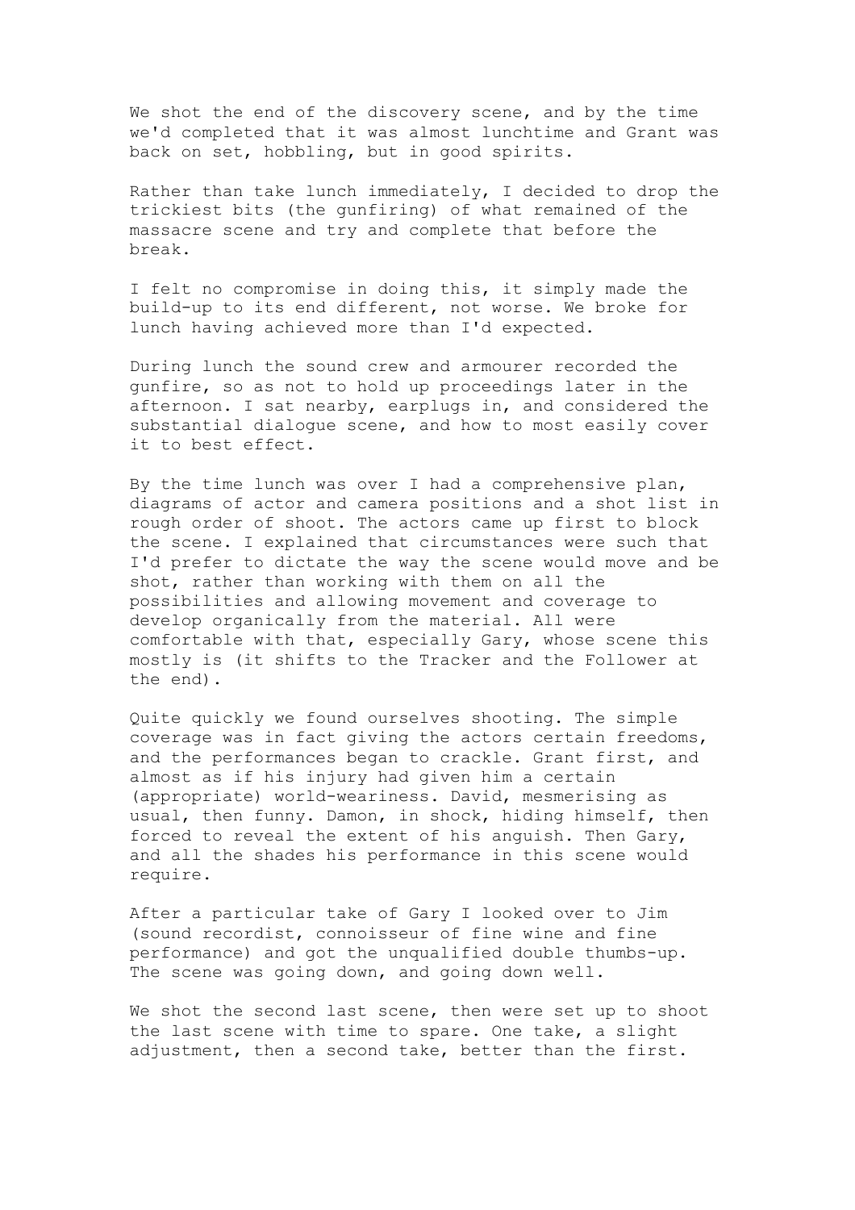We shot the end of the discovery scene, and by the time we'd completed that it was almost lunchtime and Grant was back on set, hobbling, but in good spirits.

Rather than take lunch immediately, I decided to drop the trickiest bits (the gunfiring) of what remained of the massacre scene and try and complete that before the break.

I felt no compromise in doing this, it simply made the build-up to its end different, not worse. We broke for lunch having achieved more than I'd expected.

During lunch the sound crew and armourer recorded the gunfire, so as not to hold up proceedings later in the afternoon. I sat nearby, earplugs in, and considered the substantial dialogue scene, and how to most easily cover it to best effect.

By the time lunch was over I had a comprehensive plan, diagrams of actor and camera positions and a shot list in rough order of shoot. The actors came up first to block the scene. I explained that circumstances were such that I'd prefer to dictate the way the scene would move and be shot, rather than working with them on all the possibilities and allowing movement and coverage to develop organically from the material. All were comfortable with that, especially Gary, whose scene this mostly is (it shifts to the Tracker and the Follower at the end).

Quite quickly we found ourselves shooting. The simple coverage was in fact giving the actors certain freedoms, and the performances began to crackle. Grant first, and almost as if his injury had given him a certain (appropriate) world-weariness. David, mesmerising as usual, then funny. Damon, in shock, hiding himself, then forced to reveal the extent of his anguish. Then Gary, and all the shades his performance in this scene would require.

After a particular take of Gary I looked over to Jim (sound recordist, connoisseur of fine wine and fine performance) and got the unqualified double thumbs-up. The scene was going down, and going down well.

We shot the second last scene, then were set up to shoot the last scene with time to spare. One take, a slight adjustment, then a second take, better than the first.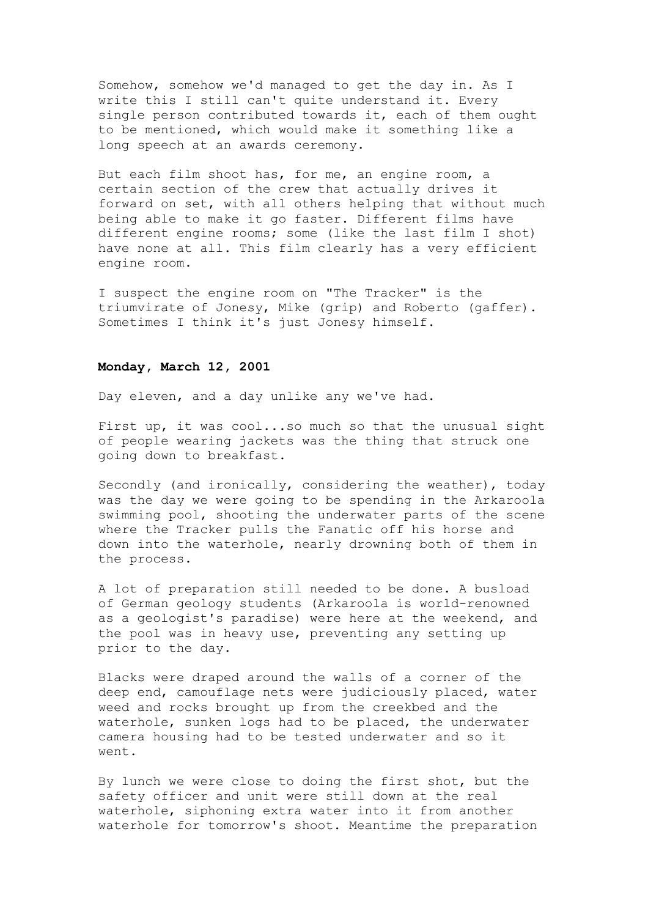Somehow, somehow we'd managed to get the day in. As I write this I still can't quite understand it. Every single person contributed towards it, each of them ought to be mentioned, which would make it something like a long speech at an awards ceremony.

But each film shoot has, for me, an engine room, a certain section of the crew that actually drives it forward on set, with all others helping that without much being able to make it go faster. Different films have different engine rooms; some (like the last film I shot) have none at all. This film clearly has a very efficient engine room.

I suspect the engine room on "The Tracker" is the triumvirate of Jonesy, Mike (grip) and Roberto (gaffer). Sometimes I think it's just Jonesy himself.

**Monday, March 12, 2001**

Day eleven, and a day unlike any we've had.

First up, it was cool...so much so that the unusual sight of people wearing jackets was the thing that struck one going down to breakfast.

Secondly (and ironically, considering the weather), today was the day we were going to be spending in the Arkaroola swimming pool, shooting the underwater parts of the scene where the Tracker pulls the Fanatic off his horse and down into the waterhole, nearly drowning both of them in the process.

A lot of preparation still needed to be done. A busload of German geology students (Arkaroola is world-renowned as a geologist's paradise) were here at the weekend, and the pool was in heavy use, preventing any setting up prior to the day.

Blacks were draped around the walls of a corner of the deep end, camouflage nets were judiciously placed, water weed and rocks brought up from the creekbed and the waterhole, sunken logs had to be placed, the underwater camera housing had to be tested underwater and so it went.

By lunch we were close to doing the first shot, but the safety officer and unit were still down at the real waterhole, siphoning extra water into it from another waterhole for tomorrow's shoot. Meantime the preparation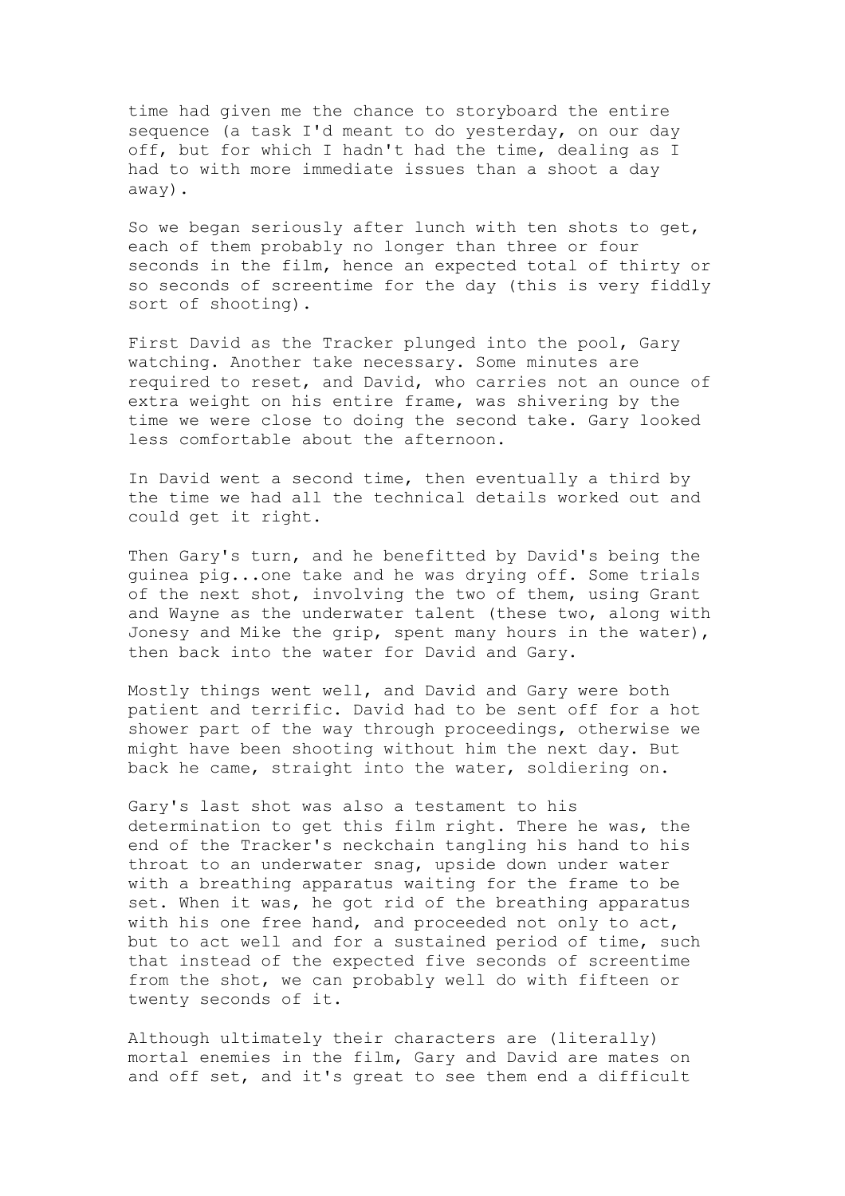time had given me the chance to storyboard the entire sequence (a task I'd meant to do yesterday, on our day off, but for which I hadn't had the time, dealing as I had to with more immediate issues than a shoot a day away).

So we began seriously after lunch with ten shots to get, each of them probably no longer than three or four seconds in the film, hence an expected total of thirty or so seconds of screentime for the day (this is very fiddly sort of shooting).

First David as the Tracker plunged into the pool, Gary watching. Another take necessary. Some minutes are required to reset, and David, who carries not an ounce of extra weight on his entire frame, was shivering by the time we were close to doing the second take. Gary looked less comfortable about the afternoon.

In David went a second time, then eventually a third by the time we had all the technical details worked out and could get it right.

Then Gary's turn, and he benefitted by David's being the guinea pig...one take and he was drying off. Some trials of the next shot, involving the two of them, using Grant and Wayne as the underwater talent (these two, along with Jonesy and Mike the grip, spent many hours in the water), then back into the water for David and Gary.

Mostly things went well, and David and Gary were both patient and terrific. David had to be sent off for a hot shower part of the way through proceedings, otherwise we might have been shooting without him the next day. But back he came, straight into the water, soldiering on.

Gary's last shot was also a testament to his determination to get this film right. There he was, the end of the Tracker's neckchain tangling his hand to his throat to an underwater snag, upside down under water with a breathing apparatus waiting for the frame to be set. When it was, he got rid of the breathing apparatus with his one free hand, and proceeded not only to act, but to act well and for a sustained period of time, such that instead of the expected five seconds of screentime from the shot, we can probably well do with fifteen or twenty seconds of it.

Although ultimately their characters are (literally) mortal enemies in the film, Gary and David are mates on and off set, and it's great to see them end a difficult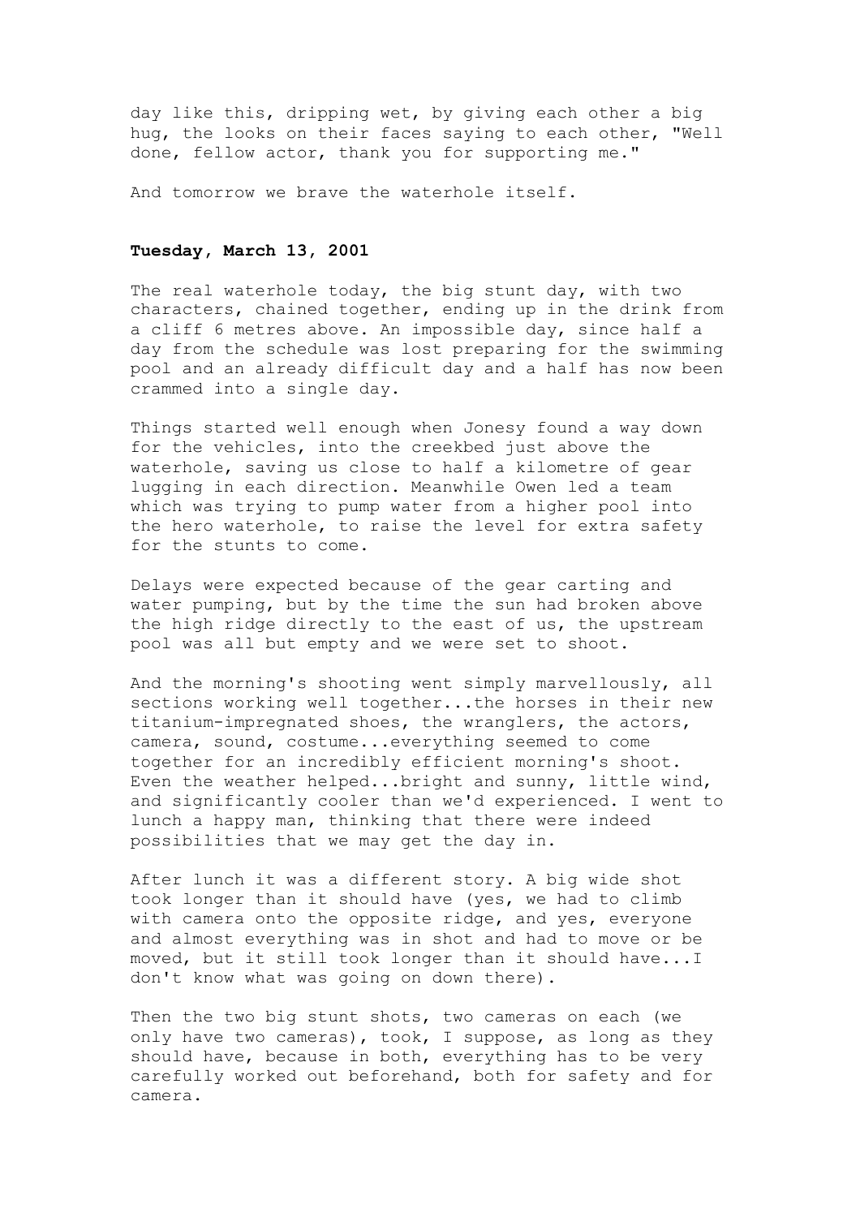day like this, dripping wet, by giving each other a big hug, the looks on their faces saying to each other, "Well done, fellow actor, thank you for supporting me."

And tomorrow we brave the waterhole itself.

**Tuesday, March 13, 2001**

The real waterhole today, the big stunt day, with two characters, chained together, ending up in the drink from a cliff 6 metres above. An impossible day, since half a day from the schedule was lost preparing for the swimming pool and an already difficult day and a half has now been crammed into a single day.

Things started well enough when Jonesy found a way down for the vehicles, into the creekbed just above the waterhole, saving us close to half a kilometre of gear lugging in each direction. Meanwhile Owen led a team which was trying to pump water from a higher pool into the hero waterhole, to raise the level for extra safety for the stunts to come.

Delays were expected because of the gear carting and water pumping, but by the time the sun had broken above the high ridge directly to the east of us, the upstream pool was all but empty and we were set to shoot.

And the morning's shooting went simply marvellously, all sections working well together...the horses in their new titanium-impregnated shoes, the wranglers, the actors, camera, sound, costume...everything seemed to come together for an incredibly efficient morning's shoot. Even the weather helped...bright and sunny, little wind, and significantly cooler than we'd experienced. I went to lunch a happy man, thinking that there were indeed possibilities that we may get the day in.

After lunch it was a different story. A big wide shot took longer than it should have (yes, we had to climb with camera onto the opposite ridge, and yes, everyone and almost everything was in shot and had to move or be moved, but it still took longer than it should have...I don't know what was going on down there).

Then the two big stunt shots, two cameras on each (we only have two cameras), took, I suppose, as long as they should have, because in both, everything has to be very carefully worked out beforehand, both for safety and for camera.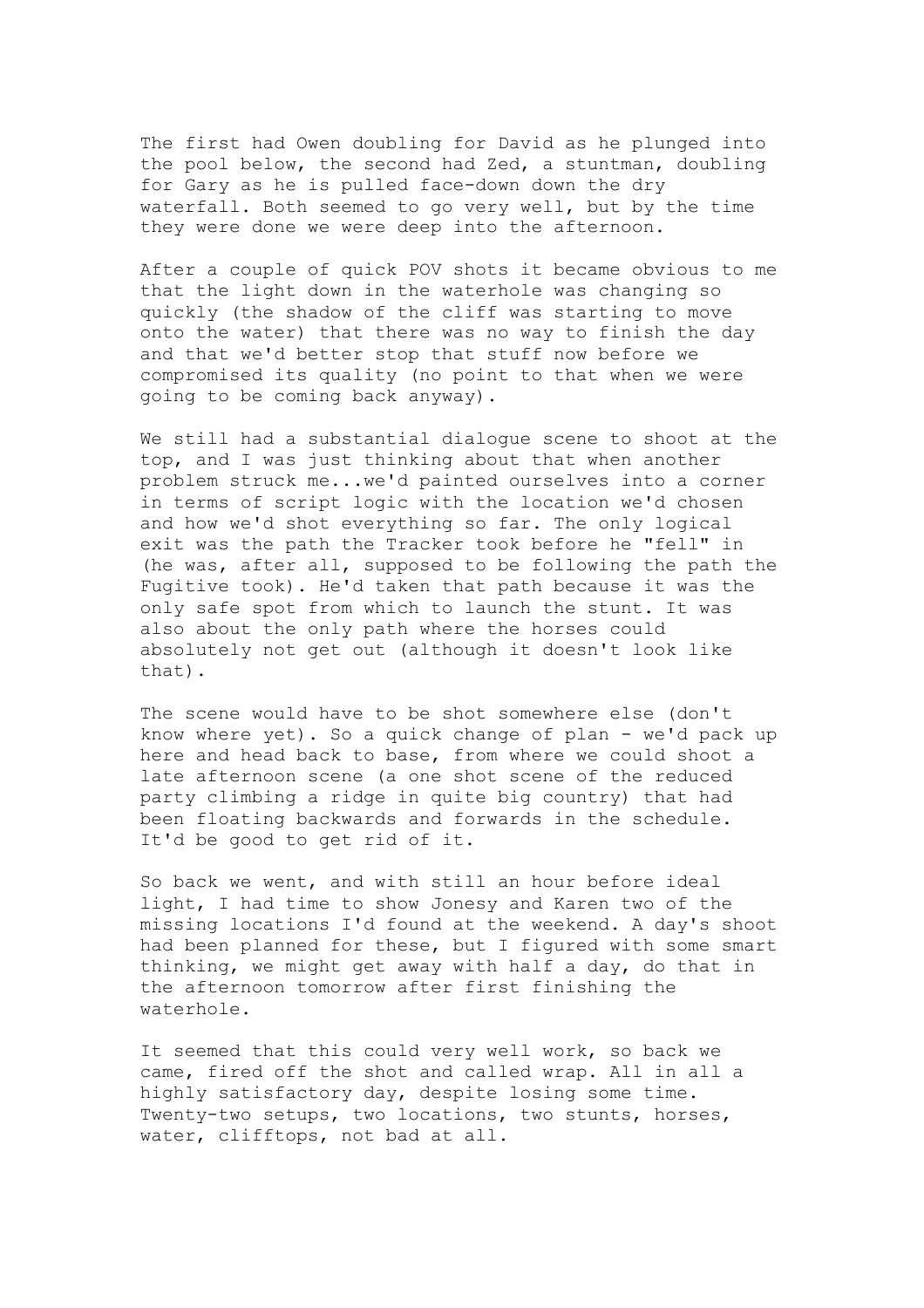The first had Owen doubling for David as he plunged into the pool below, the second had Zed, a stuntman, doubling for Gary as he is pulled face-down down the dry waterfall. Both seemed to go very well, but by the time they were done we were deep into the afternoon.

After a couple of quick POV shots it became obvious to me that the light down in the waterhole was changing so quickly (the shadow of the cliff was starting to move onto the water) that there was no way to finish the day and that we'd better stop that stuff now before we compromised its quality (no point to that when we were going to be coming back anyway).

We still had a substantial dialogue scene to shoot at the top, and I was just thinking about that when another problem struck me...we'd painted ourselves into a corner in terms of script logic with the location we'd chosen and how we'd shot everything so far. The only logical exit was the path the Tracker took before he "fell" in (he was, after all, supposed to be following the path the Fugitive took). He'd taken that path because it was the only safe spot from which to launch the stunt. It was also about the only path where the horses could absolutely not get out (although it doesn't look like that).

The scene would have to be shot somewhere else (don't know where yet). So a quick change of plan - we'd pack up here and head back to base, from where we could shoot a late afternoon scene (a one shot scene of the reduced party climbing a ridge in quite big country) that had been floating backwards and forwards in the schedule. It'd be good to get rid of it.

So back we went, and with still an hour before ideal light, I had time to show Jonesy and Karen two of the missing locations I'd found at the weekend. A day's shoot had been planned for these, but I figured with some smart thinking, we might get away with half a day, do that in the afternoon tomorrow after first finishing the waterhole.

It seemed that this could very well work, so back we came, fired off the shot and called wrap. All in all a highly satisfactory day, despite losing some time. Twenty-two setups, two locations, two stunts, horses, water, clifftops, not bad at all.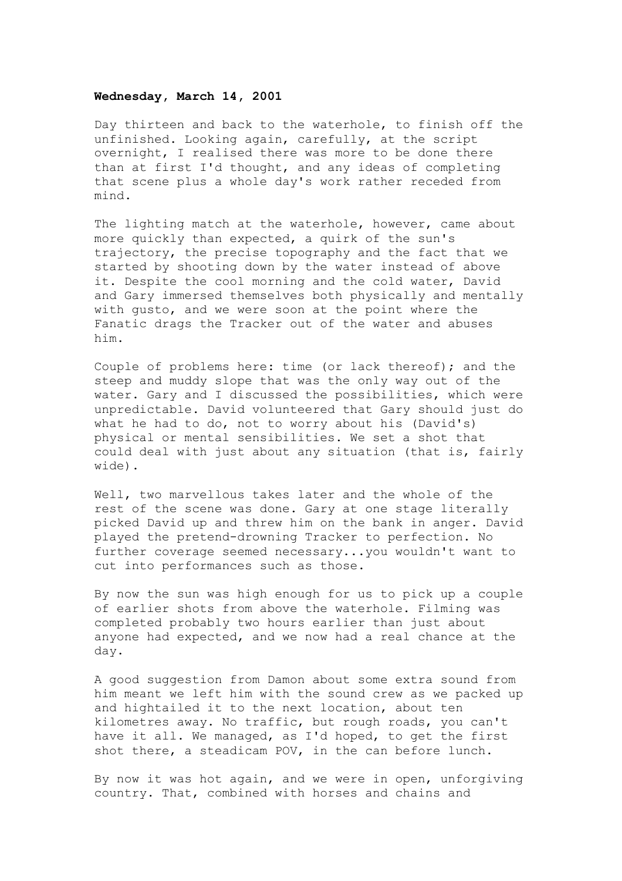**Wednesday, March 14, 2001**

Day thirteen and back to the waterhole, to finish off the unfinished. Looking again, carefully, at the script overnight, I realised there was more to be done there than at first I'd thought, and any ideas of completing that scene plus a whole day's work rather receded from mind.

The lighting match at the waterhole, however, came about more quickly than expected, a quirk of the sun's trajectory, the precise topography and the fact that we started by shooting down by the water instead of above it. Despite the cool morning and the cold water, David and Gary immersed themselves both physically and mentally with gusto, and we were soon at the point where the Fanatic drags the Tracker out of the water and abuses him.

Couple of problems here: time (or lack thereof); and the steep and muddy slope that was the only way out of the water. Gary and I discussed the possibilities, which were unpredictable. David volunteered that Gary should just do what he had to do, not to worry about his (David's) physical or mental sensibilities. We set a shot that could deal with just about any situation (that is, fairly wide).

Well, two marvellous takes later and the whole of the rest of the scene was done. Gary at one stage literally picked David up and threw him on the bank in anger. David played the pretend-drowning Tracker to perfection. No further coverage seemed necessary...you wouldn't want to cut into performances such as those.

By now the sun was high enough for us to pick up a couple of earlier shots from above the waterhole. Filming was completed probably two hours earlier than just about anyone had expected, and we now had a real chance at the day.

A good suggestion from Damon about some extra sound from him meant we left him with the sound crew as we packed up and hightailed it to the next location, about ten kilometres away. No traffic, but rough roads, you can't have it all. We managed, as I'd hoped, to get the first shot there, a steadicam POV, in the can before lunch.

By now it was hot again, and we were in open, unforgiving country. That, combined with horses and chains and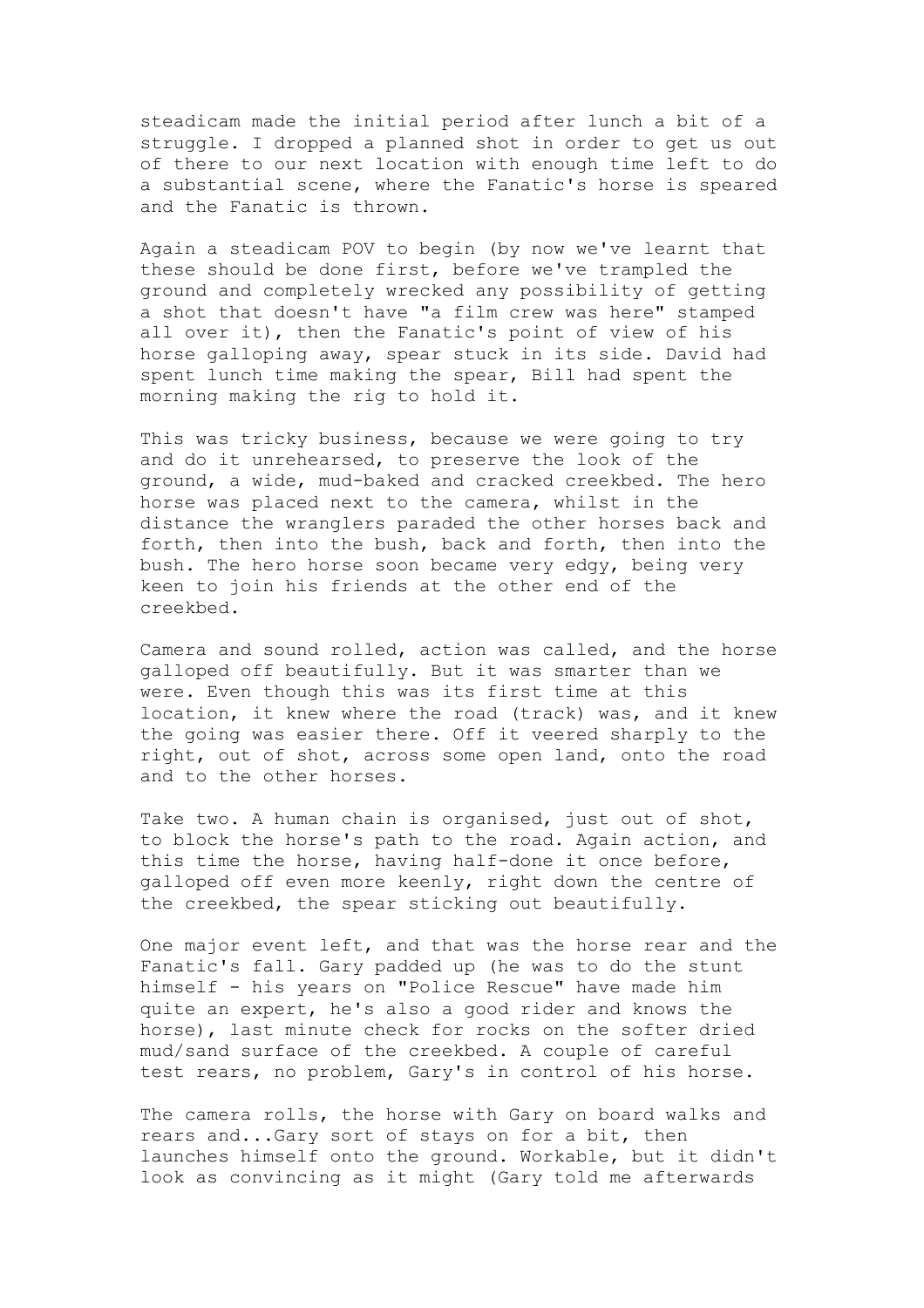steadicam made the initial period after lunch a bit of a struggle. I dropped a planned shot in order to get us out of there to our next location with enough time left to do a substantial scene, where the Fanatic's horse is speared and the Fanatic is thrown.

Again a steadicam POV to begin (by now we've learnt that these should be done first, before we've trampled the ground and completely wrecked any possibility of getting a shot that doesn't have "a film crew was here" stamped all over it), then the Fanatic's point of view of his horse galloping away, spear stuck in its side. David had spent lunch time making the spear, Bill had spent the morning making the rig to hold it.

This was tricky business, because we were going to try and do it unrehearsed, to preserve the look of the ground, a wide, mud-baked and cracked creekbed. The hero horse was placed next to the camera, whilst in the distance the wranglers paraded the other horses back and forth, then into the bush, back and forth, then into the bush. The hero horse soon became very edgy, being very keen to join his friends at the other end of the creekbed.

Camera and sound rolled, action was called, and the horse galloped off beautifully. But it was smarter than we were. Even though this was its first time at this location, it knew where the road (track) was, and it knew the going was easier there. Off it veered sharply to the right, out of shot, across some open land, onto the road and to the other horses.

Take two. A human chain is organised, just out of shot, to block the horse's path to the road. Again action, and this time the horse, having half-done it once before, galloped off even more keenly, right down the centre of the creekbed, the spear sticking out beautifully.

One major event left, and that was the horse rear and the Fanatic's fall. Gary padded up (he was to do the stunt himself - his years on "Police Rescue" have made him quite an expert, he's also a good rider and knows the horse), last minute check for rocks on the softer dried mud/sand surface of the creekbed. A couple of careful test rears, no problem, Gary's in control of his horse.

The camera rolls, the horse with Gary on board walks and rears and...Gary sort of stays on for a bit, then launches himself onto the ground. Workable, but it didn't look as convincing as it might (Gary told me afterwards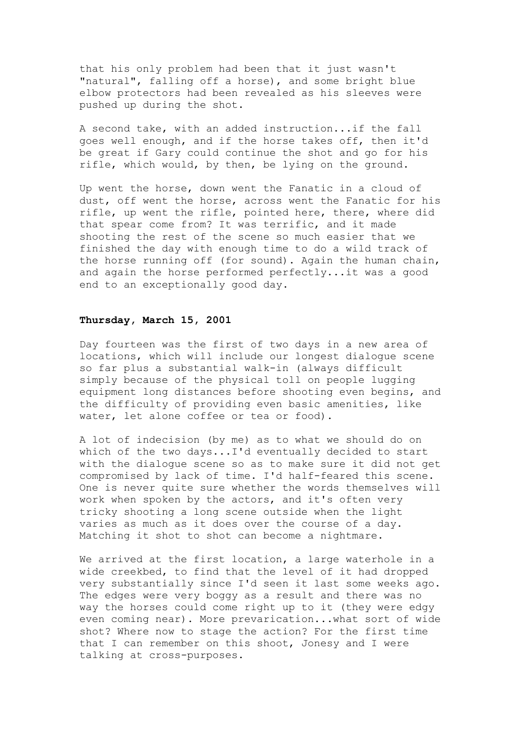that his only problem had been that it just wasn't "natural", falling off a horse), and some bright blue elbow protectors had been revealed as his sleeves were pushed up during the shot.

A second take, with an added instruction...if the fall goes well enough, and if the horse takes off, then it'd be great if Gary could continue the shot and go for his rifle, which would, by then, be lying on the ground.

Up went the horse, down went the Fanatic in a cloud of dust, off went the horse, across went the Fanatic for his rifle, up went the rifle, pointed here, there, where did that spear come from? It was terrific, and it made shooting the rest of the scene so much easier that we finished the day with enough time to do a wild track of the horse running off (for sound). Again the human chain, and again the horse performed perfectly...it was a good end to an exceptionally good day.

**Thursday, March 15, 2001**

Day fourteen was the first of two days in a new area of locations, which will include our longest dialogue scene so far plus a substantial walk-in (always difficult simply because of the physical toll on people lugging equipment long distances before shooting even begins, and the difficulty of providing even basic amenities, like water, let alone coffee or tea or food).

A lot of indecision (by me) as to what we should do on which of the two days...I'd eventually decided to start with the dialogue scene so as to make sure it did not get compromised by lack of time. I'd half-feared this scene. One is never quite sure whether the words themselves will work when spoken by the actors, and it's often very tricky shooting a long scene outside when the light varies as much as it does over the course of a day. Matching it shot to shot can become a nightmare.

We arrived at the first location, a large waterhole in a wide creekbed, to find that the level of it had dropped very substantially since I'd seen it last some weeks ago. The edges were very boggy as a result and there was no way the horses could come right up to it (they were edgy even coming near). More prevarication...what sort of wide shot? Where now to stage the action? For the first time that I can remember on this shoot, Jonesy and I were talking at cross-purposes.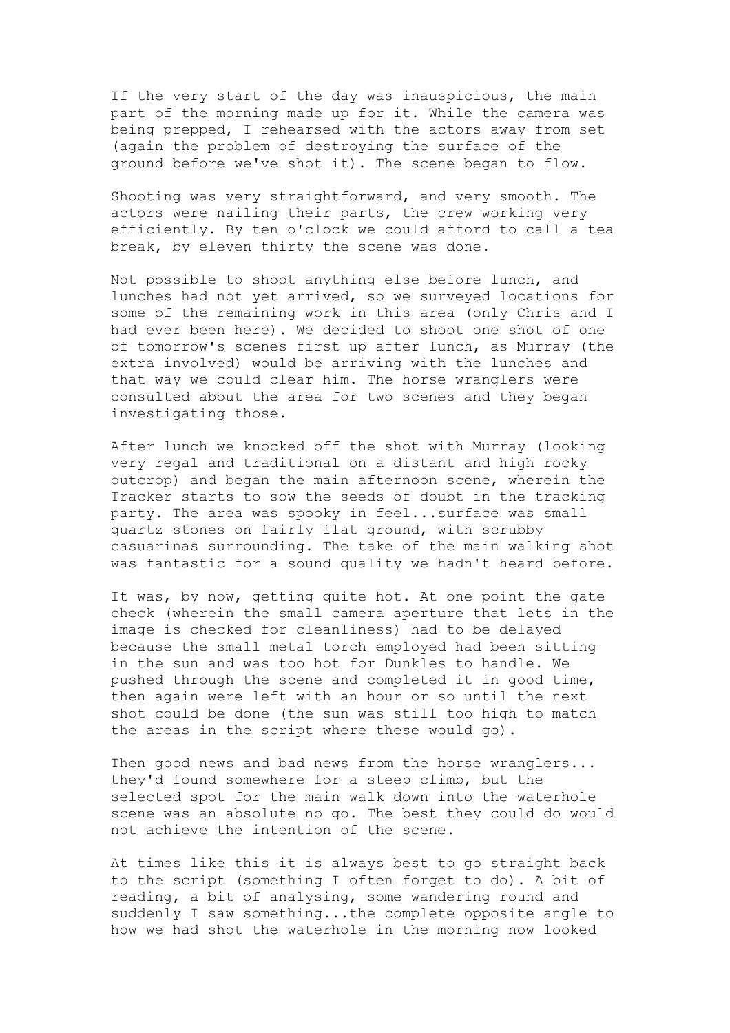If the very start of the day was inauspicious, the main part of the morning made up for it. While the camera was being prepped, I rehearsed with the actors away from set (again the problem of destroying the surface of the ground before we've shot it). The scene began to flow.

Shooting was very straightforward, and very smooth. The actors were nailing their parts, the crew working very efficiently. By ten o'clock we could afford to call a tea break, by eleven thirty the scene was done.

Not possible to shoot anything else before lunch, and lunches had not yet arrived, so we surveyed locations for some of the remaining work in this area (only Chris and I had ever been here). We decided to shoot one shot of one of tomorrow's scenes first up after lunch, as Murray (the extra involved) would be arriving with the lunches and that way we could clear him. The horse wranglers were consulted about the area for two scenes and they began investigating those.

After lunch we knocked off the shot with Murray (looking very regal and traditional on a distant and high rocky outcrop) and began the main afternoon scene, wherein the Tracker starts to sow the seeds of doubt in the tracking party. The area was spooky in feel...surface was small quartz stones on fairly flat ground, with scrubby casuarinas surrounding. The take of the main walking shot was fantastic for a sound quality we hadn't heard before.

It was, by now, getting quite hot. At one point the gate check (wherein the small camera aperture that lets in the image is checked for cleanliness) had to be delayed because the small metal torch employed had been sitting in the sun and was too hot for Dunkles to handle. We pushed through the scene and completed it in good time, then again were left with an hour or so until the next shot could be done (the sun was still too high to match the areas in the script where these would go).

Then good news and bad news from the horse wranglers... they'd found somewhere for a steep climb, but the selected spot for the main walk down into the waterhole scene was an absolute no go. The best they could do would not achieve the intention of the scene.

At times like this it is always best to go straight back to the script (something I often forget to do). A bit of reading, a bit of analysing, some wandering round and suddenly I saw something...the complete opposite angle to how we had shot the waterhole in the morning now looked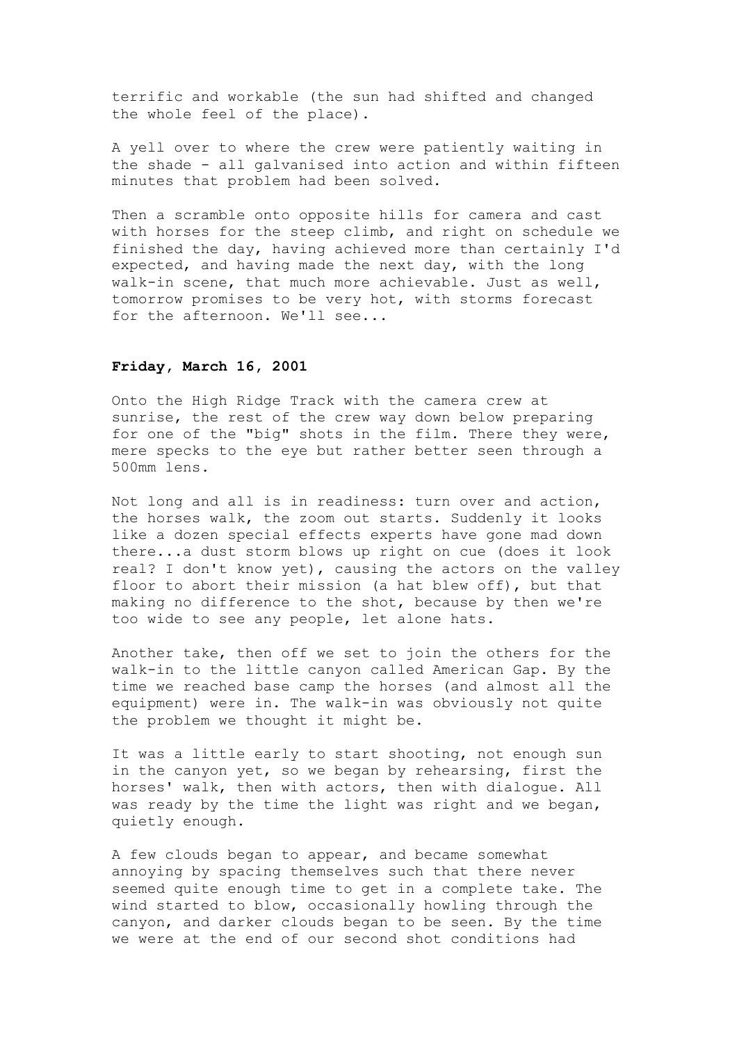terrific and workable (the sun had shifted and changed the whole feel of the place).

A yell over to where the crew were patiently waiting in the shade - all galvanised into action and within fifteen minutes that problem had been solved.

Then a scramble onto opposite hills for camera and cast with horses for the steep climb, and right on schedule we finished the day, having achieved more than certainly I'd expected, and having made the next day, with the long walk-in scene, that much more achievable. Just as well, tomorrow promises to be very hot, with storms forecast for the afternoon. We'll see...

**Friday, March 16, 2001**

Onto the High Ridge Track with the camera crew at sunrise, the rest of the crew way down below preparing for one of the "big" shots in the film. There they were, mere specks to the eye but rather better seen through a 500mm lens.

Not long and all is in readiness: turn over and action, the horses walk, the zoom out starts. Suddenly it looks like a dozen special effects experts have gone mad down there...a dust storm blows up right on cue (does it look real? I don't know yet), causing the actors on the valley floor to abort their mission (a hat blew off), but that making no difference to the shot, because by then we're too wide to see any people, let alone hats.

Another take, then off we set to join the others for the walk-in to the little canyon called American Gap. By the time we reached base camp the horses (and almost all the equipment) were in. The walk-in was obviously not quite the problem we thought it might be.

It was a little early to start shooting, not enough sun in the canyon yet, so we began by rehearsing, first the horses' walk, then with actors, then with dialogue. All was ready by the time the light was right and we began, quietly enough.

A few clouds began to appear, and became somewhat annoying by spacing themselves such that there never seemed quite enough time to get in a complete take. The wind started to blow, occasionally howling through the canyon, and darker clouds began to be seen. By the time we were at the end of our second shot conditions had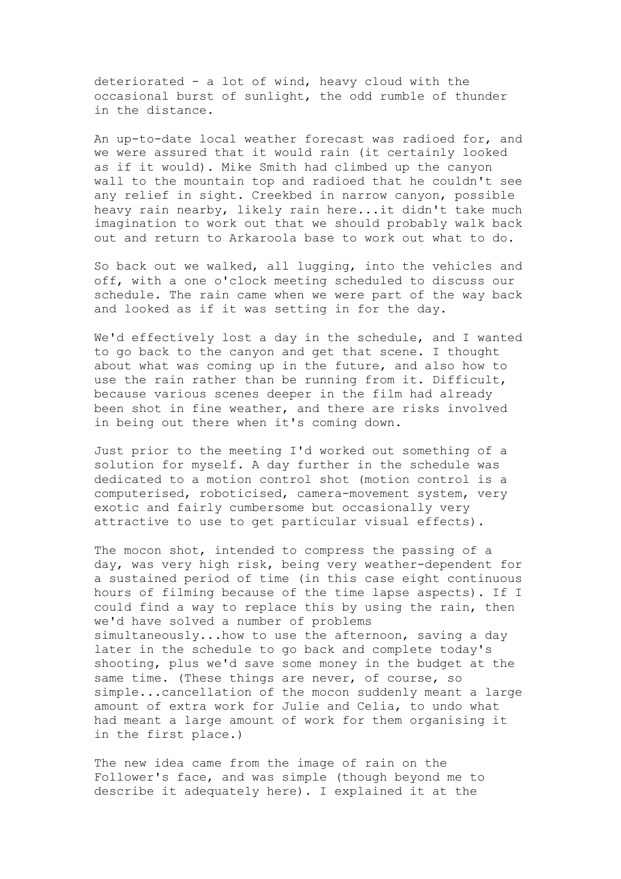deteriorated - a lot of wind, heavy cloud with the occasional burst of sunlight, the odd rumble of thunder in the distance.

An up-to-date local weather forecast was radioed for, and we were assured that it would rain (it certainly looked as if it would). Mike Smith had climbed up the canyon wall to the mountain top and radioed that he couldn't see any relief in sight. Creekbed in narrow canyon, possible heavy rain nearby, likely rain here...it didn't take much imagination to work out that we should probably walk back out and return to Arkaroola base to work out what to do.

So back out we walked, all lugging, into the vehicles and off, with a one o'clock meeting scheduled to discuss our schedule. The rain came when we were part of the way back and looked as if it was setting in for the day.

We'd effectively lost a day in the schedule, and I wanted to go back to the canyon and get that scene. I thought about what was coming up in the future, and also how to use the rain rather than be running from it. Difficult, because various scenes deeper in the film had already been shot in fine weather, and there are risks involved in being out there when it's coming down.

Just prior to the meeting I'd worked out something of a solution for myself. A day further in the schedule was dedicated to a motion control shot (motion control is a computerised, roboticised, camera-movement system, very exotic and fairly cumbersome but occasionally very attractive to use to get particular visual effects).

The mocon shot, intended to compress the passing of a day, was very high risk, being very weather-dependent for a sustained period of time (in this case eight continuous hours of filming because of the time lapse aspects). If I could find a way to replace this by using the rain, then we'd have solved a number of problems simultaneously...how to use the afternoon, saving a day later in the schedule to go back and complete today's shooting, plus we'd save some money in the budget at the same time. (These things are never, of course, so simple...cancellation of the mocon suddenly meant a large amount of extra work for Julie and Celia, to undo what had meant a large amount of work for them organising it in the first place.)

The new idea came from the image of rain on the Follower's face, and was simple (though beyond me to describe it adequately here). I explained it at the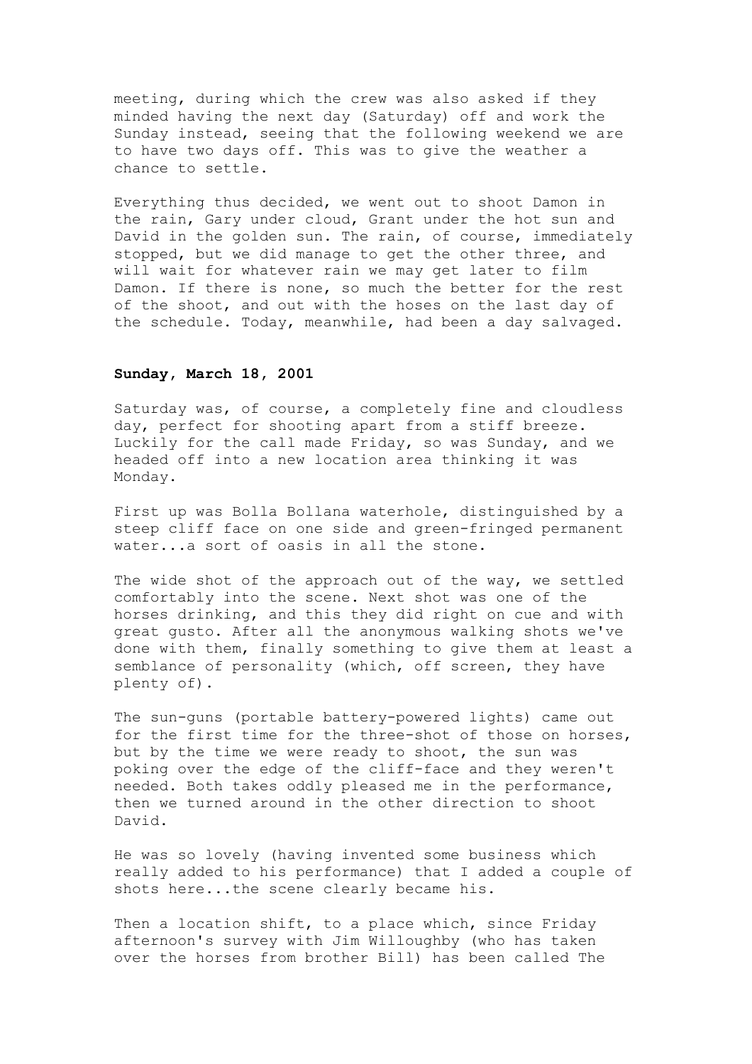meeting, during which the crew was also asked if they minded having the next day (Saturday) off and work the Sunday instead, seeing that the following weekend we are to have two days off. This was to give the weather a chance to settle.

Everything thus decided, we went out to shoot Damon in the rain, Gary under cloud, Grant under the hot sun and David in the golden sun. The rain, of course, immediately stopped, but we did manage to get the other three, and will wait for whatever rain we may get later to film Damon. If there is none, so much the better for the rest of the shoot, and out with the hoses on the last day of the schedule. Today, meanwhile, had been a day salvaged.

### **Sunday, March 18, 2001**

Saturday was, of course, a completely fine and cloudless day, perfect for shooting apart from a stiff breeze. Luckily for the call made Friday, so was Sunday, and we headed off into a new location area thinking it was Monday.

First up was Bolla Bollana waterhole, distinguished by a steep cliff face on one side and green-fringed permanent water...a sort of oasis in all the stone.

The wide shot of the approach out of the way, we settled comfortably into the scene. Next shot was one of the horses drinking, and this they did right on cue and with great gusto. After all the anonymous walking shots we've done with them, finally something to give them at least a semblance of personality (which, off screen, they have plenty of).

The sun-guns (portable battery-powered lights) came out for the first time for the three-shot of those on horses, but by the time we were ready to shoot, the sun was poking over the edge of the cliff-face and they weren't needed. Both takes oddly pleased me in the performance, then we turned around in the other direction to shoot David.

He was so lovely (having invented some business which really added to his performance) that I added a couple of shots here...the scene clearly became his.

Then a location shift, to a place which, since Friday afternoon's survey with Jim Willoughby (who has taken over the horses from brother Bill) has been called The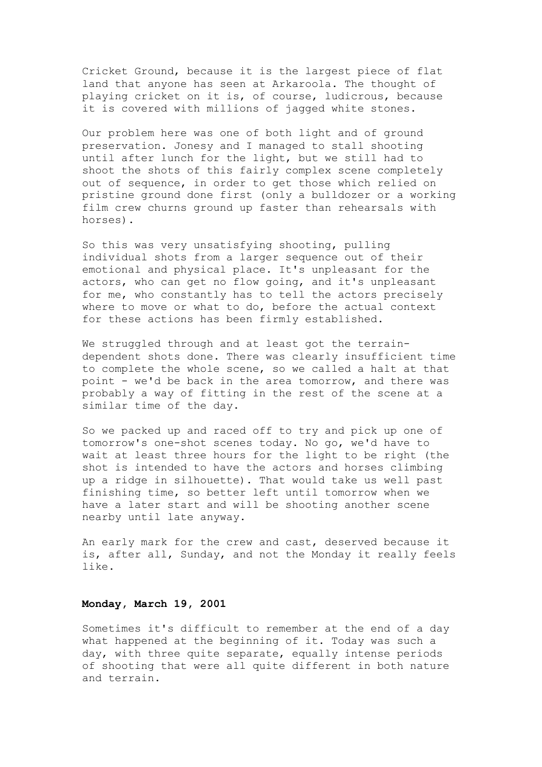Cricket Ground, because it is the largest piece of flat land that anyone has seen at Arkaroola. The thought of playing cricket on it is, of course, ludicrous, because it is covered with millions of jagged white stones.

Our problem here was one of both light and of ground preservation. Jonesy and I managed to stall shooting until after lunch for the light, but we still had to shoot the shots of this fairly complex scene completely out of sequence, in order to get those which relied on pristine ground done first (only a bulldozer or a working film crew churns ground up faster than rehearsals with horses).

So this was very unsatisfying shooting, pulling individual shots from a larger sequence out of their emotional and physical place. It's unpleasant for the actors, who can get no flow going, and it's unpleasant for me, who constantly has to tell the actors precisely where to move or what to do, before the actual context for these actions has been firmly established.

We struggled through and at least got the terrain-dependent shots done. There was clearly insufficient time to complete the whole scene, so we called a halt at that point - we'd be back in the area tomorrow, and there was probably a way of fitting in the rest of the scene at a similar time of the day.

So we packed up and raced off to try and pick up one of tomorrow's one-shot scenes today. No go, we'd have to wait at least three hours for the light to be right (the shot is intended to have the actors and horses climbing up a ridge in silhouette). That would take us well past finishing time, so better left until tomorrow when we have a later start and will be shooting another scene nearby until late anyway.

An early mark for the crew and cast, deserved because it is, after all, Sunday, and not the Monday it really feels like.

**Monday, March 19, 2001**

Sometimes it's difficult to remember at the end of a day what happened at the beginning of it. Today was such a day, with three quite separate, equally intense periods of shooting that were all quite different in both nature and terrain.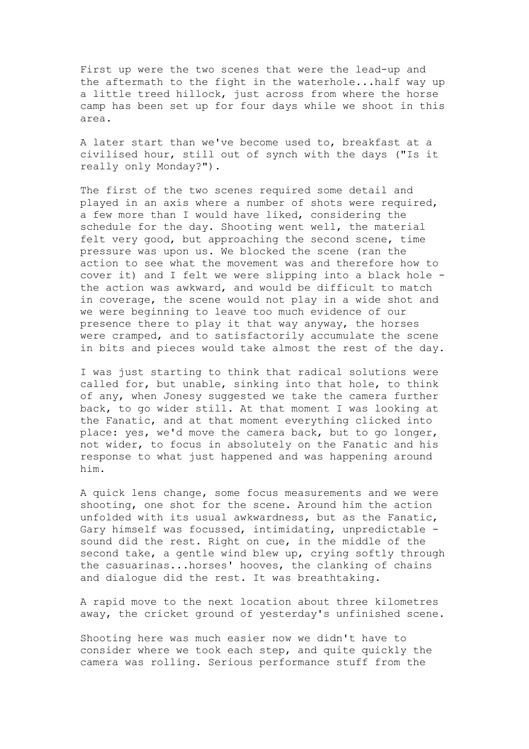First up were the two scenes that were the lead-up and the aftermath to the fight in the waterhole...half way up a little treed hillock, just across from where the horse camp has been set up for four days while we shoot in this area.

A later start than we've become used to, breakfast at a civilised hour, still out of synch with the days ("Is it really only Monday?").

The first of the two scenes required some detail and played in an axis where a number of shots were required, a few more than I would have liked, considering the schedule for the day. Shooting went well, the material felt very good, but approaching the second scene, time pressure was upon us. We blocked the scene (ran the action to see what the movement was and therefore how to cover it) and I felt we were slipping into a black hole - the action was awkward, and would be difficult to match in coverage, the scene would not play in a wide shot and we were beginning to leave too much evidence of our presence there to play it that way anyway, the horses were cramped, and to satisfactorily accumulate the scene in bits and pieces would take almost the rest of the day.

I was just starting to think that radical solutions were called for, but unable, sinking into that hole, to think of any, when Jonesy suggested we take the camera further back, to go wider still. At that moment I was looking at the Fanatic, and at that moment everything clicked into place: yes, we'd move the camera back, but to go longer, not wider, to focus in absolutely on the Fanatic and his response to what just happened and was happening around him.

A quick lens change, some focus measurements and we were shooting, one shot for the scene. Around him the action unfolded with its usual awkwardness, but as the Fanatic, Gary himself was focussed, intimidating, unpredictable - sound did the rest. Right on cue, in the middle of the second take, a gentle wind blew up, crying softly through the casuarinas...horses' hooves, the clanking of chains and dialogue did the rest. It was breathtaking.

A rapid move to the next location about three kilometres away, the cricket ground of yesterday's unfinished scene.

Shooting here was much easier now we didn't have to consider where we took each step, and quite quickly the camera was rolling. Serious performance stuff from the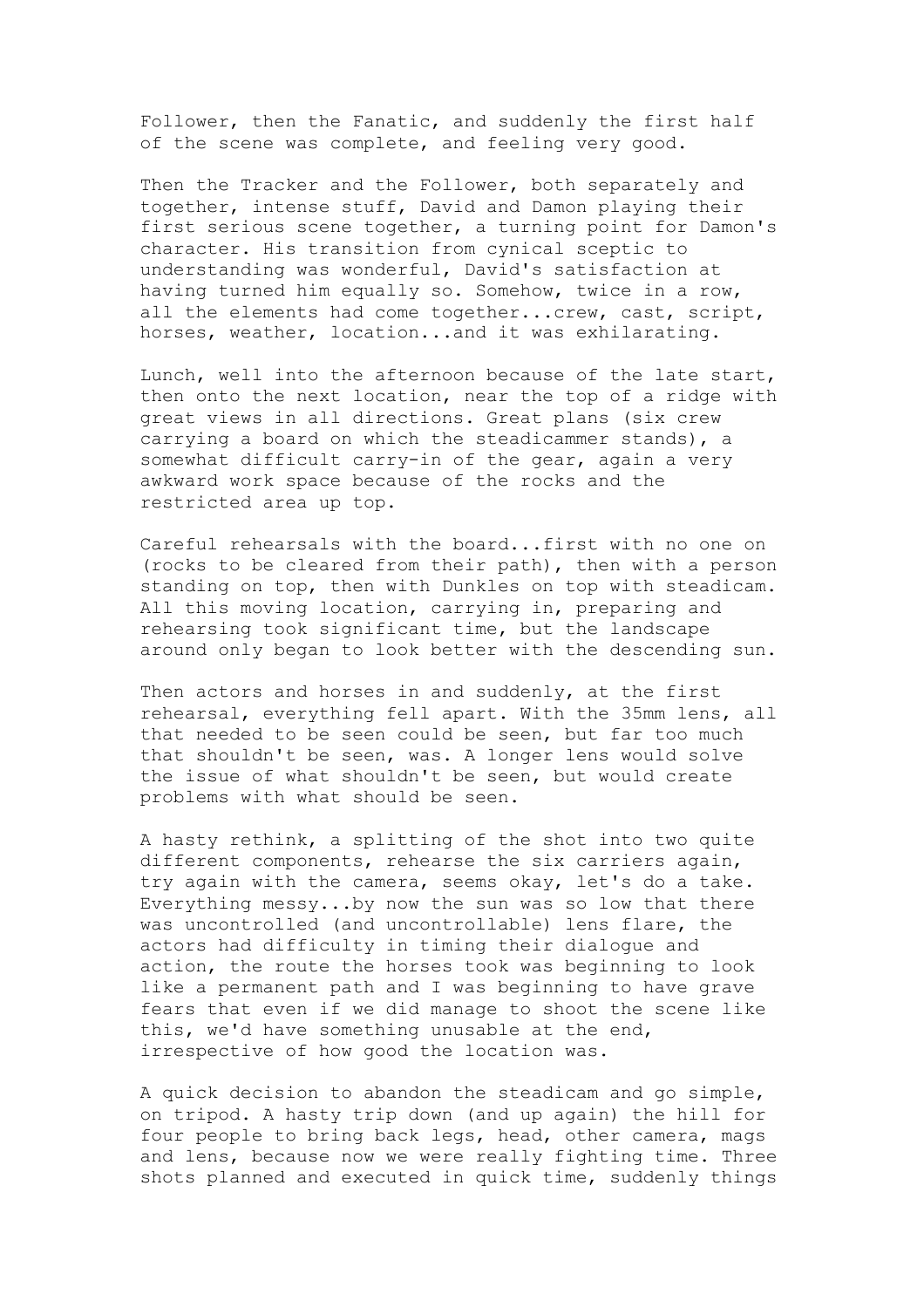Follower, then the Fanatic, and suddenly the first half of the scene was complete, and feeling very good.

Then the Tracker and the Follower, both separately and together, intense stuff, David and Damon playing their first serious scene together, a turning point for Damon's character. His transition from cynical sceptic to understanding was wonderful, David's satisfaction at having turned him equally so. Somehow, twice in a row, all the elements had come together...crew, cast, script, horses, weather, location...and it was exhilarating.

Lunch, well into the afternoon because of the late start, then onto the next location, near the top of a ridge with great views in all directions. Great plans (six crew carrying a board on which the steadicammer stands), a somewhat difficult carry-in of the gear, again a very awkward work space because of the rocks and the restricted area up top.

Careful rehearsals with the board...first with no one on (rocks to be cleared from their path), then with a person standing on top, then with Dunkles on top with steadicam. All this moving location, carrying in, preparing and rehearsing took significant time, but the landscape around only began to look better with the descending sun.

Then actors and horses in and suddenly, at the first rehearsal, everything fell apart. With the 35mm lens, all that needed to be seen could be seen, but far too much that shouldn't be seen, was. A longer lens would solve the issue of what shouldn't be seen, but would create problems with what should be seen.

A hasty rethink, a splitting of the shot into two quite different components, rehearse the six carriers again, try again with the camera, seems okay, let's do a take. Everything messy...by now the sun was so low that there was uncontrolled (and uncontrollable) lens flare, the actors had difficulty in timing their dialogue and action, the route the horses took was beginning to look like a permanent path and I was beginning to have grave fears that even if we did manage to shoot the scene like this, we'd have something unusable at the end, irrespective of how good the location was.

A quick decision to abandon the steadicam and go simple, on tripod. A hasty trip down (and up again) the hill for four people to bring back legs, head, other camera, mags and lens, because now we were really fighting time. Three shots planned and executed in quick time, suddenly things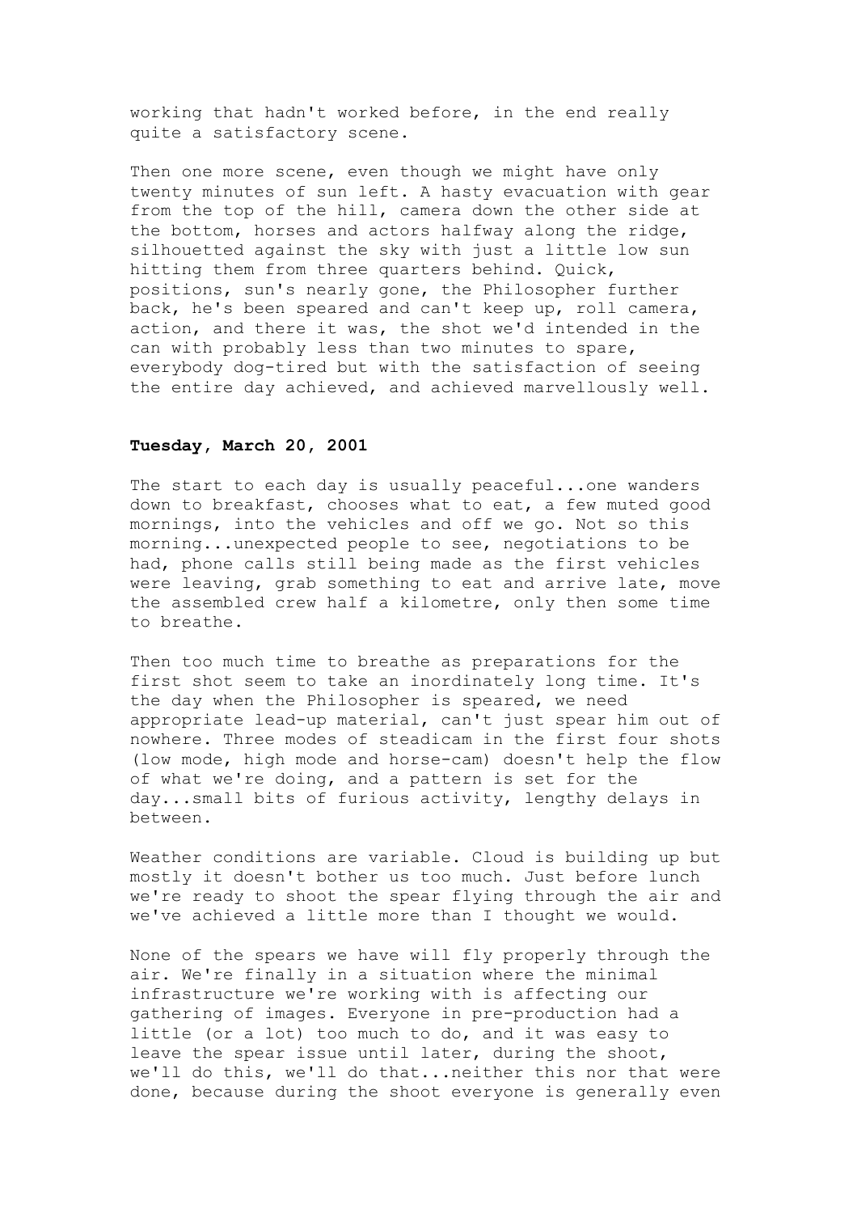working that hadn't worked before, in the end really quite a satisfactory scene.

Then one more scene, even though we might have only twenty minutes of sun left. A hasty evacuation with gear from the top of the hill, camera down the other side at the bottom, horses and actors halfway along the ridge, silhouetted against the sky with just a little low sun hitting them from three quarters behind. Quick, positions, sun's nearly gone, the Philosopher further back, he's been speared and can't keep up, roll camera, action, and there it was, the shot we'd intended in the can with probably less than two minutes to spare, everybody dog-tired but with the satisfaction of seeing the entire day achieved, and achieved marvellously well.

**Tuesday, March 20, 2001**

The start to each day is usually peaceful...one wanders down to breakfast, chooses what to eat, a few muted good mornings, into the vehicles and off we go. Not so this morning...unexpected people to see, negotiations to be had, phone calls still being made as the first vehicles were leaving, grab something to eat and arrive late, move the assembled crew half a kilometre, only then some time to breathe.

Then too much time to breathe as preparations for the first shot seem to take an inordinately long time. It's the day when the Philosopher is speared, we need appropriate lead-up material, can't just spear him out of nowhere. Three modes of steadicam in the first four shots (low mode, high mode and horse-cam) doesn't help the flow of what we're doing, and a pattern is set for the day...small bits of furious activity, lengthy delays in between.

Weather conditions are variable. Cloud is building up but mostly it doesn't bother us too much. Just before lunch we're ready to shoot the spear flying through the air and we've achieved a little more than I thought we would.

None of the spears we have will fly properly through the air. We're finally in a situation where the minimal infrastructure we're working with is affecting our gathering of images. Everyone in pre-production had a little (or a lot) too much to do, and it was easy to leave the spear issue until later, during the shoot, we'll do this, we'll do that...neither this nor that were done, because during the shoot everyone is generally even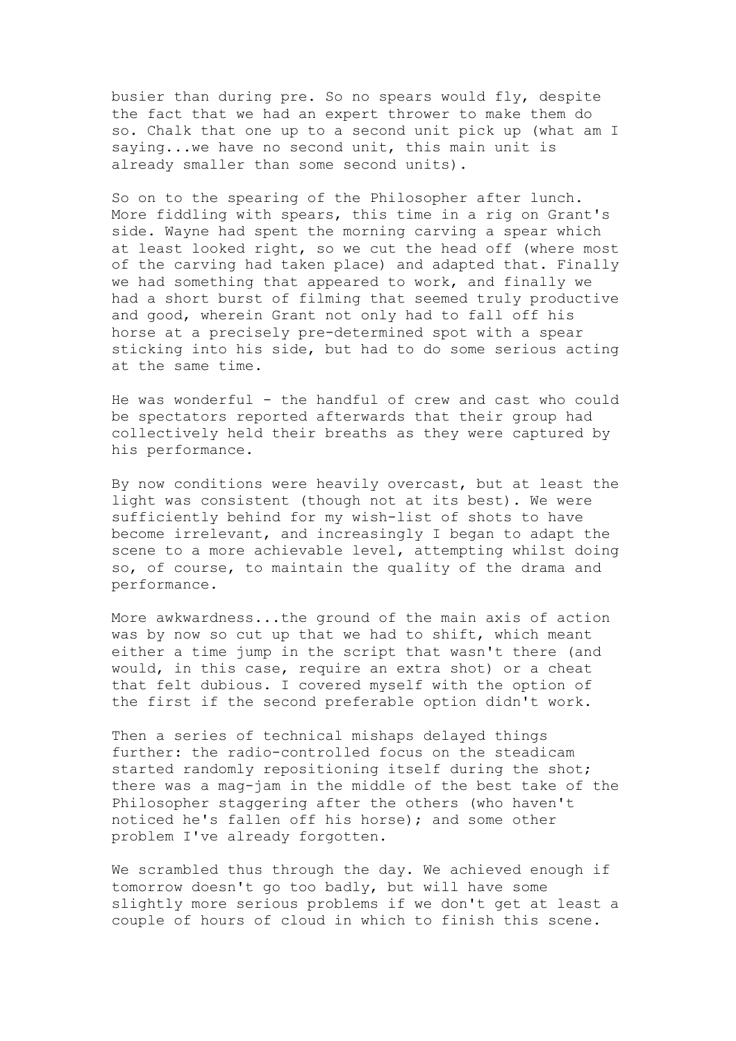busier than during pre. So no spears would fly, despite the fact that we had an expert thrower to make them do so. Chalk that one up to a second unit pick up (what am I saying...we have no second unit, this main unit is already smaller than some second units).

So on to the spearing of the Philosopher after lunch. More fiddling with spears, this time in a rig on Grant's side. Wayne had spent the morning carving a spear which at least looked right, so we cut the head off (where most of the carving had taken place) and adapted that. Finally we had something that appeared to work, and finally we had a short burst of filming that seemed truly productive and good, wherein Grant not only had to fall off his horse at a precisely pre-determined spot with a spear sticking into his side, but had to do some serious acting at the same time.

He was wonderful - the handful of crew and cast who could be spectators reported afterwards that their group had collectively held their breaths as they were captured by his performance.

By now conditions were heavily overcast, but at least the light was consistent (though not at its best). We were sufficiently behind for my wish-list of shots to have become irrelevant, and increasingly I began to adapt the scene to a more achievable level, attempting whilst doing so, of course, to maintain the quality of the drama and performance.

More awkwardness...the ground of the main axis of action was by now so cut up that we had to shift, which meant either a time jump in the script that wasn't there (and would, in this case, require an extra shot) or a cheat that felt dubious. I covered myself with the option of the first if the second preferable option didn't work.

Then a series of technical mishaps delayed things further: the radio-controlled focus on the steadicam started randomly repositioning itself during the shot; there was a mag-jam in the middle of the best take of the Philosopher staggering after the others (who haven't noticed he's fallen off his horse); and some other problem I've already forgotten.

We scrambled thus through the day. We achieved enough if tomorrow doesn't go too badly, but will have some slightly more serious problems if we don't get at least a couple of hours of cloud in which to finish this scene.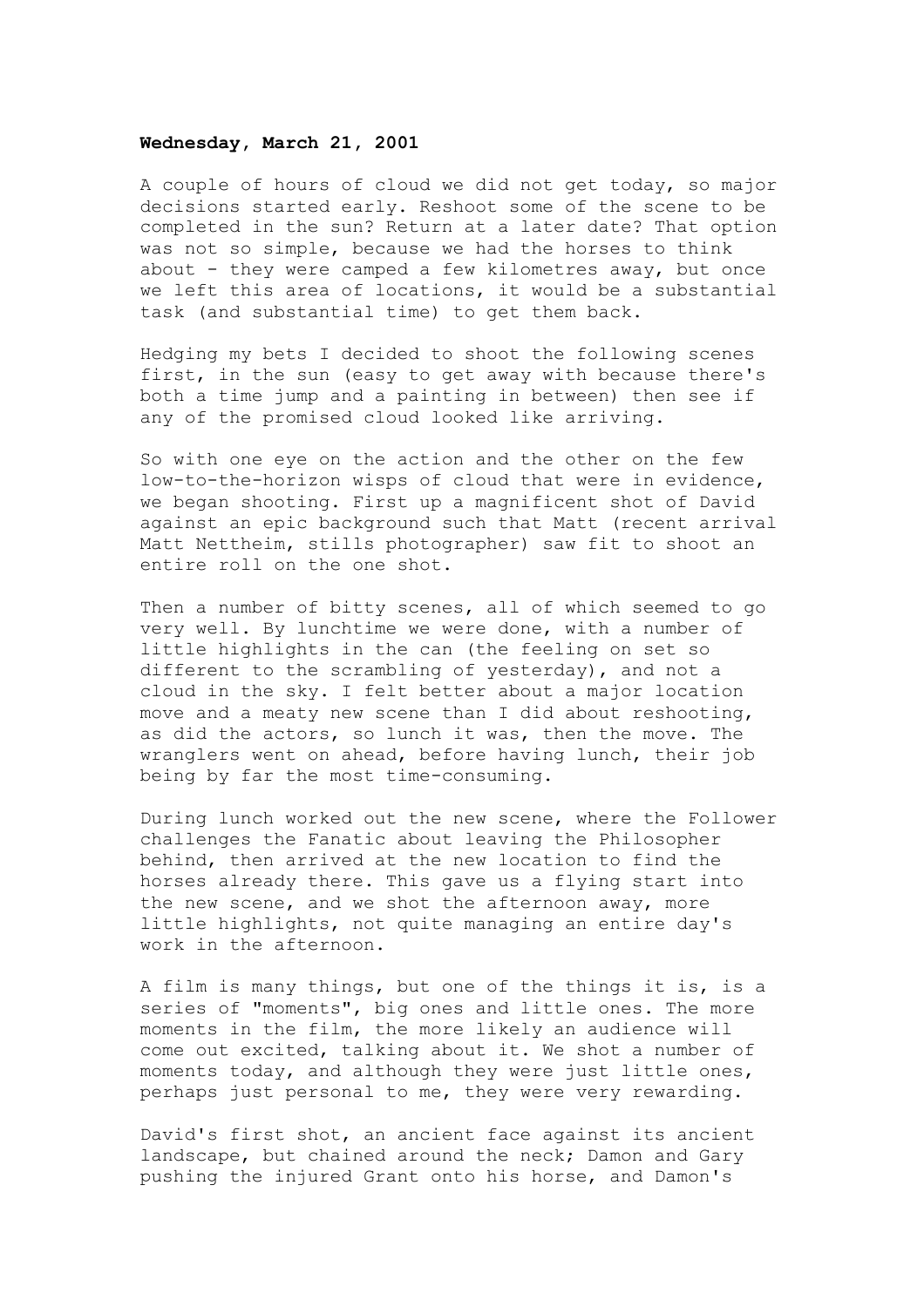**Wednesday, March 21, 2001**

A couple of hours of cloud we did not get today, so major decisions started early. Reshoot some of the scene to be completed in the sun? Return at a later date? That option was not so simple, because we had the horses to think about - they were camped a few kilometres away, but once we left this area of locations, it would be a substantial task (and substantial time) to get them back.

Hedging my bets I decided to shoot the following scenes first, in the sun (easy to get away with because there's both a time jump and a painting in between) then see if any of the promised cloud looked like arriving.

So with one eye on the action and the other on the few low-to-the-horizon wisps of cloud that were in evidence, we began shooting. First up a magnificent shot of David against an epic background such that Matt (recent arrival Matt Nettheim, stills photographer) saw fit to shoot an entire roll on the one shot.

Then a number of bitty scenes, all of which seemed to go very well. By lunchtime we were done, with a number of little highlights in the can (the feeling on set so different to the scrambling of yesterday), and not a cloud in the sky. I felt better about a major location move and a meaty new scene than I did about reshooting, as did the actors, so lunch it was, then the move. The wranglers went on ahead, before having lunch, their job being by far the most time-consuming.

During lunch worked out the new scene, where the Follower challenges the Fanatic about leaving the Philosopher behind, then arrived at the new location to find the horses already there. This gave us a flying start into the new scene, and we shot the afternoon away, more little highlights, not quite managing an entire day's work in the afternoon.

A film is many things, but one of the things it is, is a series of "moments", big ones and little ones. The more moments in the film, the more likely an audience will come out excited, talking about it. We shot a number of moments today, and although they were just little ones, perhaps just personal to me, they were very rewarding.

David's first shot, an ancient face against its ancient landscape, but chained around the neck; Damon and Gary pushing the injured Grant onto his horse, and Damon's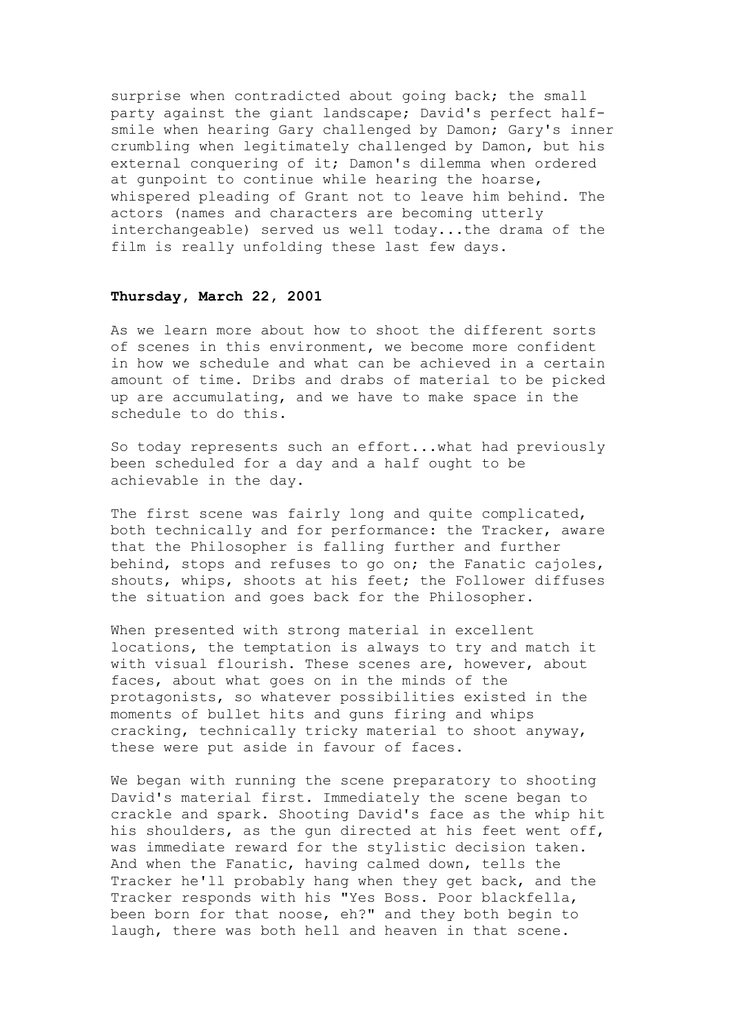surprise when contradicted about going back; the small party against the giant landscape; David's perfect half-smile when hearing Gary challenged by Damon; Gary's inner crumbling when legitimately challenged by Damon, but his external conquering of it; Damon's dilemma when ordered at gunpoint to continue while hearing the hoarse, whispered pleading of Grant not to leave him behind. The actors (names and characters are becoming utterly interchangeable) served us well today...the drama of the film is really unfolding these last few days.

**Thursday, March 22, 2001**

As we learn more about how to shoot the different sorts of scenes in this environment, we become more confident in how we schedule and what can be achieved in a certain amount of time. Dribs and drabs of material to be picked up are accumulating, and we have to make space in the schedule to do this.

So today represents such an effort...what had previously been scheduled for a day and a half ought to be achievable in the day.

The first scene was fairly long and quite complicated, both technically and for performance: the Tracker, aware that the Philosopher is falling further and further behind, stops and refuses to go on; the Fanatic cajoles, shouts, whips, shoots at his feet; the Follower diffuses the situation and goes back for the Philosopher.

When presented with strong material in excellent locations, the temptation is always to try and match it with visual flourish. These scenes are, however, about faces, about what goes on in the minds of the protagonists, so whatever possibilities existed in the moments of bullet hits and guns firing and whips cracking, technically tricky material to shoot anyway, these were put aside in favour of faces.

We began with running the scene preparatory to shooting David's material first. Immediately the scene began to crackle and spark. Shooting David's face as the whip hit his shoulders, as the gun directed at his feet went off, was immediate reward for the stylistic decision taken. And when the Fanatic, having calmed down, tells the Tracker he'll probably hang when they get back, and the Tracker responds with his "Yes Boss. Poor blackfella, been born for that noose, eh?" and they both begin to laugh, there was both hell and heaven in that scene.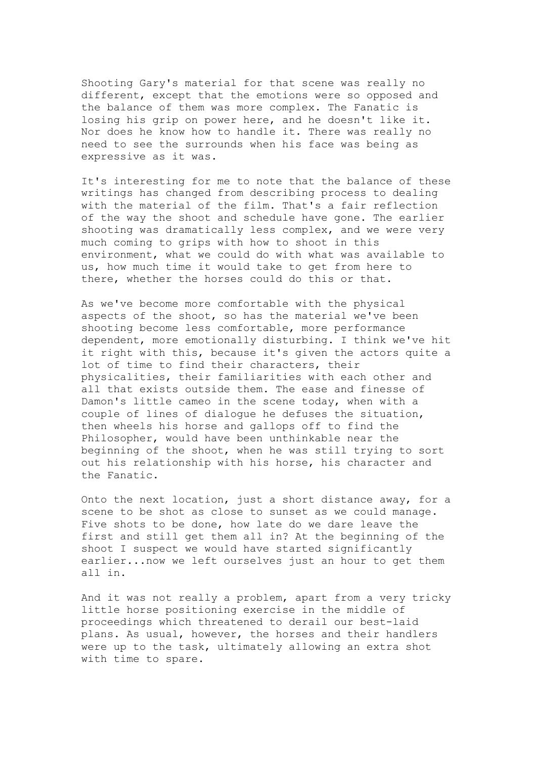Shooting Gary's material for that scene was really no different, except that the emotions were so opposed and the balance of them was more complex. The Fanatic is losing his grip on power here, and he doesn't like it. Nor does he know how to handle it. There was really no need to see the surrounds when his face was being as expressive as it was.

It's interesting for me to note that the balance of these writings has changed from describing process to dealing with the material of the film. That's a fair reflection of the way the shoot and schedule have gone. The earlier shooting was dramatically less complex, and we were very much coming to grips with how to shoot in this environment, what we could do with what was available to us, how much time it would take to get from here to there, whether the horses could do this or that.

As we've become more comfortable with the physical aspects of the shoot, so has the material we've been shooting become less comfortable, more performance dependent, more emotionally disturbing. I think we've hit it right with this, because it's given the actors quite a lot of time to find their characters, their physicalities, their familiarities with each other and all that exists outside them. The ease and finesse of Damon's little cameo in the scene today, when with a couple of lines of dialogue he defuses the situation, then wheels his horse and gallops off to find the Philosopher, would have been unthinkable near the beginning of the shoot, when he was still trying to sort out his relationship with his horse, his character and the Fanatic.

Onto the next location, just a short distance away, for a scene to be shot as close to sunset as we could manage. Five shots to be done, how late do we dare leave the first and still get them all in? At the beginning of the shoot I suspect we would have started significantly earlier...now we left ourselves just an hour to get them all in.

And it was not really a problem, apart from a very tricky little horse positioning exercise in the middle of proceedings which threatened to derail our best-laid plans. As usual, however, the horses and their handlers were up to the task, ultimately allowing an extra shot with time to spare.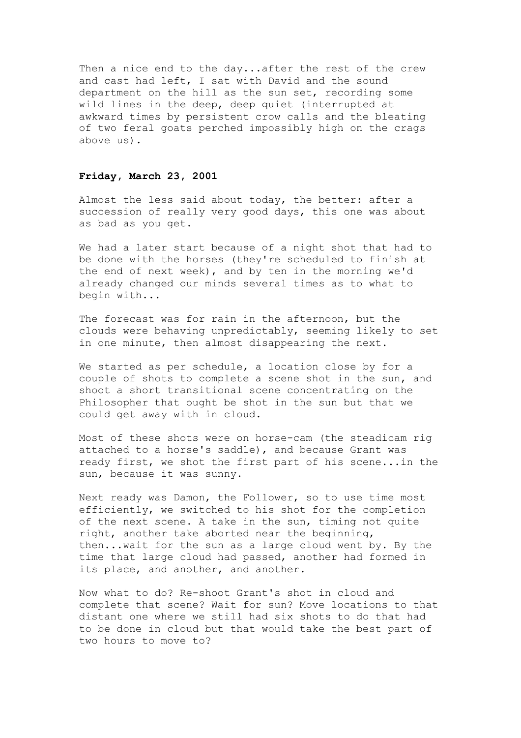Then a nice end to the day...after the rest of the crew and cast had left, I sat with David and the sound department on the hill as the sun set, recording some wild lines in the deep, deep quiet (interrupted at awkward times by persistent crow calls and the bleating of two feral goats perched impossibly high on the crags above us).

**Friday, March 23, 2001**

Almost the less said about today, the better: after a succession of really very good days, this one was about as bad as you get.

We had a later start because of a night shot that had to be done with the horses (they're scheduled to finish at the end of next week), and by ten in the morning we'd already changed our minds several times as to what to begin with...

The forecast was for rain in the afternoon, but the clouds were behaving unpredictably, seeming likely to set in one minute, then almost disappearing the next.

We started as per schedule, a location close by for a couple of shots to complete a scene shot in the sun, and shoot a short transitional scene concentrating on the Philosopher that ought be shot in the sun but that we could get away with in cloud.

Most of these shots were on horse-cam (the steadicam rig attached to a horse's saddle), and because Grant was ready first, we shot the first part of his scene...in the sun, because it was sunny.

Next ready was Damon, the Follower, so to use time most efficiently, we switched to his shot for the completion of the next scene. A take in the sun, timing not quite right, another take aborted near the beginning, then...wait for the sun as a large cloud went by. By the time that large cloud had passed, another had formed in its place, and another, and another.

Now what to do? Re-shoot Grant's shot in cloud and complete that scene? Wait for sun? Move locations to that distant one where we still had six shots to do that had to be done in cloud but that would take the best part of two hours to move to?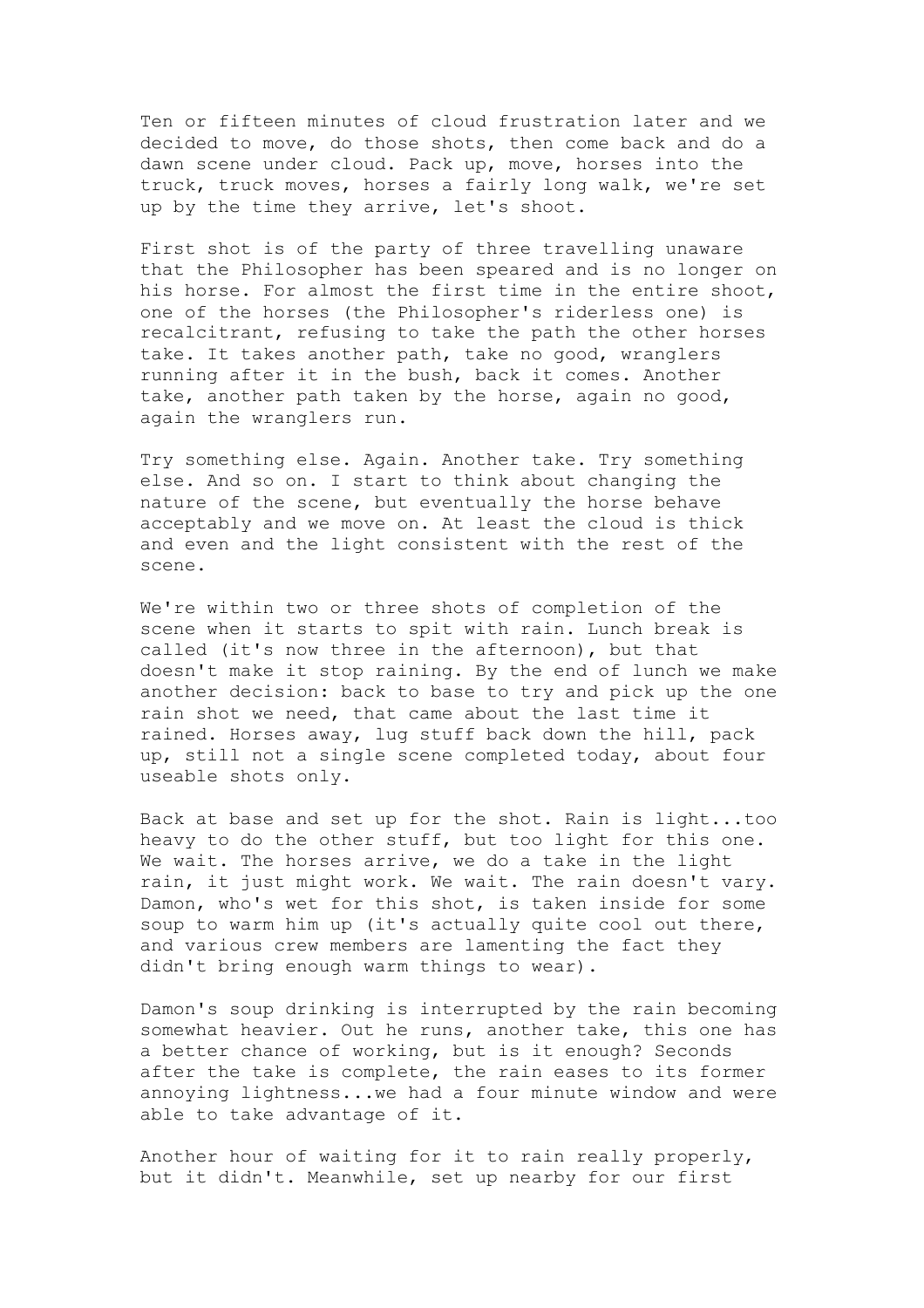Ten or fifteen minutes of cloud frustration later and we decided to move, do those shots, then come back and do a dawn scene under cloud. Pack up, move, horses into the truck, truck moves, horses a fairly long walk, we're set up by the time they arrive, let's shoot.

First shot is of the party of three travelling unaware that the Philosopher has been speared and is no longer on his horse. For almost the first time in the entire shoot, one of the horses (the Philosopher's riderless one) is recalcitrant, refusing to take the path the other horses take. It takes another path, take no good, wranglers running after it in the bush, back it comes. Another take, another path taken by the horse, again no good, again the wranglers run.

Try something else. Again. Another take. Try something else. And so on. I start to think about changing the nature of the scene, but eventually the horse behave acceptably and we move on. At least the cloud is thick and even and the light consistent with the rest of the scene.

We're within two or three shots of completion of the scene when it starts to spit with rain. Lunch break is called (it's now three in the afternoon), but that doesn't make it stop raining. By the end of lunch we make another decision: back to base to try and pick up the one rain shot we need, that came about the last time it rained. Horses away, lug stuff back down the hill, pack up, still not a single scene completed today, about four useable shots only.

Back at base and set up for the shot. Rain is light...too heavy to do the other stuff, but too light for this one. We wait. The horses arrive, we do a take in the light rain, it just might work. We wait. The rain doesn't vary. Damon, who's wet for this shot, is taken inside for some soup to warm him up (it's actually quite cool out there, and various crew members are lamenting the fact they didn't bring enough warm things to wear).

Damon's soup drinking is interrupted by the rain becoming somewhat heavier. Out he runs, another take, this one has a better chance of working, but is it enough? Seconds after the take is complete, the rain eases to its former annoying lightness...we had a four minute window and were able to take advantage of it.

Another hour of waiting for it to rain really properly, but it didn't. Meanwhile, set up nearby for our first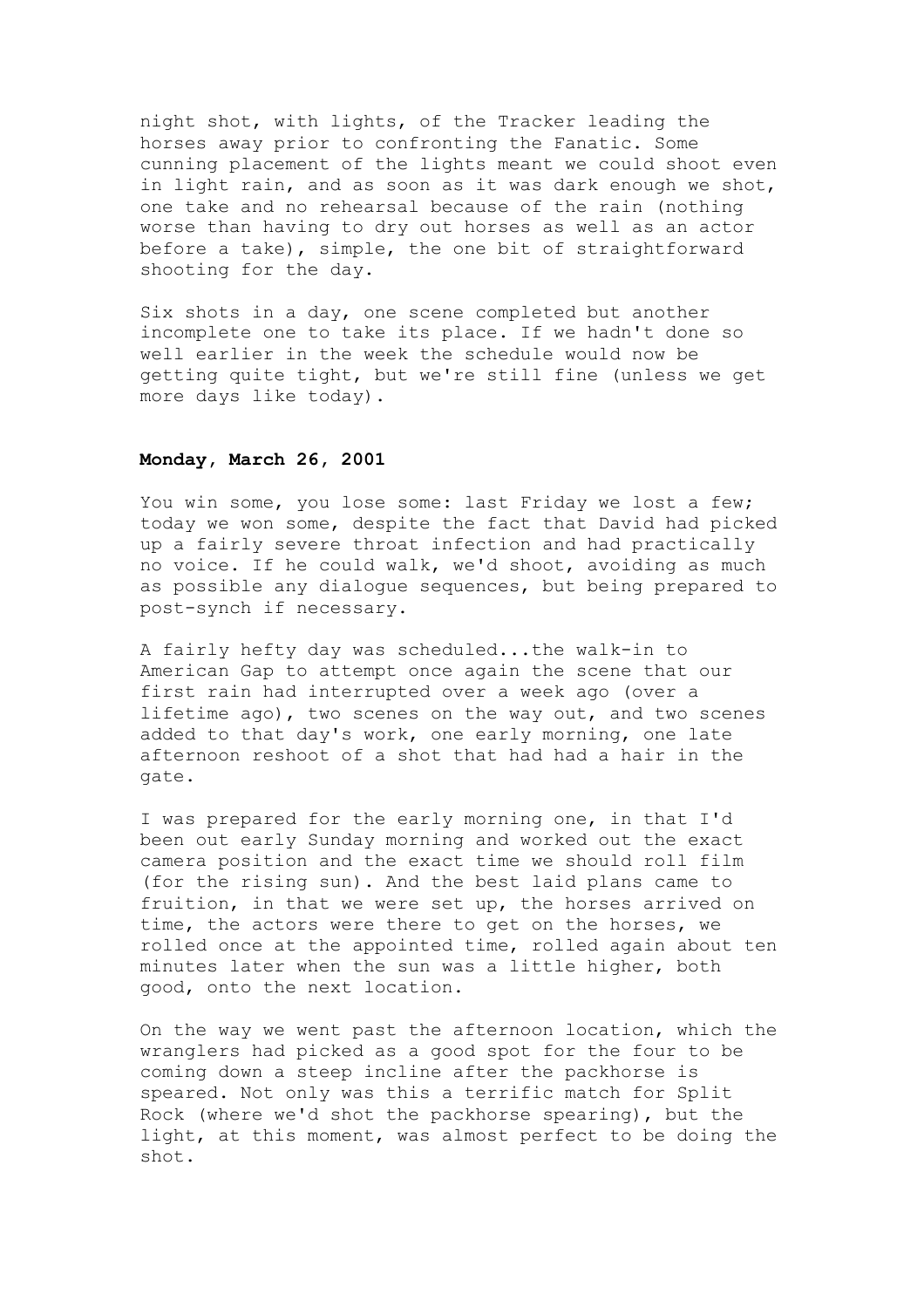night shot, with lights, of the Tracker leading the horses away prior to confronting the Fanatic. Some cunning placement of the lights meant we could shoot even in light rain, and as soon as it was dark enough we shot, one take and no rehearsal because of the rain (nothing worse than having to dry out horses as well as an actor before a take), simple, the one bit of straightforward shooting for the day.

Six shots in a day, one scene completed but another incomplete one to take its place. If we hadn't done so well earlier in the week the schedule would now be getting quite tight, but we're still fine (unless we get more days like today).

**Monday, March 26, 2001**

You win some, you lose some: last Friday we lost a few; today we won some, despite the fact that David had picked up a fairly severe throat infection and had practically no voice. If he could walk, we'd shoot, avoiding as much as possible any dialogue sequences, but being prepared to post-synch if necessary.

A fairly hefty day was scheduled...the walk-in to American Gap to attempt once again the scene that our first rain had interrupted over a week ago (over a lifetime ago), two scenes on the way out, and two scenes added to that day's work, one early morning, one late afternoon reshoot of a shot that had had a hair in the gate.

I was prepared for the early morning one, in that I'd been out early Sunday morning and worked out the exact camera position and the exact time we should roll film (for the rising sun). And the best laid plans came to fruition, in that we were set up, the horses arrived on time, the actors were there to get on the horses, we rolled once at the appointed time, rolled again about ten minutes later when the sun was a little higher, both good, onto the next location.

On the way we went past the afternoon location, which the wranglers had picked as a good spot for the four to be coming down a steep incline after the packhorse is speared. Not only was this a terrific match for Split Rock (where we'd shot the packhorse spearing), but the light, at this moment, was almost perfect to be doing the shot.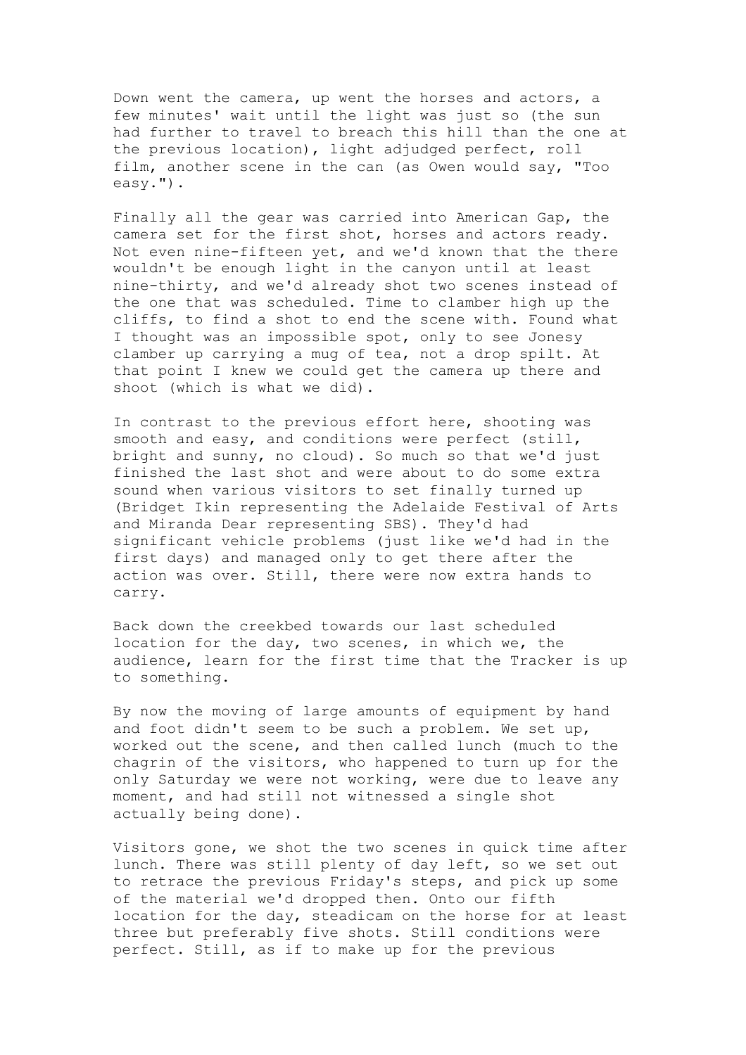Down went the camera, up went the horses and actors, a few minutes' wait until the light was just so (the sun had further to travel to breach this hill than the one at the previous location), light adjudged perfect, roll film, another scene in the can (as Owen would say, "Too easy.").

Finally all the gear was carried into American Gap, the camera set for the first shot, horses and actors ready. Not even nine-fifteen yet, and we'd known that the there wouldn't be enough light in the canyon until at least nine-thirty, and we'd already shot two scenes instead of the one that was scheduled. Time to clamber high up the cliffs, to find a shot to end the scene with. Found what I thought was an impossible spot, only to see Jonesy clamber up carrying a mug of tea, not a drop spilt. At that point I knew we could get the camera up there and shoot (which is what we did).

In contrast to the previous effort here, shooting was smooth and easy, and conditions were perfect (still, bright and sunny, no cloud). So much so that we'd just finished the last shot and were about to do some extra sound when various visitors to set finally turned up (Bridget Ikin representing the Adelaide Festival of Arts and Miranda Dear representing SBS). They'd had significant vehicle problems (just like we'd had in the first days) and managed only to get there after the action was over. Still, there were now extra hands to carry.

Back down the creekbed towards our last scheduled location for the day, two scenes, in which we, the audience, learn for the first time that the Tracker is up to something.

By now the moving of large amounts of equipment by hand and foot didn't seem to be such a problem. We set up, worked out the scene, and then called lunch (much to the chagrin of the visitors, who happened to turn up for the only Saturday we were not working, were due to leave any moment, and had still not witnessed a single shot actually being done).

Visitors gone, we shot the two scenes in quick time after lunch. There was still plenty of day left, so we set out to retrace the previous Friday's steps, and pick up some of the material we'd dropped then. Onto our fifth location for the day, steadicam on the horse for at least three but preferably five shots. Still conditions were perfect. Still, as if to make up for the previous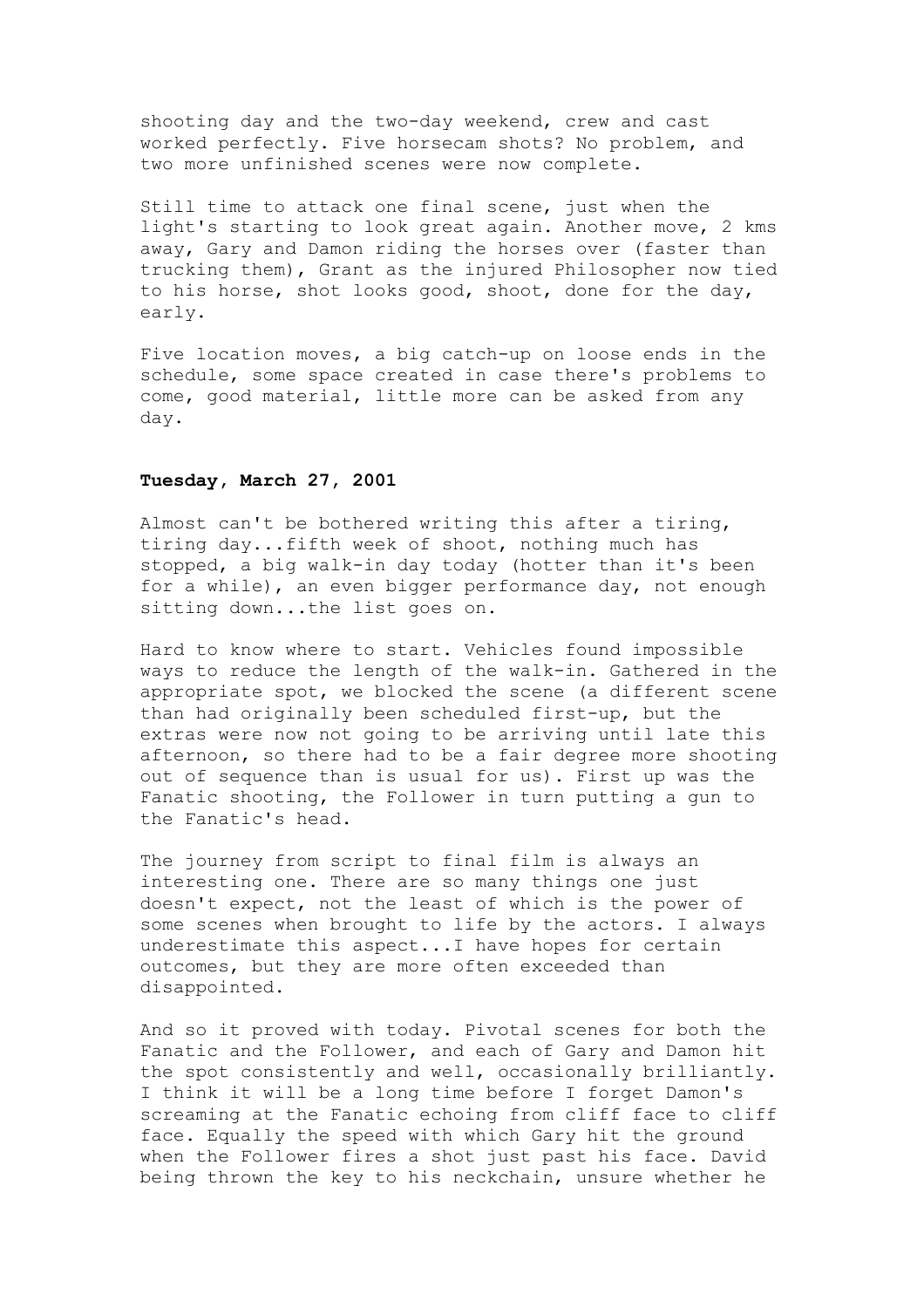shooting day and the two-day weekend, crew and cast worked perfectly. Five horsecam shots? No problem, and two more unfinished scenes were now complete.

Still time to attack one final scene, just when the light's starting to look great again. Another move, 2 kms away, Gary and Damon riding the horses over (faster than trucking them), Grant as the injured Philosopher now tied to his horse, shot looks good, shoot, done for the day, early.

Five location moves, a big catch-up on loose ends in the schedule, some space created in case there's problems to come, good material, little more can be asked from any day.

**Tuesday, March 27, 2001**

Almost can't be bothered writing this after a tiring, tiring day...fifth week of shoot, nothing much has stopped, a big walk-in day today (hotter than it's been for a while), an even bigger performance day, not enough sitting down...the list goes on.

Hard to know where to start. Vehicles found impossible ways to reduce the length of the walk-in. Gathered in the appropriate spot, we blocked the scene (a different scene than had originally been scheduled first-up, but the extras were now not going to be arriving until late this afternoon, so there had to be a fair degree more shooting out of sequence than is usual for us). First up was the Fanatic shooting, the Follower in turn putting a gun to the Fanatic's head.

The journey from script to final film is always an interesting one. There are so many things one just doesn't expect, not the least of which is the power of some scenes when brought to life by the actors. I always underestimate this aspect...I have hopes for certain outcomes, but they are more often exceeded than disappointed.

And so it proved with today. Pivotal scenes for both the Fanatic and the Follower, and each of Gary and Damon hit the spot consistently and well, occasionally brilliantly. I think it will be a long time before I forget Damon's screaming at the Fanatic echoing from cliff face to cliff face. Equally the speed with which Gary hit the ground when the Follower fires a shot just past his face. David being thrown the key to his neckchain, unsure whether he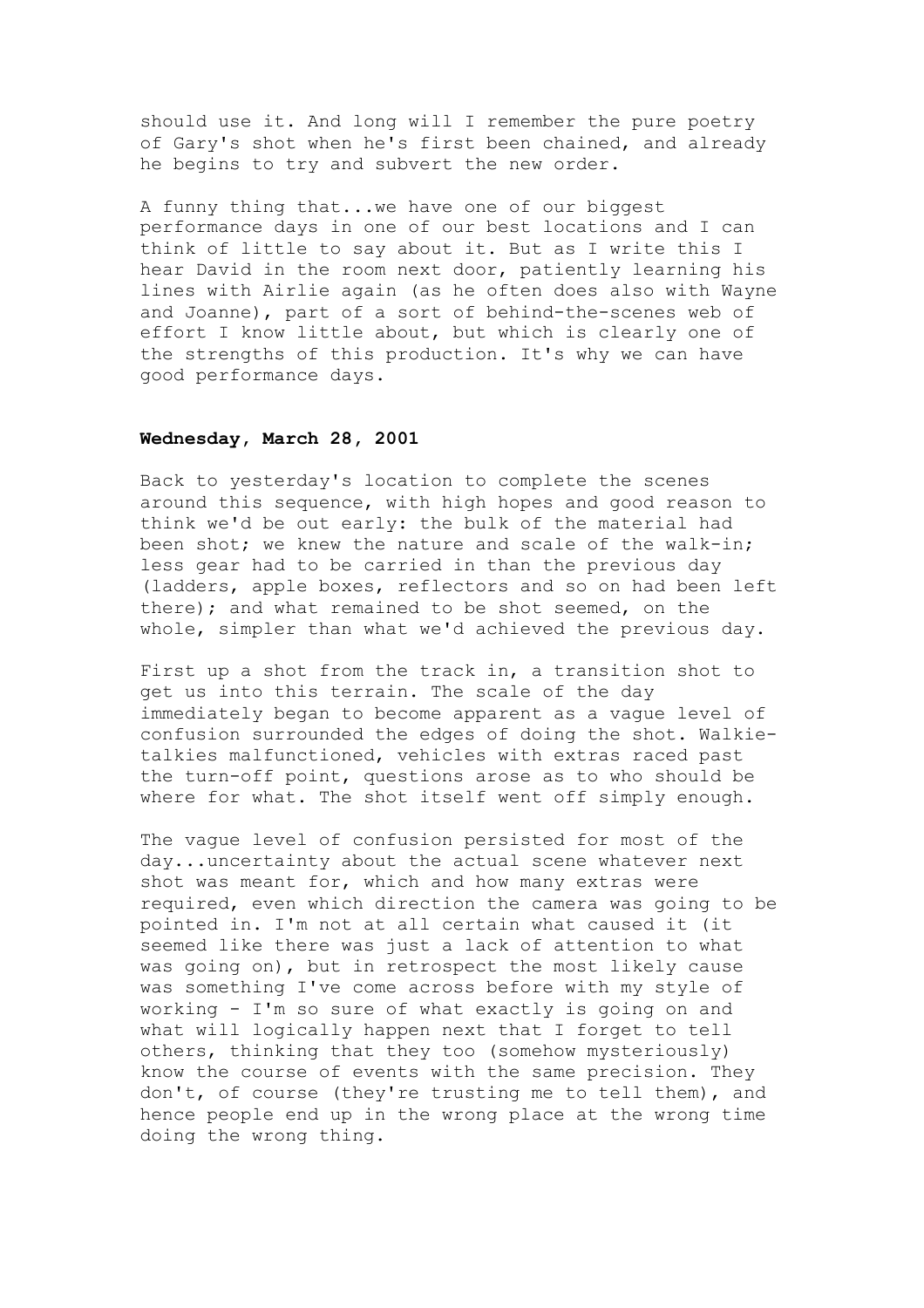should use it. And long will I remember the pure poetry of Gary's shot when he's first been chained, and already he begins to try and subvert the new order.

A funny thing that...we have one of our biggest performance days in one of our best locations and I can think of little to say about it. But as I write this I hear David in the room next door, patiently learning his lines with Airlie again (as he often does also with Wayne and Joanne), part of a sort of behind-the-scenes web of effort I know little about, but which is clearly one of the strengths of this production. It's why we can have good performance days.

**Wednesday, March 28, 2001**

Back to yesterday's location to complete the scenes around this sequence, with high hopes and good reason to think we'd be out early: the bulk of the material had been shot; we knew the nature and scale of the walk-in; less gear had to be carried in than the previous day (ladders, apple boxes, reflectors and so on had been left there); and what remained to be shot seemed, on the whole, simpler than what we'd achieved the previous day.

First up a shot from the track in, a transition shot to get us into this terrain. The scale of the day immediately began to become apparent as a vague level of confusion surrounded the edges of doing the shot. Walkie-talkies malfunctioned, vehicles with extras raced past the turn-off point, questions arose as to who should be where for what. The shot itself went off simply enough.

The vague level of confusion persisted for most of the day...uncertainty about the actual scene whatever next shot was meant for, which and how many extras were required, even which direction the camera was going to be pointed in. I'm not at all certain what caused it (it seemed like there was just a lack of attention to what was going on), but in retrospect the most likely cause was something I've come across before with my style of working - I'm so sure of what exactly is going on and what will logically happen next that I forget to tell others, thinking that they too (somehow mysteriously) know the course of events with the same precision. They don't, of course (they're trusting me to tell them), and hence people end up in the wrong place at the wrong time doing the wrong thing.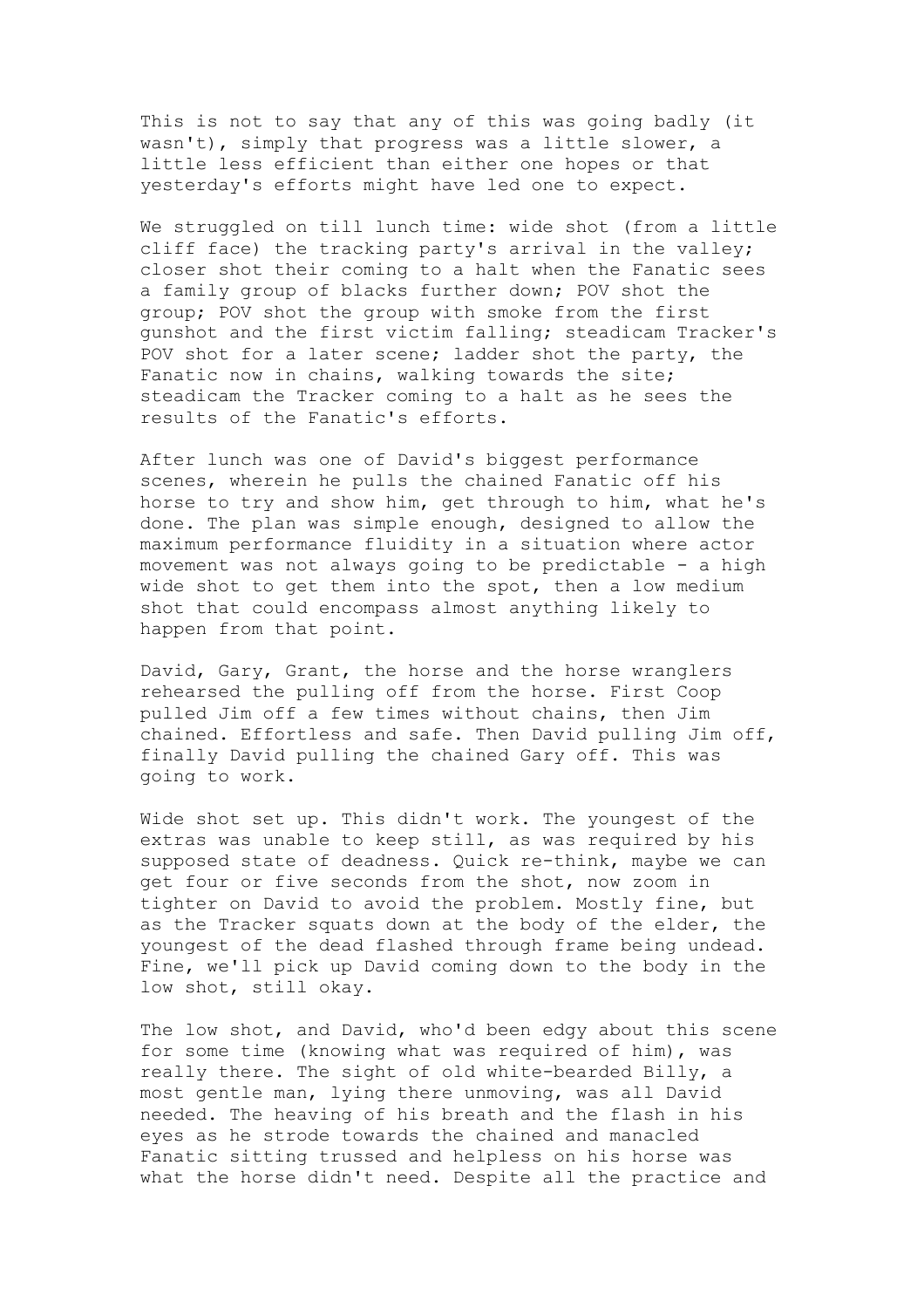This is not to say that any of this was going badly (it wasn't), simply that progress was a little slower, a little less efficient than either one hopes or that yesterday's efforts might have led one to expect.

We struggled on till lunch time: wide shot (from a little cliff face) the tracking party's arrival in the valley; closer shot their coming to a halt when the Fanatic sees a family group of blacks further down; POV shot the group; POV shot the group with smoke from the first gunshot and the first victim falling; steadicam Tracker's POV shot for a later scene; ladder shot the party, the Fanatic now in chains, walking towards the site; steadicam the Tracker coming to a halt as he sees the results of the Fanatic's efforts.

After lunch was one of David's biggest performance scenes, wherein he pulls the chained Fanatic off his horse to try and show him, get through to him, what he's done. The plan was simple enough, designed to allow the maximum performance fluidity in a situation where actor movement was not always going to be predictable - a high wide shot to get them into the spot, then a low medium shot that could encompass almost anything likely to happen from that point.

David, Gary, Grant, the horse and the horse wranglers rehearsed the pulling off from the horse. First Coop pulled Jim off a few times without chains, then Jim chained. Effortless and safe. Then David pulling Jim off, finally David pulling the chained Gary off. This was going to work.

Wide shot set up. This didn't work. The youngest of the extras was unable to keep still, as was required by his supposed state of deadness. Quick re-think, maybe we can get four or five seconds from the shot, now zoom in tighter on David to avoid the problem. Mostly fine, but as the Tracker squats down at the body of the elder, the youngest of the dead flashed through frame being undead. Fine, we'll pick up David coming down to the body in the low shot, still okay.

The low shot, and David, who'd been edgy about this scene for some time (knowing what was required of him), was really there. The sight of old white-bearded Billy, a most gentle man, lying there unmoving, was all David needed. The heaving of his breath and the flash in his eyes as he strode towards the chained and manacled Fanatic sitting trussed and helpless on his horse was what the horse didn't need. Despite all the practice and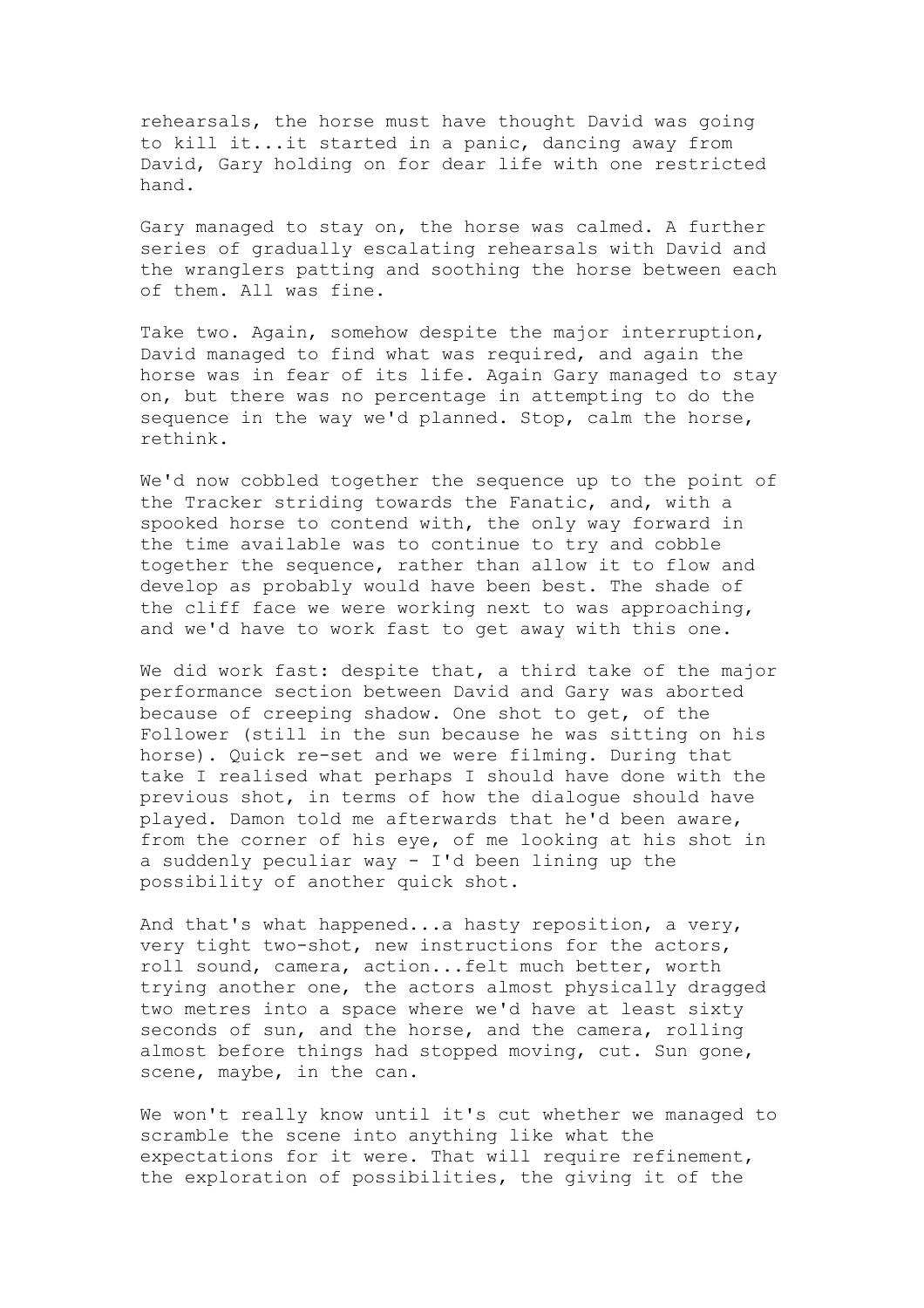rehearsals, the horse must have thought David was going to kill it...it started in a panic, dancing away from David, Gary holding on for dear life with one restricted hand.

Gary managed to stay on, the horse was calmed. A further series of gradually escalating rehearsals with David and the wranglers patting and soothing the horse between each of them. All was fine.

Take two. Again, somehow despite the major interruption, David managed to find what was required, and again the horse was in fear of its life. Again Gary managed to stay on, but there was no percentage in attempting to do the sequence in the way we'd planned. Stop, calm the horse, rethink.

We'd now cobbled together the sequence up to the point of the Tracker striding towards the Fanatic, and, with a spooked horse to contend with, the only way forward in the time available was to continue to try and cobble together the sequence, rather than allow it to flow and develop as probably would have been best. The shade of the cliff face we were working next to was approaching, and we'd have to work fast to get away with this one.

We did work fast: despite that, a third take of the major performance section between David and Gary was aborted because of creeping shadow. One shot to get, of the Follower (still in the sun because he was sitting on his horse). Quick re-set and we were filming. During that take I realised what perhaps I should have done with the previous shot, in terms of how the dialogue should have played. Damon told me afterwards that he'd been aware, from the corner of his eye, of me looking at his shot in a suddenly peculiar way - I'd been lining up the possibility of another quick shot.

And that's what happened...a hasty reposition, a very, very tight two-shot, new instructions for the actors, roll sound, camera, action...felt much better, worth trying another one, the actors almost physically dragged two metres into a space where we'd have at least sixty seconds of sun, and the horse, and the camera, rolling almost before things had stopped moving, cut. Sun gone, scene, maybe, in the can.

We won't really know until it's cut whether we managed to scramble the scene into anything like what the expectations for it were. That will require refinement, the exploration of possibilities, the giving it of the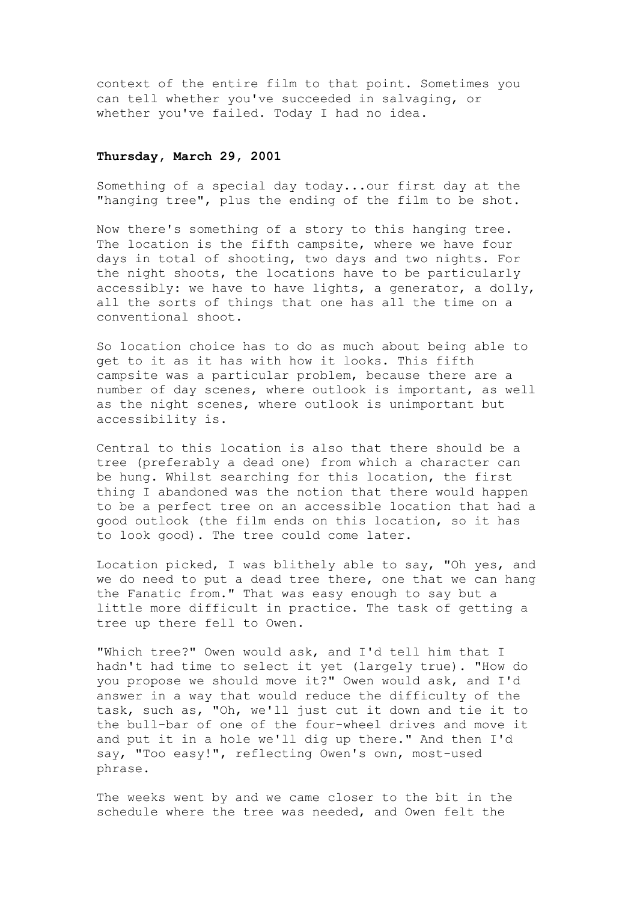context of the entire film to that point. Sometimes you can tell whether you've succeeded in salvaging, or whether you've failed. Today I had no idea.

**Thursday, March 29, 2001**

Something of a special day today...our first day at the "hanging tree", plus the ending of the film to be shot.

Now there's something of a story to this hanging tree. The location is the fifth campsite, where we have four days in total of shooting, two days and two nights. For the night shoots, the locations have to be particularly accessibly: we have to have lights, a generator, a dolly, all the sorts of things that one has all the time on a conventional shoot.

So location choice has to do as much about being able to get to it as it has with how it looks. This fifth campsite was a particular problem, because there are a number of day scenes, where outlook is important, as well as the night scenes, where outlook is unimportant but accessibility is.

Central to this location is also that there should be a tree (preferably a dead one) from which a character can be hung. Whilst searching for this location, the first thing I abandoned was the notion that there would happen to be a perfect tree on an accessible location that had a good outlook (the film ends on this location, so it has to look good). The tree could come later.

Location picked, I was blithely able to say, "Oh yes, and we do need to put a dead tree there, one that we can hang the Fanatic from." That was easy enough to say but a little more difficult in practice. The task of getting a tree up there fell to Owen.

"Which tree?" Owen would ask, and I'd tell him that I hadn't had time to select it yet (largely true). "How do you propose we should move it?" Owen would ask, and I'd answer in a way that would reduce the difficulty of the task, such as, "Oh, we'll just cut it down and tie it to the bull-bar of one of the four-wheel drives and move it and put it in a hole we'll dig up there." And then I'd say, "Too easy!", reflecting Owen's own, most-used phrase.

The weeks went by and we came closer to the bit in the schedule where the tree was needed, and Owen felt the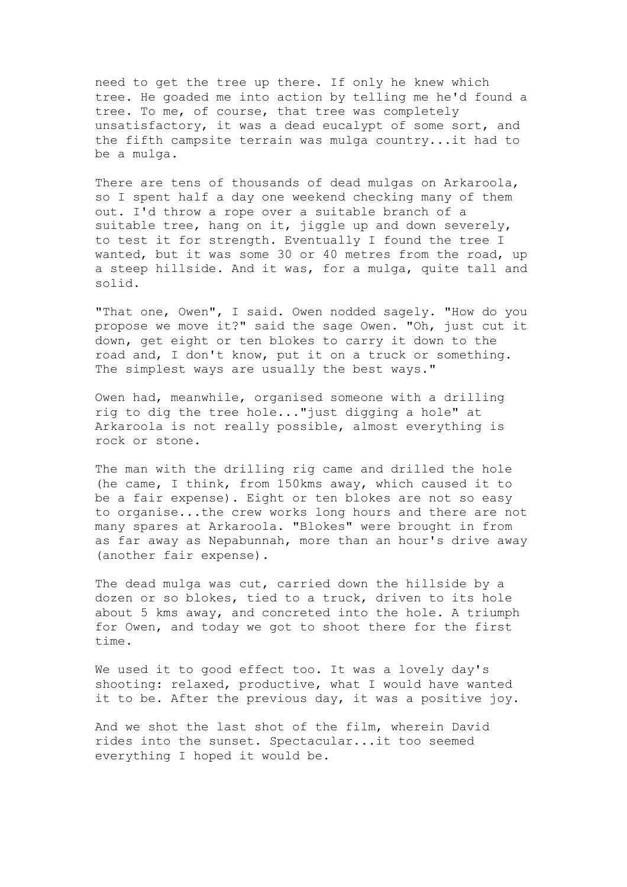need to get the tree up there. If only he knew which tree. He goaded me into action by telling me he'd found a tree. To me, of course, that tree was completely unsatisfactory, it was a dead eucalypt of some sort, and the fifth campsite terrain was mulga country...it had to be a mulga.

There are tens of thousands of dead mulgas on Arkaroola, so I spent half a day one weekend checking many of them out. I'd throw a rope over a suitable branch of a suitable tree, hang on it, jiggle up and down severely, to test it for strength. Eventually I found the tree I wanted, but it was some 30 or 40 metres from the road, up a steep hillside. And it was, for a mulga, quite tall and solid.

"That one, Owen", I said. Owen nodded sagely. "How do you propose we move it?" said the sage Owen. "Oh, just cut it down, get eight or ten blokes to carry it down to the road and, I don't know, put it on a truck or something. The simplest ways are usually the best ways."

Owen had, meanwhile, organised someone with a drilling rig to dig the tree hole..."just digging a hole" at Arkaroola is not really possible, almost everything is rock or stone.

The man with the drilling rig came and drilled the hole (he came, I think, from 150kms away, which caused it to be a fair expense). Eight or ten blokes are not so easy to organise...the crew works long hours and there are not many spares at Arkaroola. "Blokes" were brought in from as far away as Nepabunnah, more than an hour's drive away (another fair expense).

The dead mulga was cut, carried down the hillside by a dozen or so blokes, tied to a truck, driven to its hole about 5 kms away, and concreted into the hole. A triumph for Owen, and today we got to shoot there for the first time.

We used it to good effect too. It was a lovely day's shooting: relaxed, productive, what I would have wanted it to be. After the previous day, it was a positive joy.

And we shot the last shot of the film, wherein David rides into the sunset. Spectacular...it too seemed everything I hoped it would be.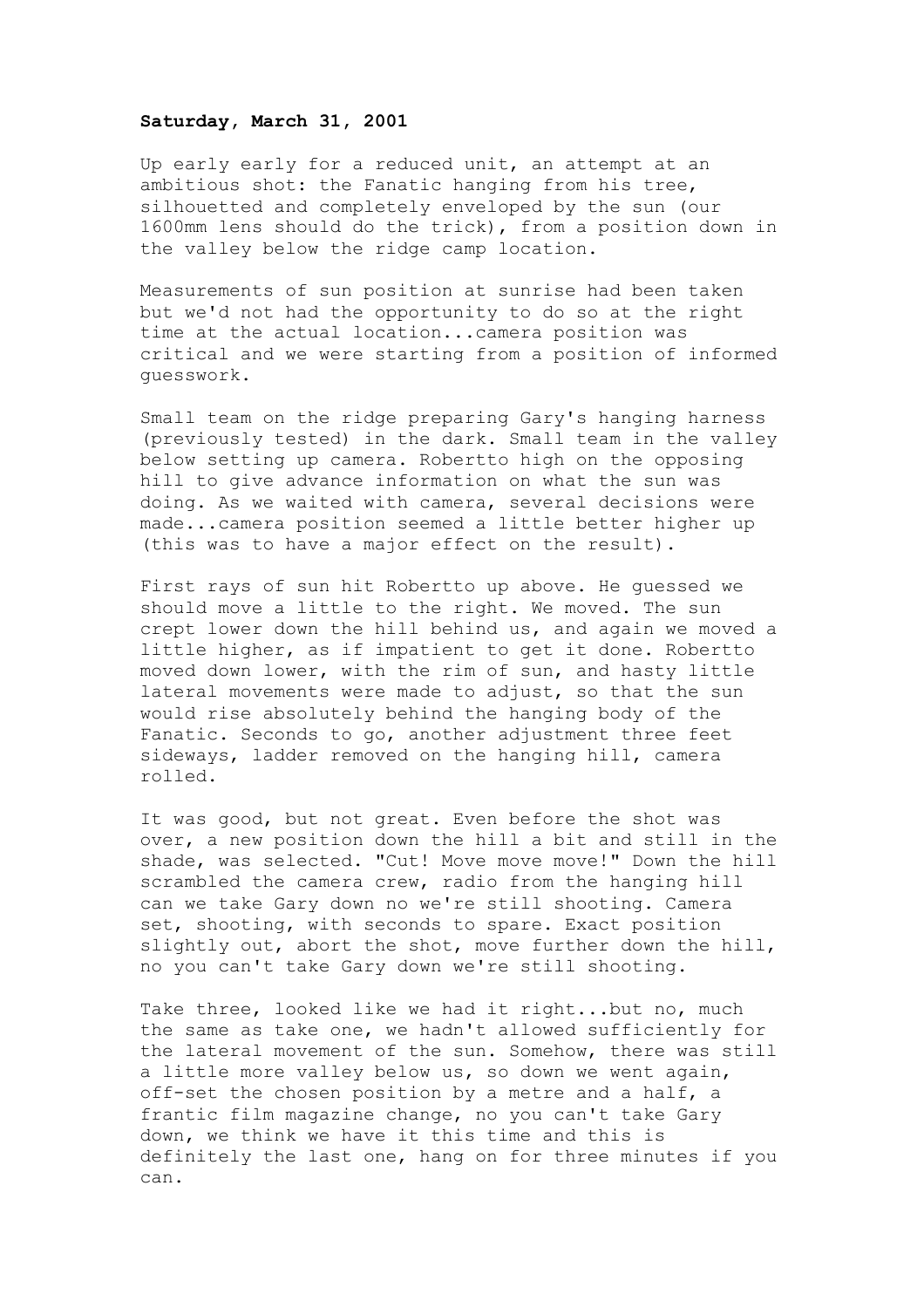**Saturday, March 31, 2001**

Up early early for a reduced unit, an attempt at an ambitious shot: the Fanatic hanging from his tree, silhouetted and completely enveloped by the sun (our 1600mm lens should do the trick), from a position down in the valley below the ridge camp location.

Measurements of sun position at sunrise had been taken but we'd not had the opportunity to do so at the right time at the actual location...camera position was critical and we were starting from a position of informed guesswork.

Small team on the ridge preparing Gary's hanging harness (previously tested) in the dark. Small team in the valley below setting up camera. Robertto high on the opposing hill to give advance information on what the sun was doing. As we waited with camera, several decisions were made...camera position seemed a little better higher up (this was to have a major effect on the result).

First rays of sun hit Robertto up above. He guessed we should move a little to the right. We moved. The sun crept lower down the hill behind us, and again we moved a little higher, as if impatient to get it done. Robertto moved down lower, with the rim of sun, and hasty little lateral movements were made to adjust, so that the sun would rise absolutely behind the hanging body of the Fanatic. Seconds to go, another adjustment three feet sideways, ladder removed on the hanging hill, camera rolled.

It was good, but not great. Even before the shot was over, a new position down the hill a bit and still in the shade, was selected. "Cut! Move move move!" Down the hill scrambled the camera crew, radio from the hanging hill can we take Gary down no we're still shooting. Camera set, shooting, with seconds to spare. Exact position slightly out, abort the shot, move further down the hill, no you can't take Gary down we're still shooting.

Take three, looked like we had it right...but no, much the same as take one, we hadn't allowed sufficiently for the lateral movement of the sun. Somehow, there was still a little more valley below us, so down we went again, off-set the chosen position by a metre and a half, a frantic film magazine change, no you can't take Gary down, we think we have it this time and this is definitely the last one, hang on for three minutes if you can.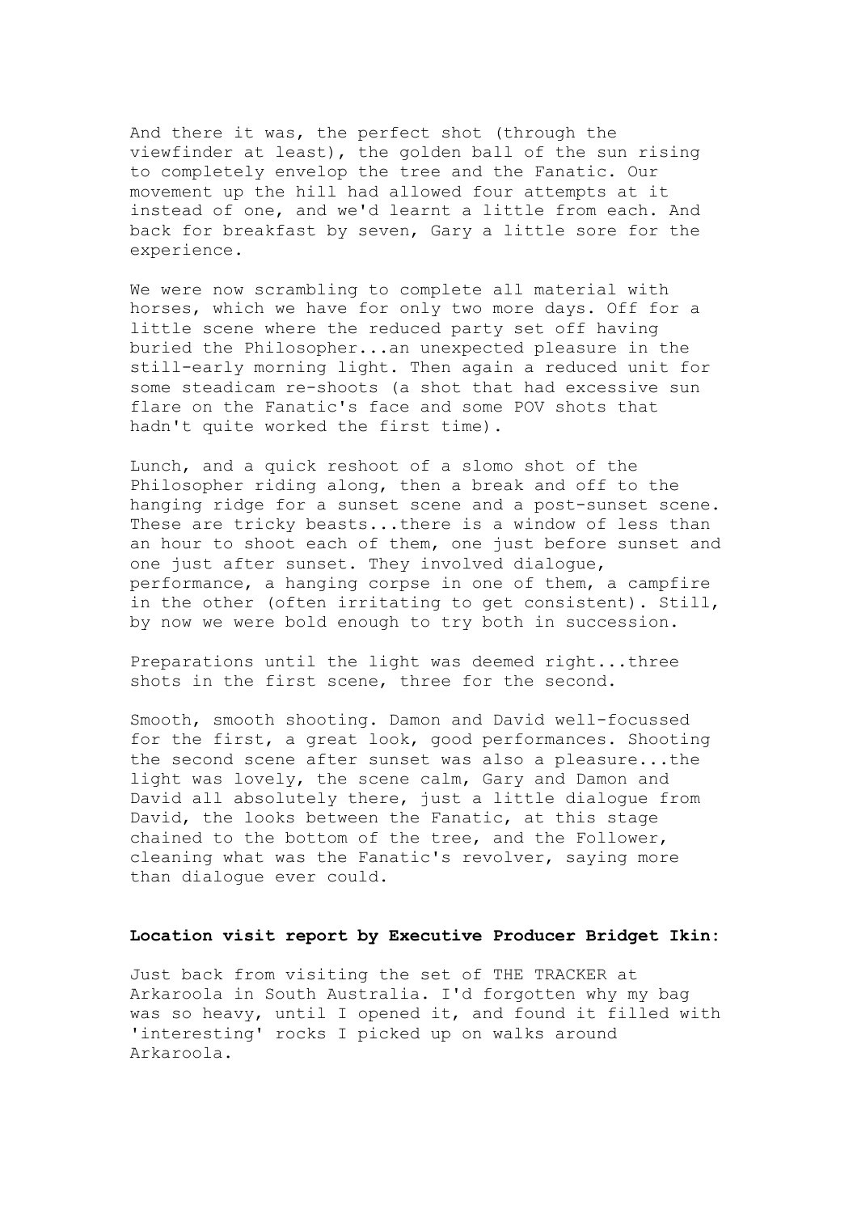And there it was, the perfect shot (through the viewfinder at least), the golden ball of the sun rising to completely envelop the tree and the Fanatic. Our movement up the hill had allowed four attempts at it instead of one, and we'd learnt a little from each. And back for breakfast by seven, Gary a little sore for the experience.

We were now scrambling to complete all material with horses, which we have for only two more days. Off for a little scene where the reduced party set off having buried the Philosopher...an unexpected pleasure in the still-early morning light. Then again a reduced unit for some steadicam re-shoots (a shot that had excessive sun flare on the Fanatic's face and some POV shots that hadn't quite worked the first time).

Lunch, and a quick reshoot of a slomo shot of the Philosopher riding along, then a break and off to the hanging ridge for a sunset scene and a post-sunset scene. These are tricky beasts...there is a window of less than an hour to shoot each of them, one just before sunset and one just after sunset. They involved dialogue, performance, a hanging corpse in one of them, a campfire in the other (often irritating to get consistent). Still, by now we were bold enough to try both in succession.

Preparations until the light was deemed right...three shots in the first scene, three for the second.

Smooth, smooth shooting. Damon and David well-focussed for the first, a great look, good performances. Shooting the second scene after sunset was also a pleasure...the light was lovely, the scene calm, Gary and Damon and David all absolutely there, just a little dialogue from David, the looks between the Fanatic, at this stage chained to the bottom of the tree, and the Follower, cleaning what was the Fanatic's revolver, saying more than dialogue ever could.

**Location visit report by Executive Producer Bridget Ikin:**

Just back from visiting the set of THE TRACKER at Arkaroola in South Australia. I'd forgotten why my bag was so heavy, until I opened it, and found it filled with 'interesting' rocks I picked up on walks around Arkaroola.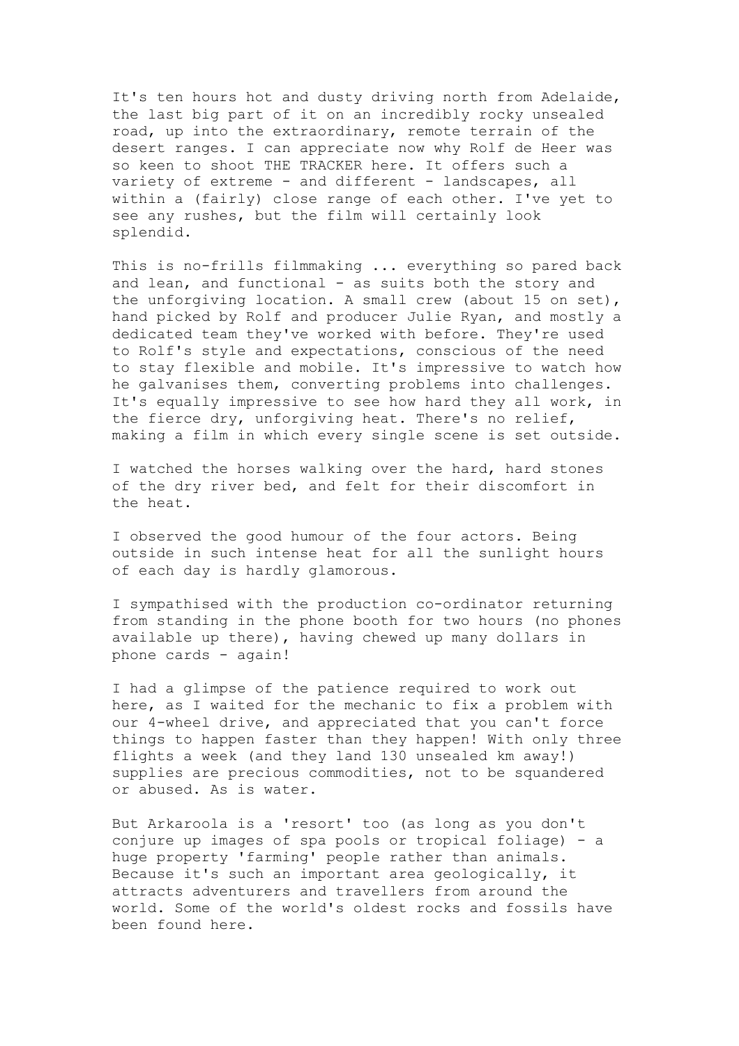It's ten hours hot and dusty driving north from Adelaide, the last big part of it on an incredibly rocky unsealed road, up into the extraordinary, remote terrain of the desert ranges. I can appreciate now why Rolf de Heer was so keen to shoot THE TRACKER here. It offers such a variety of extreme - and different - landscapes, all within a (fairly) close range of each other. I've yet to see any rushes, but the film will certainly look splendid.

This is no-frills filmmaking ... everything so pared back and lean, and functional - as suits both the story and the unforgiving location. A small crew (about 15 on set), hand picked by Rolf and producer Julie Ryan, and mostly a dedicated team they've worked with before. They're used to Rolf's style and expectations, conscious of the need to stay flexible and mobile. It's impressive to watch how he galvanises them, converting problems into challenges. It's equally impressive to see how hard they all work, in the fierce dry, unforgiving heat. There's no relief, making a film in which every single scene is set outside.

I watched the horses walking over the hard, hard stones of the dry river bed, and felt for their discomfort in the heat.

I observed the good humour of the four actors. Being outside in such intense heat for all the sunlight hours of each day is hardly glamorous.

I sympathised with the production co-ordinator returning from standing in the phone booth for two hours (no phones available up there), having chewed up many dollars in phone cards - again!

I had a glimpse of the patience required to work out here, as I waited for the mechanic to fix a problem with our 4-wheel drive, and appreciated that you can't force things to happen faster than they happen! With only three flights a week (and they land 130 unsealed km away!) supplies are precious commodities, not to be squandered or abused. As is water.

But Arkaroola is a 'resort' too (as long as you don't conjure up images of spa pools or tropical foliage) - a huge property 'farming' people rather than animals. Because it's such an important area geologically, it attracts adventurers and travellers from around the world. Some of the world's oldest rocks and fossils have been found here.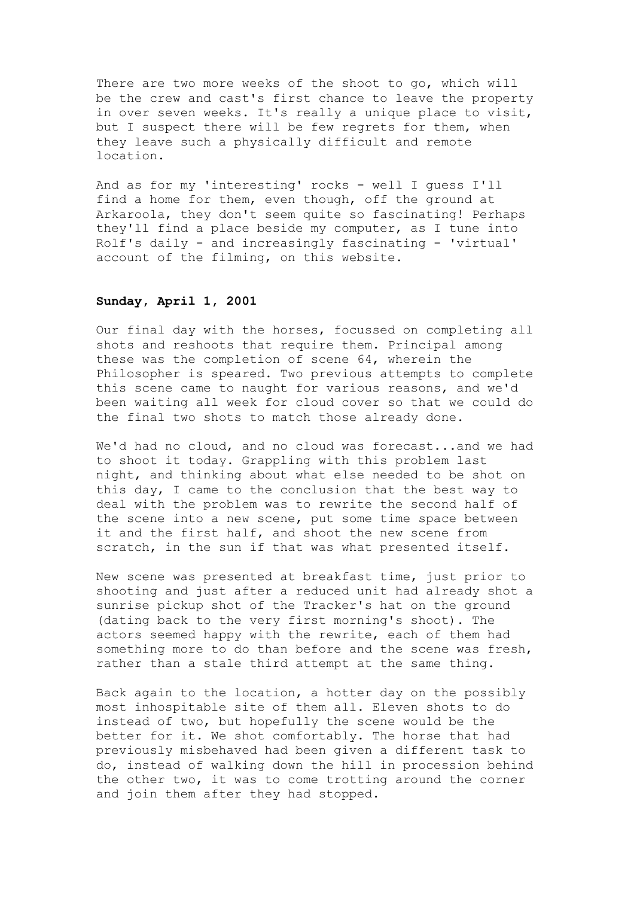There are two more weeks of the shoot to go, which will be the crew and cast's first chance to leave the property in over seven weeks. It's really a unique place to visit, but I suspect there will be few regrets for them, when they leave such a physically difficult and remote location.

And as for my 'interesting' rocks - well I guess I'll find a home for them, even though, off the ground at Arkaroola, they don't seem quite so fascinating! Perhaps they'll find a place beside my computer, as I tune into Rolf's daily - and increasingly fascinating - 'virtual' account of the filming, on this website.

**Sunday, April 1, 2001**

Our final day with the horses, focussed on completing all shots and reshoots that require them. Principal among these was the completion of scene 64, wherein the Philosopher is speared. Two previous attempts to complete this scene came to naught for various reasons, and we'd been waiting all week for cloud cover so that we could do the final two shots to match those already done.

We'd had no cloud, and no cloud was forecast...and we had to shoot it today. Grappling with this problem last night, and thinking about what else needed to be shot on this day, I came to the conclusion that the best way to deal with the problem was to rewrite the second half of the scene into a new scene, put some time space between it and the first half, and shoot the new scene from scratch, in the sun if that was what presented itself.

New scene was presented at breakfast time, just prior to shooting and just after a reduced unit had already shot a sunrise pickup shot of the Tracker's hat on the ground (dating back to the very first morning's shoot). The actors seemed happy with the rewrite, each of them had something more to do than before and the scene was fresh, rather than a stale third attempt at the same thing.

Back again to the location, a hotter day on the possibly most inhospitable site of them all. Eleven shots to do instead of two, but hopefully the scene would be the better for it. We shot comfortably. The horse that had previously misbehaved had been given a different task to do, instead of walking down the hill in procession behind the other two, it was to come trotting around the corner and join them after they had stopped.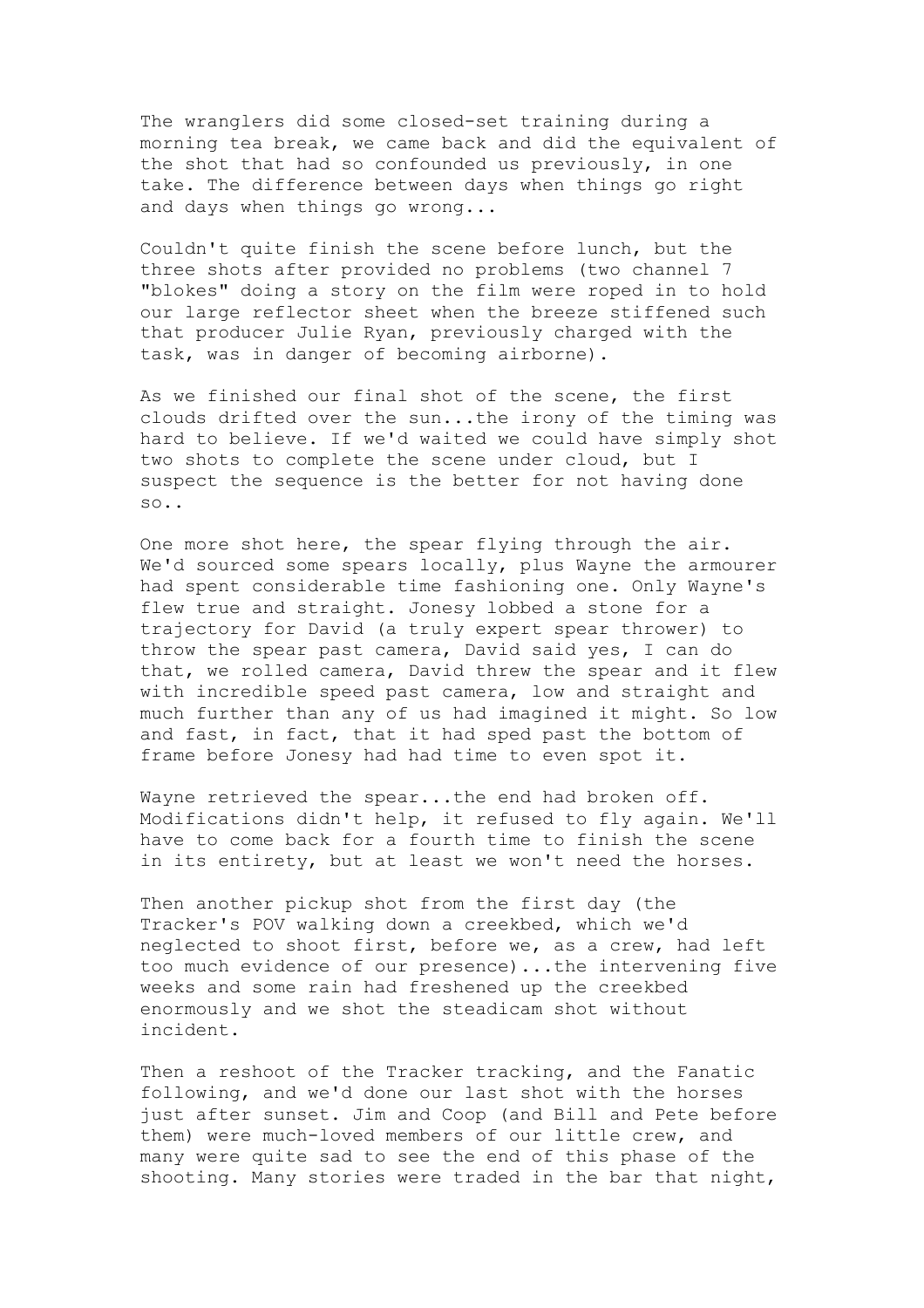The wranglers did some closed-set training during a morning tea break, we came back and did the equivalent of the shot that had so confounded us previously, in one take. The difference between days when things go right and days when things go wrong...

Couldn't quite finish the scene before lunch, but the three shots after provided no problems (two channel 7 "blokes" doing a story on the film were roped in to hold our large reflector sheet when the breeze stiffened such that producer Julie Ryan, previously charged with the task, was in danger of becoming airborne).

As we finished our final shot of the scene, the first clouds drifted over the sun...the irony of the timing was hard to believe. If we'd waited we could have simply shot two shots to complete the scene under cloud, but I suspect the sequence is the better for not having done so..

One more shot here, the spear flying through the air. We'd sourced some spears locally, plus Wayne the armourer had spent considerable time fashioning one. Only Wayne's flew true and straight. Jonesy lobbed a stone for a trajectory for David (a truly expert spear thrower) to throw the spear past camera, David said yes, I can do that, we rolled camera, David threw the spear and it flew with incredible speed past camera, low and straight and much further than any of us had imagined it might. So low and fast, in fact, that it had sped past the bottom of frame before Jonesy had had time to even spot it.

Wayne retrieved the spear...the end had broken off. Modifications didn't help, it refused to fly again. We'll have to come back for a fourth time to finish the scene in its entirety, but at least we won't need the horses.

Then another pickup shot from the first day (the Tracker's POV walking down a creekbed, which we'd neglected to shoot first, before we, as a crew, had left too much evidence of our presence)...the intervening five weeks and some rain had freshened up the creekbed enormously and we shot the steadicam shot without incident.

Then a reshoot of the Tracker tracking, and the Fanatic following, and we'd done our last shot with the horses just after sunset. Jim and Coop (and Bill and Pete before them) were much-loved members of our little crew, and many were quite sad to see the end of this phase of the shooting. Many stories were traded in the bar that night,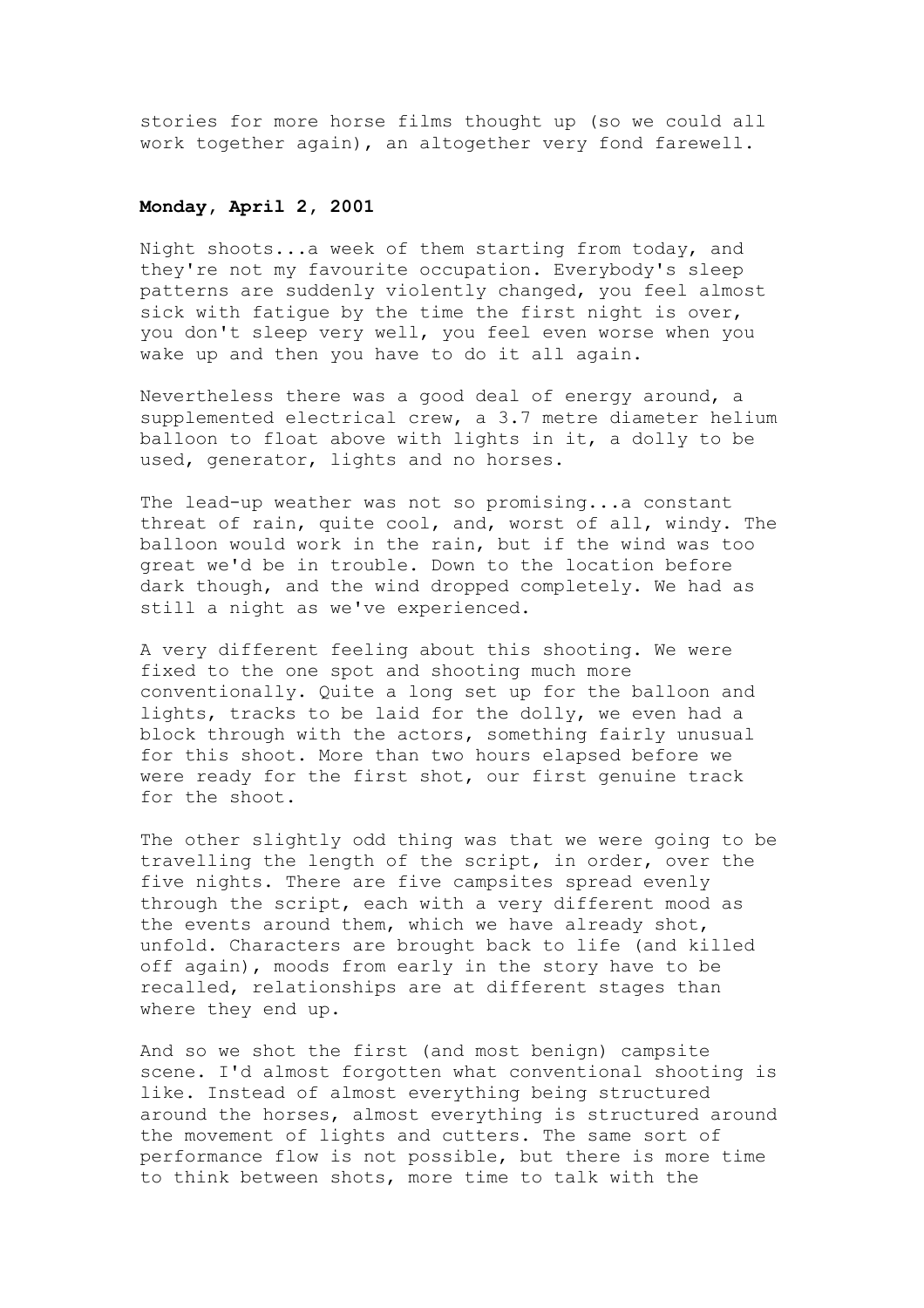stories for more horse films thought up (so we could all work together again), an altogether very fond farewell.

**Monday, April 2, 2001**

Night shoots...a week of them starting from today, and they're not my favourite occupation. Everybody's sleep patterns are suddenly violently changed, you feel almost sick with fatigue by the time the first night is over, you don't sleep very well, you feel even worse when you wake up and then you have to do it all again.

Nevertheless there was a good deal of energy around, a supplemented electrical crew, a 3.7 metre diameter helium balloon to float above with lights in it, a dolly to be used, generator, lights and no horses.

The lead-up weather was not so promising...a constant threat of rain, quite cool, and, worst of all, windy. The balloon would work in the rain, but if the wind was too great we'd be in trouble. Down to the location before dark though, and the wind dropped completely. We had as still a night as we've experienced.

A very different feeling about this shooting. We were fixed to the one spot and shooting much more conventionally. Quite a long set up for the balloon and lights, tracks to be laid for the dolly, we even had a block through with the actors, something fairly unusual for this shoot. More than two hours elapsed before we were ready for the first shot, our first genuine track for the shoot.

The other slightly odd thing was that we were going to be travelling the length of the script, in order, over the five nights. There are five campsites spread evenly through the script, each with a very different mood as the events around them, which we have already shot, unfold. Characters are brought back to life (and killed off again), moods from early in the story have to be recalled, relationships are at different stages than where they end up.

And so we shot the first (and most benign) campsite scene. I'd almost forgotten what conventional shooting is like. Instead of almost everything being structured around the horses, almost everything is structured around the movement of lights and cutters. The same sort of performance flow is not possible, but there is more time to think between shots, more time to talk with the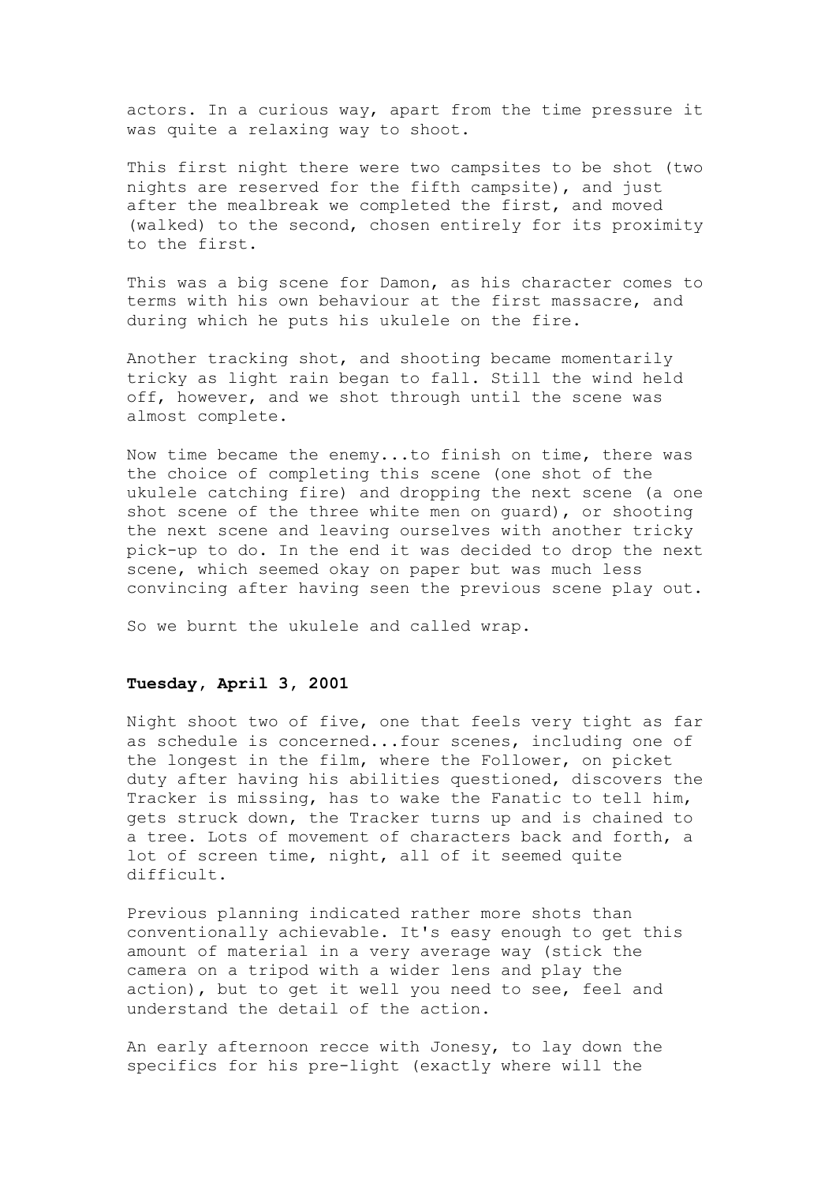actors. In a curious way, apart from the time pressure it was quite a relaxing way to shoot.

This first night there were two campsites to be shot (two nights are reserved for the fifth campsite), and just after the mealbreak we completed the first, and moved (walked) to the second, chosen entirely for its proximity to the first.

This was a big scene for Damon, as his character comes to terms with his own behaviour at the first massacre, and during which he puts his ukulele on the fire.

Another tracking shot, and shooting became momentarily tricky as light rain began to fall. Still the wind held off, however, and we shot through until the scene was almost complete.

Now time became the enemy...to finish on time, there was the choice of completing this scene (one shot of the ukulele catching fire) and dropping the next scene (a one shot scene of the three white men on guard), or shooting the next scene and leaving ourselves with another tricky pick-up to do. In the end it was decided to drop the next scene, which seemed okay on paper but was much less convincing after having seen the previous scene play out.

So we burnt the ukulele and called wrap.

**Tuesday, April 3, 2001**

Night shoot two of five, one that feels very tight as far as schedule is concerned...four scenes, including one of the longest in the film, where the Follower, on picket duty after having his abilities questioned, discovers the Tracker is missing, has to wake the Fanatic to tell him, gets struck down, the Tracker turns up and is chained to a tree. Lots of movement of characters back and forth, a lot of screen time, night, all of it seemed quite difficult.

Previous planning indicated rather more shots than conventionally achievable. It's easy enough to get this amount of material in a very average way (stick the camera on a tripod with a wider lens and play the action), but to get it well you need to see, feel and understand the detail of the action.

An early afternoon recce with Jonesy, to lay down the specifics for his pre-light (exactly where will the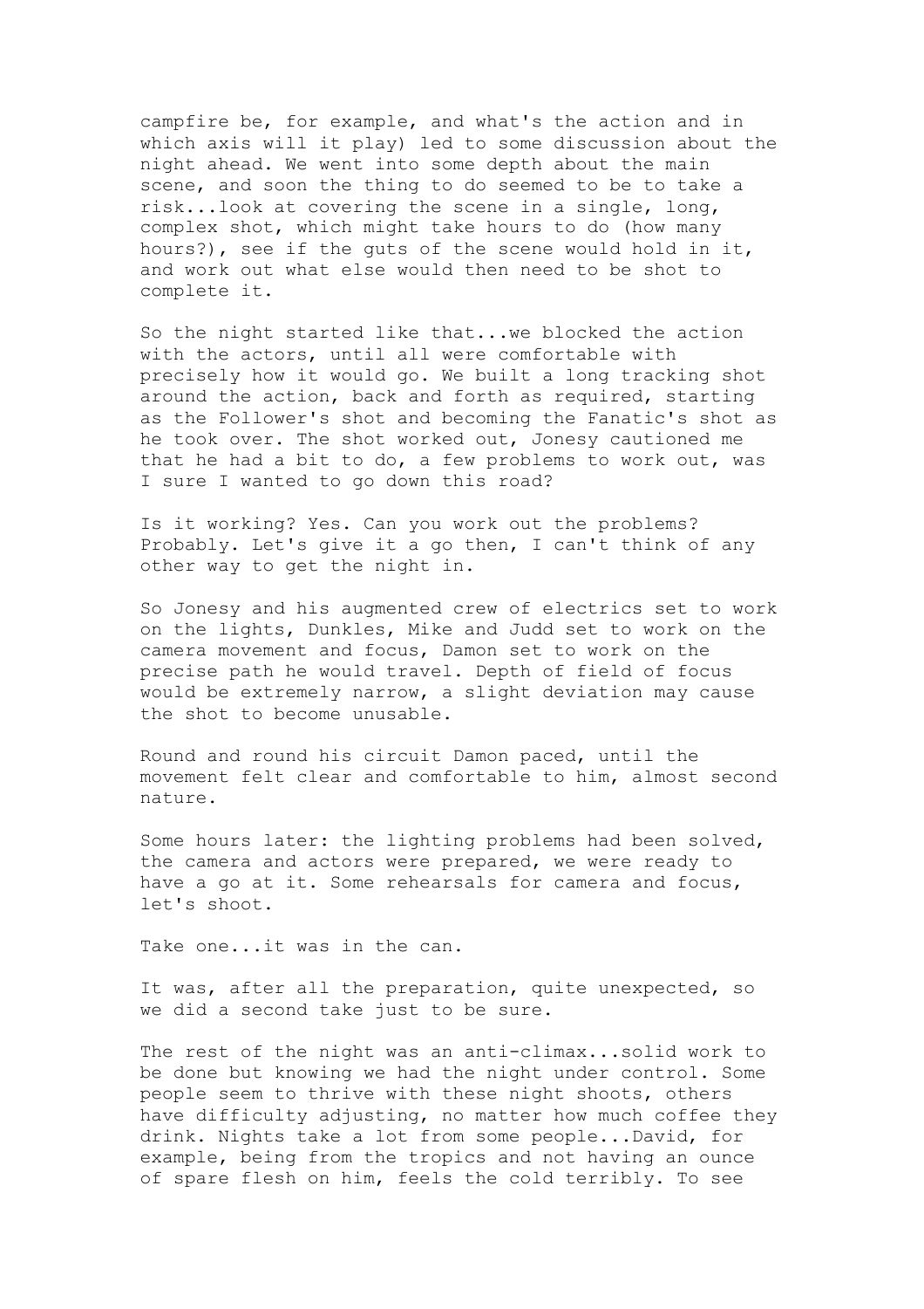campfire be, for example, and what's the action and in which axis will it play) led to some discussion about the night ahead. We went into some depth about the main scene, and soon the thing to do seemed to be to take a risk...look at covering the scene in a single, long, complex shot, which might take hours to do (how many hours?), see if the guts of the scene would hold in it, and work out what else would then need to be shot to complete it.

So the night started like that...we blocked the action with the actors, until all were comfortable with precisely how it would go. We built a long tracking shot around the action, back and forth as required, starting as the Follower's shot and becoming the Fanatic's shot as he took over. The shot worked out, Jonesy cautioned me that he had a bit to do, a few problems to work out, was I sure I wanted to go down this road?

Is it working? Yes. Can you work out the problems? Probably. Let's give it a go then, I can't think of any other way to get the night in.

So Jonesy and his augmented crew of electrics set to work on the lights, Dunkles, Mike and Judd set to work on the camera movement and focus, Damon set to work on the precise path he would travel. Depth of field of focus would be extremely narrow, a slight deviation may cause the shot to become unusable.

Round and round his circuit Damon paced, until the movement felt clear and comfortable to him, almost second nature.

Some hours later: the lighting problems had been solved, the camera and actors were prepared, we were ready to have a go at it. Some rehearsals for camera and focus, let's shoot.

Take one...it was in the can.

It was, after all the preparation, quite unexpected, so we did a second take just to be sure.

The rest of the night was an anti-climax...solid work to be done but knowing we had the night under control. Some people seem to thrive with these night shoots, others have difficulty adjusting, no matter how much coffee they drink. Nights take a lot from some people...David, for example, being from the tropics and not having an ounce of spare flesh on him, feels the cold terribly. To see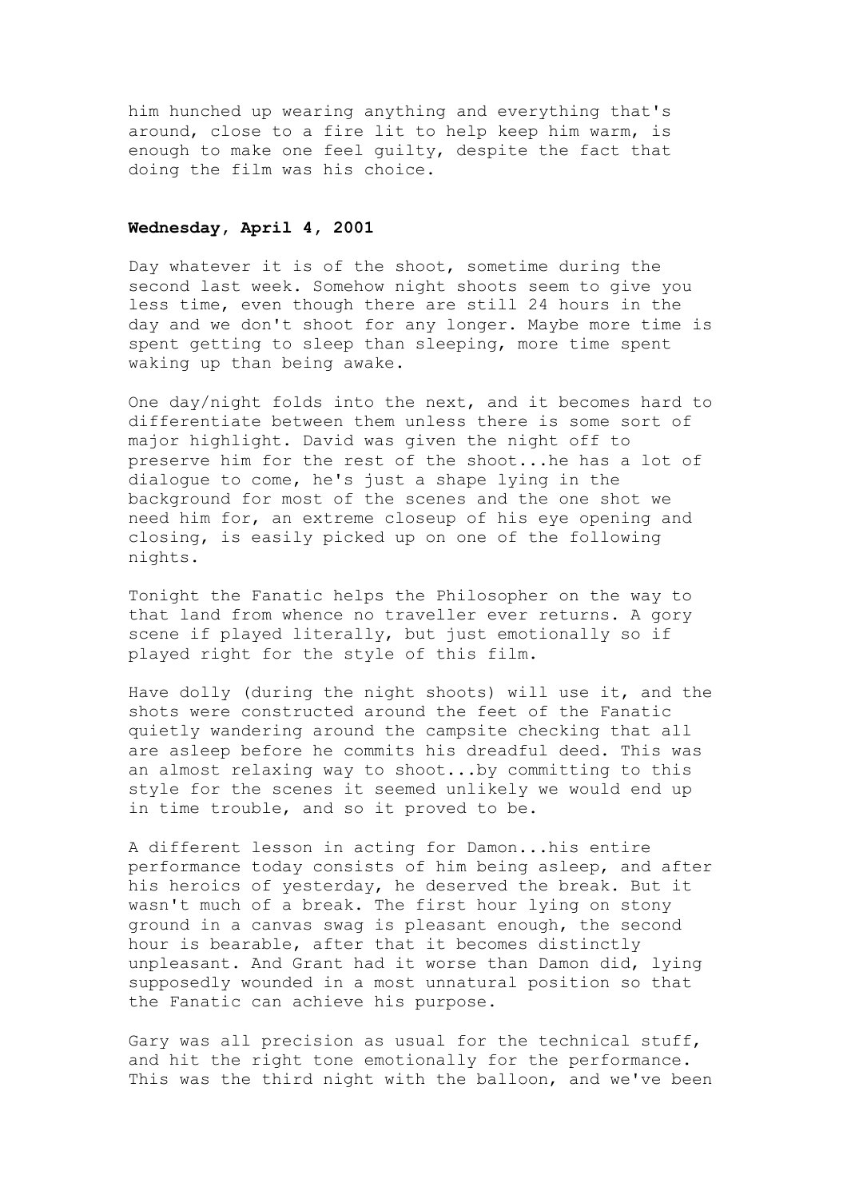him hunched up wearing anything and everything that's around, close to a fire lit to help keep him warm, is enough to make one feel guilty, despite the fact that doing the film was his choice.

**Wednesday, April 4, 2001**

Day whatever it is of the shoot, sometime during the second last week. Somehow night shoots seem to give you less time, even though there are still 24 hours in the day and we don't shoot for any longer. Maybe more time is spent getting to sleep than sleeping, more time spent waking up than being awake.

One day/night folds into the next, and it becomes hard to differentiate between them unless there is some sort of major highlight. David was given the night off to preserve him for the rest of the shoot...he has a lot of dialogue to come, he's just a shape lying in the background for most of the scenes and the one shot we need him for, an extreme closeup of his eye opening and closing, is easily picked up on one of the following nights.

Tonight the Fanatic helps the Philosopher on the way to that land from whence no traveller ever returns. A gory scene if played literally, but just emotionally so if played right for the style of this film.

Have dolly (during the night shoots) will use it, and the shots were constructed around the feet of the Fanatic quietly wandering around the campsite checking that all are asleep before he commits his dreadful deed. This was an almost relaxing way to shoot...by committing to this style for the scenes it seemed unlikely we would end up in time trouble, and so it proved to be.

A different lesson in acting for Damon...his entire performance today consists of him being asleep, and after his heroics of yesterday, he deserved the break. But it wasn't much of a break. The first hour lying on stony ground in a canvas swag is pleasant enough, the second hour is bearable, after that it becomes distinctly unpleasant. And Grant had it worse than Damon did, lying supposedly wounded in a most unnatural position so that the Fanatic can achieve his purpose.

Gary was all precision as usual for the technical stuff, and hit the right tone emotionally for the performance. This was the third night with the balloon, and we've been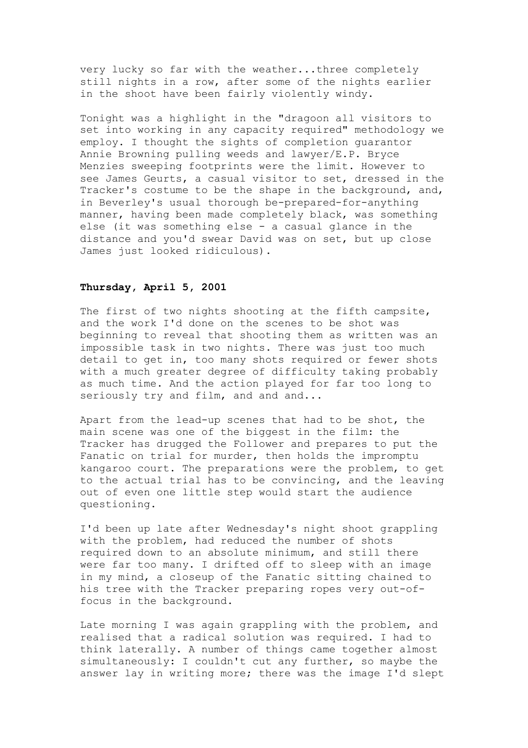very lucky so far with the weather...three completely still nights in a row, after some of the nights earlier in the shoot have been fairly violently windy.

Tonight was a highlight in the "dragoon all visitors to set into working in any capacity required" methodology we employ. I thought the sights of completion guarantor Annie Browning pulling weeds and lawyer/E.P. Bryce Menzies sweeping footprints were the limit. However to see James Geurts, a casual visitor to set, dressed in the Tracker's costume to be the shape in the background, and, in Beverley's usual thorough be-prepared-for-anything manner, having been made completely black, was something else (it was something else - a casual glance in the distance and you'd swear David was on set, but up close James just looked ridiculous).

**Thursday, April 5, 2001**

The first of two nights shooting at the fifth campsite, and the work I'd done on the scenes to be shot was beginning to reveal that shooting them as written was an impossible task in two nights. There was just too much detail to get in, too many shots required or fewer shots with a much greater degree of difficulty taking probably as much time. And the action played for far too long to seriously try and film, and and and...

Apart from the lead-up scenes that had to be shot, the main scene was one of the biggest in the film: the Tracker has drugged the Follower and prepares to put the Fanatic on trial for murder, then holds the impromptu kangaroo court. The preparations were the problem, to get to the actual trial has to be convincing, and the leaving out of even one little step would start the audience questioning.

I'd been up late after Wednesday's night shoot grappling with the problem, had reduced the number of shots required down to an absolute minimum, and still there were far too many. I drifted off to sleep with an image in my mind, a closeup of the Fanatic sitting chained to his tree with the Tracker preparing ropes very out-of-focus in the background.

Late morning I was again grappling with the problem, and realised that a radical solution was required. I had to think laterally. A number of things came together almost simultaneously: I couldn't cut any further, so maybe the answer lay in writing more; there was the image I'd slept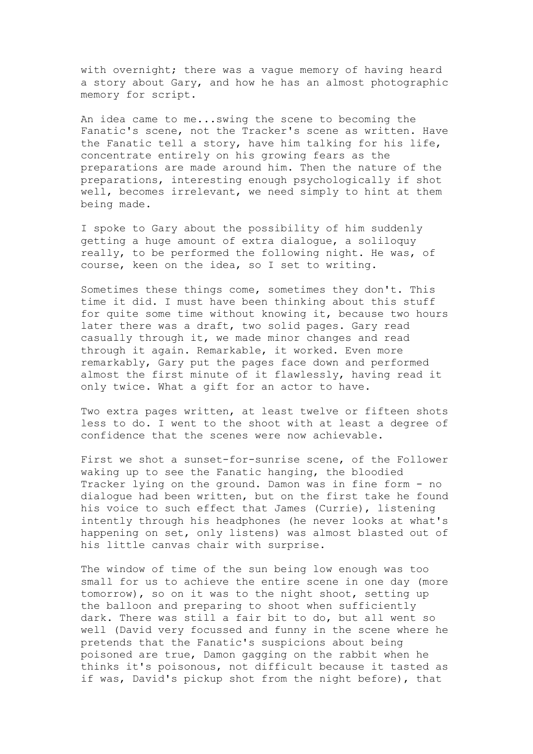with overnight; there was a vague memory of having heard a story about Gary, and how he has an almost photographic memory for script.

An idea came to me...swing the scene to becoming the Fanatic's scene, not the Tracker's scene as written. Have the Fanatic tell a story, have him talking for his life, concentrate entirely on his growing fears as the preparations are made around him. Then the nature of the preparations, interesting enough psychologically if shot well, becomes irrelevant, we need simply to hint at them being made.

I spoke to Gary about the possibility of him suddenly getting a huge amount of extra dialogue, a soliloquy really, to be performed the following night. He was, of course, keen on the idea, so I set to writing.

Sometimes these things come, sometimes they don't. This time it did. I must have been thinking about this stuff for quite some time without knowing it, because two hours later there was a draft, two solid pages. Gary read casually through it, we made minor changes and read through it again. Remarkable, it worked. Even more remarkably, Gary put the pages face down and performed almost the first minute of it flawlessly, having read it only twice. What a gift for an actor to have.

Two extra pages written, at least twelve or fifteen shots less to do. I went to the shoot with at least a degree of confidence that the scenes were now achievable.

First we shot a sunset-for-sunrise scene, of the Follower waking up to see the Fanatic hanging, the bloodied Tracker lying on the ground. Damon was in fine form - no dialogue had been written, but on the first take he found his voice to such effect that James (Currie), listening intently through his headphones (he never looks at what's happening on set, only listens) was almost blasted out of his little canvas chair with surprise.

The window of time of the sun being low enough was too small for us to achieve the entire scene in one day (more tomorrow), so on it was to the night shoot, setting up the balloon and preparing to shoot when sufficiently dark. There was still a fair bit to do, but all went so well (David very focussed and funny in the scene where he pretends that the Fanatic's suspicions about being poisoned are true, Damon gagging on the rabbit when he thinks it's poisonous, not difficult because it tasted as if was, David's pickup shot from the night before), that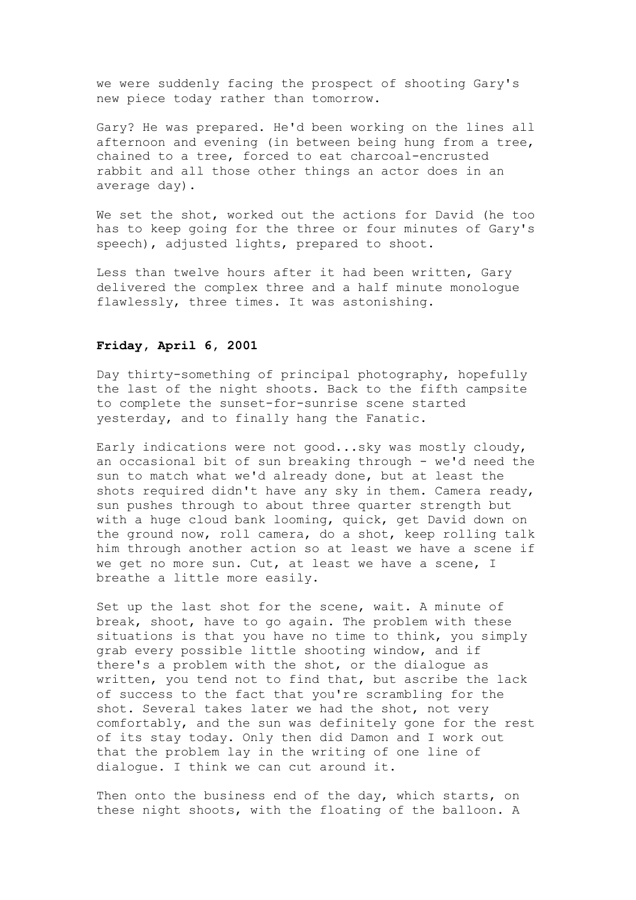we were suddenly facing the prospect of shooting Gary's new piece today rather than tomorrow.

Gary? He was prepared. He'd been working on the lines all afternoon and evening (in between being hung from a tree, chained to a tree, forced to eat charcoal-encrusted rabbit and all those other things an actor does in an average day).

We set the shot, worked out the actions for David (he too has to keep going for the three or four minutes of Gary's speech), adjusted lights, prepared to shoot.

Less than twelve hours after it had been written, Gary delivered the complex three and a half minute monologue flawlessly, three times. It was astonishing.

**Friday, April 6, 2001**

Day thirty-something of principal photography, hopefully the last of the night shoots. Back to the fifth campsite to complete the sunset-for-sunrise scene started yesterday, and to finally hang the Fanatic.

Early indications were not good...sky was mostly cloudy, an occasional bit of sun breaking through - we'd need the sun to match what we'd already done, but at least the shots required didn't have any sky in them. Camera ready, sun pushes through to about three quarter strength but with a huge cloud bank looming, quick, get David down on the ground now, roll camera, do a shot, keep rolling talk him through another action so at least we have a scene if we get no more sun. Cut, at least we have a scene, I breathe a little more easily.

Set up the last shot for the scene, wait. A minute of break, shoot, have to go again. The problem with these situations is that you have no time to think, you simply grab every possible little shooting window, and if there's a problem with the shot, or the dialogue as written, you tend not to find that, but ascribe the lack of success to the fact that you're scrambling for the shot. Several takes later we had the shot, not very comfortably, and the sun was definitely gone for the rest of its stay today. Only then did Damon and I work out that the problem lay in the writing of one line of dialogue. I think we can cut around it.

Then onto the business end of the day, which starts, on these night shoots, with the floating of the balloon. A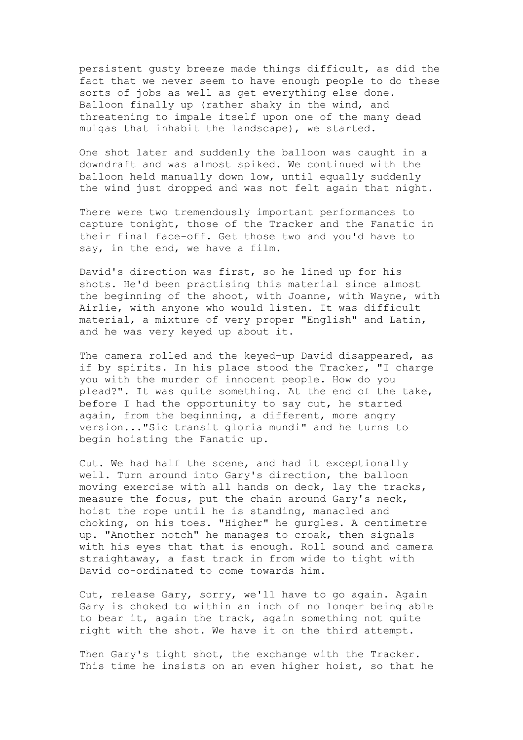persistent gusty breeze made things difficult, as did the fact that we never seem to have enough people to do these sorts of jobs as well as get everything else done. Balloon finally up (rather shaky in the wind, and threatening to impale itself upon one of the many dead mulgas that inhabit the landscape), we started.

One shot later and suddenly the balloon was caught in a downdraft and was almost spiked. We continued with the balloon held manually down low, until equally suddenly the wind just dropped and was not felt again that night.

There were two tremendously important performances to capture tonight, those of the Tracker and the Fanatic in their final face-off. Get those two and you'd have to say, in the end, we have a film.

David's direction was first, so he lined up for his shots. He'd been practising this material since almost the beginning of the shoot, with Joanne, with Wayne, with Airlie, with anyone who would listen. It was difficult material, a mixture of very proper "English" and Latin, and he was very keyed up about it.

The camera rolled and the keyed-up David disappeared, as if by spirits. In his place stood the Tracker, "I charge you with the murder of innocent people. How do you plead?". It was quite something. At the end of the take, before I had the opportunity to say cut, he started again, from the beginning, a different, more angry version..."Sic transit gloria mundi" and he turns to begin hoisting the Fanatic up.

Cut. We had half the scene, and had it exceptionally well. Turn around into Gary's direction, the balloon moving exercise with all hands on deck, lay the tracks, measure the focus, put the chain around Gary's neck, hoist the rope until he is standing, manacled and choking, on his toes. "Higher" he gurgles. A centimetre up. "Another notch" he manages to croak, then signals with his eyes that that is enough. Roll sound and camera straightaway, a fast track in from wide to tight with David co-ordinated to come towards him.

Cut, release Gary, sorry, we'll have to go again. Again Gary is choked to within an inch of no longer being able to bear it, again the track, again something not quite right with the shot. We have it on the third attempt.

Then Gary's tight shot, the exchange with the Tracker. This time he insists on an even higher hoist, so that he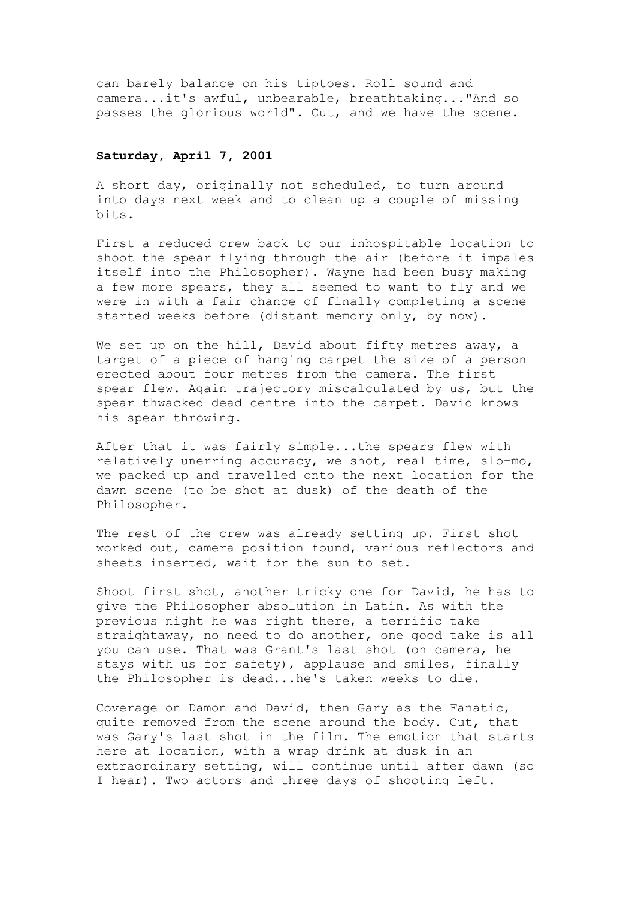can barely balance on his tiptoes. Roll sound and camera...it's awful, unbearable, breathtaking..."And so passes the glorious world". Cut, and we have the scene.

**Saturday, April 7, 2001**

A short day, originally not scheduled, to turn around into days next week and to clean up a couple of missing bits.

First a reduced crew back to our inhospitable location to shoot the spear flying through the air (before it impales itself into the Philosopher). Wayne had been busy making a few more spears, they all seemed to want to fly and we were in with a fair chance of finally completing a scene started weeks before (distant memory only, by now).

We set up on the hill, David about fifty metres away, a target of a piece of hanging carpet the size of a person erected about four metres from the camera. The first spear flew. Again trajectory miscalculated by us, but the spear thwacked dead centre into the carpet. David knows his spear throwing.

After that it was fairly simple...the spears flew with relatively unerring accuracy, we shot, real time, slo-mo, we packed up and travelled onto the next location for the dawn scene (to be shot at dusk) of the death of the Philosopher.

The rest of the crew was already setting up. First shot worked out, camera position found, various reflectors and sheets inserted, wait for the sun to set.

Shoot first shot, another tricky one for David, he has to give the Philosopher absolution in Latin. As with the previous night he was right there, a terrific take straightaway, no need to do another, one good take is all you can use. That was Grant's last shot (on camera, he stays with us for safety), applause and smiles, finally the Philosopher is dead...he's taken weeks to die.

Coverage on Damon and David, then Gary as the Fanatic, quite removed from the scene around the body. Cut, that was Gary's last shot in the film. The emotion that starts here at location, with a wrap drink at dusk in an extraordinary setting, will continue until after dawn (so I hear). Two actors and three days of shooting left.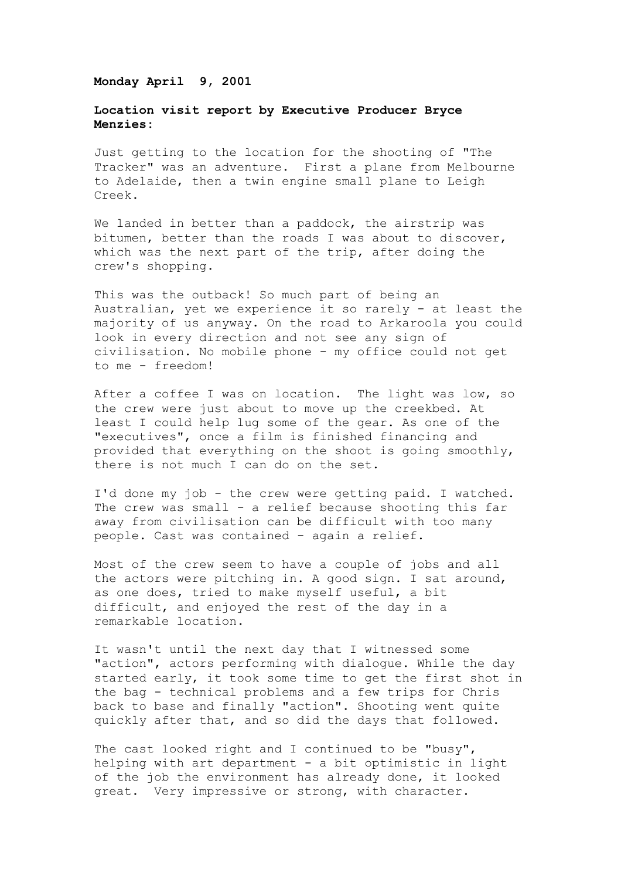**Monday April 9, 2001**

**Location visit report by Executive Producer Bryce Menzies:**

Just getting to the location for the shooting of "The Tracker" was an adventure. First a plane from Melbourne to Adelaide, then a twin engine small plane to Leigh Creek.

We landed in better than a paddock, the airstrip was bitumen, better than the roads I was about to discover, which was the next part of the trip, after doing the crew's shopping.

This was the outback! So much part of being an Australian, yet we experience it so rarely - at least the majority of us anyway. On the road to Arkaroola you could look in every direction and not see any sign of civilisation. No mobile phone - my office could not get to me - freedom!

After a coffee I was on location. The light was low, so the crew were just about to move up the creekbed. At least I could help lug some of the gear. As one of the "executives", once a film is finished financing and provided that everything on the shoot is going smoothly, there is not much I can do on the set.

I'd done my job - the crew were getting paid. I watched. The crew was small - a relief because shooting this far away from civilisation can be difficult with too many people. Cast was contained - again a relief.

Most of the crew seem to have a couple of jobs and all the actors were pitching in. A good sign. I sat around, as one does, tried to make myself useful, a bit difficult, and enjoyed the rest of the day in a remarkable location.

It wasn't until the next day that I witnessed some "action", actors performing with dialogue. While the day started early, it took some time to get the first shot in the bag - technical problems and a few trips for Chris back to base and finally "action". Shooting went quite quickly after that, and so did the days that followed.

The cast looked right and I continued to be "busy", helping with art department - a bit optimistic in light of the job the environment has already done, it looked great. Very impressive or strong, with character.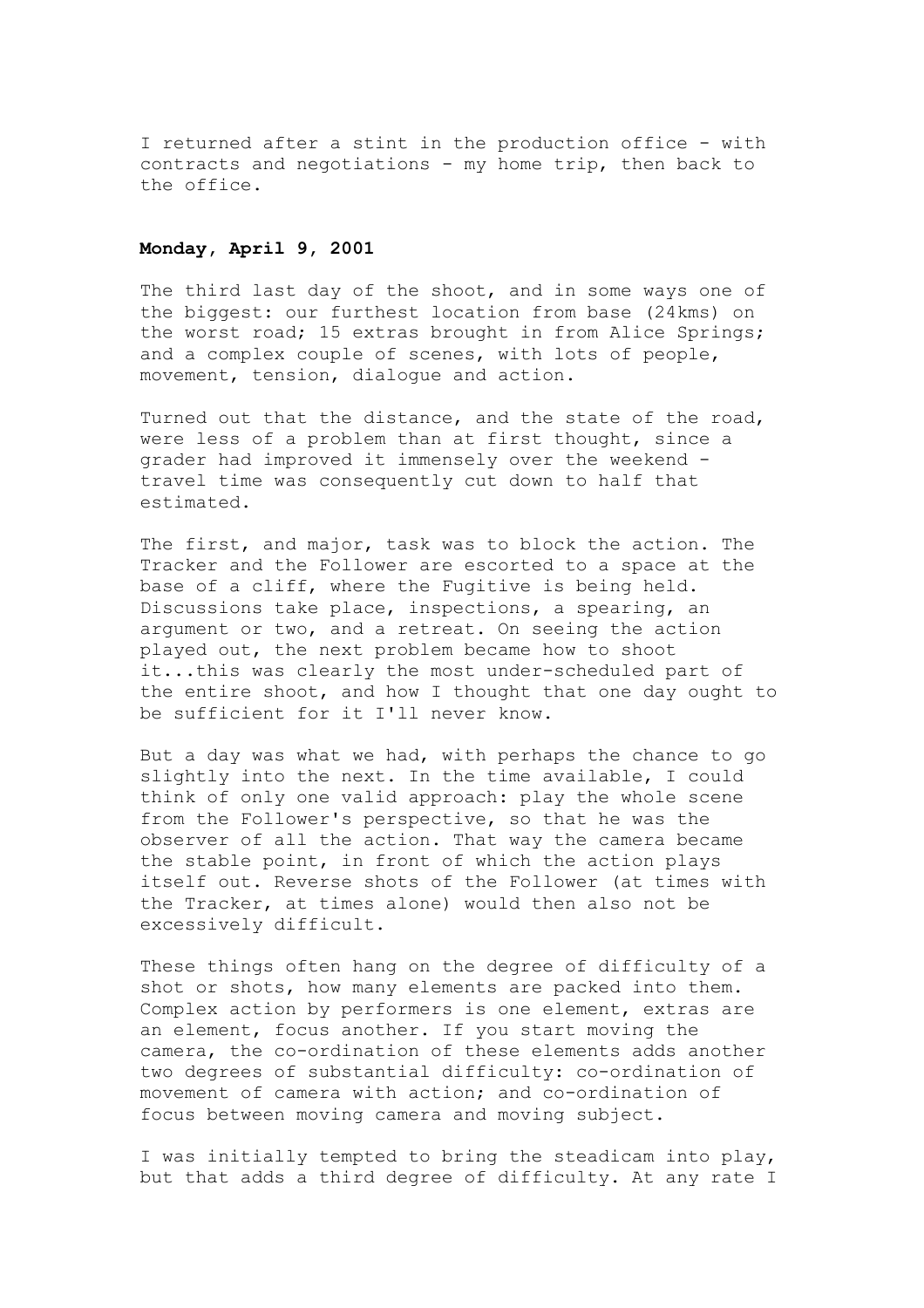I returned after a stint in the production office - with contracts and negotiations - my home trip, then back to the office.

**Monday, April 9, 2001**

The third last day of the shoot, and in some ways one of the biggest: our furthest location from base (24kms) on the worst road; 15 extras brought in from Alice Springs; and a complex couple of scenes, with lots of people, movement, tension, dialogue and action.

Turned out that the distance, and the state of the road, were less of a problem than at first thought, since a grader had improved it immensely over the weekend - travel time was consequently cut down to half that estimated.

The first, and major, task was to block the action. The Tracker and the Follower are escorted to a space at the base of a cliff, where the Fugitive is being held. Discussions take place, inspections, a spearing, an argument or two, and a retreat. On seeing the action played out, the next problem became how to shoot it...this was clearly the most under-scheduled part of the entire shoot, and how I thought that one day ought to be sufficient for it I'll never know.

But a day was what we had, with perhaps the chance to go slightly into the next. In the time available, I could think of only one valid approach: play the whole scene from the Follower's perspective, so that he was the observer of all the action. That way the camera became the stable point, in front of which the action plays itself out. Reverse shots of the Follower (at times with the Tracker, at times alone) would then also not be excessively difficult.

These things often hang on the degree of difficulty of a shot or shots, how many elements are packed into them. Complex action by performers is one element, extras are an element, focus another. If you start moving the camera, the co-ordination of these elements adds another two degrees of substantial difficulty: co-ordination of movement of camera with action; and co-ordination of focus between moving camera and moving subject.

I was initially tempted to bring the steadicam into play, but that adds a third degree of difficulty. At any rate I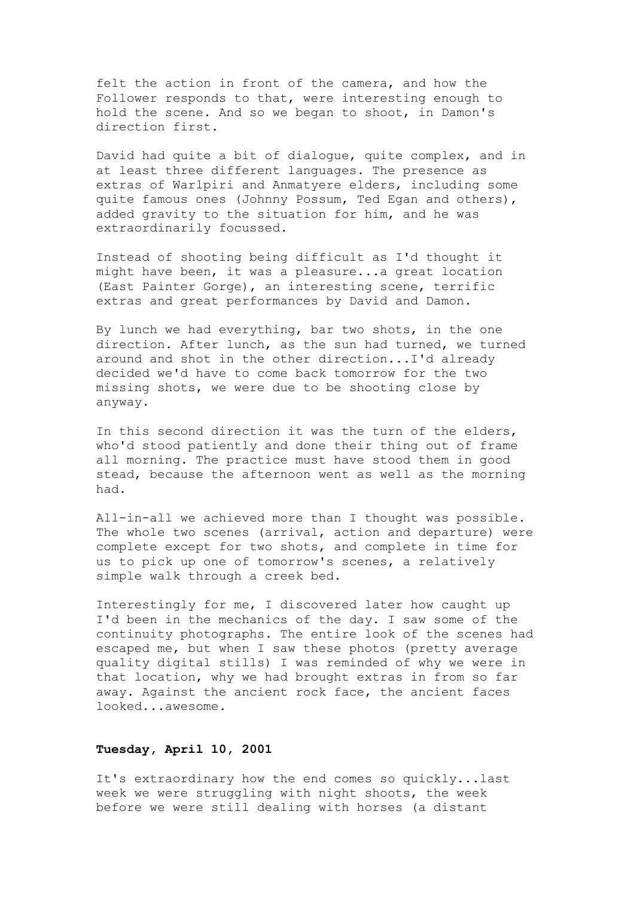felt the action in front of the camera, and how the Follower responds to that, were interesting enough to hold the scene. And so we began to shoot, in Damon's direction first.

David had quite a bit of dialogue, quite complex, and in at least three different languages. The presence as extras of Warlpiri and Anmatyere elders, including some quite famous ones (Johnny Possum, Ted Egan and others), added gravity to the situation for him, and he was extraordinarily focussed.

Instead of shooting being difficult as I'd thought it might have been, it was a pleasure...a great location (East Painter Gorge), an interesting scene, terrific extras and great performances by David and Damon.

By lunch we had everything, bar two shots, in the one direction. After lunch, as the sun had turned, we turned around and shot in the other direction...I'd already decided we'd have to come back tomorrow for the two missing shots, we were due to be shooting close by anyway.

In this second direction it was the turn of the elders, who'd stood patiently and done their thing out of frame all morning. The practice must have stood them in good stead, because the afternoon went as well as the morning had.

All-in-all we achieved more than I thought was possible. The whole two scenes (arrival, action and departure) were complete except for two shots, and complete in time for us to pick up one of tomorrow's scenes, a relatively simple walk through a creek bed.

Interestingly for me, I discovered later how caught up I'd been in the mechanics of the day. I saw some of the continuity photographs. The entire look of the scenes had escaped me, but when I saw these photos (pretty average quality digital stills) I was reminded of why we were in that location, why we had brought extras in from so far away. Against the ancient rock face, the ancient faces looked...awesome.

**Tuesday, April 10, 2001**

It's extraordinary how the end comes so quickly...last week we were struggling with night shoots, the week before we were still dealing with horses (a distant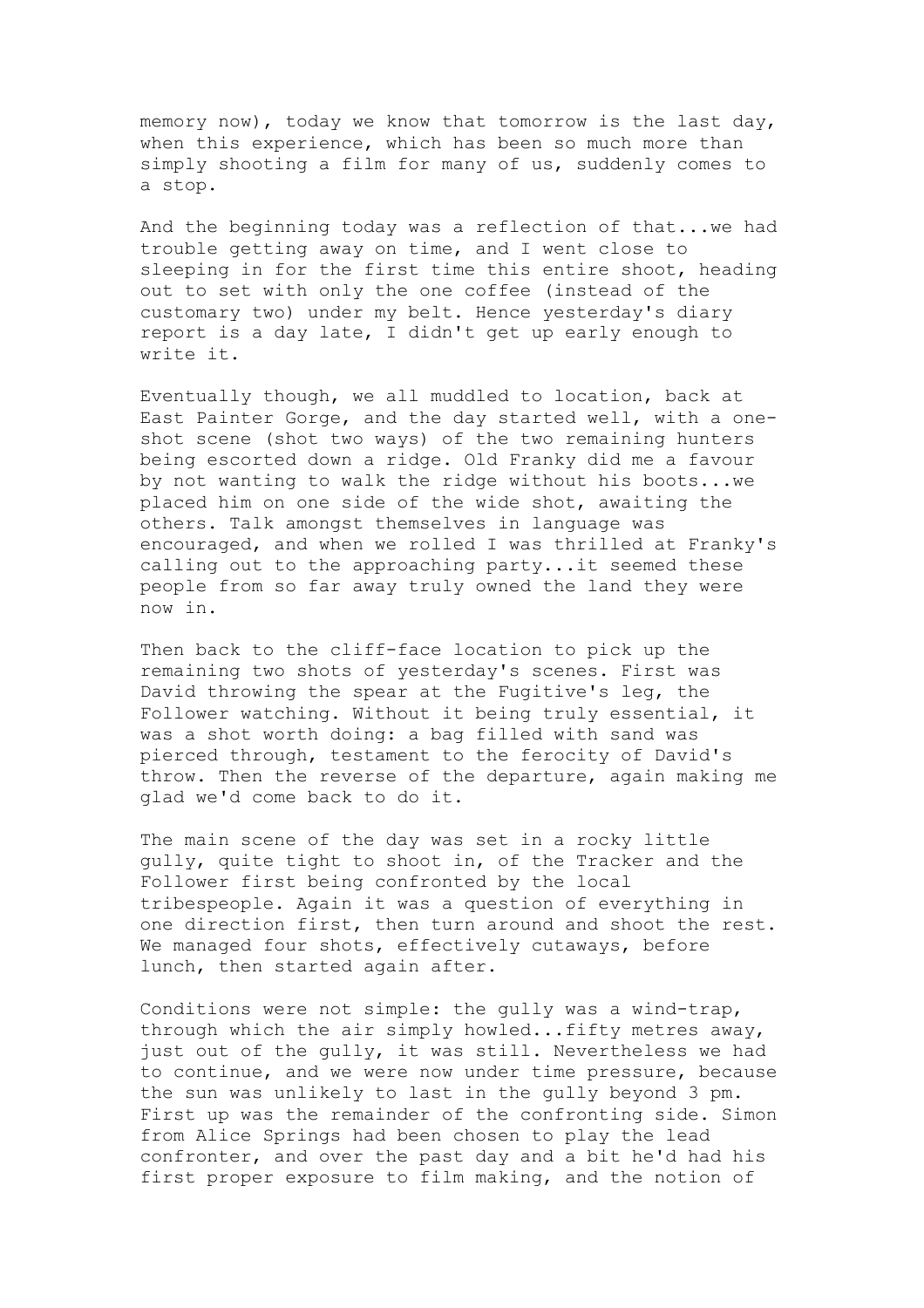memory now), today we know that tomorrow is the last day, when this experience, which has been so much more than simply shooting a film for many of us, suddenly comes to a stop.

And the beginning today was a reflection of that...we had trouble getting away on time, and I went close to sleeping in for the first time this entire shoot, heading out to set with only the one coffee (instead of the customary two) under my belt. Hence yesterday's diary report is a day late, I didn't get up early enough to write it.

Eventually though, we all muddled to location, back at East Painter Gorge, and the day started well, with a one-shot scene (shot two ways) of the two remaining hunters being escorted down a ridge. Old Franky did me a favour by not wanting to walk the ridge without his boots...we placed him on one side of the wide shot, awaiting the others. Talk amongst themselves in language was encouraged, and when we rolled I was thrilled at Franky's calling out to the approaching party...it seemed these people from so far away truly owned the land they were now in.

Then back to the cliff-face location to pick up the remaining two shots of yesterday's scenes. First was David throwing the spear at the Fugitive's leg, the Follower watching. Without it being truly essential, it was a shot worth doing: a bag filled with sand was pierced through, testament to the ferocity of David's throw. Then the reverse of the departure, again making me glad we'd come back to do it.

The main scene of the day was set in a rocky little gully, quite tight to shoot in, of the Tracker and the Follower first being confronted by the local tribespeople. Again it was a question of everything in one direction first, then turn around and shoot the rest. We managed four shots, effectively cutaways, before lunch, then started again after.

Conditions were not simple: the gully was a wind-trap, through which the air simply howled...fifty metres away, just out of the gully, it was still. Nevertheless we had to continue, and we were now under time pressure, because the sun was unlikely to last in the gully beyond 3 pm. First up was the remainder of the confronting side. Simon from Alice Springs had been chosen to play the lead confronter, and over the past day and a bit he'd had his first proper exposure to film making, and the notion of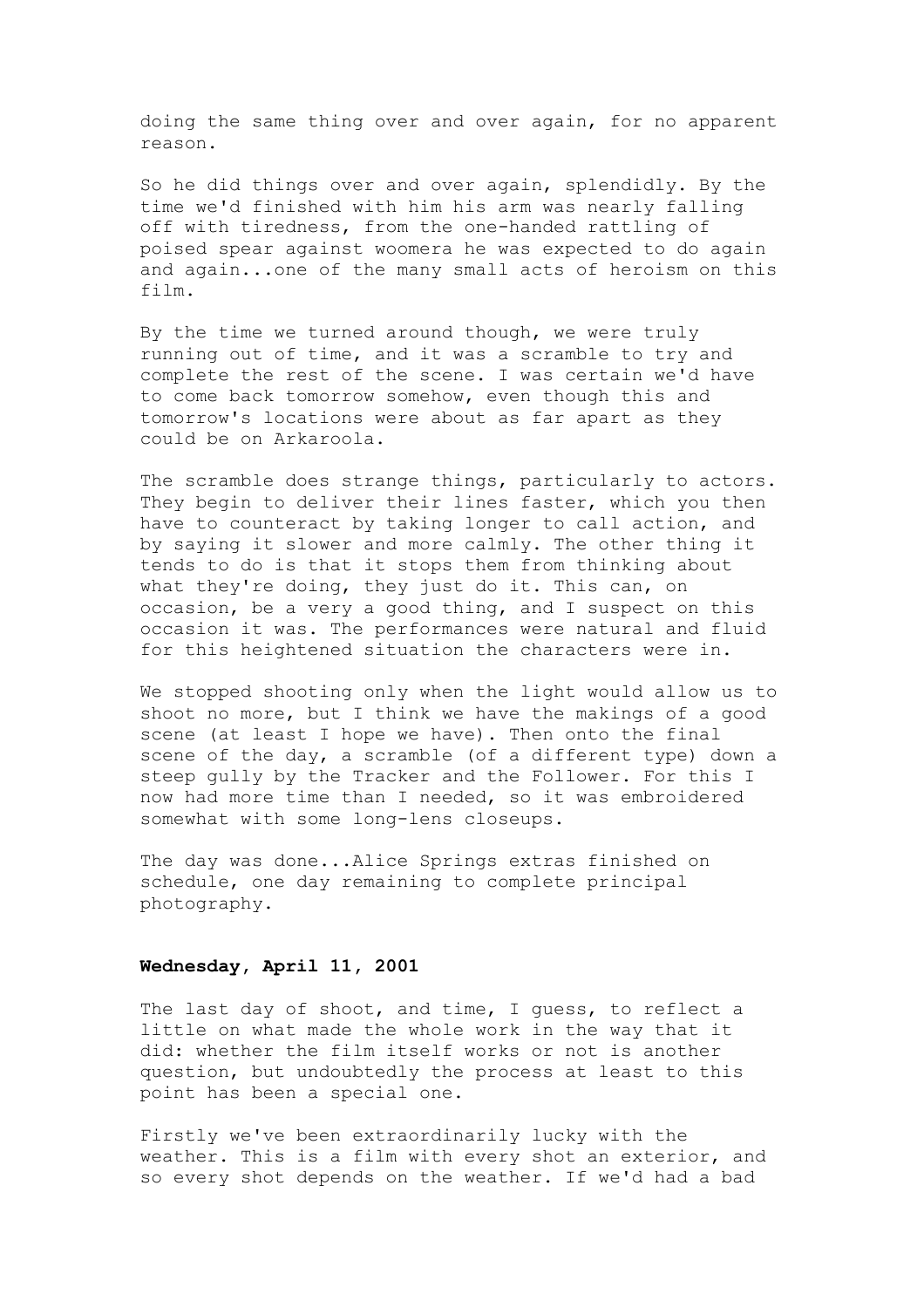doing the same thing over and over again, for no apparent reason.

So he did things over and over again, splendidly. By the time we'd finished with him his arm was nearly falling off with tiredness, from the one-handed rattling of poised spear against woomera he was expected to do again and again...one of the many small acts of heroism on this film.

By the time we turned around though, we were truly running out of time, and it was a scramble to try and complete the rest of the scene. I was certain we'd have to come back tomorrow somehow, even though this and tomorrow's locations were about as far apart as they could be on Arkaroola.

The scramble does strange things, particularly to actors. They begin to deliver their lines faster, which you then have to counteract by taking longer to call action, and by saying it slower and more calmly. The other thing it tends to do is that it stops them from thinking about what they're doing, they just do it. This can, on occasion, be a very a good thing, and I suspect on this occasion it was. The performances were natural and fluid for this heightened situation the characters were in.

We stopped shooting only when the light would allow us to shoot no more, but I think we have the makings of a good scene (at least I hope we have). Then onto the final scene of the day, a scramble (of a different type) down a steep gully by the Tracker and the Follower. For this I now had more time than I needed, so it was embroidered somewhat with some long-lens closeups.

The day was done...Alice Springs extras finished on schedule, one day remaining to complete principal photography.

**Wednesday, April 11, 2001**

The last day of shoot, and time, I guess, to reflect a little on what made the whole work in the way that it did: whether the film itself works or not is another question, but undoubtedly the process at least to this point has been a special one.

Firstly we've been extraordinarily lucky with the weather. This is a film with every shot an exterior, and so every shot depends on the weather. If we'd had a bad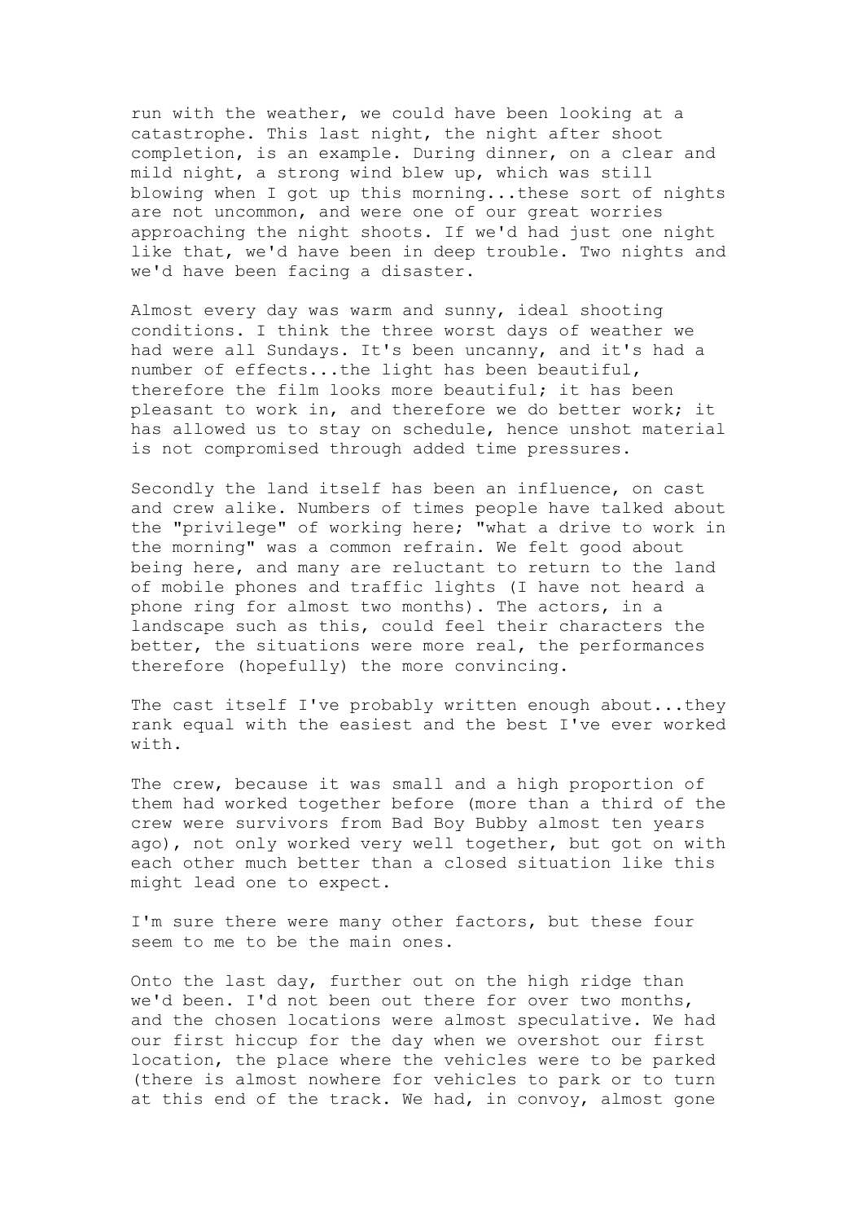run with the weather, we could have been looking at a catastrophe. This last night, the night after shoot completion, is an example. During dinner, on a clear and mild night, a strong wind blew up, which was still blowing when I got up this morning...these sort of nights are not uncommon, and were one of our great worries approaching the night shoots. If we'd had just one night like that, we'd have been in deep trouble. Two nights and we'd have been facing a disaster.

Almost every day was warm and sunny, ideal shooting conditions. I think the three worst days of weather we had were all Sundays. It's been uncanny, and it's had a number of effects...the light has been beautiful, therefore the film looks more beautiful; it has been pleasant to work in, and therefore we do better work; it has allowed us to stay on schedule, hence unshot material is not compromised through added time pressures.

Secondly the land itself has been an influence, on cast and crew alike. Numbers of times people have talked about the "privilege" of working here; "what a drive to work in the morning" was a common refrain. We felt good about being here, and many are reluctant to return to the land of mobile phones and traffic lights (I have not heard a phone ring for almost two months). The actors, in a landscape such as this, could feel their characters the better, the situations were more real, the performances therefore (hopefully) the more convincing.

The cast itself I've probably written enough about...they rank equal with the easiest and the best I've ever worked with.

The crew, because it was small and a high proportion of them had worked together before (more than a third of the crew were survivors from Bad Boy Bubby almost ten years ago), not only worked very well together, but got on with each other much better than a closed situation like this might lead one to expect.

I'm sure there were many other factors, but these four seem to me to be the main ones.

Onto the last day, further out on the high ridge than we'd been. I'd not been out there for over two months, and the chosen locations were almost speculative. We had our first hiccup for the day when we overshot our first location, the place where the vehicles were to be parked (there is almost nowhere for vehicles to park or to turn at this end of the track. We had, in convoy, almost gone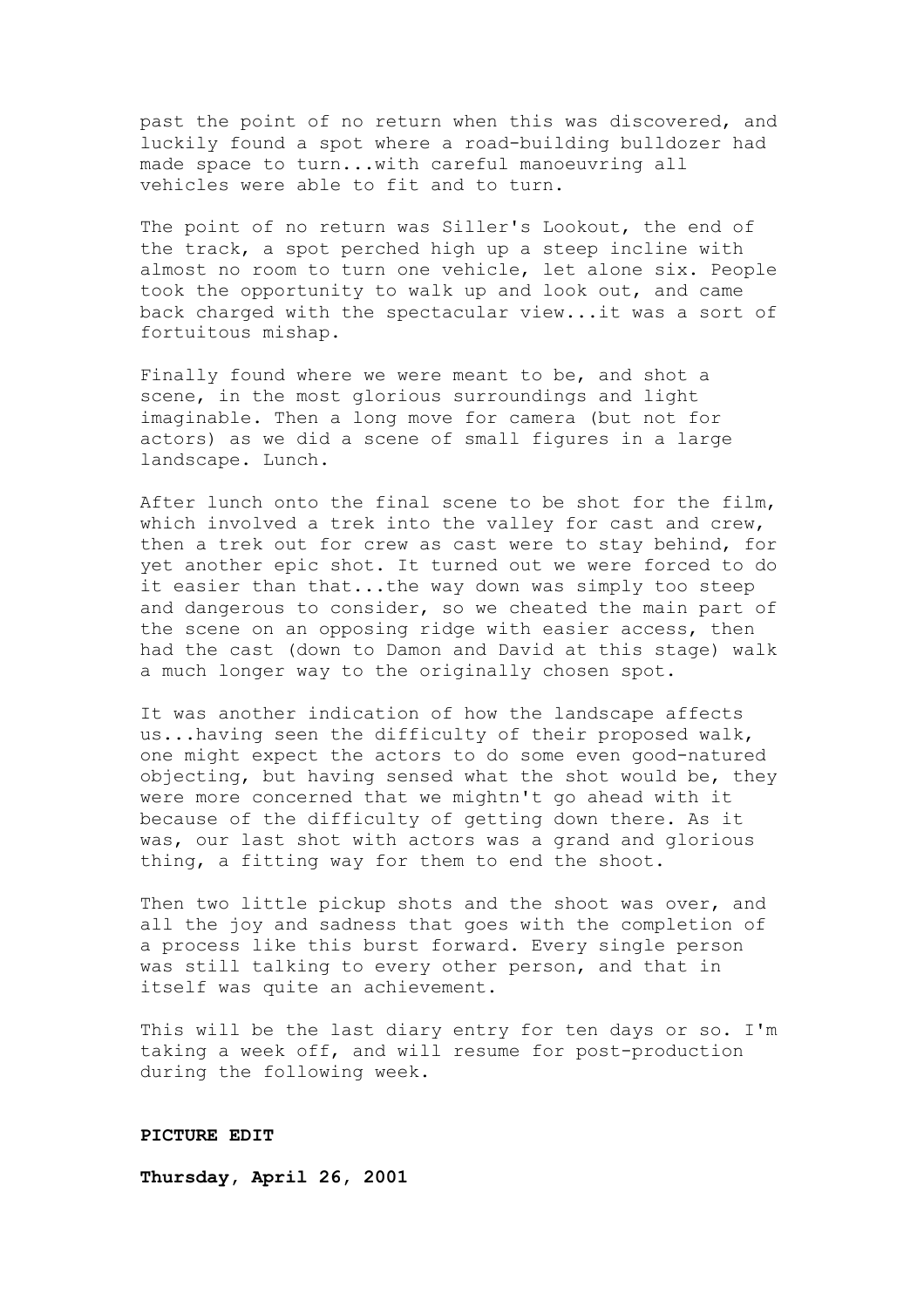past the point of no return when this was discovered, and luckily found a spot where a road-building bulldozer had made space to turn...with careful manoeuvring all vehicles were able to fit and to turn.

The point of no return was Siller's Lookout, the end of the track, a spot perched high up a steep incline with almost no room to turn one vehicle, let alone six. People took the opportunity to walk up and look out, and came back charged with the spectacular view...it was a sort of fortuitous mishap.

Finally found where we were meant to be, and shot a scene, in the most glorious surroundings and light imaginable. Then a long move for camera (but not for actors) as we did a scene of small figures in a large landscape. Lunch.

After lunch onto the final scene to be shot for the film, which involved a trek into the valley for cast and crew, then a trek out for crew as cast were to stay behind, for yet another epic shot. It turned out we were forced to do it easier than that...the way down was simply too steep and dangerous to consider, so we cheated the main part of the scene on an opposing ridge with easier access, then had the cast (down to Damon and David at this stage) walk a much longer way to the originally chosen spot.

It was another indication of how the landscape affects us...having seen the difficulty of their proposed walk, one might expect the actors to do some even good-natured objecting, but having sensed what the shot would be, they were more concerned that we mightn't go ahead with it because of the difficulty of getting down there. As it was, our last shot with actors was a grand and glorious thing, a fitting way for them to end the shoot.

Then two little pickup shots and the shoot was over, and all the joy and sadness that goes with the completion of a process like this burst forward. Every single person was still talking to every other person, and that in itself was quite an achievement.

This will be the last diary entry for ten days or so. I'm taking a week off, and will resume for post-production during the following week.

**PICTURE EDIT**

**Thursday, April 26, 2001**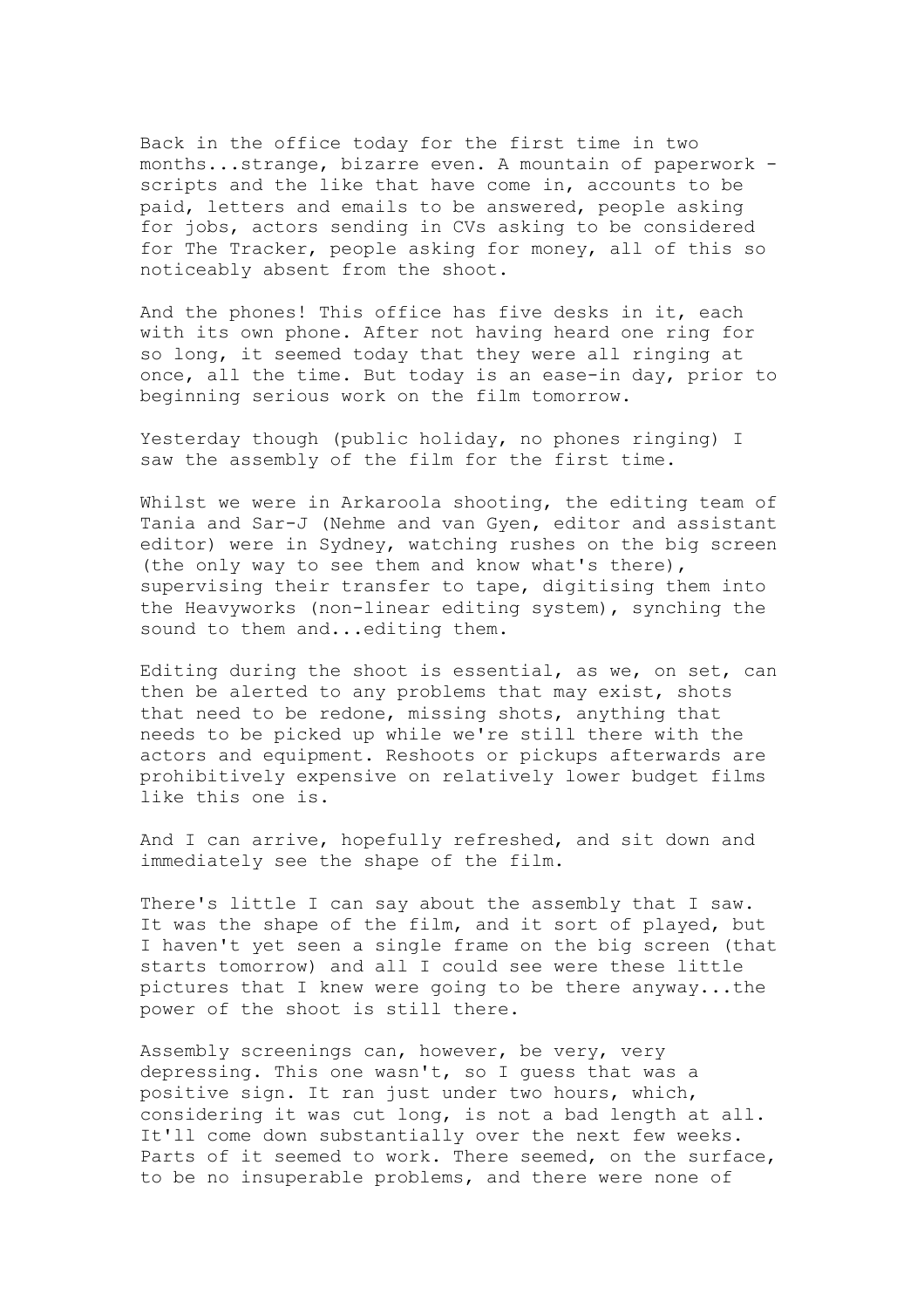Back in the office today for the first time in two months...strange, bizarre even. A mountain of paperwork - scripts and the like that have come in, accounts to be paid, letters and emails to be answered, people asking for jobs, actors sending in CVs asking to be considered for The Tracker, people asking for money, all of this so noticeably absent from the shoot.

And the phones! This office has five desks in it, each with its own phone. After not having heard one ring for so long, it seemed today that they were all ringing at once, all the time. But today is an ease-in day, prior to beginning serious work on the film tomorrow.

Yesterday though (public holiday, no phones ringing) I saw the assembly of the film for the first time.

Whilst we were in Arkaroola shooting, the editing team of Tania and Sar-J (Nehme and van Gyen, editor and assistant editor) were in Sydney, watching rushes on the big screen (the only way to see them and know what's there), supervising their transfer to tape, digitising them into the Heavyworks (non-linear editing system), synching the sound to them and...editing them.

Editing during the shoot is essential, as we, on set, can then be alerted to any problems that may exist, shots that need to be redone, missing shots, anything that needs to be picked up while we're still there with the actors and equipment. Reshoots or pickups afterwards are prohibitively expensive on relatively lower budget films like this one is.

And I can arrive, hopefully refreshed, and sit down and immediately see the shape of the film.

There's little I can say about the assembly that I saw. It was the shape of the film, and it sort of played, but I haven't yet seen a single frame on the big screen (that starts tomorrow) and all I could see were these little pictures that I knew were going to be there anyway...the power of the shoot is still there.

Assembly screenings can, however, be very, very depressing. This one wasn't, so I guess that was a positive sign. It ran just under two hours, which, considering it was cut long, is not a bad length at all. It'll come down substantially over the next few weeks. Parts of it seemed to work. There seemed, on the surface, to be no insuperable problems, and there were none of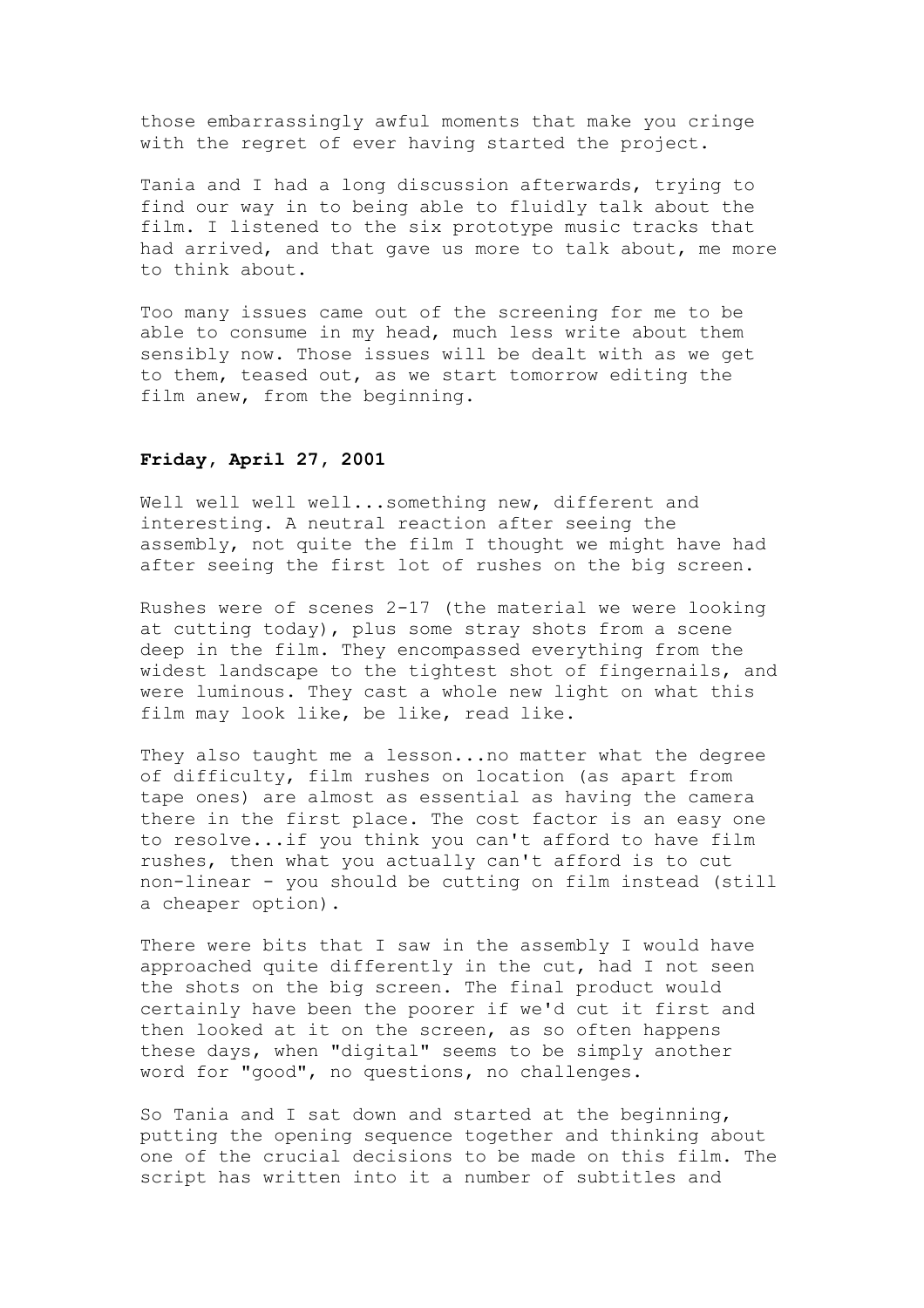those embarrassingly awful moments that make you cringe with the regret of ever having started the project.

Tania and I had a long discussion afterwards, trying to find our way in to being able to fluidly talk about the film. I listened to the six prototype music tracks that had arrived, and that gave us more to talk about, me more to think about.

Too many issues came out of the screening for me to be able to consume in my head, much less write about them sensibly now. Those issues will be dealt with as we get to them, teased out, as we start tomorrow editing the film anew, from the beginning.

**Friday, April 27, 2001**

Well well well well...something new, different and interesting. A neutral reaction after seeing the assembly, not quite the film I thought we might have had after seeing the first lot of rushes on the big screen.

Rushes were of scenes 2-17 (the material we were looking at cutting today), plus some stray shots from a scene deep in the film. They encompassed everything from the widest landscape to the tightest shot of fingernails, and were luminous. They cast a whole new light on what this film may look like, be like, read like.

They also taught me a lesson...no matter what the degree of difficulty, film rushes on location (as apart from tape ones) are almost as essential as having the camera there in the first place. The cost factor is an easy one to resolve...if you think you can't afford to have film rushes, then what you actually can't afford is to cut non-linear - you should be cutting on film instead (still a cheaper option).

There were bits that I saw in the assembly I would have approached quite differently in the cut, had I not seen the shots on the big screen. The final product would certainly have been the poorer if we'd cut it first and then looked at it on the screen, as so often happens these days, when "digital" seems to be simply another word for "good", no questions, no challenges.

So Tania and I sat down and started at the beginning, putting the opening sequence together and thinking about one of the crucial decisions to be made on this film. The script has written into it a number of subtitles and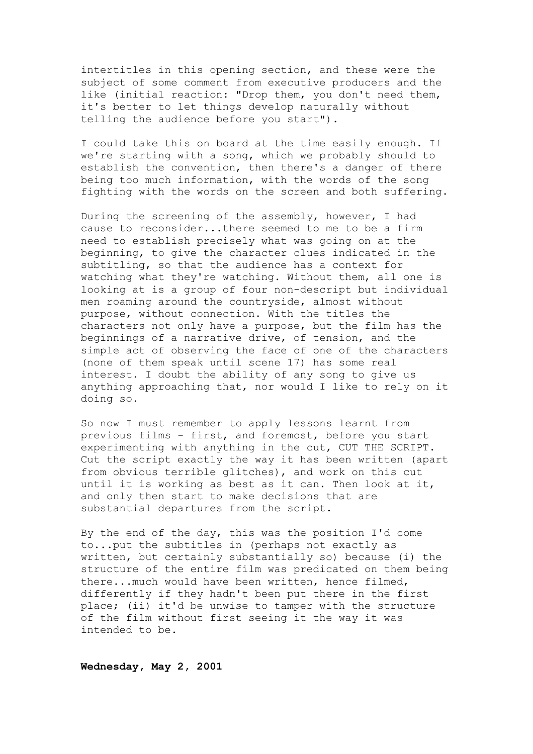intertitles in this opening section, and these were the subject of some comment from executive producers and the like (initial reaction: "Drop them, you don't need them, it's better to let things develop naturally without telling the audience before you start").

I could take this on board at the time easily enough. If we're starting with a song, which we probably should to establish the convention, then there's a danger of there being too much information, with the words of the song fighting with the words on the screen and both suffering.

During the screening of the assembly, however, I had cause to reconsider...there seemed to me to be a firm need to establish precisely what was going on at the beginning, to give the character clues indicated in the subtitling, so that the audience has a context for watching what they're watching. Without them, all one is looking at is a group of four non-descript but individual men roaming around the countryside, almost without purpose, without connection. With the titles the characters not only have a purpose, but the film has the beginnings of a narrative drive, of tension, and the simple act of observing the face of one of the characters (none of them speak until scene 17) has some real interest. I doubt the ability of any song to give us anything approaching that, nor would I like to rely on it doing so.

So now I must remember to apply lessons learnt from previous films - first, and foremost, before you start experimenting with anything in the cut, CUT THE SCRIPT. Cut the script exactly the way it has been written (apart from obvious terrible glitches), and work on this cut until it is working as best as it can. Then look at it, and only then start to make decisions that are substantial departures from the script.

By the end of the day, this was the position I'd come to...put the subtitles in (perhaps not exactly as written, but certainly substantially so) because (i) the structure of the entire film was predicated on them being there...much would have been written, hence filmed, differently if they hadn't been put there in the first place; (ii) it'd be unwise to tamper with the structure of the film without first seeing it the way it was intended to be.

**Wednesday, May 2, 2001**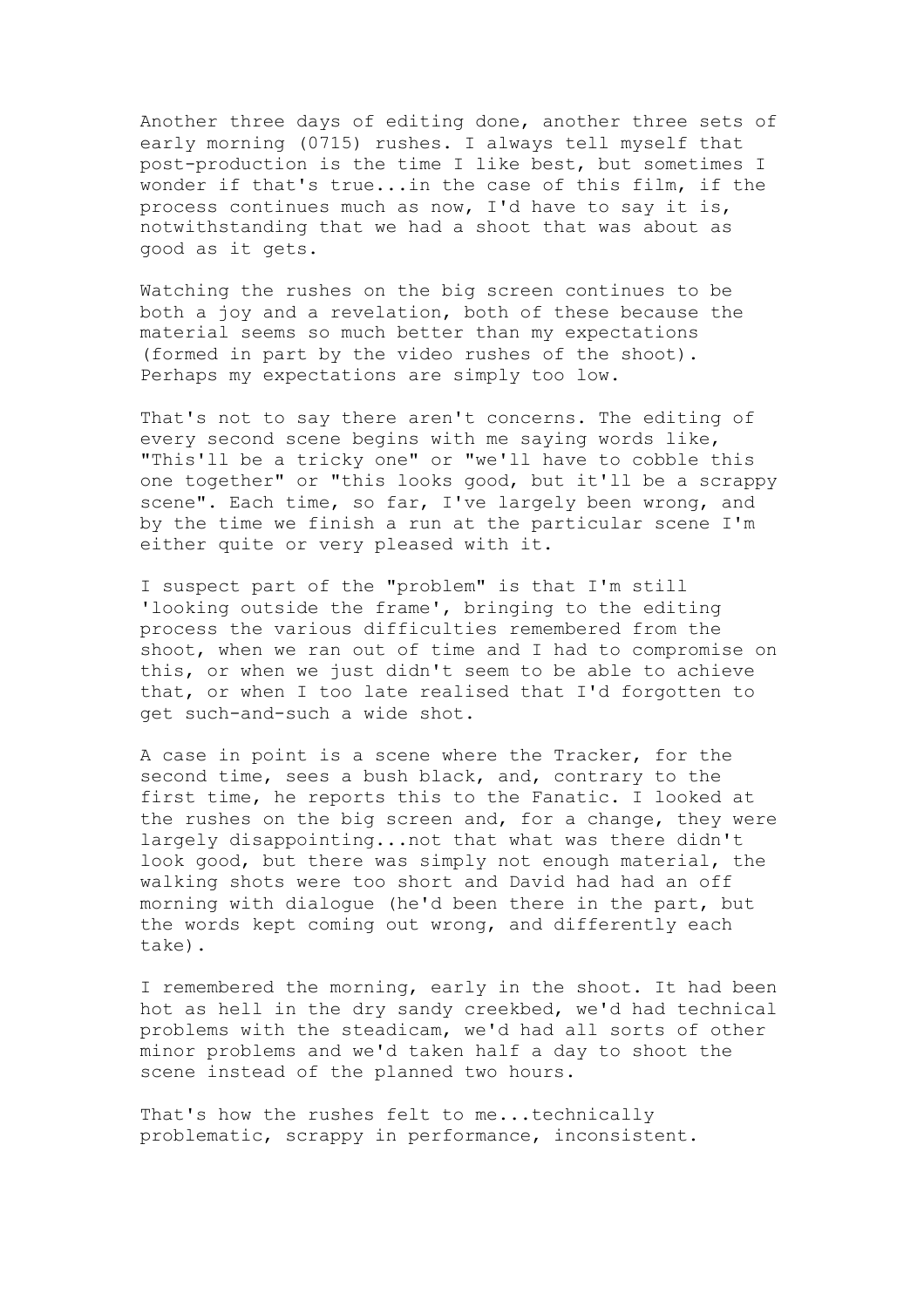Another three days of editing done, another three sets of early morning (0715) rushes. I always tell myself that post-production is the time I like best, but sometimes I wonder if that's true...in the case of this film, if the process continues much as now, I'd have to say it is, notwithstanding that we had a shoot that was about as good as it gets.

Watching the rushes on the big screen continues to be both a joy and a revelation, both of these because the material seems so much better than my expectations (formed in part by the video rushes of the shoot). Perhaps my expectations are simply too low.

That's not to say there aren't concerns. The editing of every second scene begins with me saying words like, "This'll be a tricky one" or "we'll have to cobble this one together" or "this looks good, but it'll be a scrappy scene". Each time, so far, I've largely been wrong, and by the time we finish a run at the particular scene I'm either quite or very pleased with it.

I suspect part of the "problem" is that I'm still 'looking outside the frame', bringing to the editing process the various difficulties remembered from the shoot, when we ran out of time and I had to compromise on this, or when we just didn't seem to be able to achieve that, or when I too late realised that I'd forgotten to get such-and-such a wide shot.

A case in point is a scene where the Tracker, for the second time, sees a bush black, and, contrary to the first time, he reports this to the Fanatic. I looked at the rushes on the big screen and, for a change, they were largely disappointing...not that what was there didn't look good, but there was simply not enough material, the walking shots were too short and David had had an off morning with dialogue (he'd been there in the part, but the words kept coming out wrong, and differently each take).

I remembered the morning, early in the shoot. It had been hot as hell in the dry sandy creekbed, we'd had technical problems with the steadicam, we'd had all sorts of other minor problems and we'd taken half a day to shoot the scene instead of the planned two hours.

That's how the rushes felt to me...technically problematic, scrappy in performance, inconsistent.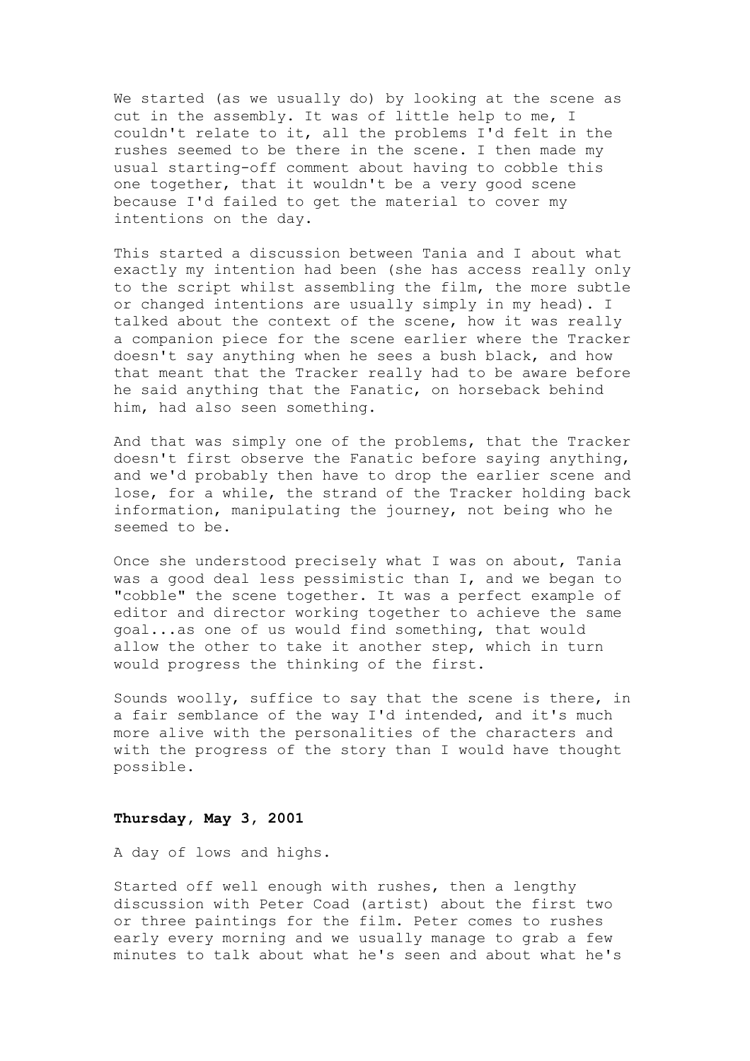We started (as we usually do) by looking at the scene as cut in the assembly. It was of little help to me, I couldn't relate to it, all the problems I'd felt in the rushes seemed to be there in the scene. I then made my usual starting-off comment about having to cobble this one together, that it wouldn't be a very good scene because I'd failed to get the material to cover my intentions on the day.

This started a discussion between Tania and I about what exactly my intention had been (she has access really only to the script whilst assembling the film, the more subtle or changed intentions are usually simply in my head). I talked about the context of the scene, how it was really a companion piece for the scene earlier where the Tracker doesn't say anything when he sees a bush black, and how that meant that the Tracker really had to be aware before he said anything that the Fanatic, on horseback behind him, had also seen something.

And that was simply one of the problems, that the Tracker doesn't first observe the Fanatic before saying anything, and we'd probably then have to drop the earlier scene and lose, for a while, the strand of the Tracker holding back information, manipulating the journey, not being who he seemed to be.

Once she understood precisely what I was on about, Tania was a good deal less pessimistic than I, and we began to "cobble" the scene together. It was a perfect example of editor and director working together to achieve the same goal...as one of us would find something, that would allow the other to take it another step, which in turn would progress the thinking of the first.

Sounds woolly, suffice to say that the scene is there, in a fair semblance of the way I'd intended, and it's much more alive with the personalities of the characters and with the progress of the story than I would have thought possible.

**Thursday, May 3, 2001**

A day of lows and highs.

Started off well enough with rushes, then a lengthy discussion with Peter Coad (artist) about the first two or three paintings for the film. Peter comes to rushes early every morning and we usually manage to grab a few minutes to talk about what he's seen and about what he's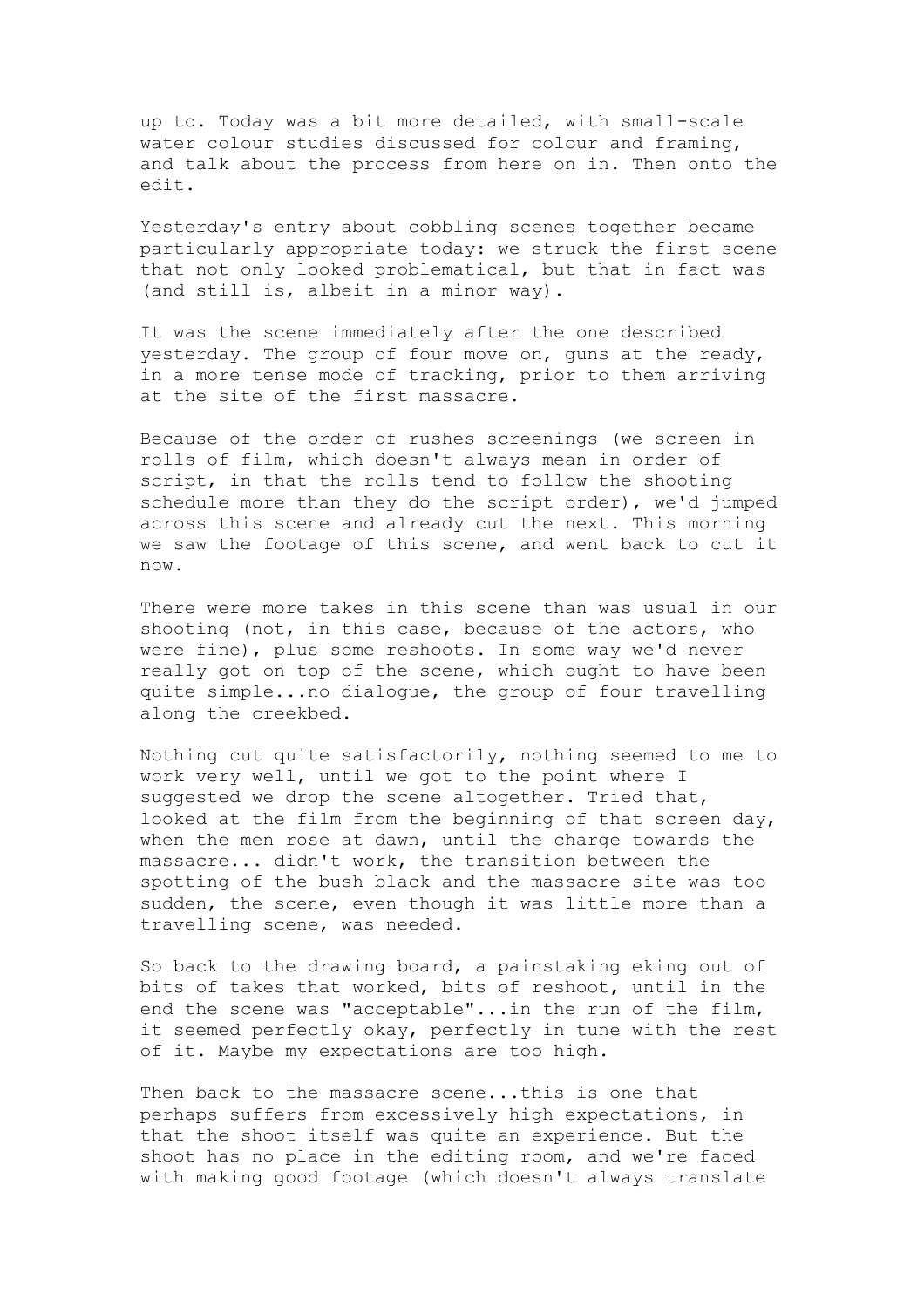up to. Today was a bit more detailed, with small-scale water colour studies discussed for colour and framing, and talk about the process from here on in. Then onto the edit.

Yesterday's entry about cobbling scenes together became particularly appropriate today: we struck the first scene that not only looked problematical, but that in fact was (and still is, albeit in a minor way).

It was the scene immediately after the one described yesterday. The group of four move on, guns at the ready, in a more tense mode of tracking, prior to them arriving at the site of the first massacre.

Because of the order of rushes screenings (we screen in rolls of film, which doesn't always mean in order of script, in that the rolls tend to follow the shooting schedule more than they do the script order), we'd jumped across this scene and already cut the next. This morning we saw the footage of this scene, and went back to cut it now.

There were more takes in this scene than was usual in our shooting (not, in this case, because of the actors, who were fine), plus some reshoots. In some way we'd never really got on top of the scene, which ought to have been quite simple...no dialogue, the group of four travelling along the creekbed.

Nothing cut quite satisfactorily, nothing seemed to me to work very well, until we got to the point where I suggested we drop the scene altogether. Tried that, looked at the film from the beginning of that screen day, when the men rose at dawn, until the charge towards the massacre... didn't work, the transition between the spotting of the bush black and the massacre site was too sudden, the scene, even though it was little more than a travelling scene, was needed.

So back to the drawing board, a painstaking eking out of bits of takes that worked, bits of reshoot, until in the end the scene was "acceptable"...in the run of the film, it seemed perfectly okay, perfectly in tune with the rest of it. Maybe my expectations are too high.

Then back to the massacre scene...this is one that perhaps suffers from excessively high expectations, in that the shoot itself was quite an experience. But the shoot has no place in the editing room, and we're faced with making good footage (which doesn't always translate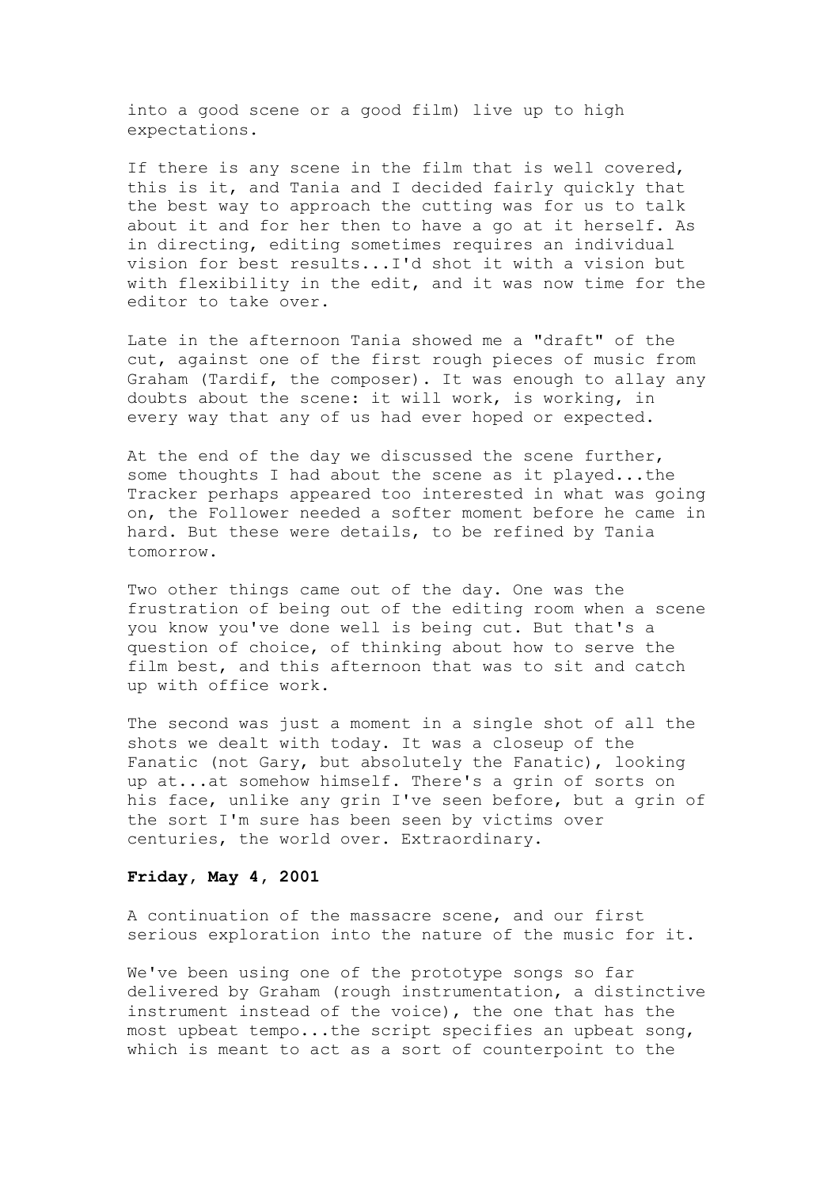into a good scene or a good film) live up to high expectations.

If there is any scene in the film that is well covered, this is it, and Tania and I decided fairly quickly that the best way to approach the cutting was for us to talk about it and for her then to have a go at it herself. As in directing, editing sometimes requires an individual vision for best results...I'd shot it with a vision but with flexibility in the edit, and it was now time for the editor to take over.

Late in the afternoon Tania showed me a "draft" of the cut, against one of the first rough pieces of music from Graham (Tardif, the composer). It was enough to allay any doubts about the scene: it will work, is working, in every way that any of us had ever hoped or expected.

At the end of the day we discussed the scene further, some thoughts I had about the scene as it played...the Tracker perhaps appeared too interested in what was going on, the Follower needed a softer moment before he came in hard. But these were details, to be refined by Tania tomorrow.

Two other things came out of the day. One was the frustration of being out of the editing room when a scene you know you've done well is being cut. But that's a question of choice, of thinking about how to serve the film best, and this afternoon that was to sit and catch up with office work.

The second was just a moment in a single shot of all the shots we dealt with today. It was a closeup of the Fanatic (not Gary, but absolutely the Fanatic), looking up at...at somehow himself. There's a grin of sorts on his face, unlike any grin I've seen before, but a grin of the sort I'm sure has been seen by victims over centuries, the world over. Extraordinary.

**Friday, May 4, 2001**

A continuation of the massacre scene, and our first serious exploration into the nature of the music for it.

We've been using one of the prototype songs so far delivered by Graham (rough instrumentation, a distinctive instrument instead of the voice), the one that has the most upbeat tempo...the script specifies an upbeat song, which is meant to act as a sort of counterpoint to the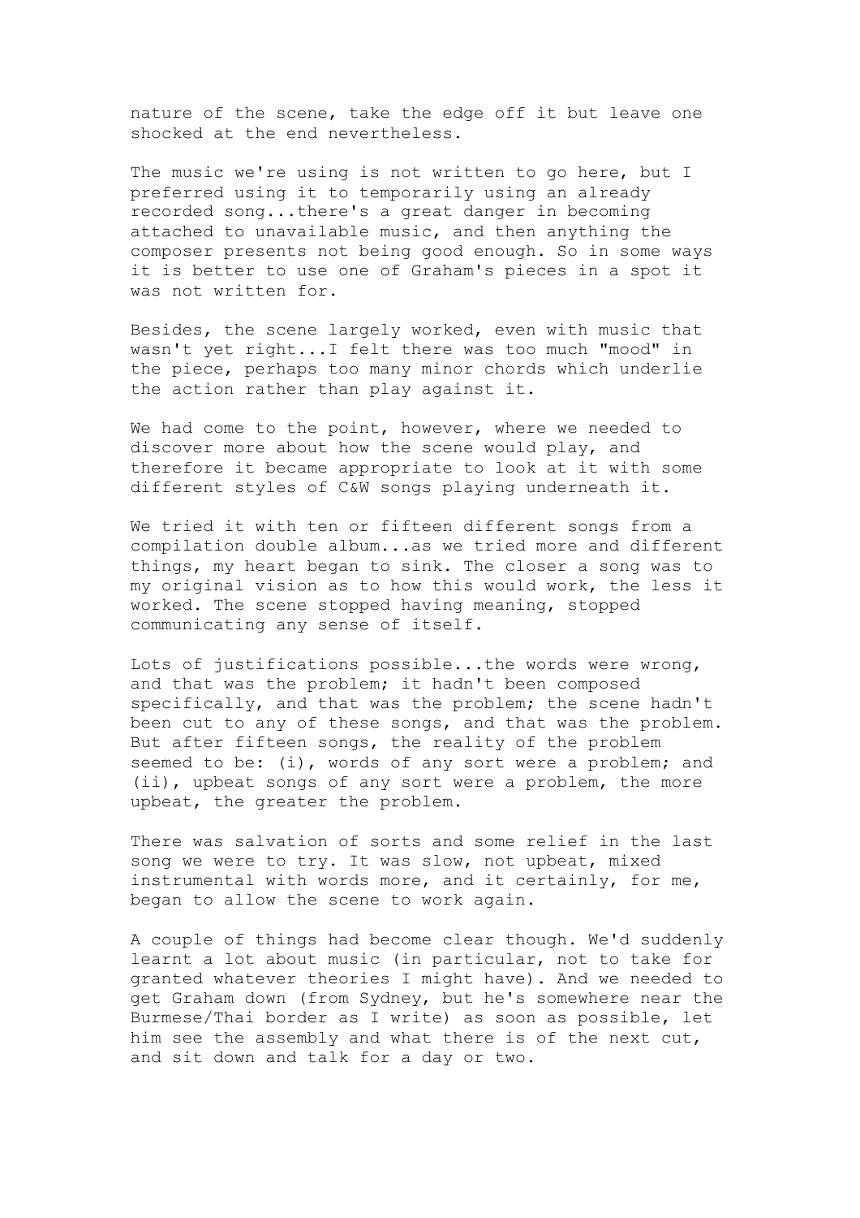nature of the scene, take the edge off it but leave one shocked at the end nevertheless.

The music we're using is not written to go here, but I preferred using it to temporarily using an already recorded song...there's a great danger in becoming attached to unavailable music, and then anything the composer presents not being good enough. So in some ways it is better to use one of Graham's pieces in a spot it was not written for.

Besides, the scene largely worked, even with music that wasn't yet right...I felt there was too much "mood" in the piece, perhaps too many minor chords which underlie the action rather than play against it.

We had come to the point, however, where we needed to discover more about how the scene would play, and therefore it became appropriate to look at it with some different styles of C&W songs playing underneath it.

We tried it with ten or fifteen different songs from a compilation double album...as we tried more and different things, my heart began to sink. The closer a song was to my original vision as to how this would work, the less it worked. The scene stopped having meaning, stopped communicating any sense of itself.

Lots of justifications possible...the words were wrong, and that was the problem; it hadn't been composed specifically, and that was the problem; the scene hadn't been cut to any of these songs, and that was the problem. But after fifteen songs, the reality of the problem seemed to be: (i), words of any sort were a problem; and (ii), upbeat songs of any sort were a problem, the more upbeat, the greater the problem.

There was salvation of sorts and some relief in the last song we were to try. It was slow, not upbeat, mixed instrumental with words more, and it certainly, for me, began to allow the scene to work again.

A couple of things had become clear though. We'd suddenly learnt a lot about music (in particular, not to take for granted whatever theories I might have). And we needed to get Graham down (from Sydney, but he's somewhere near the Burmese/Thai border as I write) as soon as possible, let him see the assembly and what there is of the next cut, and sit down and talk for a day or two.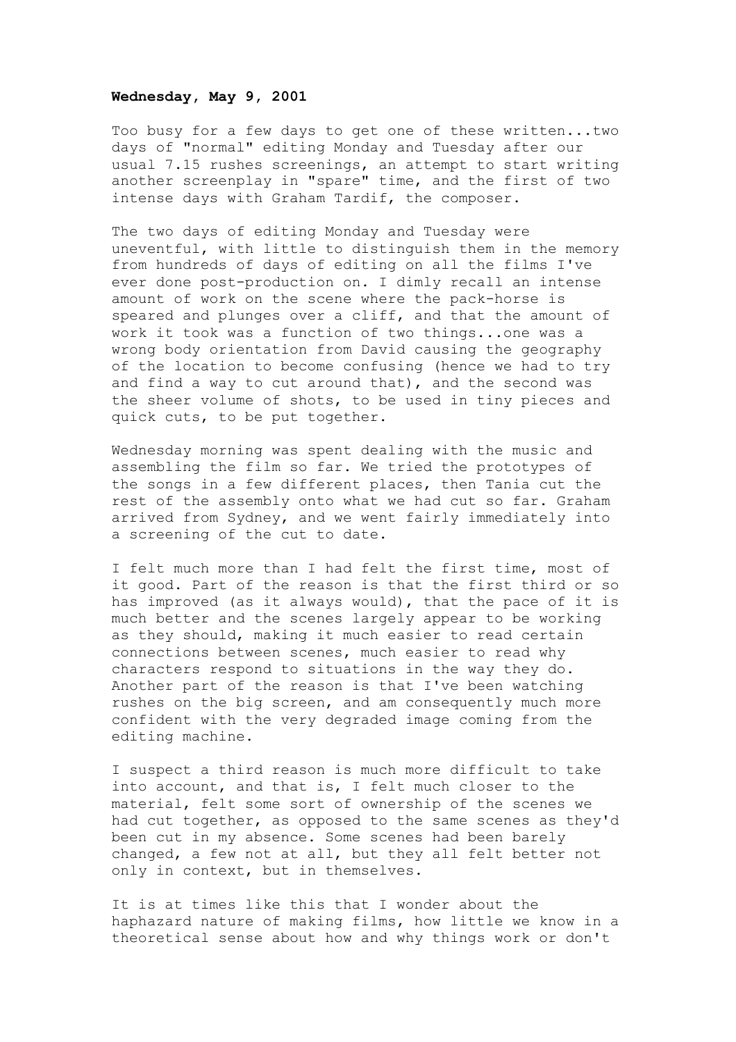**Wednesday, May 9, 2001**

Too busy for a few days to get one of these written...two days of "normal" editing Monday and Tuesday after our usual 7.15 rushes screenings, an attempt to start writing another screenplay in "spare" time, and the first of two intense days with Graham Tardif, the composer.

The two days of editing Monday and Tuesday were uneventful, with little to distinguish them in the memory from hundreds of days of editing on all the films I've ever done post-production on. I dimly recall an intense amount of work on the scene where the pack-horse is speared and plunges over a cliff, and that the amount of work it took was a function of two things...one was a wrong body orientation from David causing the geography of the location to become confusing (hence we had to try and find a way to cut around that), and the second was the sheer volume of shots, to be used in tiny pieces and quick cuts, to be put together.

Wednesday morning was spent dealing with the music and assembling the film so far. We tried the prototypes of the songs in a few different places, then Tania cut the rest of the assembly onto what we had cut so far. Graham arrived from Sydney, and we went fairly immediately into a screening of the cut to date.

I felt much more than I had felt the first time, most of it good. Part of the reason is that the first third or so has improved (as it always would), that the pace of it is much better and the scenes largely appear to be working as they should, making it much easier to read certain connections between scenes, much easier to read why characters respond to situations in the way they do. Another part of the reason is that I've been watching rushes on the big screen, and am consequently much more confident with the very degraded image coming from the editing machine.

I suspect a third reason is much more difficult to take into account, and that is, I felt much closer to the material, felt some sort of ownership of the scenes we had cut together, as opposed to the same scenes as they'd been cut in my absence. Some scenes had been barely changed, a few not at all, but they all felt better not only in context, but in themselves.

It is at times like this that I wonder about the haphazard nature of making films, how little we know in a theoretical sense about how and why things work or don't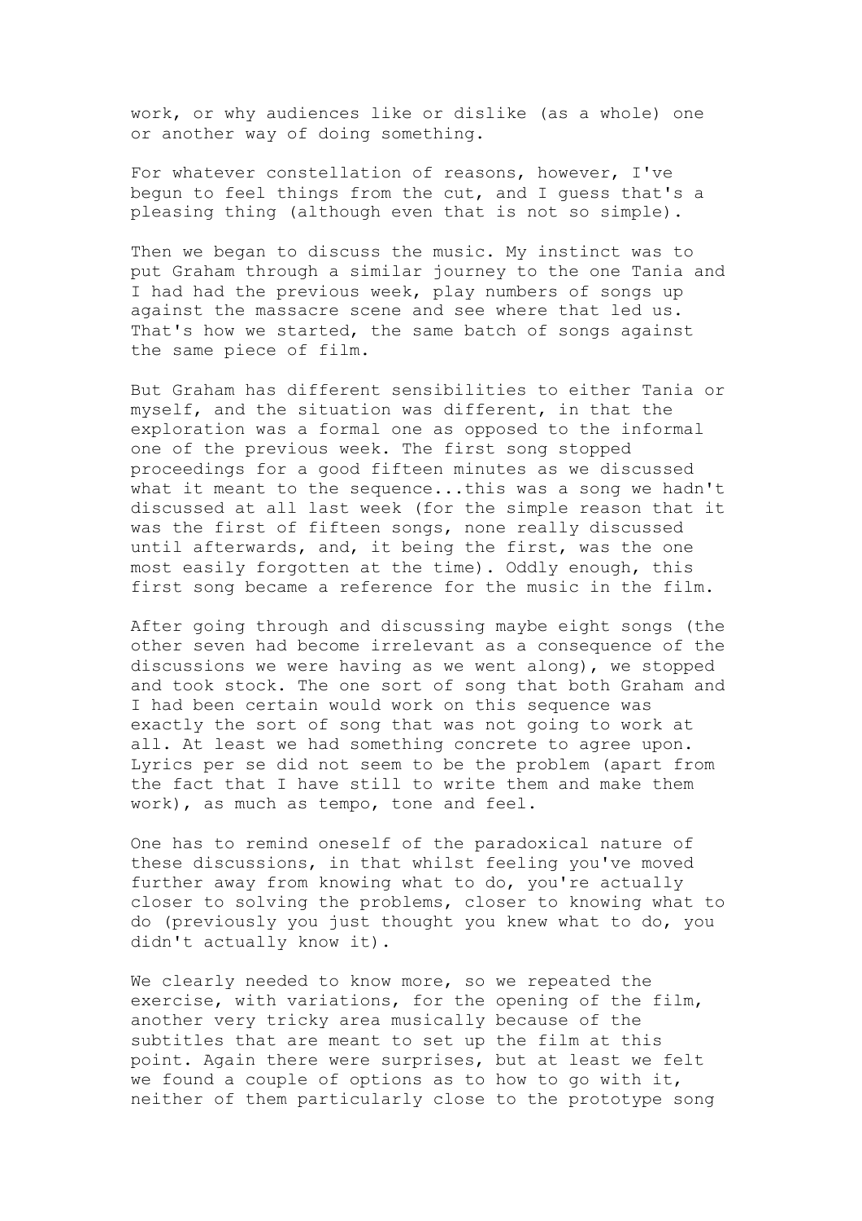work, or why audiences like or dislike (as a whole) one or another way of doing something.

For whatever constellation of reasons, however, I've begun to feel things from the cut, and I guess that's a pleasing thing (although even that is not so simple).

Then we began to discuss the music. My instinct was to put Graham through a similar journey to the one Tania and I had had the previous week, play numbers of songs up against the massacre scene and see where that led us. That's how we started, the same batch of songs against the same piece of film.

But Graham has different sensibilities to either Tania or myself, and the situation was different, in that the exploration was a formal one as opposed to the informal one of the previous week. The first song stopped proceedings for a good fifteen minutes as we discussed what it meant to the sequence...this was a song we hadn't discussed at all last week (for the simple reason that it was the first of fifteen songs, none really discussed until afterwards, and, it being the first, was the one most easily forgotten at the time). Oddly enough, this first song became a reference for the music in the film.

After going through and discussing maybe eight songs (the other seven had become irrelevant as a consequence of the discussions we were having as we went along), we stopped and took stock. The one sort of song that both Graham and I had been certain would work on this sequence was exactly the sort of song that was not going to work at all. At least we had something concrete to agree upon. Lyrics per se did not seem to be the problem (apart from the fact that I have still to write them and make them work), as much as tempo, tone and feel.

One has to remind oneself of the paradoxical nature of these discussions, in that whilst feeling you've moved further away from knowing what to do, you're actually closer to solving the problems, closer to knowing what to do (previously you just thought you knew what to do, you didn't actually know it).

We clearly needed to know more, so we repeated the exercise, with variations, for the opening of the film, another very tricky area musically because of the subtitles that are meant to set up the film at this point. Again there were surprises, but at least we felt we found a couple of options as to how to go with it, neither of them particularly close to the prototype song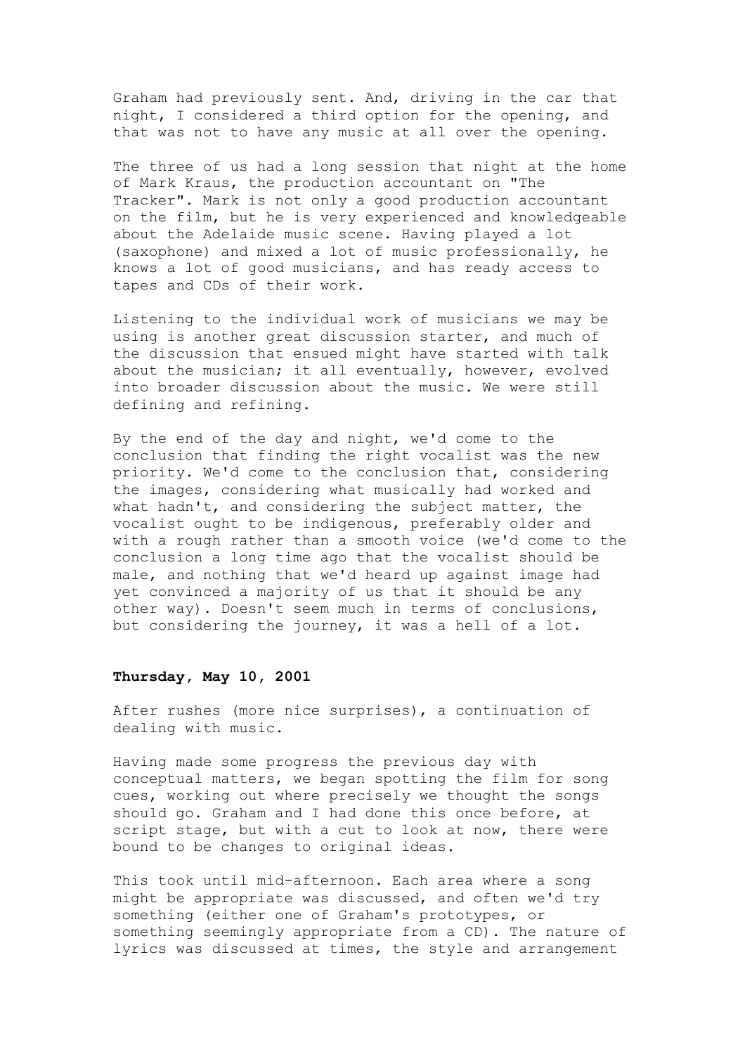Graham had previously sent. And, driving in the car that night, I considered a third option for the opening, and that was not to have any music at all over the opening.

The three of us had a long session that night at the home of Mark Kraus, the production accountant on "The Tracker". Mark is not only a good production accountant on the film, but he is very experienced and knowledgeable about the Adelaide music scene. Having played a lot (saxophone) and mixed a lot of music professionally, he knows a lot of good musicians, and has ready access to tapes and CDs of their work.

Listening to the individual work of musicians we may be using is another great discussion starter, and much of the discussion that ensued might have started with talk about the musician; it all eventually, however, evolved into broader discussion about the music. We were still defining and refining.

By the end of the day and night, we'd come to the conclusion that finding the right vocalist was the new priority. We'd come to the conclusion that, considering the images, considering what musically had worked and what hadn't, and considering the subject matter, the vocalist ought to be indigenous, preferably older and with a rough rather than a smooth voice (we'd come to the conclusion a long time ago that the vocalist should be male, and nothing that we'd heard up against image had yet convinced a majority of us that it should be any other way). Doesn't seem much in terms of conclusions, but considering the journey, it was a hell of a lot.

**Thursday, May 10, 2001**

After rushes (more nice surprises), a continuation of dealing with music.

Having made some progress the previous day with conceptual matters, we began spotting the film for song cues, working out where precisely we thought the songs should go. Graham and I had done this once before, at script stage, but with a cut to look at now, there were bound to be changes to original ideas.

This took until mid-afternoon. Each area where a song might be appropriate was discussed, and often we'd try something (either one of Graham's prototypes, or something seemingly appropriate from a CD). The nature of lyrics was discussed at times, the style and arrangement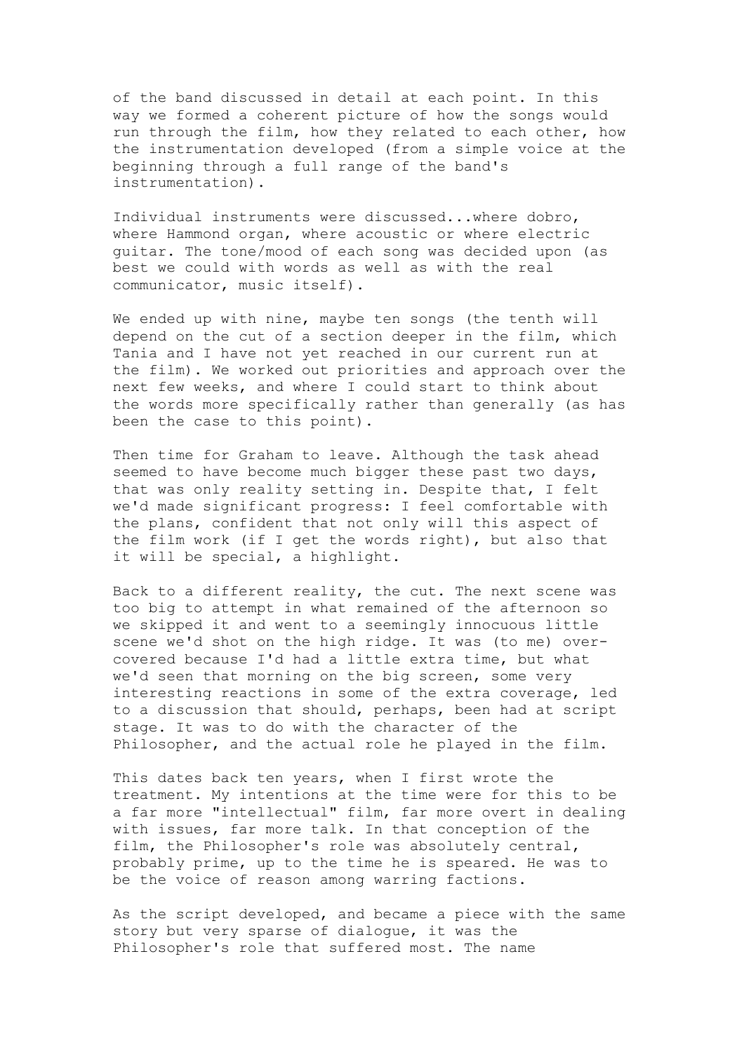of the band discussed in detail at each point. In this way we formed a coherent picture of how the songs would run through the film, how they related to each other, how the instrumentation developed (from a simple voice at the beginning through a full range of the band's instrumentation).

Individual instruments were discussed...where dobro, where Hammond organ, where acoustic or where electric guitar. The tone/mood of each song was decided upon (as best we could with words as well as with the real communicator, music itself).

We ended up with nine, maybe ten songs (the tenth will depend on the cut of a section deeper in the film, which Tania and I have not yet reached in our current run at the film). We worked out priorities and approach over the next few weeks, and where I could start to think about the words more specifically rather than generally (as has been the case to this point).

Then time for Graham to leave. Although the task ahead seemed to have become much bigger these past two days, that was only reality setting in. Despite that, I felt we'd made significant progress: I feel comfortable with the plans, confident that not only will this aspect of the film work (if I get the words right), but also that it will be special, a highlight.

Back to a different reality, the cut. The next scene was too big to attempt in what remained of the afternoon so we skipped it and went to a seemingly innocuous little scene we'd shot on the high ridge. It was (to me) over-covered because I'd had a little extra time, but what we'd seen that morning on the big screen, some very interesting reactions in some of the extra coverage, led to a discussion that should, perhaps, been had at script stage. It was to do with the character of the Philosopher, and the actual role he played in the film.

This dates back ten years, when I first wrote the treatment. My intentions at the time were for this to be a far more "intellectual" film, far more overt in dealing with issues, far more talk. In that conception of the film, the Philosopher's role was absolutely central, probably prime, up to the time he is speared. He was to be the voice of reason among warring factions.

As the script developed, and became a piece with the same story but very sparse of dialogue, it was the Philosopher's role that suffered most. The name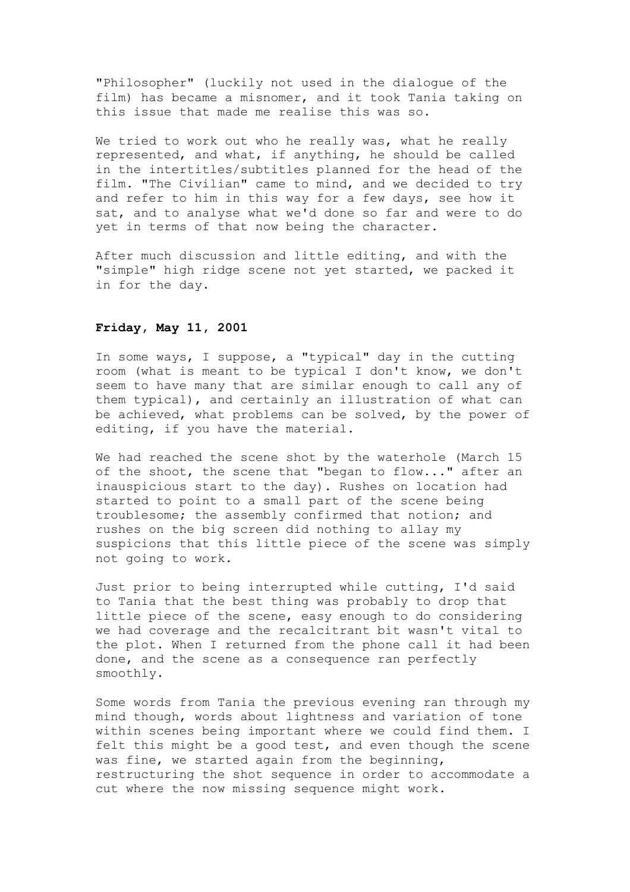"Philosopher" (luckily not used in the dialogue of the film) has became a misnomer, and it took Tania taking on this issue that made me realise this was so.

We tried to work out who he really was, what he really represented, and what, if anything, he should be called in the intertitles/subtitles planned for the head of the film. "The Civilian" came to mind, and we decided to try and refer to him in this way for a few days, see how it sat, and to analyse what we'd done so far and were to do yet in terms of that now being the character.

After much discussion and little editing, and with the "simple" high ridge scene not yet started, we packed it in for the day.

**Friday, May 11, 2001**

In some ways, I suppose, a "typical" day in the cutting room (what is meant to be typical I don't know, we don't seem to have many that are similar enough to call any of them typical), and certainly an illustration of what can be achieved, what problems can be solved, by the power of editing, if you have the material.

We had reached the scene shot by the waterhole (March 15 of the shoot, the scene that "began to flow..." after an inauspicious start to the day). Rushes on location had started to point to a small part of the scene being troublesome; the assembly confirmed that notion; and rushes on the big screen did nothing to allay my suspicions that this little piece of the scene was simply not going to work.

Just prior to being interrupted while cutting, I'd said to Tania that the best thing was probably to drop that little piece of the scene, easy enough to do considering we had coverage and the recalcitrant bit wasn't vital to the plot. When I returned from the phone call it had been done, and the scene as a consequence ran perfectly smoothly.

Some words from Tania the previous evening ran through my mind though, words about lightness and variation of tone within scenes being important where we could find them. I felt this might be a good test, and even though the scene was fine, we started again from the beginning, restructuring the shot sequence in order to accommodate a cut where the now missing sequence might work.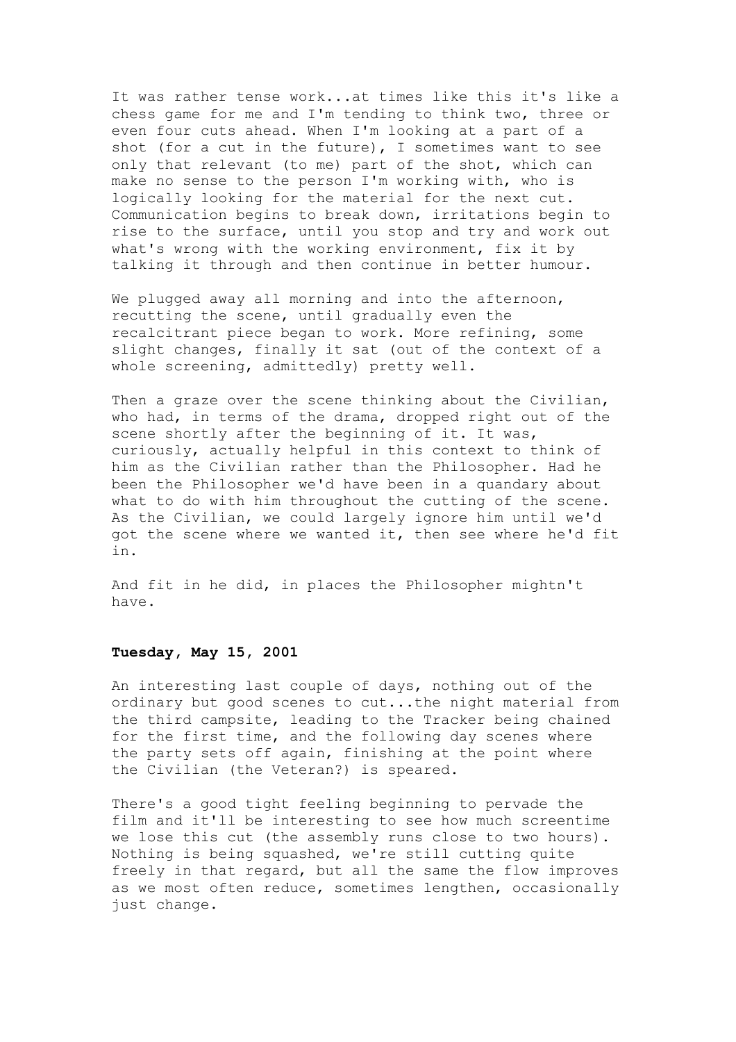It was rather tense work...at times like this it's like a chess game for me and I'm tending to think two, three or even four cuts ahead. When I'm looking at a part of a shot (for a cut in the future), I sometimes want to see only that relevant (to me) part of the shot, which can make no sense to the person I'm working with, who is logically looking for the material for the next cut. Communication begins to break down, irritations begin to rise to the surface, until you stop and try and work out what's wrong with the working environment, fix it by talking it through and then continue in better humour.

We plugged away all morning and into the afternoon, recutting the scene, until gradually even the recalcitrant piece began to work. More refining, some slight changes, finally it sat (out of the context of a whole screening, admittedly) pretty well.

Then a graze over the scene thinking about the Civilian, who had, in terms of the drama, dropped right out of the scene shortly after the beginning of it. It was, curiously, actually helpful in this context to think of him as the Civilian rather than the Philosopher. Had he been the Philosopher we'd have been in a quandary about what to do with him throughout the cutting of the scene. As the Civilian, we could largely ignore him until we'd got the scene where we wanted it, then see where he'd fit in.

And fit in he did, in places the Philosopher mightn't have.

**Tuesday, May 15, 2001**

An interesting last couple of days, nothing out of the ordinary but good scenes to cut...the night material from the third campsite, leading to the Tracker being chained for the first time, and the following day scenes where the party sets off again, finishing at the point where the Civilian (the Veteran?) is speared.

There's a good tight feeling beginning to pervade the film and it'll be interesting to see how much screentime we lose this cut (the assembly runs close to two hours). Nothing is being squashed, we're still cutting quite freely in that regard, but all the same the flow improves as we most often reduce, sometimes lengthen, occasionally just change.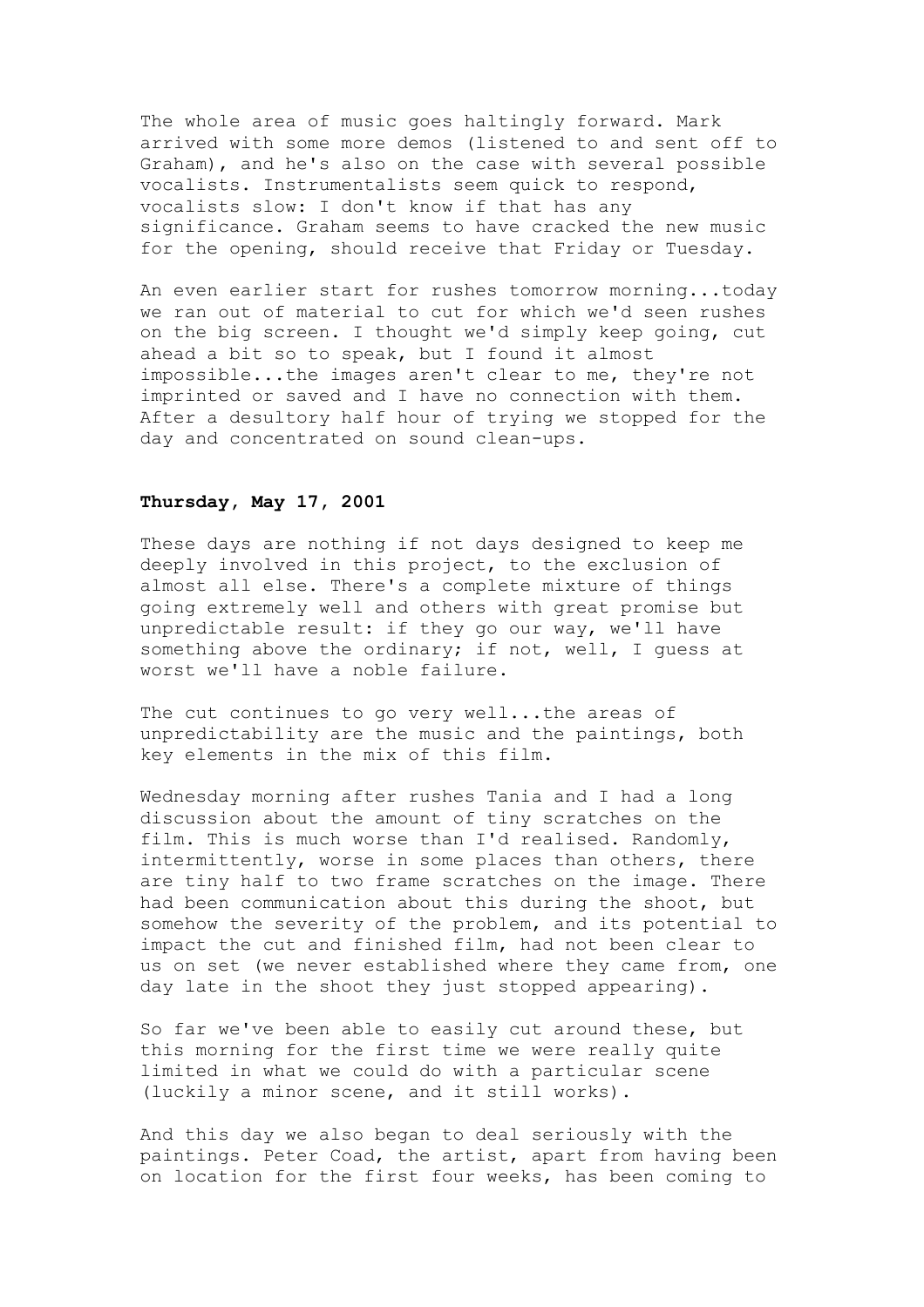The whole area of music goes haltingly forward. Mark arrived with some more demos (listened to and sent off to Graham), and he's also on the case with several possible vocalists. Instrumentalists seem quick to respond, vocalists slow: I don't know if that has any significance. Graham seems to have cracked the new music for the opening, should receive that Friday or Tuesday.

An even earlier start for rushes tomorrow morning...today we ran out of material to cut for which we'd seen rushes on the big screen. I thought we'd simply keep going, cut ahead a bit so to speak, but I found it almost impossible...the images aren't clear to me, they're not imprinted or saved and I have no connection with them. After a desultory half hour of trying we stopped for the day and concentrated on sound clean-ups.

**Thursday, May 17, 2001**

These days are nothing if not days designed to keep me deeply involved in this project, to the exclusion of almost all else. There's a complete mixture of things going extremely well and others with great promise but unpredictable result: if they go our way, we'll have something above the ordinary; if not, well, I guess at worst we'll have a noble failure.

The cut continues to go very well...the areas of unpredictability are the music and the paintings, both key elements in the mix of this film.

Wednesday morning after rushes Tania and I had a long discussion about the amount of tiny scratches on the film. This is much worse than I'd realised. Randomly, intermittently, worse in some places than others, there are tiny half to two frame scratches on the image. There had been communication about this during the shoot, but somehow the severity of the problem, and its potential to impact the cut and finished film, had not been clear to us on set (we never established where they came from, one day late in the shoot they just stopped appearing).

So far we've been able to easily cut around these, but this morning for the first time we were really quite limited in what we could do with a particular scene (luckily a minor scene, and it still works).

And this day we also began to deal seriously with the paintings. Peter Coad, the artist, apart from having been on location for the first four weeks, has been coming to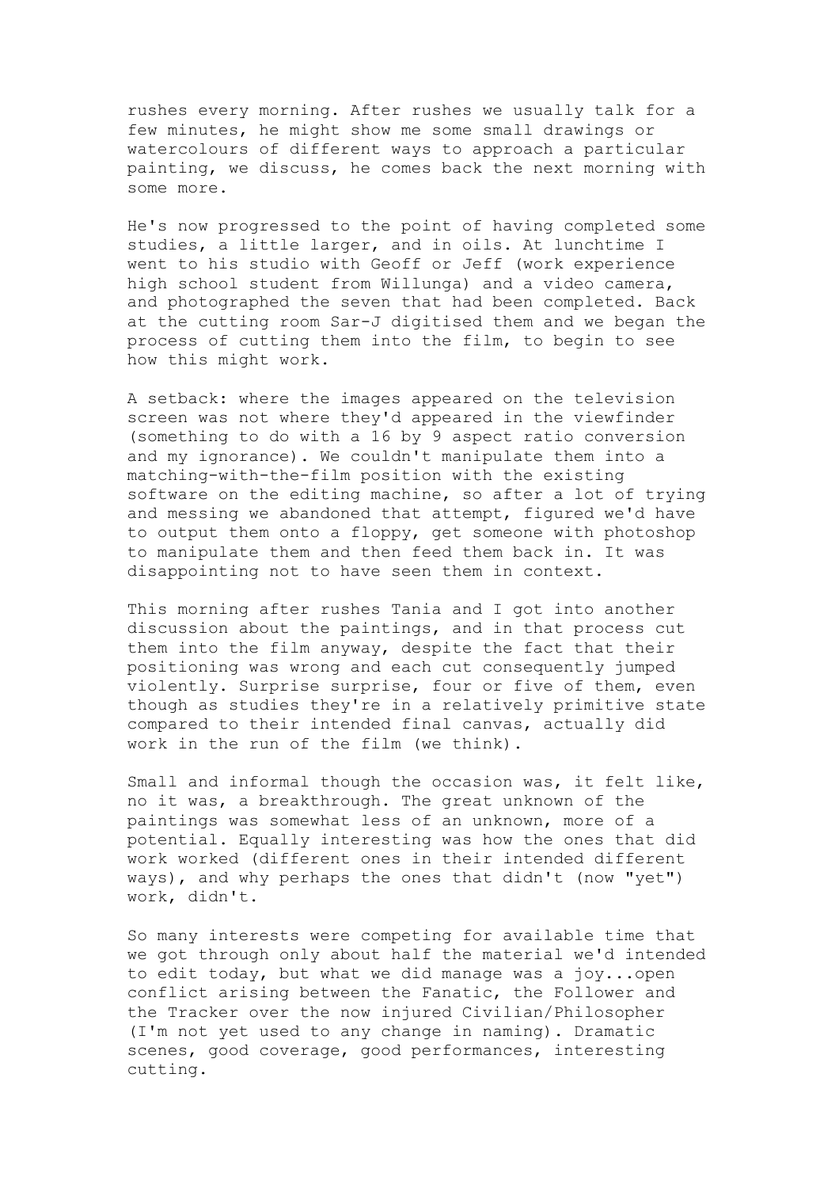rushes every morning. After rushes we usually talk for a few minutes, he might show me some small drawings or watercolours of different ways to approach a particular painting, we discuss, he comes back the next morning with some more.

He's now progressed to the point of having completed some studies, a little larger, and in oils. At lunchtime I went to his studio with Geoff or Jeff (work experience high school student from Willunga) and a video camera, and photographed the seven that had been completed. Back at the cutting room Sar-J digitised them and we began the process of cutting them into the film, to begin to see how this might work.

A setback: where the images appeared on the television screen was not where they'd appeared in the viewfinder (something to do with a 16 by 9 aspect ratio conversion and my ignorance). We couldn't manipulate them into a matching-with-the-film position with the existing software on the editing machine, so after a lot of trying and messing we abandoned that attempt, figured we'd have to output them onto a floppy, get someone with photoshop to manipulate them and then feed them back in. It was disappointing not to have seen them in context.

This morning after rushes Tania and I got into another discussion about the paintings, and in that process cut them into the film anyway, despite the fact that their positioning was wrong and each cut consequently jumped violently. Surprise surprise, four or five of them, even though as studies they're in a relatively primitive state compared to their intended final canvas, actually did work in the run of the film (we think).

Small and informal though the occasion was, it felt like, no it was, a breakthrough. The great unknown of the paintings was somewhat less of an unknown, more of a potential. Equally interesting was how the ones that did work worked (different ones in their intended different ways), and why perhaps the ones that didn't (now "yet") work, didn't.

So many interests were competing for available time that we got through only about half the material we'd intended to edit today, but what we did manage was a joy...open conflict arising between the Fanatic, the Follower and the Tracker over the now injured Civilian/Philosopher (I'm not yet used to any change in naming). Dramatic scenes, good coverage, good performances, interesting cutting.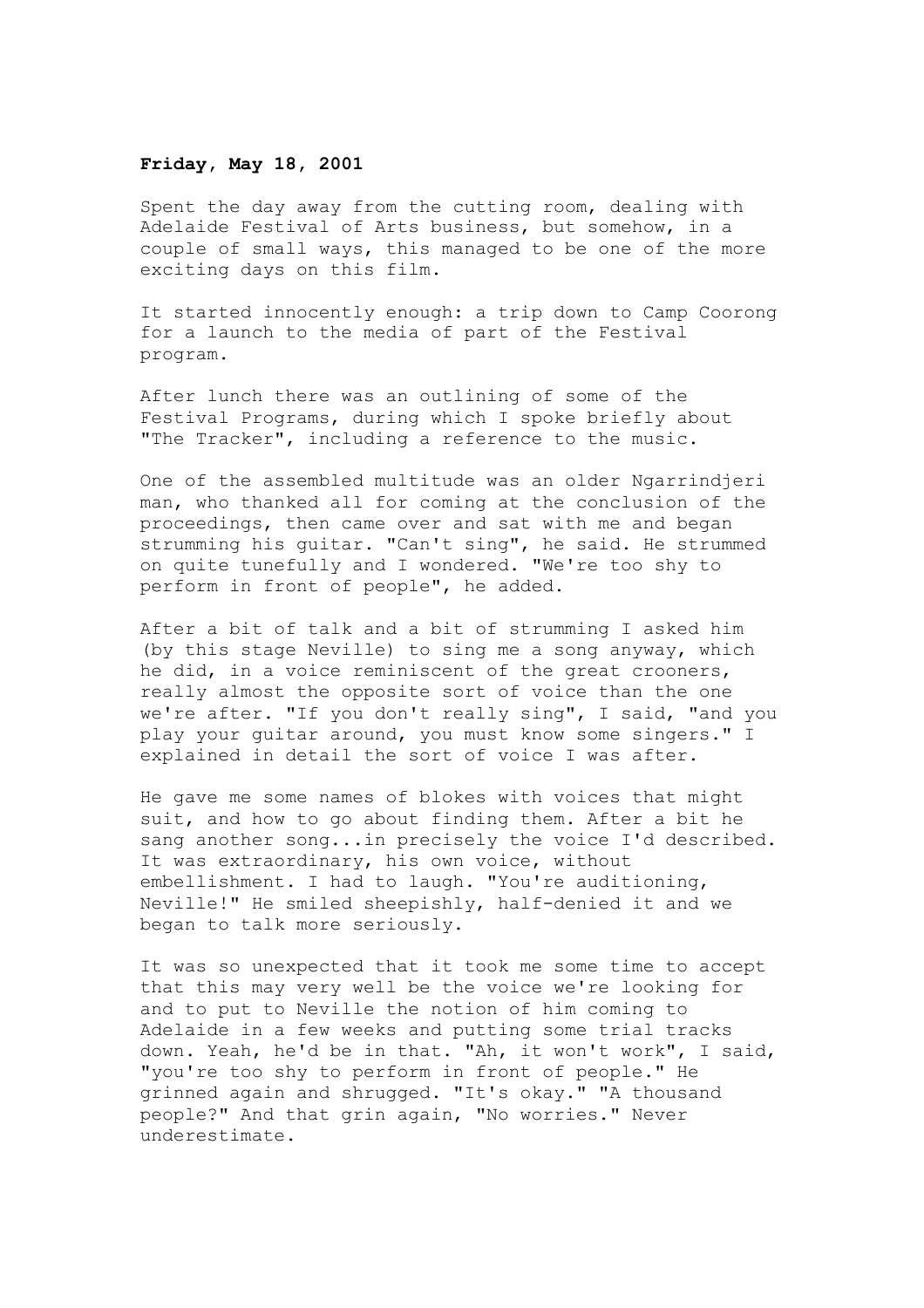**Friday, May 18, 2001**

Spent the day away from the cutting room, dealing with Adelaide Festival of Arts business, but somehow, in a couple of small ways, this managed to be one of the more exciting days on this film.

It started innocently enough: a trip down to Camp Coorong for a launch to the media of part of the Festival program.

After lunch there was an outlining of some of the Festival Programs, during which I spoke briefly about "The Tracker", including a reference to the music.

One of the assembled multitude was an older Ngarrindjeri man, who thanked all for coming at the conclusion of the proceedings, then came over and sat with me and began strumming his guitar. "Can't sing", he said. He strummed on quite tunefully and I wondered. "We're too shy to perform in front of people", he added.

After a bit of talk and a bit of strumming I asked him (by this stage Neville) to sing me a song anyway, which he did, in a voice reminiscent of the great crooners, really almost the opposite sort of voice than the one we're after. "If you don't really sing", I said, "and you play your guitar around, you must know some singers." I explained in detail the sort of voice I was after.

He gave me some names of blokes with voices that might suit, and how to go about finding them. After a bit he sang another song...in precisely the voice I'd described. It was extraordinary, his own voice, without embellishment. I had to laugh. "You're auditioning, Neville!" He smiled sheepishly, half-denied it and we began to talk more seriously.

It was so unexpected that it took me some time to accept that this may very well be the voice we're looking for and to put to Neville the notion of him coming to Adelaide in a few weeks and putting some trial tracks down. Yeah, he'd be in that. "Ah, it won't work", I said, "you're too shy to perform in front of people." He grinned again and shrugged. "It's okay." "A thousand people?" And that grin again, "No worries." Never underestimate.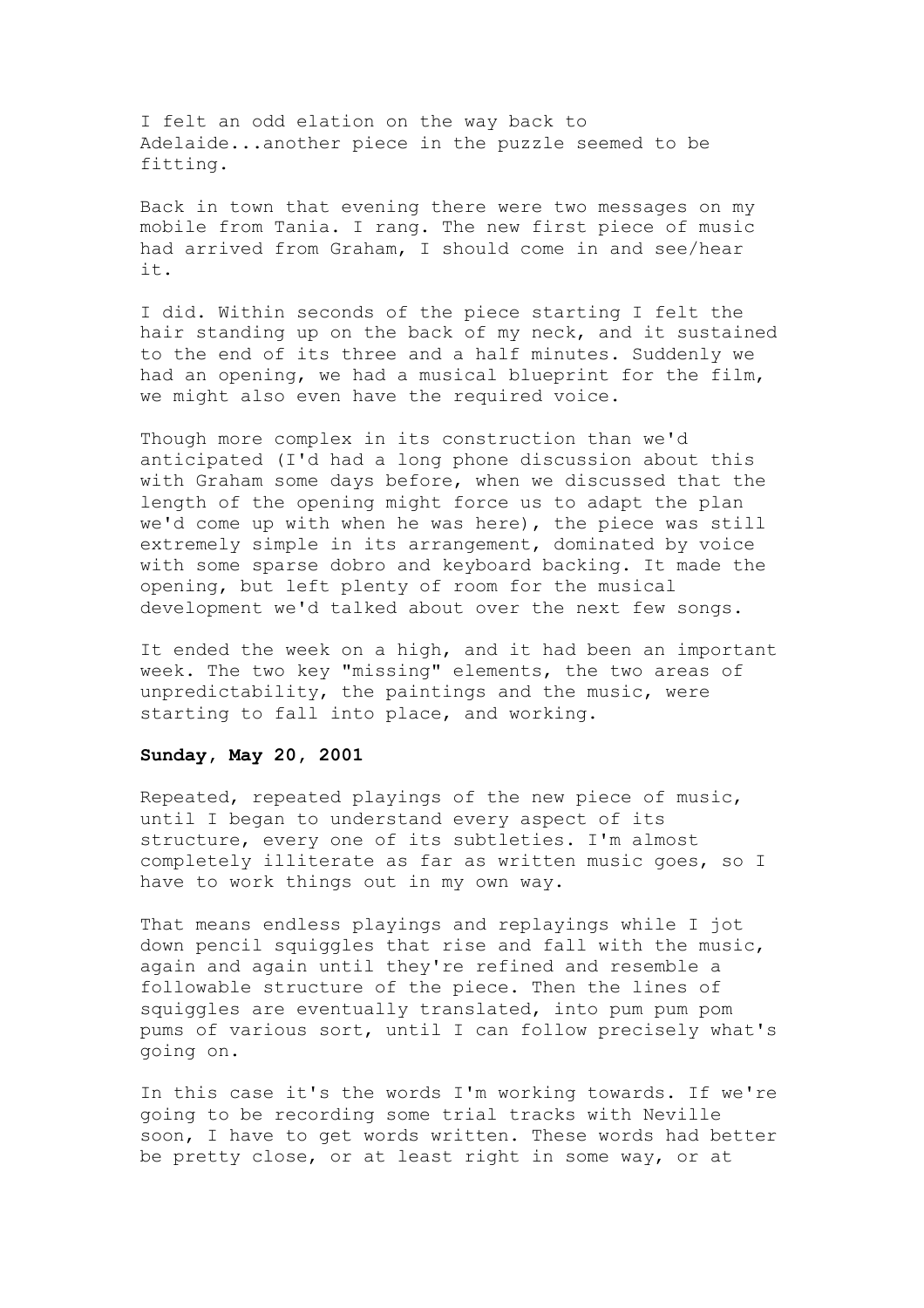I felt an odd elation on the way back to Adelaide...another piece in the puzzle seemed to be fitting.

Back in town that evening there were two messages on my mobile from Tania. I rang. The new first piece of music had arrived from Graham, I should come in and see/hear it.

I did. Within seconds of the piece starting I felt the hair standing up on the back of my neck, and it sustained to the end of its three and a half minutes. Suddenly we had an opening, we had a musical blueprint for the film, we might also even have the required voice.

Though more complex in its construction than we'd anticipated (I'd had a long phone discussion about this with Graham some days before, when we discussed that the length of the opening might force us to adapt the plan we'd come up with when he was here), the piece was still extremely simple in its arrangement, dominated by voice with some sparse dobro and keyboard backing. It made the opening, but left plenty of room for the musical development we'd talked about over the next few songs.

It ended the week on a high, and it had been an important week. The two key "missing" elements, the two areas of unpredictability, the paintings and the music, were starting to fall into place, and working.

**Sunday, May 20, 2001**

Repeated, repeated playings of the new piece of music, until I began to understand every aspect of its structure, every one of its subtleties. I'm almost completely illiterate as far as written music goes, so I have to work things out in my own way.

That means endless playings and replayings while I jot down pencil squiggles that rise and fall with the music, again and again until they're refined and resemble a followable structure of the piece. Then the lines of squiggles are eventually translated, into pum pum pom pums of various sort, until I can follow precisely what's going on.

In this case it's the words I'm working towards. If we're going to be recording some trial tracks with Neville soon, I have to get words written. These words had better be pretty close, or at least right in some way, or at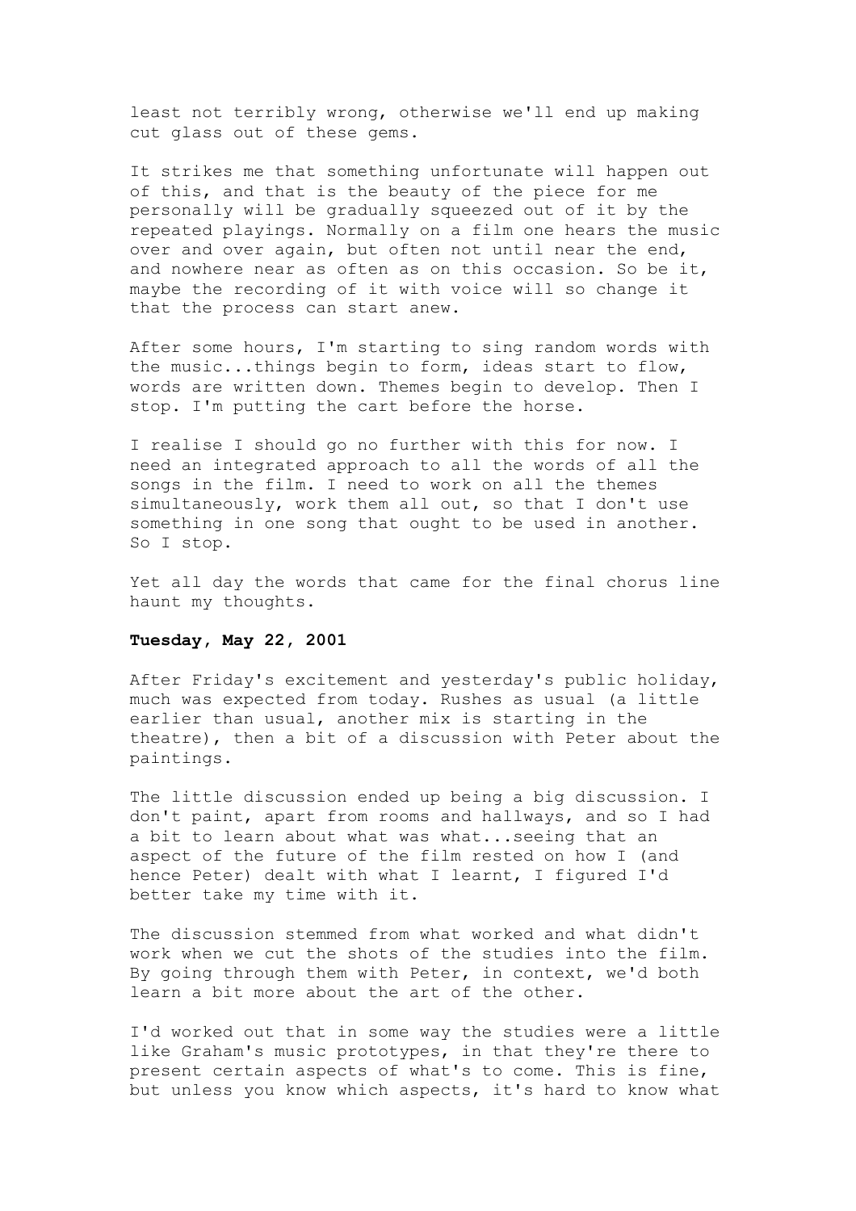least not terribly wrong, otherwise we'll end up making cut glass out of these gems.

It strikes me that something unfortunate will happen out of this, and that is the beauty of the piece for me personally will be gradually squeezed out of it by the repeated playings. Normally on a film one hears the music over and over again, but often not until near the end, and nowhere near as often as on this occasion. So be it, maybe the recording of it with voice will so change it that the process can start anew.

After some hours, I'm starting to sing random words with the music...things begin to form, ideas start to flow, words are written down. Themes begin to develop. Then I stop. I'm putting the cart before the horse.

I realise I should go no further with this for now. I need an integrated approach to all the words of all the songs in the film. I need to work on all the themes simultaneously, work them all out, so that I don't use something in one song that ought to be used in another. So I stop.

Yet all day the words that came for the final chorus line haunt my thoughts.

**Tuesday, May 22, 2001**

After Friday's excitement and yesterday's public holiday, much was expected from today. Rushes as usual (a little earlier than usual, another mix is starting in the theatre), then a bit of a discussion with Peter about the paintings.

The little discussion ended up being a big discussion. I don't paint, apart from rooms and hallways, and so I had a bit to learn about what was what...seeing that an aspect of the future of the film rested on how I (and hence Peter) dealt with what I learnt, I figured I'd better take my time with it.

The discussion stemmed from what worked and what didn't work when we cut the shots of the studies into the film. By going through them with Peter, in context, we'd both learn a bit more about the art of the other.

I'd worked out that in some way the studies were a little like Graham's music prototypes, in that they're there to present certain aspects of what's to come. This is fine, but unless you know which aspects, it's hard to know what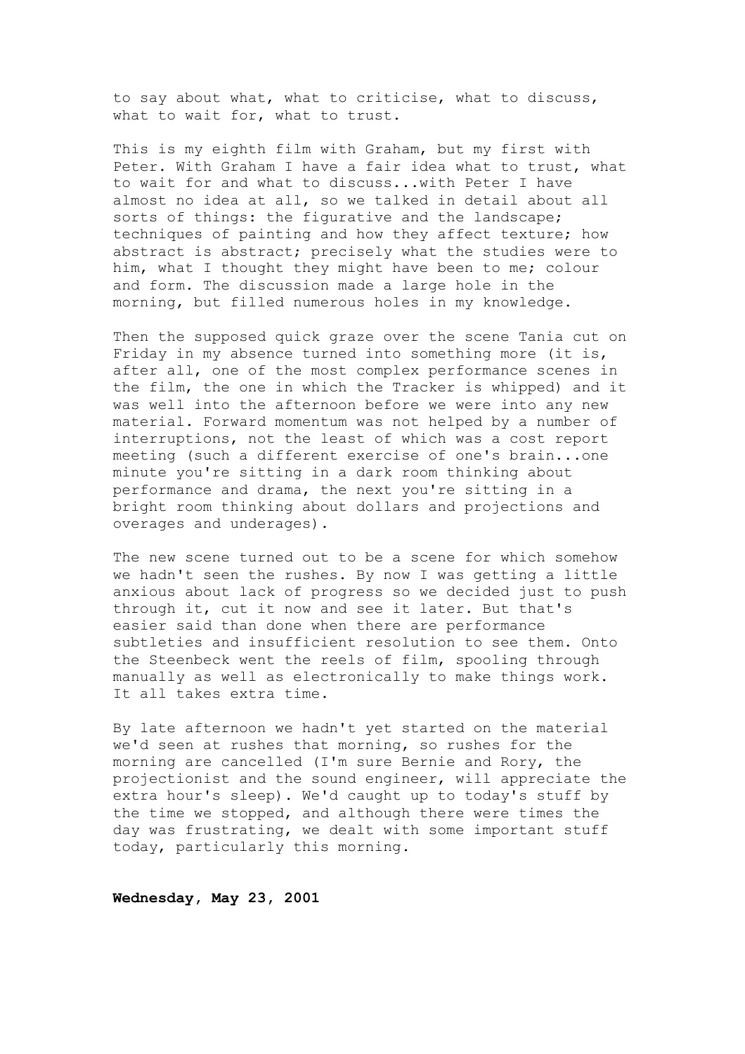to say about what, what to criticise, what to discuss, what to wait for, what to trust.

This is my eighth film with Graham, but my first with Peter. With Graham I have a fair idea what to trust, what to wait for and what to discuss...with Peter I have almost no idea at all, so we talked in detail about all sorts of things: the figurative and the landscape; techniques of painting and how they affect texture; how abstract is abstract; precisely what the studies were to him, what I thought they might have been to me; colour and form. The discussion made a large hole in the morning, but filled numerous holes in my knowledge.

Then the supposed quick graze over the scene Tania cut on Friday in my absence turned into something more (it is, after all, one of the most complex performance scenes in the film, the one in which the Tracker is whipped) and it was well into the afternoon before we were into any new material. Forward momentum was not helped by a number of interruptions, not the least of which was a cost report meeting (such a different exercise of one's brain...one minute you're sitting in a dark room thinking about performance and drama, the next you're sitting in a bright room thinking about dollars and projections and overages and underages).

The new scene turned out to be a scene for which somehow we hadn't seen the rushes. By now I was getting a little anxious about lack of progress so we decided just to push through it, cut it now and see it later. But that's easier said than done when there are performance subtleties and insufficient resolution to see them. Onto the Steenbeck went the reels of film, spooling through manually as well as electronically to make things work. It all takes extra time.

By late afternoon we hadn't yet started on the material we'd seen at rushes that morning, so rushes for the morning are cancelled (I'm sure Bernie and Rory, the projectionist and the sound engineer, will appreciate the extra hour's sleep). We'd caught up to today's stuff by the time we stopped, and although there were times the day was frustrating, we dealt with some important stuff today, particularly this morning.

**Wednesday, May 23, 2001**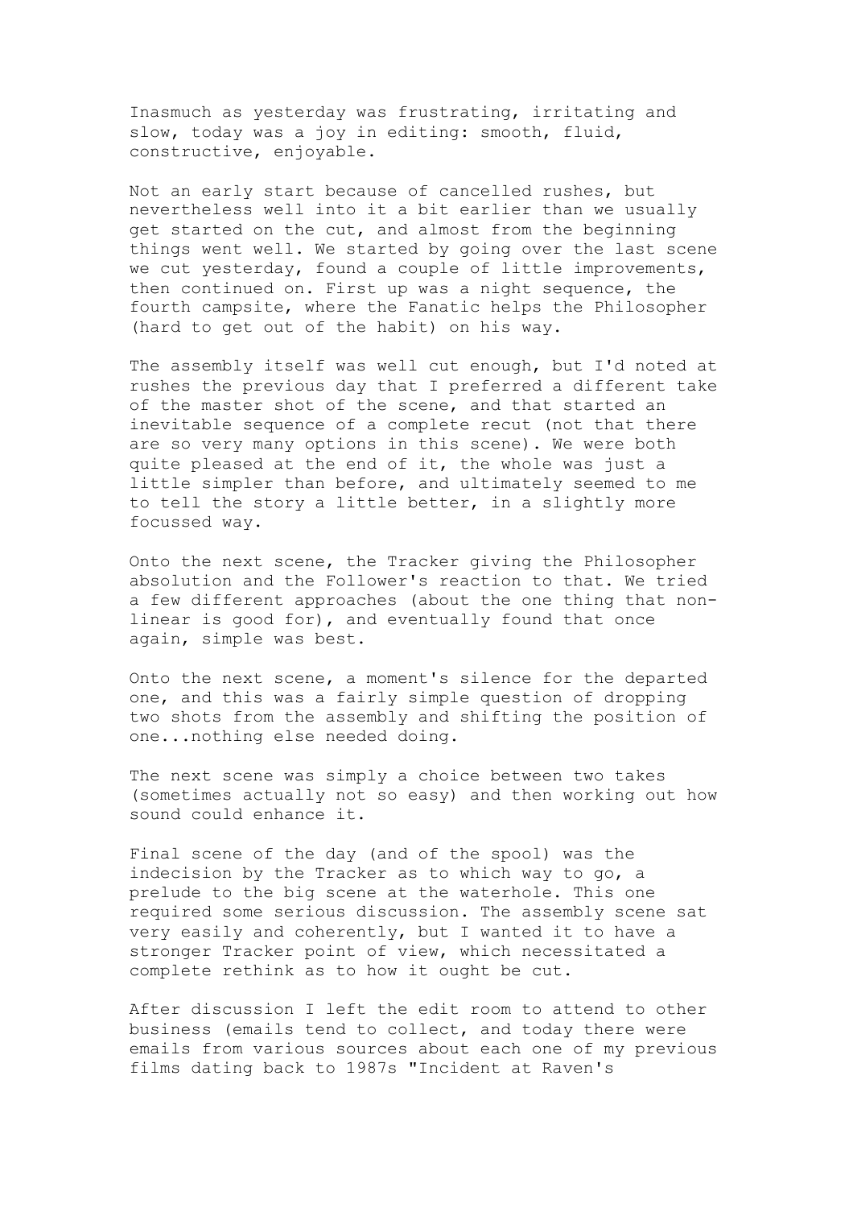Inasmuch as yesterday was frustrating, irritating and slow, today was a joy in editing: smooth, fluid, constructive, enjoyable.

Not an early start because of cancelled rushes, but nevertheless well into it a bit earlier than we usually get started on the cut, and almost from the beginning things went well. We started by going over the last scene we cut yesterday, found a couple of little improvements, then continued on. First up was a night sequence, the fourth campsite, where the Fanatic helps the Philosopher (hard to get out of the habit) on his way.

The assembly itself was well cut enough, but I'd noted at rushes the previous day that I preferred a different take of the master shot of the scene, and that started an inevitable sequence of a complete recut (not that there are so very many options in this scene). We were both quite pleased at the end of it, the whole was just a little simpler than before, and ultimately seemed to me to tell the story a little better, in a slightly more focussed way.

Onto the next scene, the Tracker giving the Philosopher absolution and the Follower's reaction to that. We tried a few different approaches (about the one thing that non-linear is good for), and eventually found that once again, simple was best.

Onto the next scene, a moment's silence for the departed one, and this was a fairly simple question of dropping two shots from the assembly and shifting the position of one...nothing else needed doing.

The next scene was simply a choice between two takes (sometimes actually not so easy) and then working out how sound could enhance it.

Final scene of the day (and of the spool) was the indecision by the Tracker as to which way to go, a prelude to the big scene at the waterhole. This one required some serious discussion. The assembly scene sat very easily and coherently, but I wanted it to have a stronger Tracker point of view, which necessitated a complete rethink as to how it ought be cut.

After discussion I left the edit room to attend to other business (emails tend to collect, and today there were emails from various sources about each one of my previous films dating back to 1987s "Incident at Raven's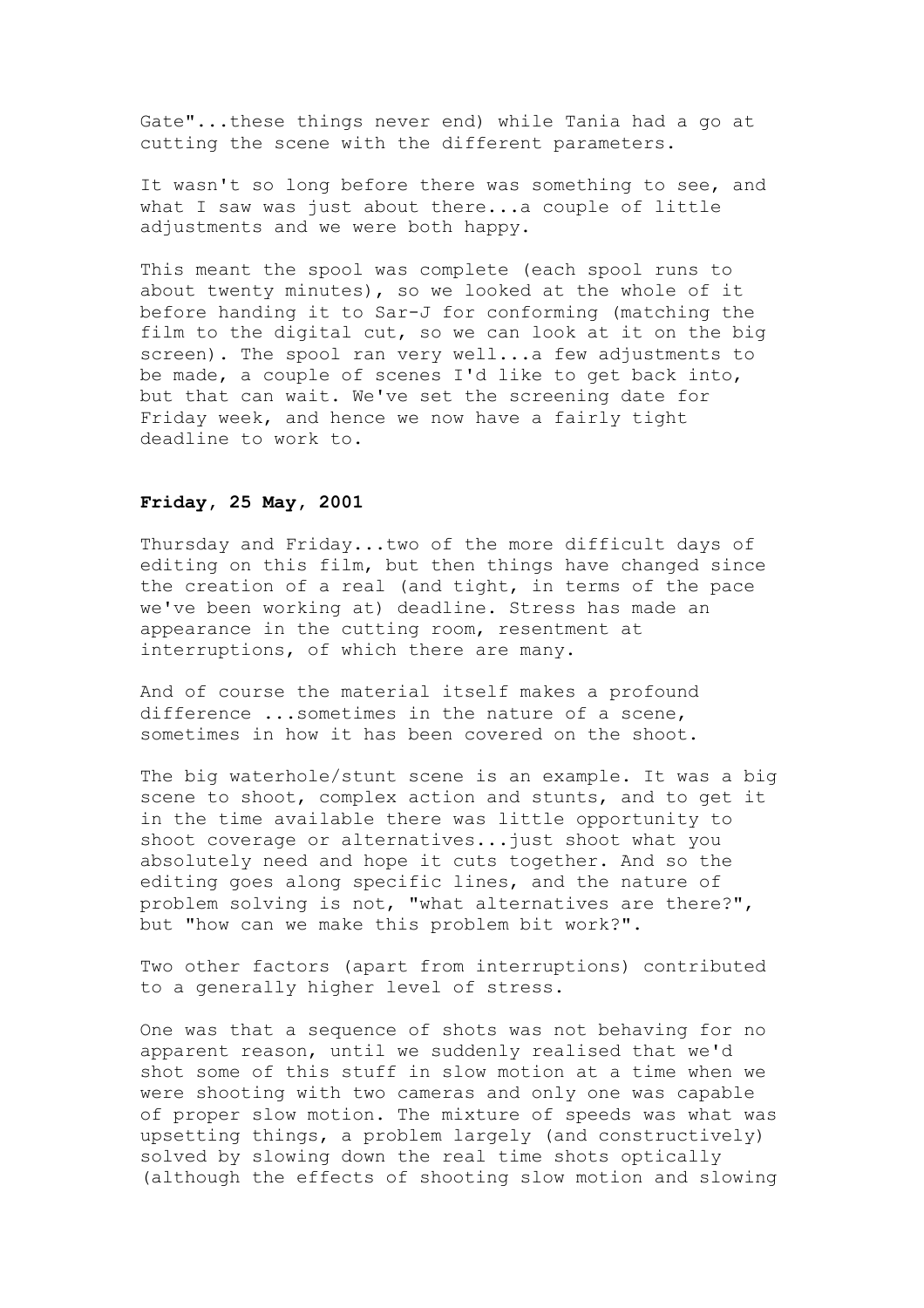Gate"...these things never end) while Tania had a go at cutting the scene with the different parameters.

It wasn't so long before there was something to see, and what I saw was just about there...a couple of little adjustments and we were both happy.

This meant the spool was complete (each spool runs to about twenty minutes), so we looked at the whole of it before handing it to Sar-J for conforming (matching the film to the digital cut, so we can look at it on the big screen). The spool ran very well...a few adjustments to be made, a couple of scenes I'd like to get back into, but that can wait. We've set the screening date for Friday week, and hence we now have a fairly tight deadline to work to.

**Friday, 25 May, 2001**

Thursday and Friday...two of the more difficult days of editing on this film, but then things have changed since the creation of a real (and tight, in terms of the pace we've been working at) deadline. Stress has made an appearance in the cutting room, resentment at interruptions, of which there are many.

And of course the material itself makes a profound difference ...sometimes in the nature of a scene, sometimes in how it has been covered on the shoot.

The big waterhole/stunt scene is an example. It was a big scene to shoot, complex action and stunts, and to get it in the time available there was little opportunity to shoot coverage or alternatives...just shoot what you absolutely need and hope it cuts together. And so the editing goes along specific lines, and the nature of problem solving is not, "what alternatives are there?", but "how can we make this problem bit work?".

Two other factors (apart from interruptions) contributed to a generally higher level of stress.

One was that a sequence of shots was not behaving for no apparent reason, until we suddenly realised that we'd shot some of this stuff in slow motion at a time when we were shooting with two cameras and only one was capable of proper slow motion. The mixture of speeds was what was upsetting things, a problem largely (and constructively) solved by slowing down the real time shots optically (although the effects of shooting slow motion and slowing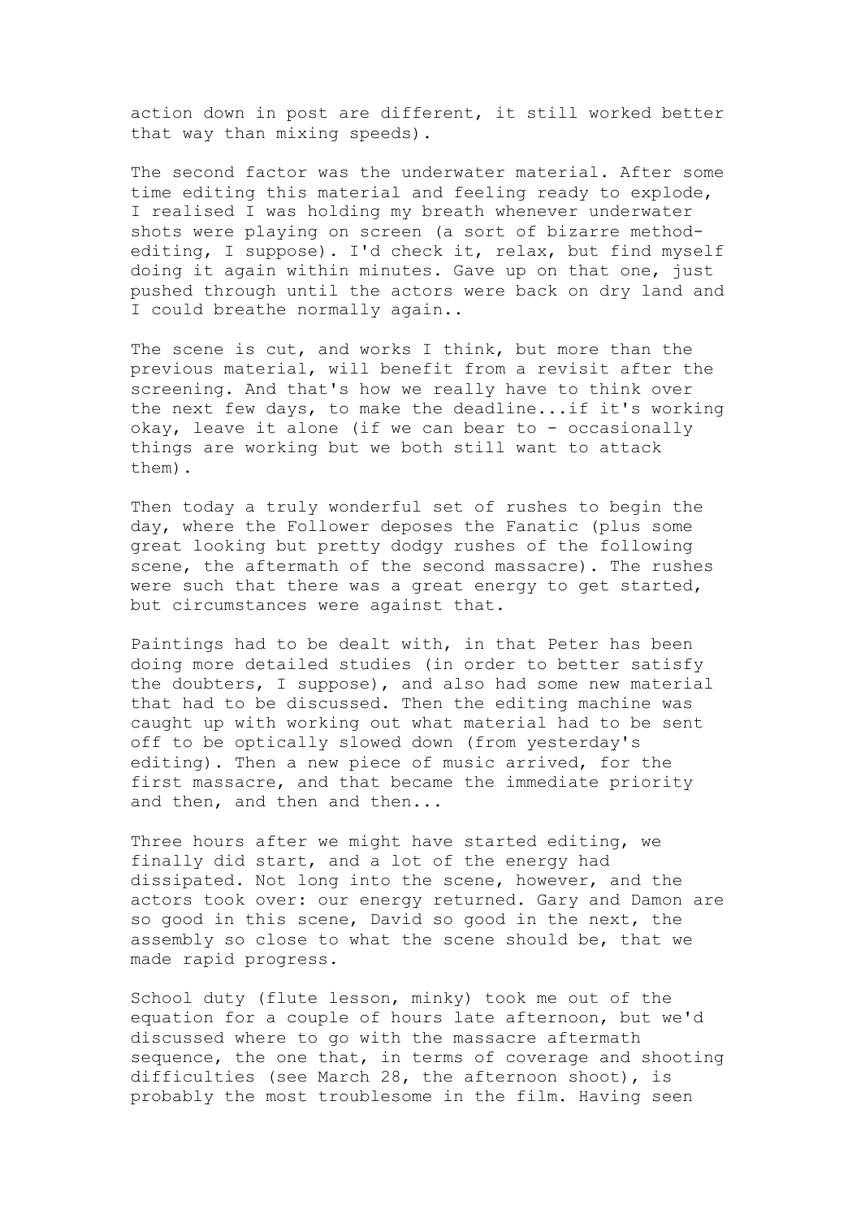action down in post are different, it still worked better that way than mixing speeds).

The second factor was the underwater material. After some time editing this material and feeling ready to explode, I realised I was holding my breath whenever underwater shots were playing on screen (a sort of bizarre method-editing, I suppose). I'd check it, relax, but find myself doing it again within minutes. Gave up on that one, just pushed through until the actors were back on dry land and I could breathe normally again..

The scene is cut, and works I think, but more than the previous material, will benefit from a revisit after the screening. And that's how we really have to think over the next few days, to make the deadline...if it's working okay, leave it alone (if we can bear to - occasionally things are working but we both still want to attack them).

Then today a truly wonderful set of rushes to begin the day, where the Follower deposes the Fanatic (plus some great looking but pretty dodgy rushes of the following scene, the aftermath of the second massacre). The rushes were such that there was a great energy to get started, but circumstances were against that.

Paintings had to be dealt with, in that Peter has been doing more detailed studies (in order to better satisfy the doubters, I suppose), and also had some new material that had to be discussed. Then the editing machine was caught up with working out what material had to be sent off to be optically slowed down (from yesterday's editing). Then a new piece of music arrived, for the first massacre, and that became the immediate priority and then, and then and then...

Three hours after we might have started editing, we finally did start, and a lot of the energy had dissipated. Not long into the scene, however, and the actors took over: our energy returned. Gary and Damon are so good in this scene, David so good in the next, the assembly so close to what the scene should be, that we made rapid progress.

School duty (flute lesson, minky) took me out of the equation for a couple of hours late afternoon, but we'd discussed where to go with the massacre aftermath sequence, the one that, in terms of coverage and shooting difficulties (see March 28, the afternoon shoot), is probably the most troublesome in the film. Having seen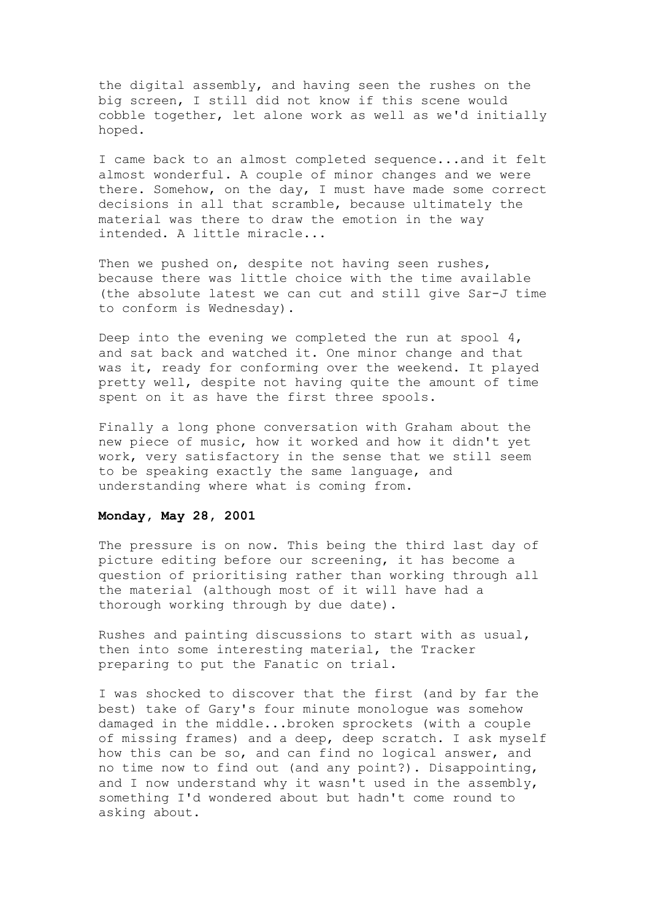the digital assembly, and having seen the rushes on the big screen, I still did not know if this scene would cobble together, let alone work as well as we'd initially hoped.

I came back to an almost completed sequence...and it felt almost wonderful. A couple of minor changes and we were there. Somehow, on the day, I must have made some correct decisions in all that scramble, because ultimately the material was there to draw the emotion in the way intended. A little miracle...

Then we pushed on, despite not having seen rushes, because there was little choice with the time available (the absolute latest we can cut and still give Sar-J time to conform is Wednesday).

Deep into the evening we completed the run at spool 4, and sat back and watched it. One minor change and that was it, ready for conforming over the weekend. It played pretty well, despite not having quite the amount of time spent on it as have the first three spools.

Finally a long phone conversation with Graham about the new piece of music, how it worked and how it didn't yet work, very satisfactory in the sense that we still seem to be speaking exactly the same language, and understanding where what is coming from.

**Monday, May 28, 2001**

The pressure is on now. This being the third last day of picture editing before our screening, it has become a question of prioritising rather than working through all the material (although most of it will have had a thorough working through by due date).

Rushes and painting discussions to start with as usual, then into some interesting material, the Tracker preparing to put the Fanatic on trial.

I was shocked to discover that the first (and by far the best) take of Gary's four minute monologue was somehow damaged in the middle...broken sprockets (with a couple of missing frames) and a deep, deep scratch. I ask myself how this can be so, and can find no logical answer, and no time now to find out (and any point?). Disappointing, and I now understand why it wasn't used in the assembly, something I'd wondered about but hadn't come round to asking about.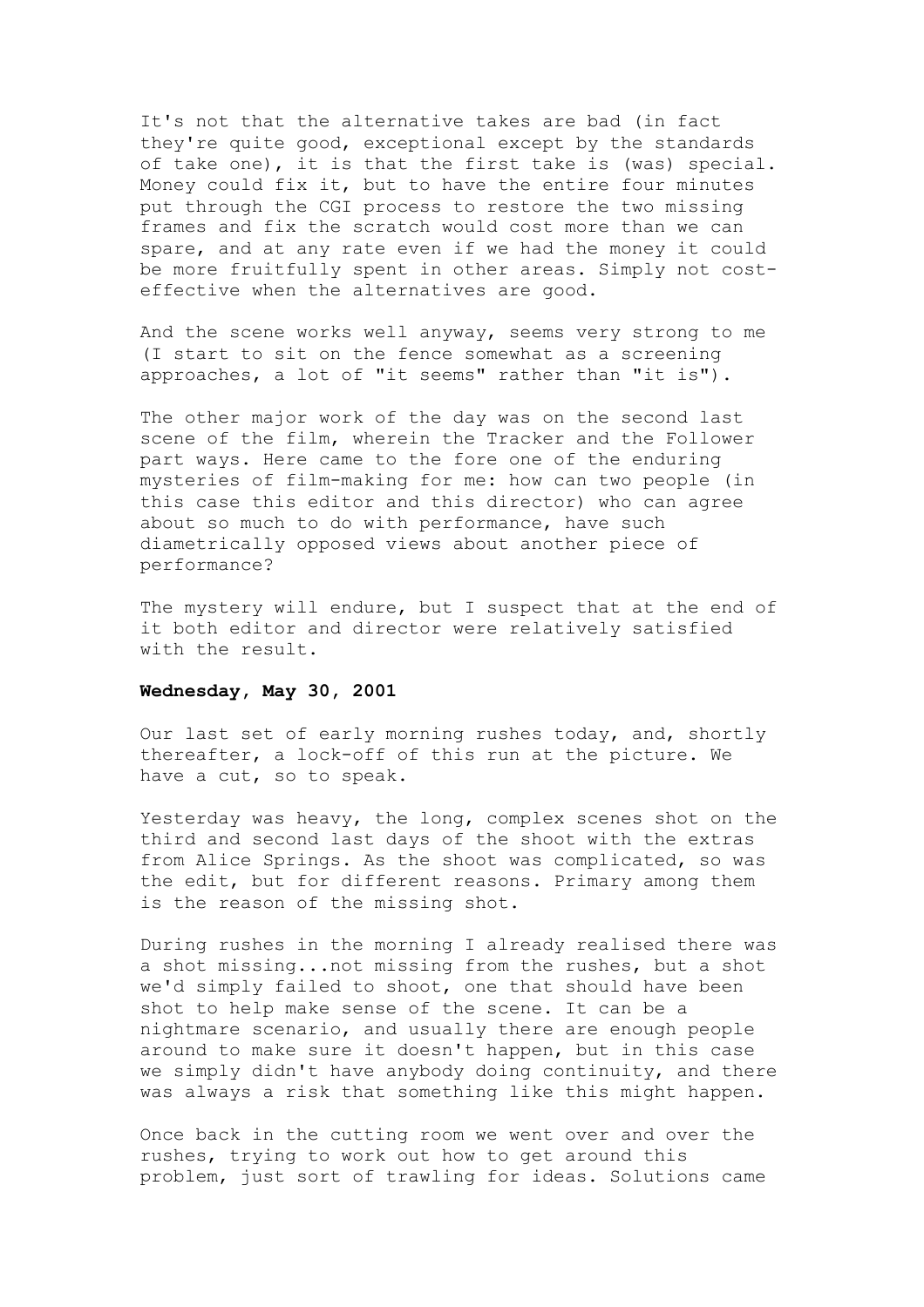It's not that the alternative takes are bad (in fact they're quite good, exceptional except by the standards of take one), it is that the first take is (was) special. Money could fix it, but to have the entire four minutes put through the CGI process to restore the two missing frames and fix the scratch would cost more than we can spare, and at any rate even if we had the money it could be more fruitfully spent in other areas. Simply not cost-effective when the alternatives are good.

And the scene works well anyway, seems very strong to me (I start to sit on the fence somewhat as a screening approaches, a lot of "it seems" rather than "it is").

The other major work of the day was on the second last scene of the film, wherein the Tracker and the Follower part ways. Here came to the fore one of the enduring mysteries of film-making for me: how can two people (in this case this editor and this director) who can agree about so much to do with performance, have such diametrically opposed views about another piece of performance?

The mystery will endure, but I suspect that at the end of it both editor and director were relatively satisfied with the result.

**Wednesday, May 30, 2001**

Our last set of early morning rushes today, and, shortly thereafter, a lock-off of this run at the picture. We have a cut, so to speak.

Yesterday was heavy, the long, complex scenes shot on the third and second last days of the shoot with the extras from Alice Springs. As the shoot was complicated, so was the edit, but for different reasons. Primary among them is the reason of the missing shot.

During rushes in the morning I already realised there was a shot missing...not missing from the rushes, but a shot we'd simply failed to shoot, one that should have been shot to help make sense of the scene. It can be a nightmare scenario, and usually there are enough people around to make sure it doesn't happen, but in this case we simply didn't have anybody doing continuity, and there was always a risk that something like this might happen.

Once back in the cutting room we went over and over the rushes, trying to work out how to get around this problem, just sort of trawling for ideas. Solutions came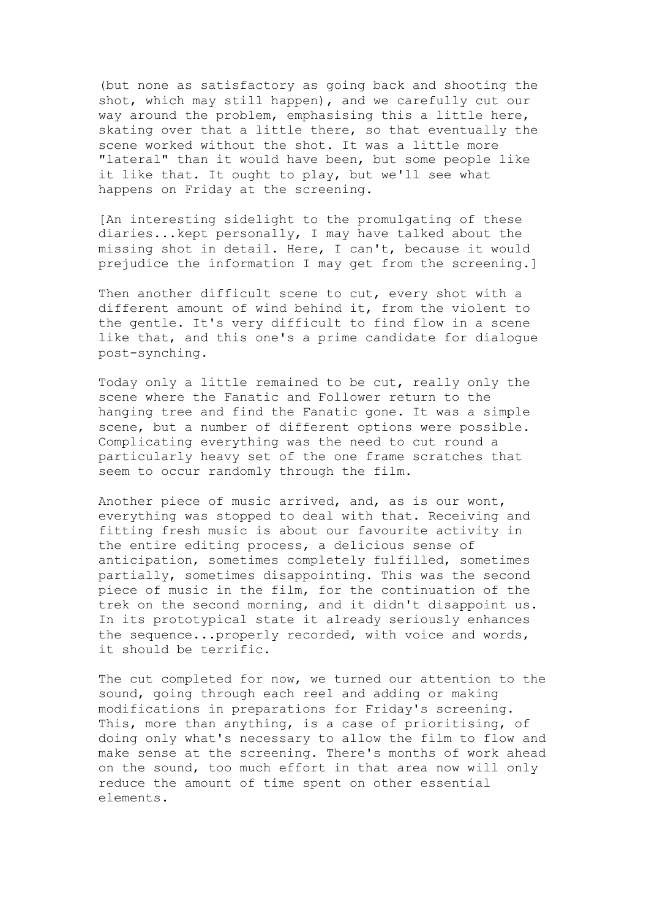(but none as satisfactory as going back and shooting the shot, which may still happen), and we carefully cut our way around the problem, emphasising this a little here, skating over that a little there, so that eventually the scene worked without the shot. It was a little more "lateral" than it would have been, but some people like it like that. It ought to play, but we'll see what happens on Friday at the screening.

[An interesting sidelight to the promulgating of these diaries...kept personally, I may have talked about the missing shot in detail. Here, I can't, because it would prejudice the information I may get from the screening.]

Then another difficult scene to cut, every shot with a different amount of wind behind it, from the violent to the gentle. It's very difficult to find flow in a scene like that, and this one's a prime candidate for dialogue post-synching.

Today only a little remained to be cut, really only the scene where the Fanatic and Follower return to the hanging tree and find the Fanatic gone. It was a simple scene, but a number of different options were possible. Complicating everything was the need to cut round a particularly heavy set of the one frame scratches that seem to occur randomly through the film.

Another piece of music arrived, and, as is our wont, everything was stopped to deal with that. Receiving and fitting fresh music is about our favourite activity in the entire editing process, a delicious sense of anticipation, sometimes completely fulfilled, sometimes partially, sometimes disappointing. This was the second piece of music in the film, for the continuation of the trek on the second morning, and it didn't disappoint us. In its prototypical state it already seriously enhances the sequence...properly recorded, with voice and words, it should be terrific.

The cut completed for now, we turned our attention to the sound, going through each reel and adding or making modifications in preparations for Friday's screening. This, more than anything, is a case of prioritising, of doing only what's necessary to allow the film to flow and make sense at the screening. There's months of work ahead on the sound, too much effort in that area now will only reduce the amount of time spent on other essential elements.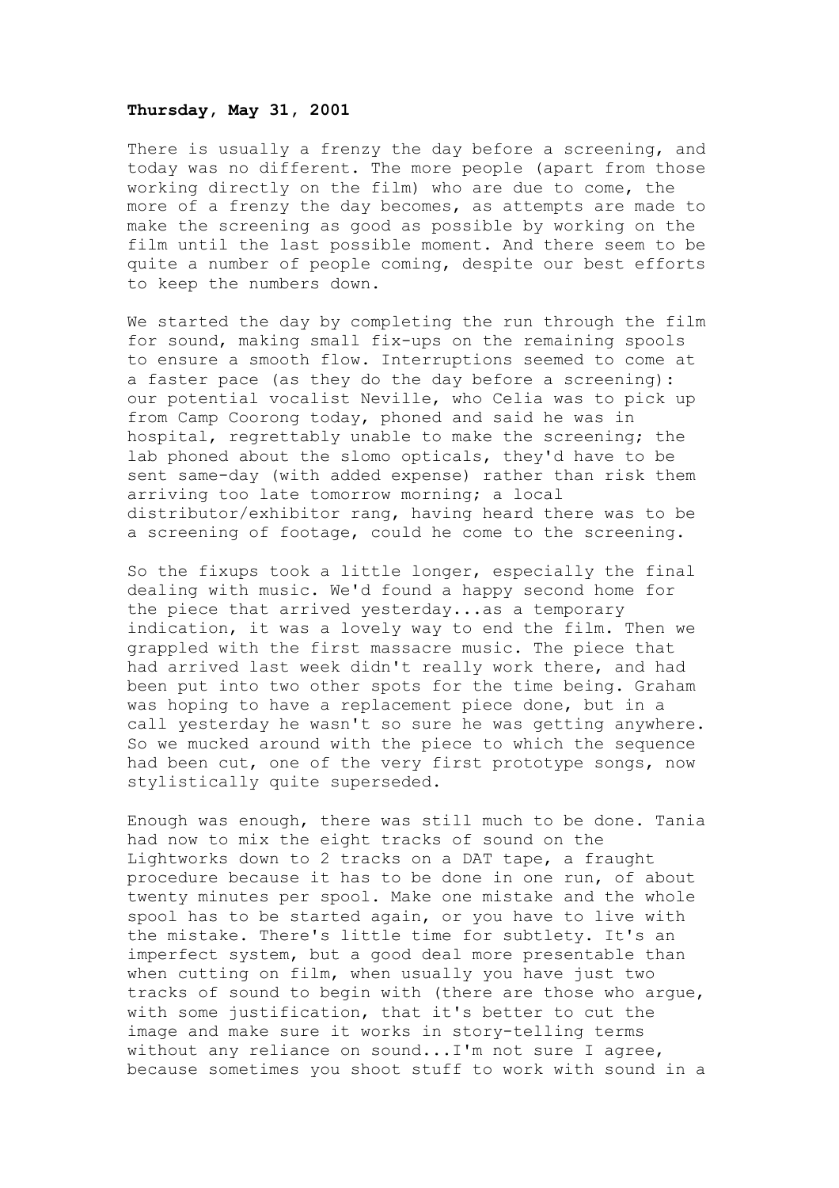**Thursday, May 31, 2001**

There is usually a frenzy the day before a screening, and today was no different. The more people (apart from those working directly on the film) who are due to come, the more of a frenzy the day becomes, as attempts are made to make the screening as good as possible by working on the film until the last possible moment. And there seem to be quite a number of people coming, despite our best efforts to keep the numbers down.

We started the day by completing the run through the film for sound, making small fix-ups on the remaining spools to ensure a smooth flow. Interruptions seemed to come at a faster pace (as they do the day before a screening): our potential vocalist Neville, who Celia was to pick up from Camp Coorong today, phoned and said he was in hospital, regrettably unable to make the screening; the lab phoned about the slomo opticals, they'd have to be sent same-day (with added expense) rather than risk them arriving too late tomorrow morning; a local distributor/exhibitor rang, having heard there was to be a screening of footage, could he come to the screening.

So the fixups took a little longer, especially the final dealing with music. We'd found a happy second home for the piece that arrived yesterday...as a temporary indication, it was a lovely way to end the film. Then we grappled with the first massacre music. The piece that had arrived last week didn't really work there, and had been put into two other spots for the time being. Graham was hoping to have a replacement piece done, but in a call yesterday he wasn't so sure he was getting anywhere. So we mucked around with the piece to which the sequence had been cut, one of the very first prototype songs, now stylistically quite superseded.

Enough was enough, there was still much to be done. Tania had now to mix the eight tracks of sound on the Lightworks down to 2 tracks on a DAT tape, a fraught procedure because it has to be done in one run, of about twenty minutes per spool. Make one mistake and the whole spool has to be started again, or you have to live with the mistake. There's little time for subtlety. It's an imperfect system, but a good deal more presentable than when cutting on film, when usually you have just two tracks of sound to begin with (there are those who argue, with some justification, that it's better to cut the image and make sure it works in story-telling terms without any reliance on sound...I'm not sure I agree, because sometimes you shoot stuff to work with sound in a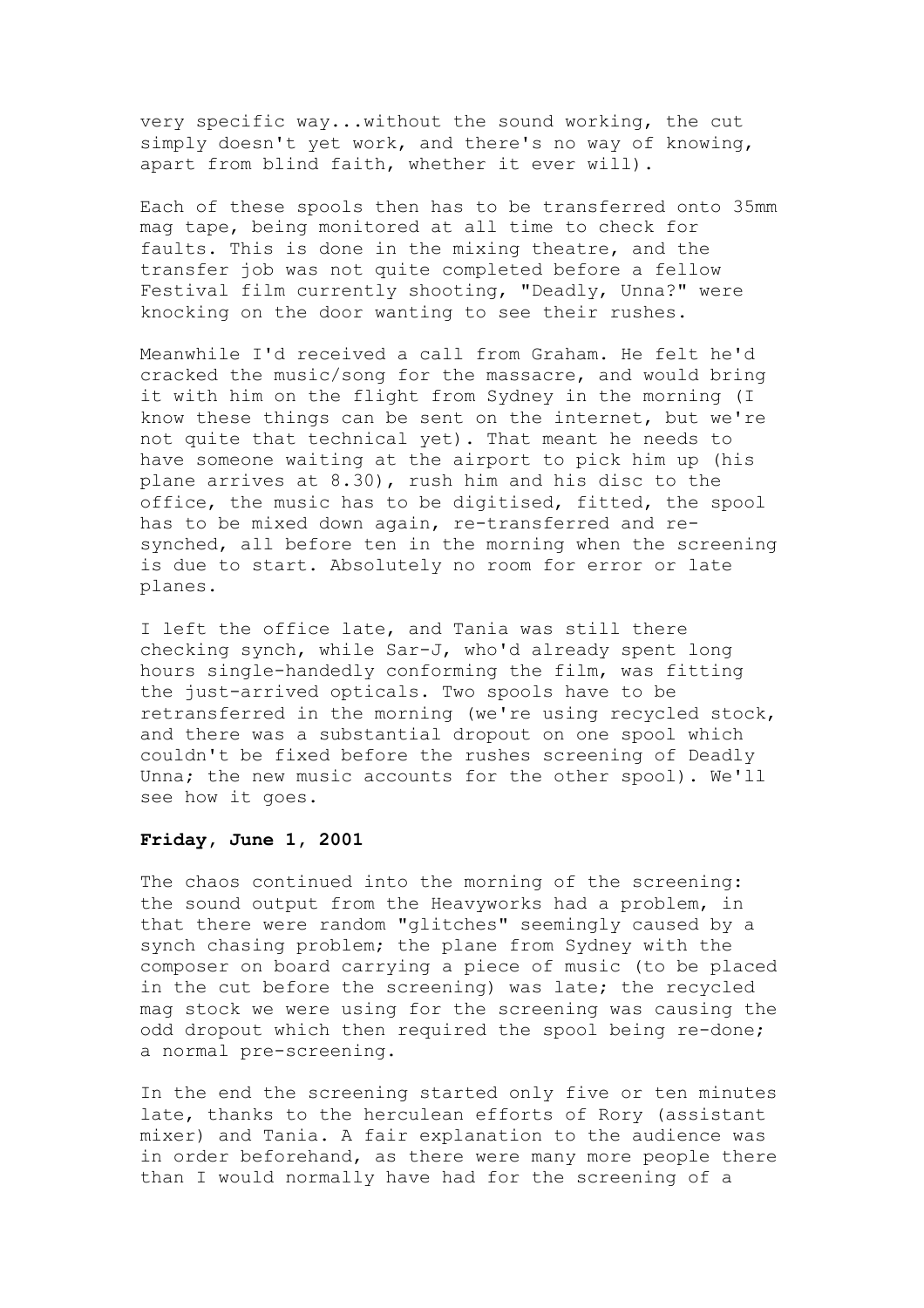very specific way...without the sound working, the cut simply doesn't yet work, and there's no way of knowing, apart from blind faith, whether it ever will).

Each of these spools then has to be transferred onto 35mm mag tape, being monitored at all time to check for faults. This is done in the mixing theatre, and the transfer job was not quite completed before a fellow Festival film currently shooting, "Deadly, Unna?" were knocking on the door wanting to see their rushes.

Meanwhile I'd received a call from Graham. He felt he'd cracked the music/song for the massacre, and would bring it with him on the flight from Sydney in the morning (I know these things can be sent on the internet, but we're not quite that technical yet). That meant he needs to have someone waiting at the airport to pick him up (his plane arrives at 8.30), rush him and his disc to the office, the music has to be digitised, fitted, the spool has to be mixed down again, re-transferred and re-synched, all before ten in the morning when the screening is due to start. Absolutely no room for error or late planes.

I left the office late, and Tania was still there checking synch, while Sar-J, who'd already spent long hours single-handedly conforming the film, was fitting the just-arrived opticals. Two spools have to be retransferred in the morning (we're using recycled stock, and there was a substantial dropout on one spool which couldn't be fixed before the rushes screening of Deadly Unna; the new music accounts for the other spool). We'll see how it goes.

**Friday, June 1, 2001**

The chaos continued into the morning of the screening: the sound output from the Heavyworks had a problem, in that there were random "glitches" seemingly caused by a synch chasing problem; the plane from Sydney with the composer on board carrying a piece of music (to be placed in the cut before the screening) was late; the recycled mag stock we were using for the screening was causing the odd dropout which then required the spool being re-done; a normal pre-screening.

In the end the screening started only five or ten minutes late, thanks to the herculean efforts of Rory (assistant mixer) and Tania. A fair explanation to the audience was in order beforehand, as there were many more people there than I would normally have had for the screening of a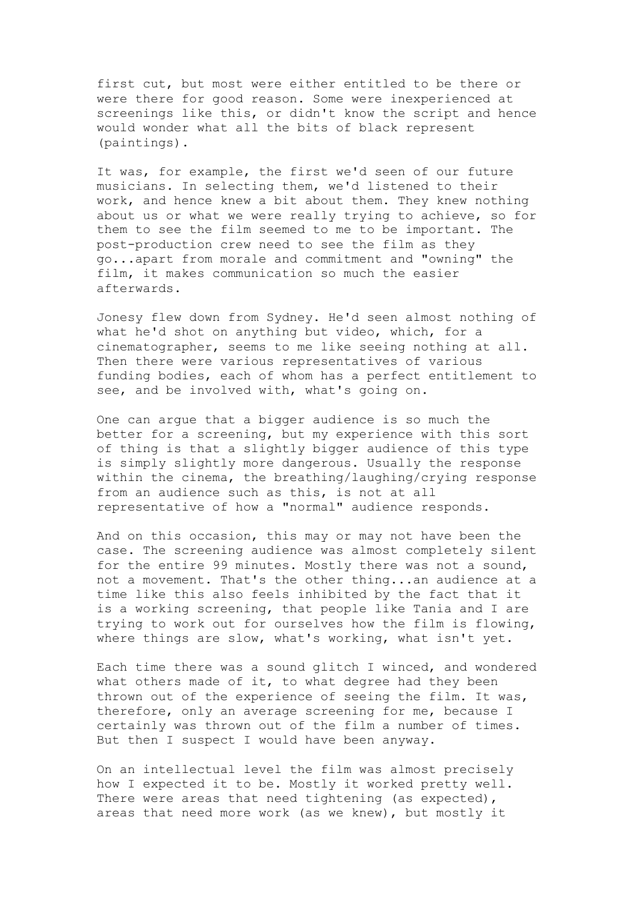first cut, but most were either entitled to be there or were there for good reason. Some were inexperienced at screenings like this, or didn't know the script and hence would wonder what all the bits of black represent (paintings).

It was, for example, the first we'd seen of our future musicians. In selecting them, we'd listened to their work, and hence knew a bit about them. They knew nothing about us or what we were really trying to achieve, so for them to see the film seemed to me to be important. The post-production crew need to see the film as they go...apart from morale and commitment and "owning" the film, it makes communication so much the easier afterwards.

Jonesy flew down from Sydney. He'd seen almost nothing of what he'd shot on anything but video, which, for a cinematographer, seems to me like seeing nothing at all. Then there were various representatives of various funding bodies, each of whom has a perfect entitlement to see, and be involved with, what's going on.

One can argue that a bigger audience is so much the better for a screening, but my experience with this sort of thing is that a slightly bigger audience of this type is simply slightly more dangerous. Usually the response within the cinema, the breathing/laughing/crying response from an audience such as this, is not at all representative of how a "normal" audience responds.

And on this occasion, this may or may not have been the case. The screening audience was almost completely silent for the entire 99 minutes. Mostly there was not a sound, not a movement. That's the other thing...an audience at a time like this also feels inhibited by the fact that it is a working screening, that people like Tania and I are trying to work out for ourselves how the film is flowing, where things are slow, what's working, what isn't yet.

Each time there was a sound glitch I winced, and wondered what others made of it, to what degree had they been thrown out of the experience of seeing the film. It was, therefore, only an average screening for me, because I certainly was thrown out of the film a number of times. But then I suspect I would have been anyway.

On an intellectual level the film was almost precisely how I expected it to be. Mostly it worked pretty well. There were areas that need tightening (as expected), areas that need more work (as we knew), but mostly it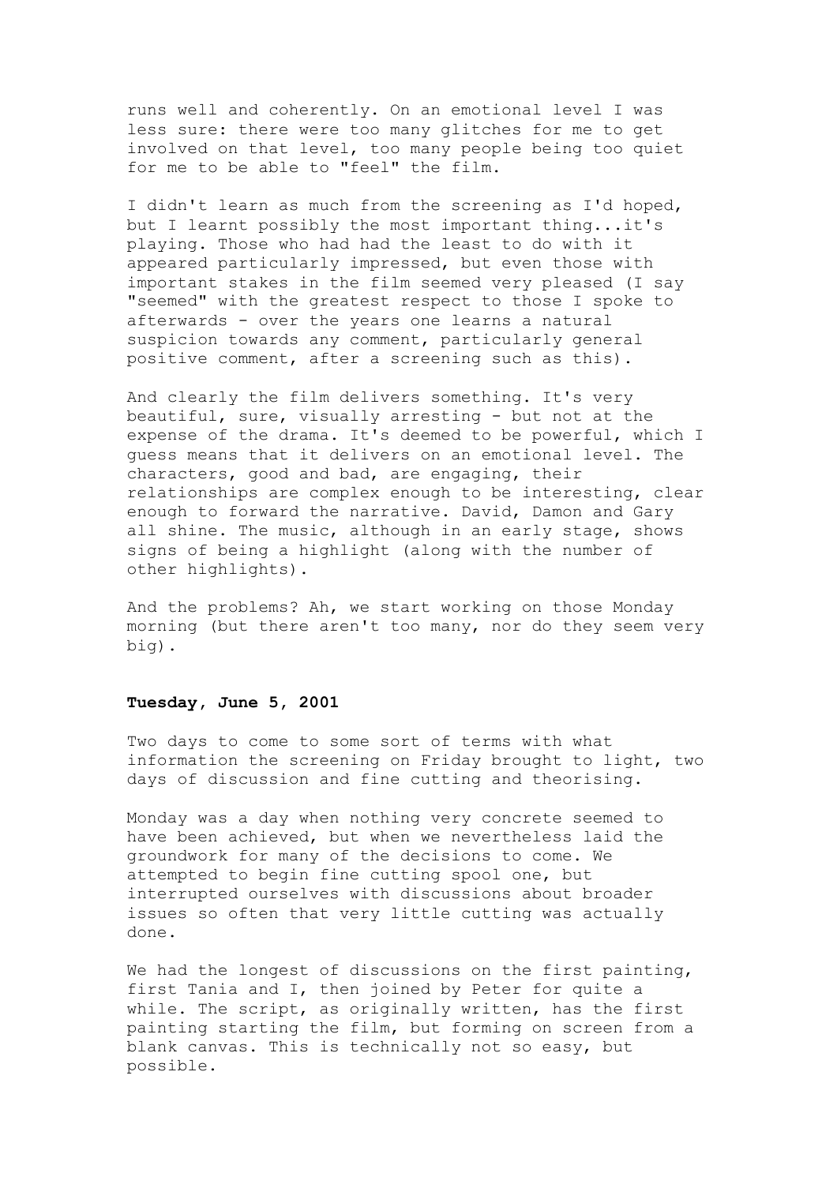runs well and coherently. On an emotional level I was less sure: there were too many glitches for me to get involved on that level, too many people being too quiet for me to be able to "feel" the film.

I didn't learn as much from the screening as I'd hoped, but I learnt possibly the most important thing...it's playing. Those who had had the least to do with it appeared particularly impressed, but even those with important stakes in the film seemed very pleased (I say "seemed" with the greatest respect to those I spoke to afterwards - over the years one learns a natural suspicion towards any comment, particularly general positive comment, after a screening such as this).

And clearly the film delivers something. It's very beautiful, sure, visually arresting - but not at the expense of the drama. It's deemed to be powerful, which I guess means that it delivers on an emotional level. The characters, good and bad, are engaging, their relationships are complex enough to be interesting, clear enough to forward the narrative. David, Damon and Gary all shine. The music, although in an early stage, shows signs of being a highlight (along with the number of other highlights).

And the problems? Ah, we start working on those Monday morning (but there aren't too many, nor do they seem very big).

**Tuesday, June 5, 2001**

Two days to come to some sort of terms with what information the screening on Friday brought to light, two days of discussion and fine cutting and theorising.

Monday was a day when nothing very concrete seemed to have been achieved, but when we nevertheless laid the groundwork for many of the decisions to come. We attempted to begin fine cutting spool one, but interrupted ourselves with discussions about broader issues so often that very little cutting was actually done.

We had the longest of discussions on the first painting, first Tania and I, then joined by Peter for quite a while. The script, as originally written, has the first painting starting the film, but forming on screen from a blank canvas. This is technically not so easy, but possible.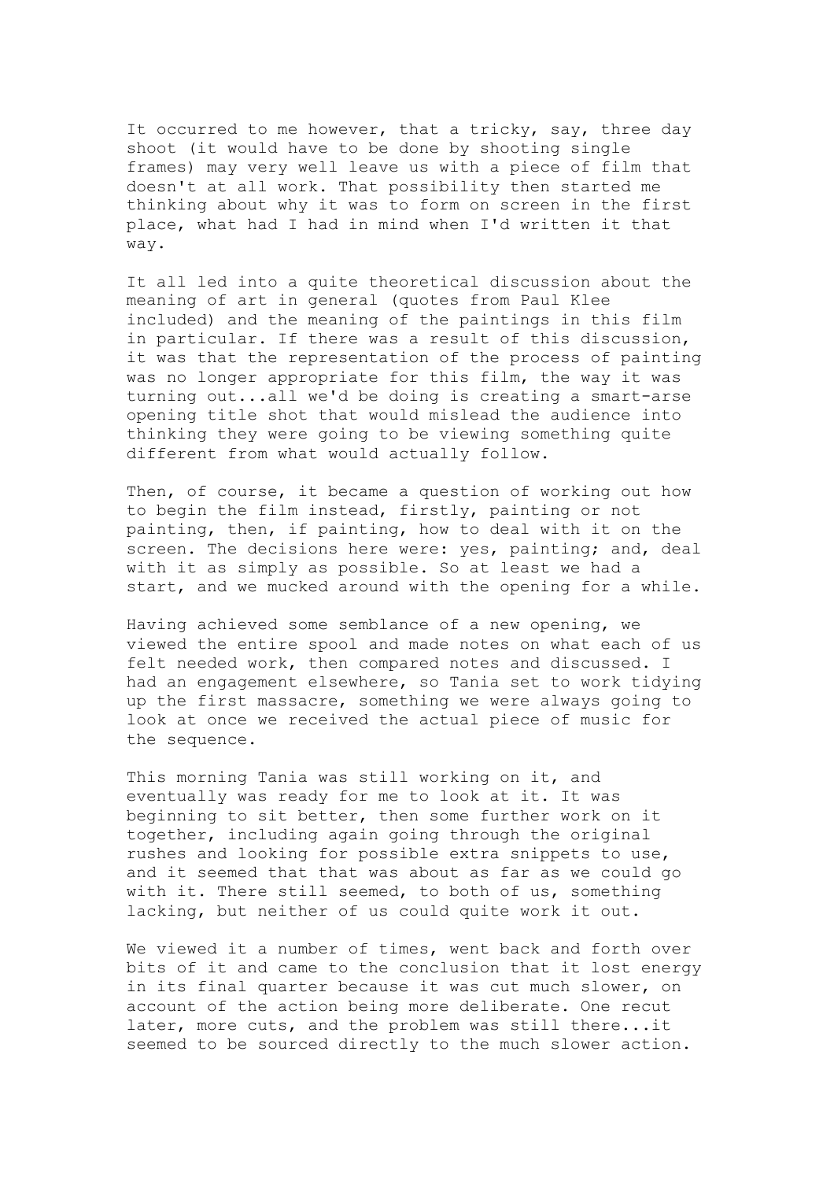It occurred to me however, that a tricky, say, three day shoot (it would have to be done by shooting single frames) may very well leave us with a piece of film that doesn't at all work. That possibility then started me thinking about why it was to form on screen in the first place, what had I had in mind when I'd written it that way.

It all led into a quite theoretical discussion about the meaning of art in general (quotes from Paul Klee included) and the meaning of the paintings in this film in particular. If there was a result of this discussion, it was that the representation of the process of painting was no longer appropriate for this film, the way it was turning out...all we'd be doing is creating a smart-arse opening title shot that would mislead the audience into thinking they were going to be viewing something quite different from what would actually follow.

Then, of course, it became a question of working out how to begin the film instead, firstly, painting or not painting, then, if painting, how to deal with it on the screen. The decisions here were: yes, painting; and, deal with it as simply as possible. So at least we had a start, and we mucked around with the opening for a while.

Having achieved some semblance of a new opening, we viewed the entire spool and made notes on what each of us felt needed work, then compared notes and discussed. I had an engagement elsewhere, so Tania set to work tidying up the first massacre, something we were always going to look at once we received the actual piece of music for the sequence.

This morning Tania was still working on it, and eventually was ready for me to look at it. It was beginning to sit better, then some further work on it together, including again going through the original rushes and looking for possible extra snippets to use, and it seemed that that was about as far as we could go with it. There still seemed, to both of us, something lacking, but neither of us could quite work it out.

We viewed it a number of times, went back and forth over bits of it and came to the conclusion that it lost energy in its final quarter because it was cut much slower, on account of the action being more deliberate. One recut later, more cuts, and the problem was still there...it seemed to be sourced directly to the much slower action.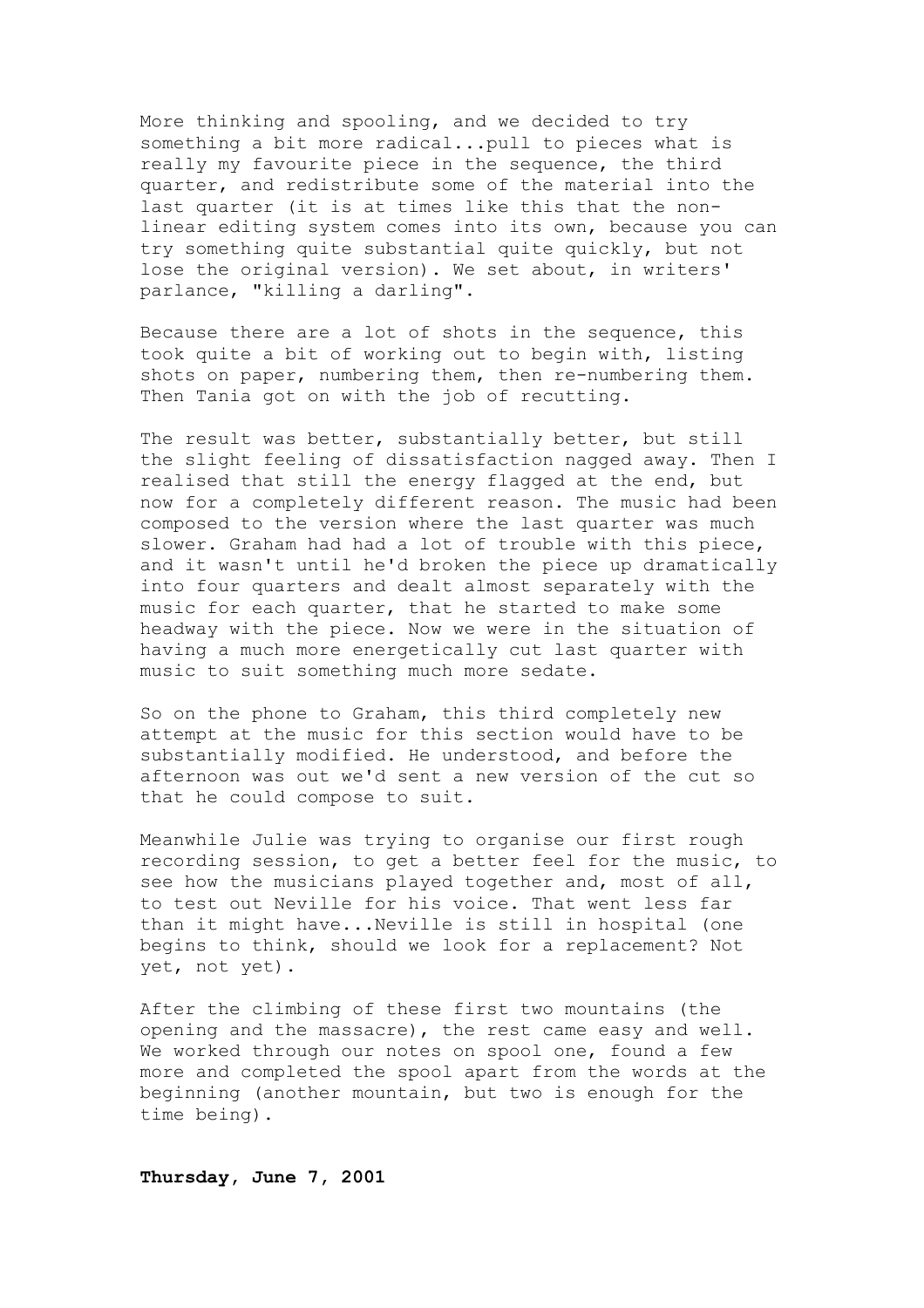More thinking and spooling, and we decided to try something a bit more radical...pull to pieces what is really my favourite piece in the sequence, the third quarter, and redistribute some of the material into the last quarter (it is at times like this that the non-linear editing system comes into its own, because you can try something quite substantial quite quickly, but not lose the original version). We set about, in writers' parlance, "killing a darling".

Because there are a lot of shots in the sequence, this took quite a bit of working out to begin with, listing shots on paper, numbering them, then re-numbering them. Then Tania got on with the job of recutting.

The result was better, substantially better, but still the slight feeling of dissatisfaction nagged away. Then I realised that still the energy flagged at the end, but now for a completely different reason. The music had been composed to the version where the last quarter was much slower. Graham had had a lot of trouble with this piece, and it wasn't until he'd broken the piece up dramatically into four quarters and dealt almost separately with the music for each quarter, that he started to make some headway with the piece. Now we were in the situation of having a much more energetically cut last quarter with music to suit something much more sedate.

So on the phone to Graham, this third completely new attempt at the music for this section would have to be substantially modified. He understood, and before the afternoon was out we'd sent a new version of the cut so that he could compose to suit.

Meanwhile Julie was trying to organise our first rough recording session, to get a better feel for the music, to see how the musicians played together and, most of all, to test out Neville for his voice. That went less far than it might have...Neville is still in hospital (one begins to think, should we look for a replacement? Not yet, not yet).

After the climbing of these first two mountains (the opening and the massacre), the rest came easy and well. We worked through our notes on spool one, found a few more and completed the spool apart from the words at the beginning (another mountain, but two is enough for the time being).

**Thursday, June 7, 2001**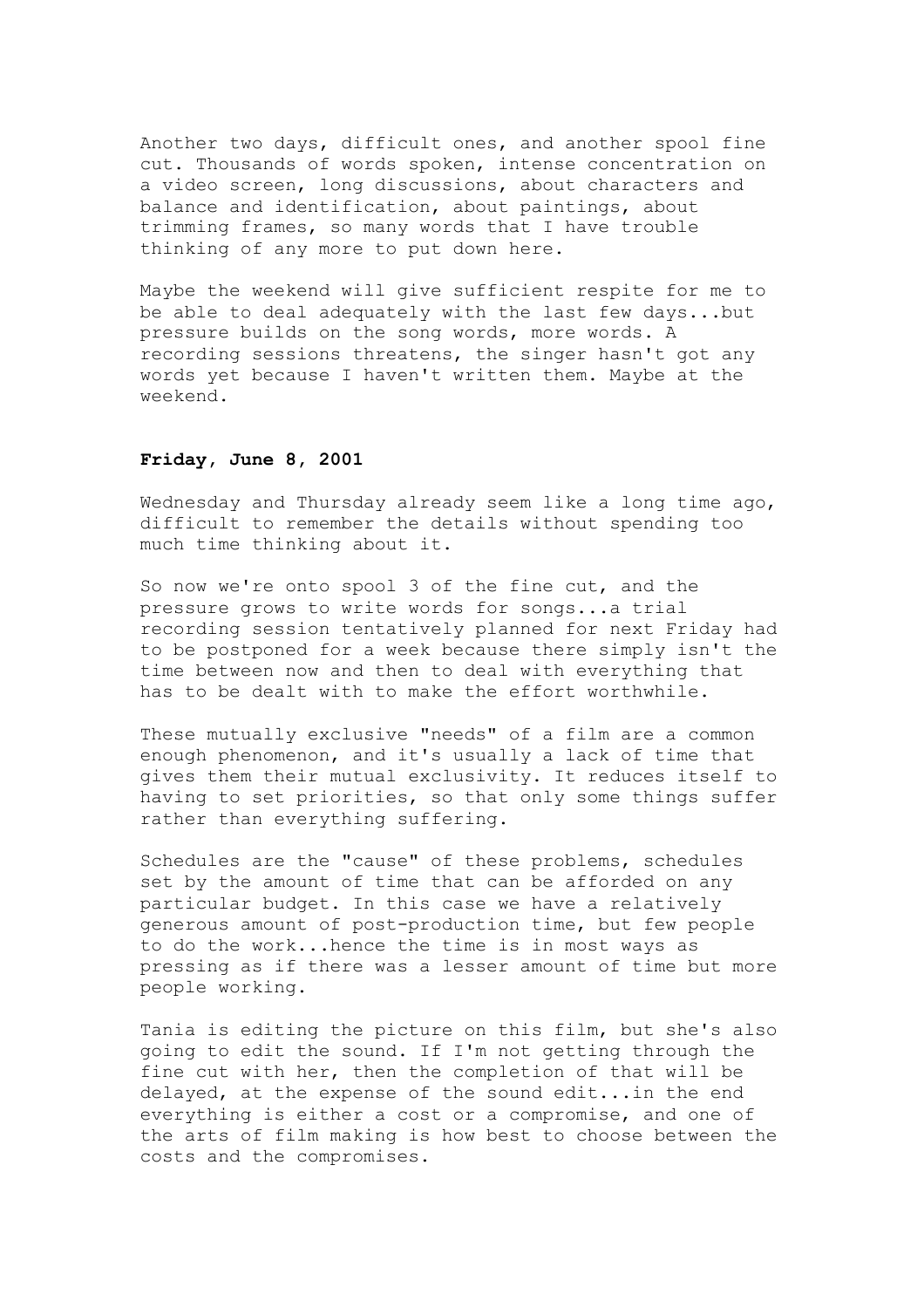Another two days, difficult ones, and another spool fine cut. Thousands of words spoken, intense concentration on a video screen, long discussions, about characters and balance and identification, about paintings, about trimming frames, so many words that I have trouble thinking of any more to put down here.

Maybe the weekend will give sufficient respite for me to be able to deal adequately with the last few days...but pressure builds on the song words, more words. A recording sessions threatens, the singer hasn't got any words yet because I haven't written them. Maybe at the weekend.

**Friday, June 8, 2001**

Wednesday and Thursday already seem like a long time ago, difficult to remember the details without spending too much time thinking about it.

So now we're onto spool 3 of the fine cut, and the pressure grows to write words for songs...a trial recording session tentatively planned for next Friday had to be postponed for a week because there simply isn't the time between now and then to deal with everything that has to be dealt with to make the effort worthwhile.

These mutually exclusive "needs" of a film are a common enough phenomenon, and it's usually a lack of time that gives them their mutual exclusivity. It reduces itself to having to set priorities, so that only some things suffer rather than everything suffering.

Schedules are the "cause" of these problems, schedules set by the amount of time that can be afforded on any particular budget. In this case we have a relatively generous amount of post-production time, but few people to do the work...hence the time is in most ways as pressing as if there was a lesser amount of time but more people working.

Tania is editing the picture on this film, but she's also going to edit the sound. If I'm not getting through the fine cut with her, then the completion of that will be delayed, at the expense of the sound edit...in the end everything is either a cost or a compromise, and one of the arts of film making is how best to choose between the costs and the compromises.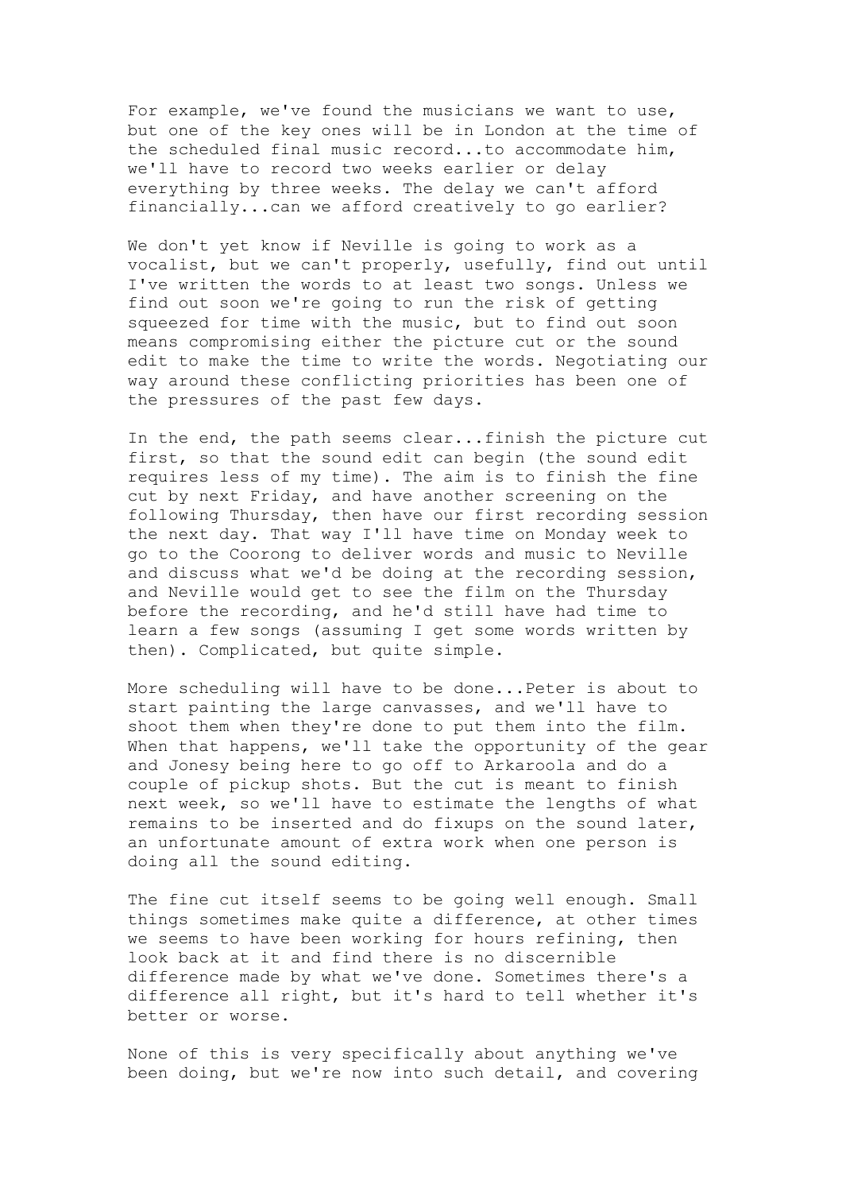For example, we've found the musicians we want to use, but one of the key ones will be in London at the time of the scheduled final music record...to accommodate him, we'll have to record two weeks earlier or delay everything by three weeks. The delay we can't afford financially...can we afford creatively to go earlier?

We don't yet know if Neville is going to work as a vocalist, but we can't properly, usefully, find out until I've written the words to at least two songs. Unless we find out soon we're going to run the risk of getting squeezed for time with the music, but to find out soon means compromising either the picture cut or the sound edit to make the time to write the words. Negotiating our way around these conflicting priorities has been one of the pressures of the past few days.

In the end, the path seems clear...finish the picture cut first, so that the sound edit can begin (the sound edit requires less of my time). The aim is to finish the fine cut by next Friday, and have another screening on the following Thursday, then have our first recording session the next day. That way I'll have time on Monday week to go to the Coorong to deliver words and music to Neville and discuss what we'd be doing at the recording session, and Neville would get to see the film on the Thursday before the recording, and he'd still have had time to learn a few songs (assuming I get some words written by then). Complicated, but quite simple.

More scheduling will have to be done...Peter is about to start painting the large canvasses, and we'll have to shoot them when they're done to put them into the film. When that happens, we'll take the opportunity of the gear and Jonesy being here to go off to Arkaroola and do a couple of pickup shots. But the cut is meant to finish next week, so we'll have to estimate the lengths of what remains to be inserted and do fixups on the sound later, an unfortunate amount of extra work when one person is doing all the sound editing.

The fine cut itself seems to be going well enough. Small things sometimes make quite a difference, at other times we seems to have been working for hours refining, then look back at it and find there is no discernible difference made by what we've done. Sometimes there's a difference all right, but it's hard to tell whether it's better or worse.

None of this is very specifically about anything we've been doing, but we're now into such detail, and covering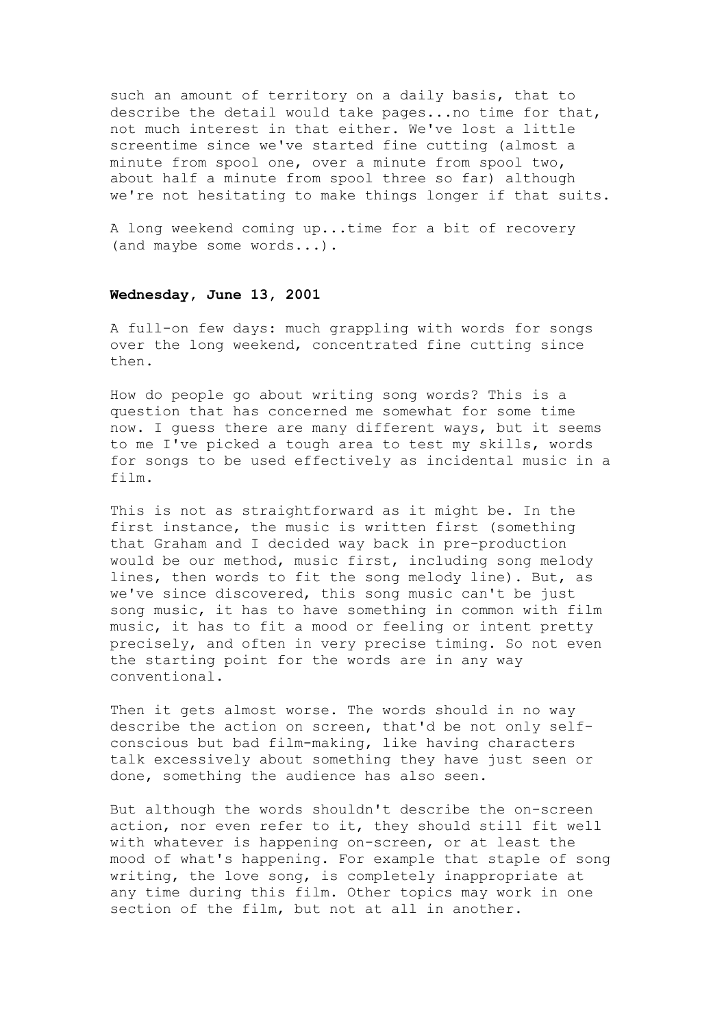such an amount of territory on a daily basis, that to describe the detail would take pages...no time for that, not much interest in that either. We've lost a little screentime since we've started fine cutting (almost a minute from spool one, over a minute from spool two, about half a minute from spool three so far) although we're not hesitating to make things longer if that suits.

A long weekend coming up...time for a bit of recovery (and maybe some words...).

**Wednesday, June 13, 2001**

A full-on few days: much grappling with words for songs over the long weekend, concentrated fine cutting since then.

How do people go about writing song words? This is a question that has concerned me somewhat for some time now. I guess there are many different ways, but it seems to me I've picked a tough area to test my skills, words for songs to be used effectively as incidental music in a film.

This is not as straightforward as it might be. In the first instance, the music is written first (something that Graham and I decided way back in pre-production would be our method, music first, including song melody lines, then words to fit the song melody line). But, as we've since discovered, this song music can't be just song music, it has to have something in common with film music, it has to fit a mood or feeling or intent pretty precisely, and often in very precise timing. So not even the starting point for the words are in any way conventional.

Then it gets almost worse. The words should in no way describe the action on screen, that'd be not only self-conscious but bad film-making, like having characters talk excessively about something they have just seen or done, something the audience has also seen.

But although the words shouldn't describe the on-screen action, nor even refer to it, they should still fit well with whatever is happening on-screen, or at least the mood of what's happening. For example that staple of song writing, the love song, is completely inappropriate at any time during this film. Other topics may work in one section of the film, but not at all in another.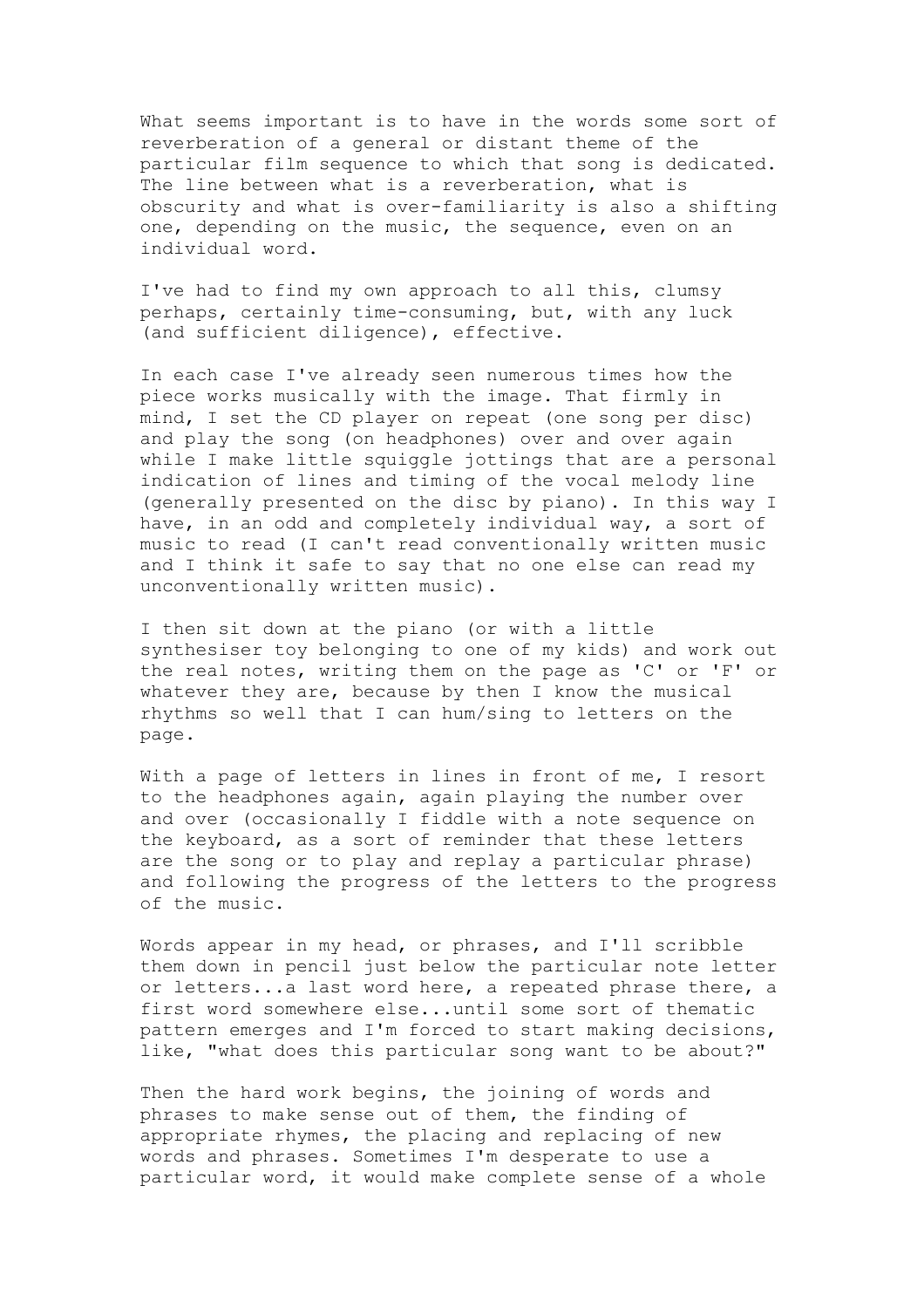What seems important is to have in the words some sort of reverberation of a general or distant theme of the particular film sequence to which that song is dedicated. The line between what is a reverberation, what is obscurity and what is over-familiarity is also a shifting one, depending on the music, the sequence, even on an individual word.

I've had to find my own approach to all this, clumsy perhaps, certainly time-consuming, but, with any luck (and sufficient diligence), effective.

In each case I've already seen numerous times how the piece works musically with the image. That firmly in mind, I set the CD player on repeat (one song per disc) and play the song (on headphones) over and over again while I make little squiggle jottings that are a personal indication of lines and timing of the vocal melody line (generally presented on the disc by piano). In this way I have, in an odd and completely individual way, a sort of music to read (I can't read conventionally written music and I think it safe to say that no one else can read my unconventionally written music).

I then sit down at the piano (or with a little synthesiser toy belonging to one of my kids) and work out the real notes, writing them on the page as 'C' or 'F' or whatever they are, because by then I know the musical rhythms so well that I can hum/sing to letters on the page.

With a page of letters in lines in front of me, I resort to the headphones again, again playing the number over and over (occasionally I fiddle with a note sequence on the keyboard, as a sort of reminder that these letters are the song or to play and replay a particular phrase) and following the progress of the letters to the progress of the music.

Words appear in my head, or phrases, and I'll scribble them down in pencil just below the particular note letter or letters...a last word here, a repeated phrase there, a first word somewhere else...until some sort of thematic pattern emerges and I'm forced to start making decisions, like, "what does this particular song want to be about?"

Then the hard work begins, the joining of words and phrases to make sense out of them, the finding of appropriate rhymes, the placing and replacing of new words and phrases. Sometimes I'm desperate to use a particular word, it would make complete sense of a whole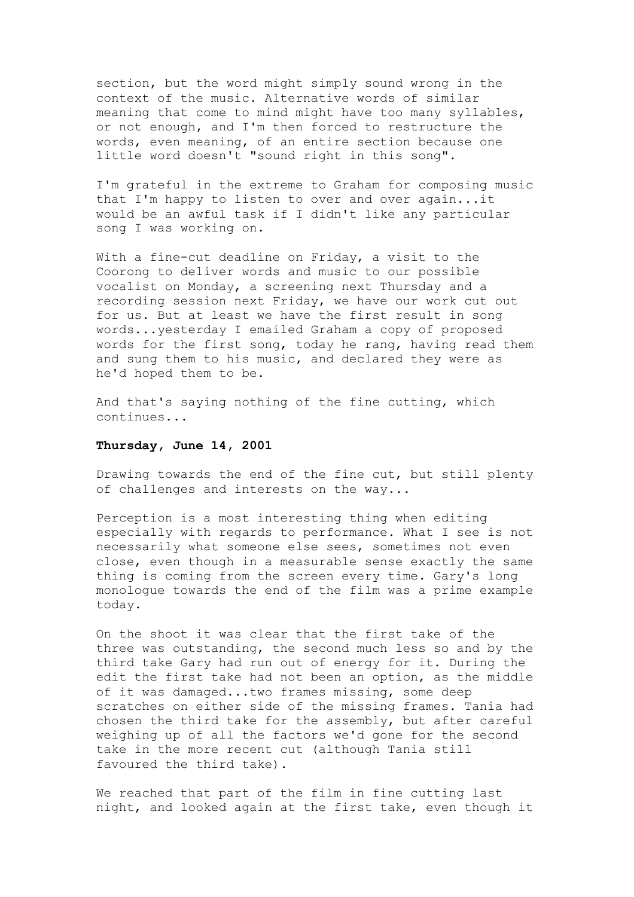section, but the word might simply sound wrong in the context of the music. Alternative words of similar meaning that come to mind might have too many syllables, or not enough, and I'm then forced to restructure the words, even meaning, of an entire section because one little word doesn't "sound right in this song".

I'm grateful in the extreme to Graham for composing music that I'm happy to listen to over and over again...it would be an awful task if I didn't like any particular song I was working on.

With a fine-cut deadline on Friday, a visit to the Coorong to deliver words and music to our possible vocalist on Monday, a screening next Thursday and a recording session next Friday, we have our work cut out for us. But at least we have the first result in song words...yesterday I emailed Graham a copy of proposed words for the first song, today he rang, having read them and sung them to his music, and declared they were as he'd hoped them to be.

And that's saying nothing of the fine cutting, which continues...

**Thursday, June 14, 2001**

Drawing towards the end of the fine cut, but still plenty of challenges and interests on the way...

Perception is a most interesting thing when editing especially with regards to performance. What I see is not necessarily what someone else sees, sometimes not even close, even though in a measurable sense exactly the same thing is coming from the screen every time. Gary's long monologue towards the end of the film was a prime example today.

On the shoot it was clear that the first take of the three was outstanding, the second much less so and by the third take Gary had run out of energy for it. During the edit the first take had not been an option, as the middle of it was damaged...two frames missing, some deep scratches on either side of the missing frames. Tania had chosen the third take for the assembly, but after careful weighing up of all the factors we'd gone for the second take in the more recent cut (although Tania still favoured the third take).

We reached that part of the film in fine cutting last night, and looked again at the first take, even though it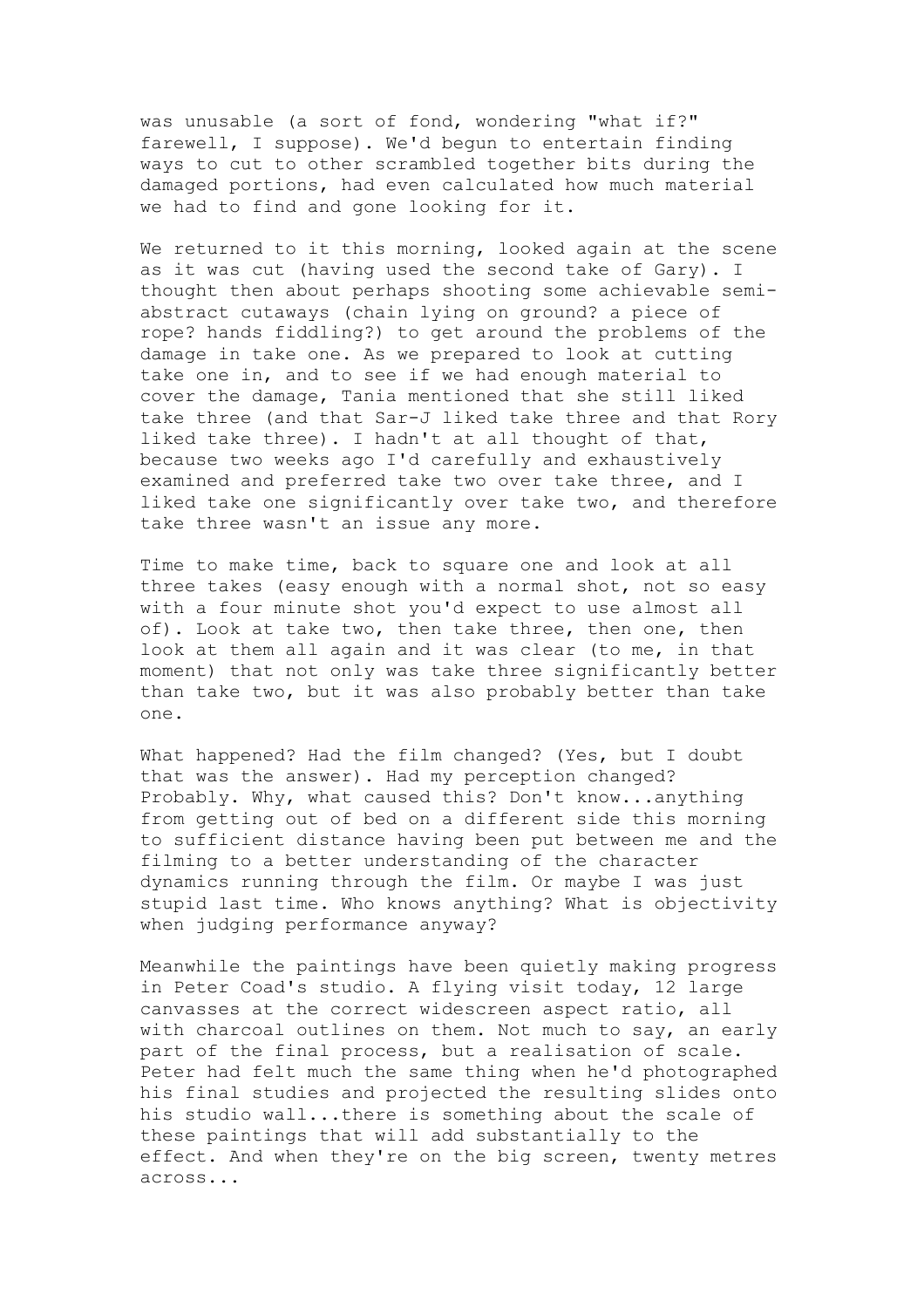was unusable (a sort of fond, wondering "what if?" farewell, I suppose). We'd begun to entertain finding ways to cut to other scrambled together bits during the damaged portions, had even calculated how much material we had to find and gone looking for it.

We returned to it this morning, looked again at the scene as it was cut (having used the second take of Gary). I thought then about perhaps shooting some achievable semi-abstract cutaways (chain lying on ground? a piece of rope? hands fiddling?) to get around the problems of the damage in take one. As we prepared to look at cutting take one in, and to see if we had enough material to cover the damage, Tania mentioned that she still liked take three (and that Sar-J liked take three and that Rory liked take three). I hadn't at all thought of that, because two weeks ago I'd carefully and exhaustively examined and preferred take two over take three, and I liked take one significantly over take two, and therefore take three wasn't an issue any more.

Time to make time, back to square one and look at all three takes (easy enough with a normal shot, not so easy with a four minute shot you'd expect to use almost all of). Look at take two, then take three, then one, then look at them all again and it was clear (to me, in that moment) that not only was take three significantly better than take two, but it was also probably better than take one.

What happened? Had the film changed? (Yes, but I doubt that was the answer). Had my perception changed? Probably. Why, what caused this? Don't know...anything from getting out of bed on a different side this morning to sufficient distance having been put between me and the filming to a better understanding of the character dynamics running through the film. Or maybe I was just stupid last time. Who knows anything? What is objectivity when judging performance anyway?

Meanwhile the paintings have been quietly making progress in Peter Coad's studio. A flying visit today, 12 large canvasses at the correct widescreen aspect ratio, all with charcoal outlines on them. Not much to say, an early part of the final process, but a realisation of scale. Peter had felt much the same thing when he'd photographed his final studies and projected the resulting slides onto his studio wall...there is something about the scale of these paintings that will add substantially to the effect. And when they're on the big screen, twenty metres across...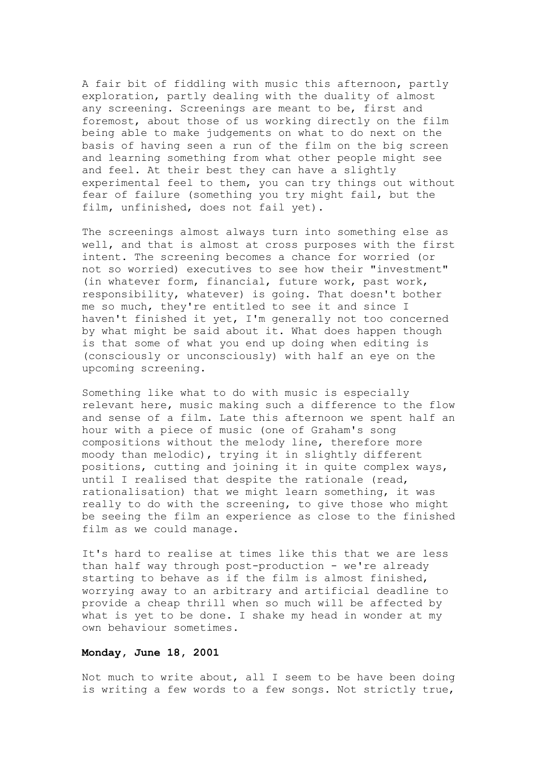A fair bit of fiddling with music this afternoon, partly exploration, partly dealing with the duality of almost any screening. Screenings are meant to be, first and foremost, about those of us working directly on the film being able to make judgements on what to do next on the basis of having seen a run of the film on the big screen and learning something from what other people might see and feel. At their best they can have a slightly experimental feel to them, you can try things out without fear of failure (something you try might fail, but the film, unfinished, does not fail yet).

The screenings almost always turn into something else as well, and that is almost at cross purposes with the first intent. The screening becomes a chance for worried (or not so worried) executives to see how their "investment" (in whatever form, financial, future work, past work, responsibility, whatever) is going. That doesn't bother me so much, they're entitled to see it and since I haven't finished it yet, I'm generally not too concerned by what might be said about it. What does happen though is that some of what you end up doing when editing is (consciously or unconsciously) with half an eye on the upcoming screening.

Something like what to do with music is especially relevant here, music making such a difference to the flow and sense of a film. Late this afternoon we spent half an hour with a piece of music (one of Graham's song compositions without the melody line, therefore more moody than melodic), trying it in slightly different positions, cutting and joining it in quite complex ways, until I realised that despite the rationale (read, rationalisation) that we might learn something, it was really to do with the screening, to give those who might be seeing the film an experience as close to the finished film as we could manage.

It's hard to realise at times like this that we are less than half way through post-production - we're already starting to behave as if the film is almost finished, worrying away to an arbitrary and artificial deadline to provide a cheap thrill when so much will be affected by what is yet to be done. I shake my head in wonder at my own behaviour sometimes.

**Monday, June 18, 2001**

Not much to write about, all I seem to be have been doing is writing a few words to a few songs. Not strictly true,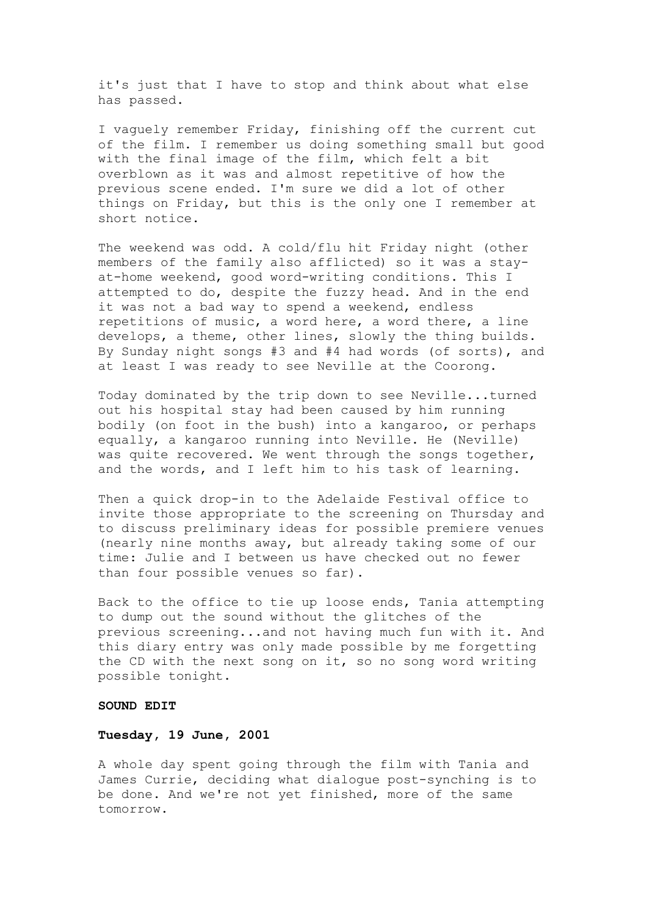it's just that I have to stop and think about what else has passed.

I vaguely remember Friday, finishing off the current cut of the film. I remember us doing something small but good with the final image of the film, which felt a bit overblown as it was and almost repetitive of how the previous scene ended. I'm sure we did a lot of other things on Friday, but this is the only one I remember at short notice.

The weekend was odd. A cold/flu hit Friday night (other members of the family also afflicted) so it was a stay-at-home weekend, good word-writing conditions. This I attempted to do, despite the fuzzy head. And in the end it was not a bad way to spend a weekend, endless repetitions of music, a word here, a word there, a line develops, a theme, other lines, slowly the thing builds. By Sunday night songs #3 and #4 had words (of sorts), and at least I was ready to see Neville at the Coorong.

Today dominated by the trip down to see Neville...turned out his hospital stay had been caused by him running bodily (on foot in the bush) into a kangaroo, or perhaps equally, a kangaroo running into Neville. He (Neville) was quite recovered. We went through the songs together, and the words, and I left him to his task of learning.

Then a quick drop-in to the Adelaide Festival office to invite those appropriate to the screening on Thursday and to discuss preliminary ideas for possible premiere venues (nearly nine months away, but already taking some of our time: Julie and I between us have checked out no fewer than four possible venues so far).

Back to the office to tie up loose ends, Tania attempting to dump out the sound without the glitches of the previous screening...and not having much fun with it. And this diary entry was only made possible by me forgetting the CD with the next song on it, so no song word writing possible tonight.

**SOUND EDIT**

**Tuesday, 19 June, 2001**

A whole day spent going through the film with Tania and James Currie, deciding what dialogue post-synching is to be done. And we're not yet finished, more of the same tomorrow.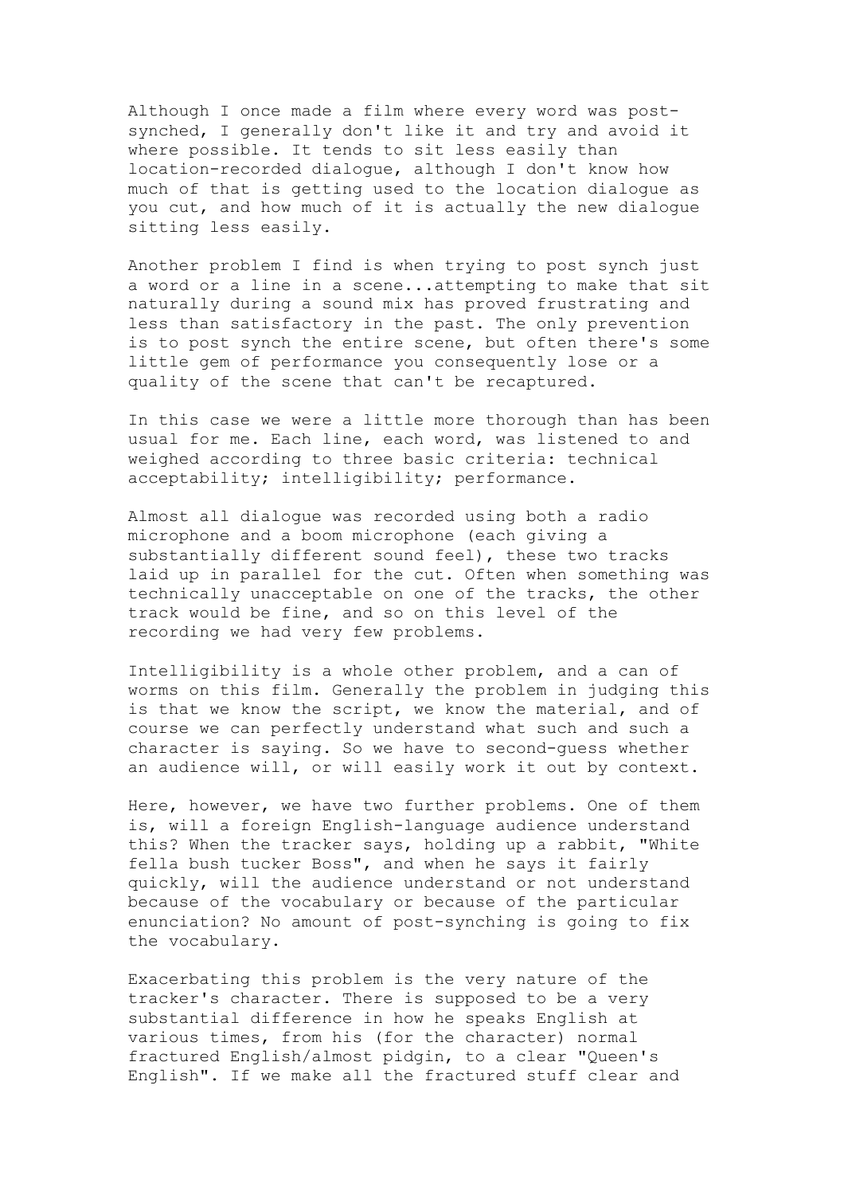Although I once made a film where every word was post-synched, I generally don't like it and try and avoid it where possible. It tends to sit less easily than location-recorded dialogue, although I don't know how much of that is getting used to the location dialogue as you cut, and how much of it is actually the new dialogue sitting less easily.

Another problem I find is when trying to post synch just a word or a line in a scene...attempting to make that sit naturally during a sound mix has proved frustrating and less than satisfactory in the past. The only prevention is to post synch the entire scene, but often there's some little gem of performance you consequently lose or a quality of the scene that can't be recaptured.

In this case we were a little more thorough than has been usual for me. Each line, each word, was listened to and weighed according to three basic criteria: technical acceptability; intelligibility; performance.

Almost all dialogue was recorded using both a radio microphone and a boom microphone (each giving a substantially different sound feel), these two tracks laid up in parallel for the cut. Often when something was technically unacceptable on one of the tracks, the other track would be fine, and so on this level of the recording we had very few problems.

Intelligibility is a whole other problem, and a can of worms on this film. Generally the problem in judging this is that we know the script, we know the material, and of course we can perfectly understand what such and such a character is saying. So we have to second-guess whether an audience will, or will easily work it out by context.

Here, however, we have two further problems. One of them is, will a foreign English-language audience understand this? When the tracker says, holding up a rabbit, "White fella bush tucker Boss", and when he says it fairly quickly, will the audience understand or not understand because of the vocabulary or because of the particular enunciation? No amount of post-synching is going to fix the vocabulary.

Exacerbating this problem is the very nature of the tracker's character. There is supposed to be a very substantial difference in how he speaks English at various times, from his (for the character) normal fractured English/almost pidgin, to a clear "Queen's English". If we make all the fractured stuff clear and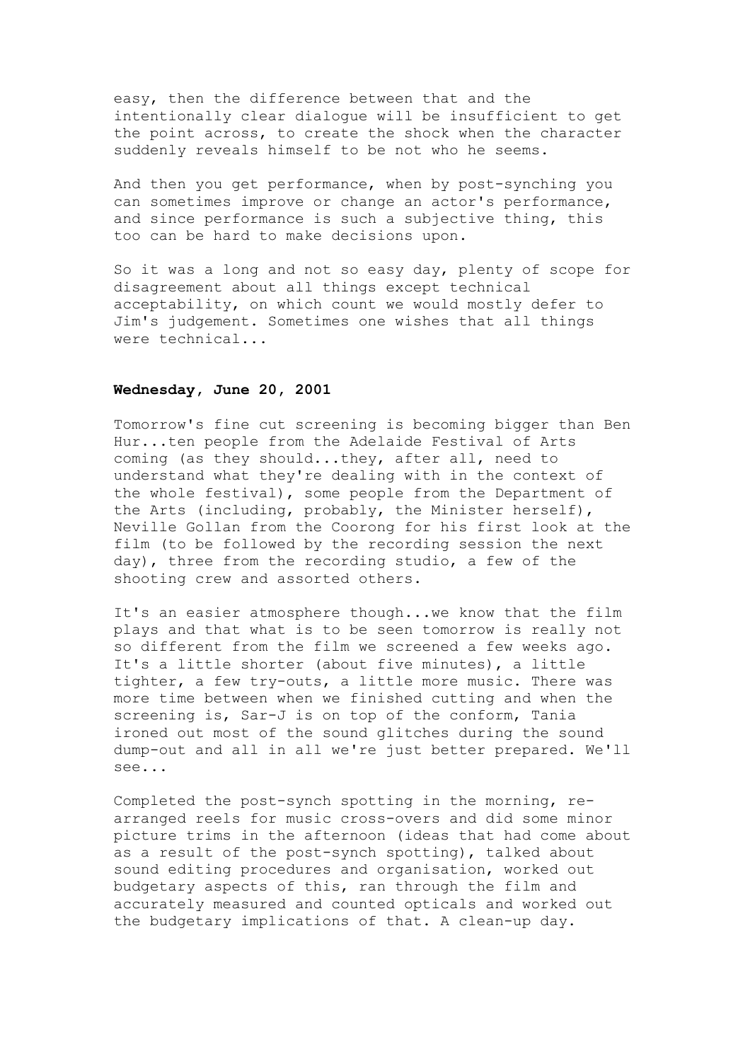easy, then the difference between that and the intentionally clear dialogue will be insufficient to get the point across, to create the shock when the character suddenly reveals himself to be not who he seems.

And then you get performance, when by post-synching you can sometimes improve or change an actor's performance, and since performance is such a subjective thing, this too can be hard to make decisions upon.

So it was a long and not so easy day, plenty of scope for disagreement about all things except technical acceptability, on which count we would mostly defer to Jim's judgement. Sometimes one wishes that all things were technical...

**Wednesday, June 20, 2001**

Tomorrow's fine cut screening is becoming bigger than Ben Hur...ten people from the Adelaide Festival of Arts coming (as they should...they, after all, need to understand what they're dealing with in the context of the whole festival), some people from the Department of the Arts (including, probably, the Minister herself), Neville Gollan from the Coorong for his first look at the film (to be followed by the recording session the next day), three from the recording studio, a few of the shooting crew and assorted others.

It's an easier atmosphere though...we know that the film plays and that what is to be seen tomorrow is really not so different from the film we screened a few weeks ago. It's a little shorter (about five minutes), a little tighter, a few try-outs, a little more music. There was more time between when we finished cutting and when the screening is, Sar-J is on top of the conform, Tania ironed out most of the sound glitches during the sound dump-out and all in all we're just better prepared. We'll see...

Completed the post-synch spotting in the morning, re-arranged reels for music cross-overs and did some minor picture trims in the afternoon (ideas that had come about as a result of the post-synch spotting), talked about sound editing procedures and organisation, worked out budgetary aspects of this, ran through the film and accurately measured and counted opticals and worked out the budgetary implications of that. A clean-up day.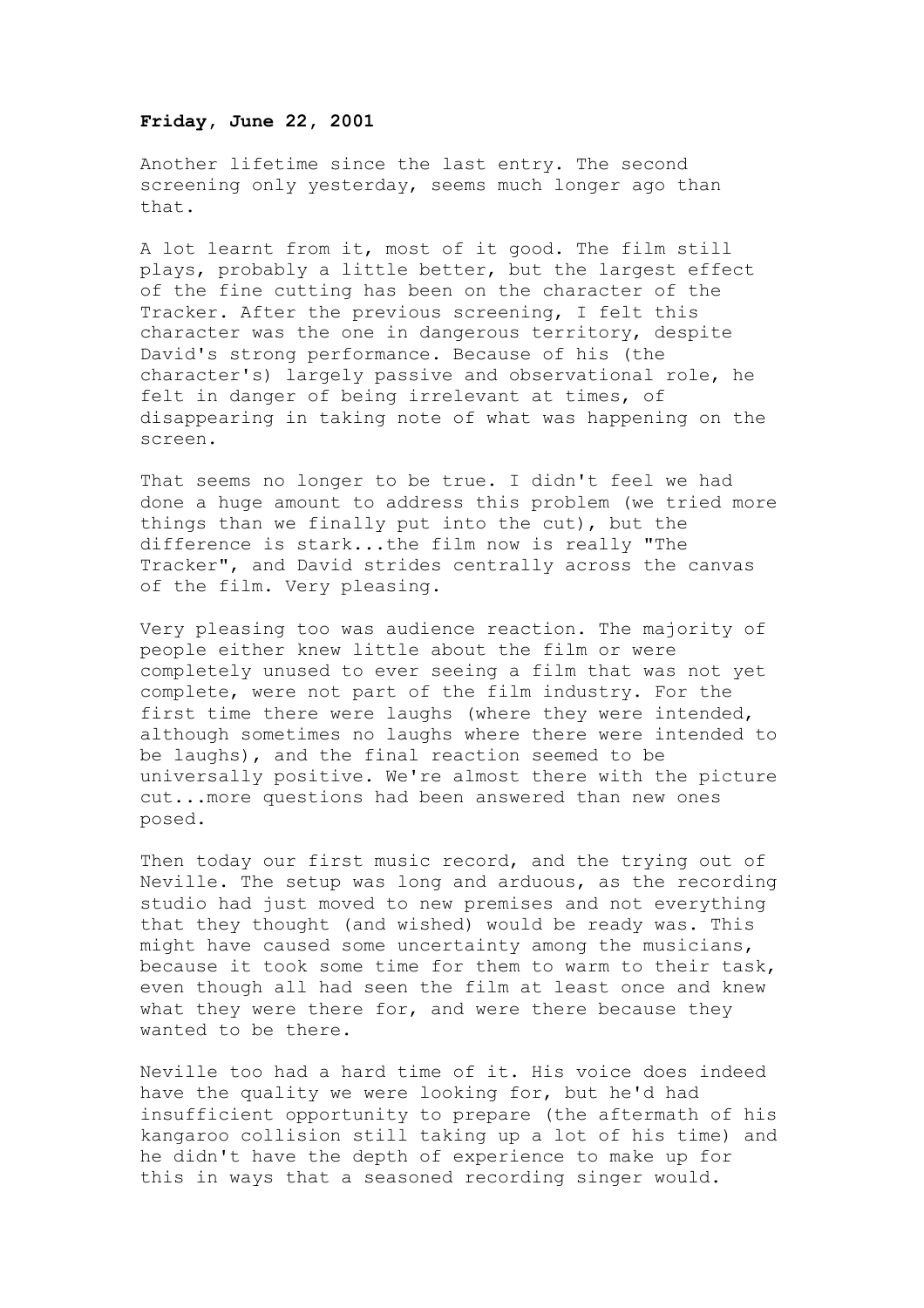**Friday, June 22, 2001**

Another lifetime since the last entry. The second screening only yesterday, seems much longer ago than that.

A lot learnt from it, most of it good. The film still plays, probably a little better, but the largest effect of the fine cutting has been on the character of the Tracker. After the previous screening, I felt this character was the one in dangerous territory, despite David's strong performance. Because of his (the character's) largely passive and observational role, he felt in danger of being irrelevant at times, of disappearing in taking note of what was happening on the screen.

That seems no longer to be true. I didn't feel we had done a huge amount to address this problem (we tried more things than we finally put into the cut), but the difference is stark...the film now is really "The Tracker", and David strides centrally across the canvas of the film. Very pleasing.

Very pleasing too was audience reaction. The majority of people either knew little about the film or were completely unused to ever seeing a film that was not yet complete, were not part of the film industry. For the first time there were laughs (where they were intended, although sometimes no laughs where there were intended to be laughs), and the final reaction seemed to be universally positive. We're almost there with the picture cut...more questions had been answered than new ones posed.

Then today our first music record, and the trying out of Neville. The setup was long and arduous, as the recording studio had just moved to new premises and not everything that they thought (and wished) would be ready was. This might have caused some uncertainty among the musicians, because it took some time for them to warm to their task, even though all had seen the film at least once and knew what they were there for, and were there because they wanted to be there.

Neville too had a hard time of it. His voice does indeed have the quality we were looking for, but he'd had insufficient opportunity to prepare (the aftermath of his kangaroo collision still taking up a lot of his time) and he didn't have the depth of experience to make up for this in ways that a seasoned recording singer would.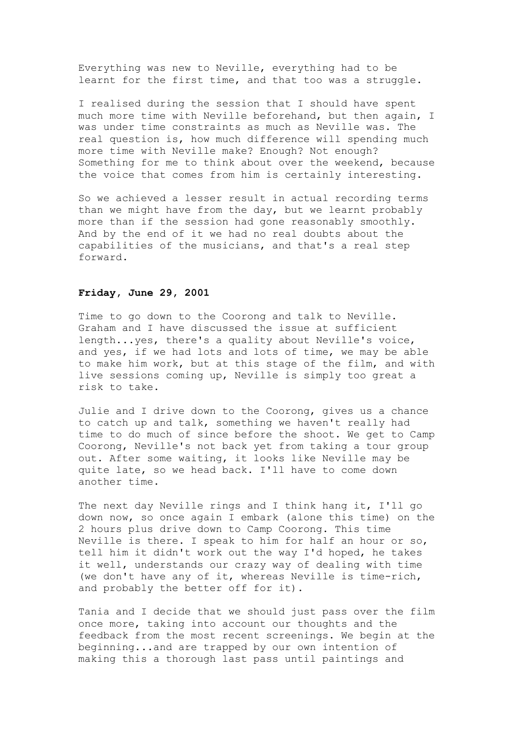Everything was new to Neville, everything had to be learnt for the first time, and that too was a struggle.

I realised during the session that I should have spent much more time with Neville beforehand, but then again, I was under time constraints as much as Neville was. The real question is, how much difference will spending much more time with Neville make? Enough? Not enough? Something for me to think about over the weekend, because the voice that comes from him is certainly interesting.

So we achieved a lesser result in actual recording terms than we might have from the day, but we learnt probably more than if the session had gone reasonably smoothly. And by the end of it we had no real doubts about the capabilities of the musicians, and that's a real step forward.

**Friday, June 29, 2001**

Time to go down to the Coorong and talk to Neville. Graham and I have discussed the issue at sufficient length...yes, there's a quality about Neville's voice, and yes, if we had lots and lots of time, we may be able to make him work, but at this stage of the film, and with live sessions coming up, Neville is simply too great a risk to take.

Julie and I drive down to the Coorong, gives us a chance to catch up and talk, something we haven't really had time to do much of since before the shoot. We get to Camp Coorong, Neville's not back yet from taking a tour group out. After some waiting, it looks like Neville may be quite late, so we head back. I'll have to come down another time.

The next day Neville rings and I think hang it, I'll go down now, so once again I embark (alone this time) on the 2 hours plus drive down to Camp Coorong. This time Neville is there. I speak to him for half an hour or so, tell him it didn't work out the way I'd hoped, he takes it well, understands our crazy way of dealing with time (we don't have any of it, whereas Neville is time-rich, and probably the better off for it).

Tania and I decide that we should just pass over the film once more, taking into account our thoughts and the feedback from the most recent screenings. We begin at the beginning...and are trapped by our own intention of making this a thorough last pass until paintings and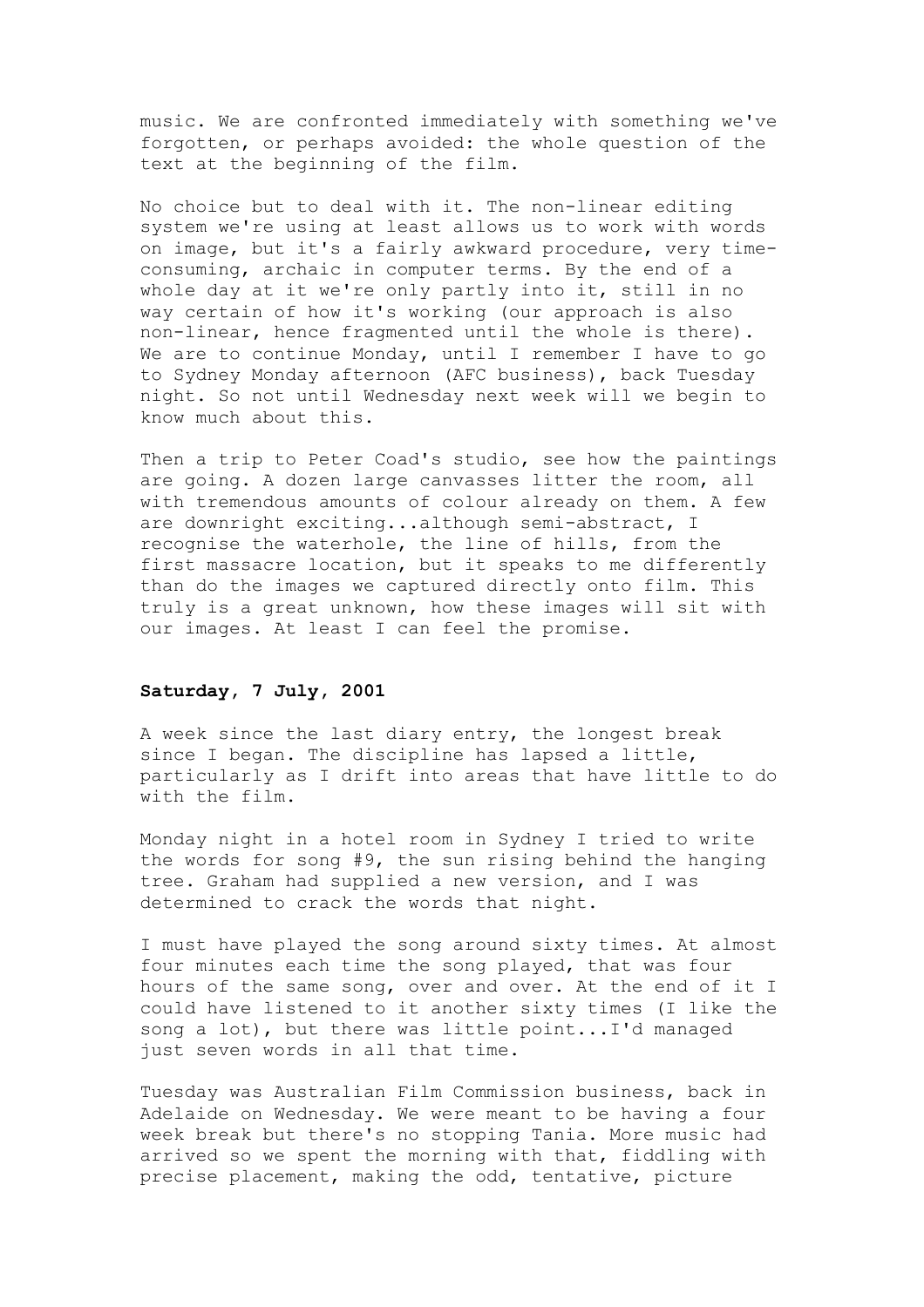music. We are confronted immediately with something we've forgotten, or perhaps avoided: the whole question of the text at the beginning of the film.

No choice but to deal with it. The non-linear editing system we're using at least allows us to work with words on image, but it's a fairly awkward procedure, very time-consuming, archaic in computer terms. By the end of a whole day at it we're only partly into it, still in no way certain of how it's working (our approach is also non-linear, hence fragmented until the whole is there). We are to continue Monday, until I remember I have to go to Sydney Monday afternoon (AFC business), back Tuesday night. So not until Wednesday next week will we begin to know much about this.

Then a trip to Peter Coad's studio, see how the paintings are going. A dozen large canvasses litter the room, all with tremendous amounts of colour already on them. A few are downright exciting...although semi-abstract, I recognise the waterhole, the line of hills, from the first massacre location, but it speaks to me differently than do the images we captured directly onto film. This truly is a great unknown, how these images will sit with our images. At least I can feel the promise.

**Saturday, 7 July, 2001**

A week since the last diary entry, the longest break since I began. The discipline has lapsed a little, particularly as I drift into areas that have little to do with the film.

Monday night in a hotel room in Sydney I tried to write the words for song #9, the sun rising behind the hanging tree. Graham had supplied a new version, and I was determined to crack the words that night.

I must have played the song around sixty times. At almost four minutes each time the song played, that was four hours of the same song, over and over. At the end of it I could have listened to it another sixty times (I like the song a lot), but there was little point...I'd managed just seven words in all that time.

Tuesday was Australian Film Commission business, back in Adelaide on Wednesday. We were meant to be having a four week break but there's no stopping Tania. More music had arrived so we spent the morning with that, fiddling with precise placement, making the odd, tentative, picture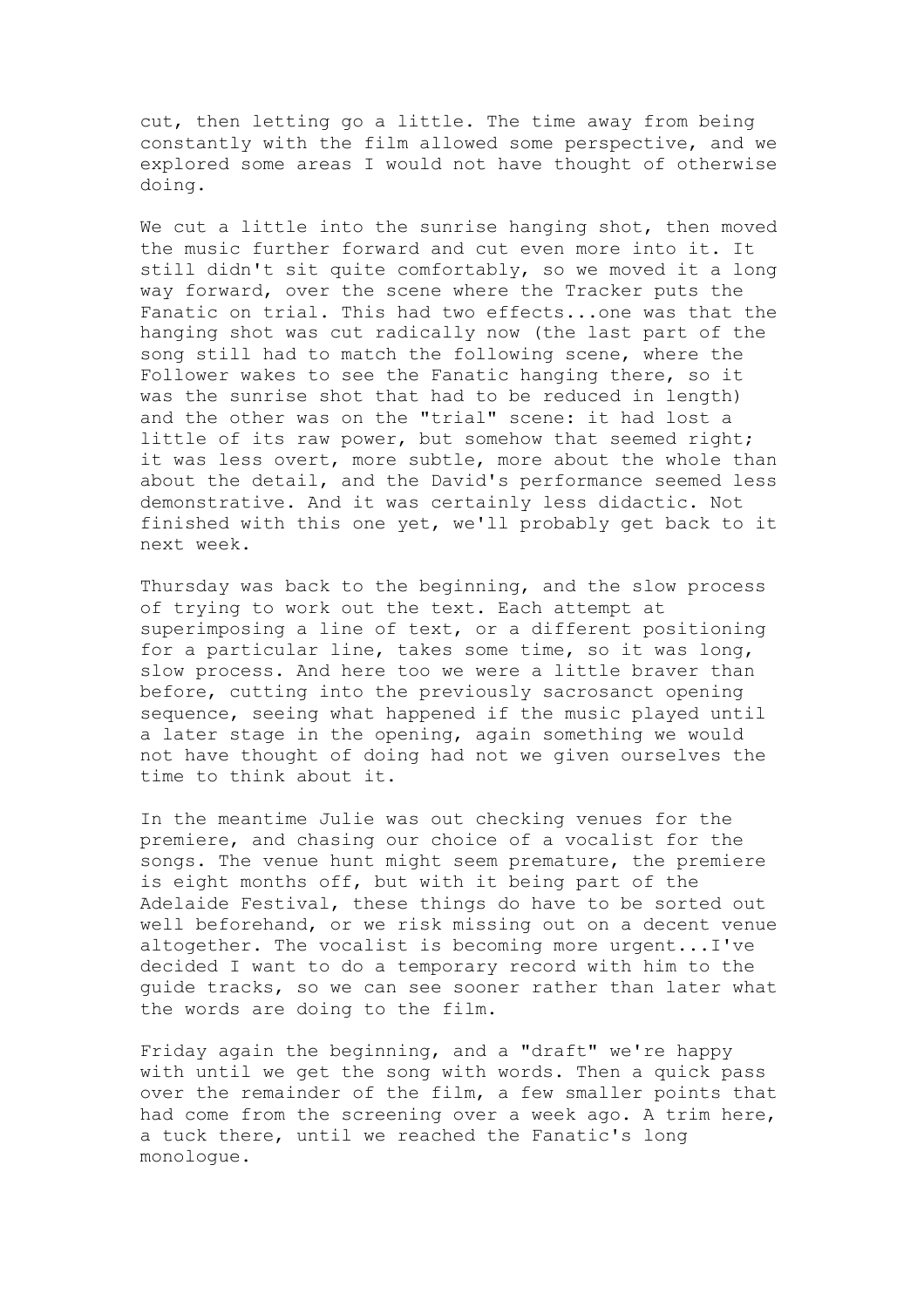cut, then letting go a little. The time away from being constantly with the film allowed some perspective, and we explored some areas I would not have thought of otherwise doing.

We cut a little into the sunrise hanging shot, then moved the music further forward and cut even more into it. It still didn't sit quite comfortably, so we moved it a long way forward, over the scene where the Tracker puts the Fanatic on trial. This had two effects...one was that the hanging shot was cut radically now (the last part of the song still had to match the following scene, where the Follower wakes to see the Fanatic hanging there, so it was the sunrise shot that had to be reduced in length) and the other was on the "trial" scene: it had lost a little of its raw power, but somehow that seemed right; it was less overt, more subtle, more about the whole than about the detail, and the David's performance seemed less demonstrative. And it was certainly less didactic. Not finished with this one yet, we'll probably get back to it next week.

Thursday was back to the beginning, and the slow process of trying to work out the text. Each attempt at superimposing a line of text, or a different positioning for a particular line, takes some time, so it was long, slow process. And here too we were a little braver than before, cutting into the previously sacrosanct opening sequence, seeing what happened if the music played until a later stage in the opening, again something we would not have thought of doing had not we given ourselves the time to think about it.

In the meantime Julie was out checking venues for the premiere, and chasing our choice of a vocalist for the songs. The venue hunt might seem premature, the premiere is eight months off, but with it being part of the Adelaide Festival, these things do have to be sorted out well beforehand, or we risk missing out on a decent venue altogether. The vocalist is becoming more urgent...I've decided I want to do a temporary record with him to the guide tracks, so we can see sooner rather than later what the words are doing to the film.

Friday again the beginning, and a "draft" we're happy with until we get the song with words. Then a quick pass over the remainder of the film, a few smaller points that had come from the screening over a week ago. A trim here, a tuck there, until we reached the Fanatic's long monologue.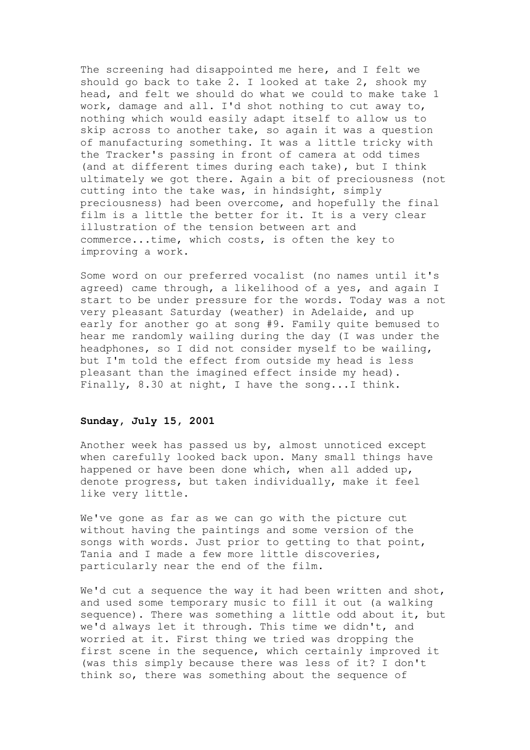The screening had disappointed me here, and I felt we should go back to take 2. I looked at take 2, shook my head, and felt we should do what we could to make take 1 work, damage and all. I'd shot nothing to cut away to, nothing which would easily adapt itself to allow us to skip across to another take, so again it was a question of manufacturing something. It was a little tricky with the Tracker's passing in front of camera at odd times (and at different times during each take), but I think ultimately we got there. Again a bit of preciousness (not cutting into the take was, in hindsight, simply preciousness) had been overcome, and hopefully the final film is a little the better for it. It is a very clear illustration of the tension between art and commerce...time, which costs, is often the key to improving a work.

Some word on our preferred vocalist (no names until it's agreed) came through, a likelihood of a yes, and again I start to be under pressure for the words. Today was a not very pleasant Saturday (weather) in Adelaide, and up early for another go at song #9. Family quite bemused to hear me randomly wailing during the day (I was under the headphones, so I did not consider myself to be wailing, but I'm told the effect from outside my head is less pleasant than the imagined effect inside my head). Finally, 8.30 at night, I have the song...I think.

**Sunday, July 15, 2001**

Another week has passed us by, almost unnoticed except when carefully looked back upon. Many small things have happened or have been done which, when all added up, denote progress, but taken individually, make it feel like very little.

We've gone as far as we can go with the picture cut without having the paintings and some version of the songs with words. Just prior to getting to that point, Tania and I made a few more little discoveries, particularly near the end of the film.

We'd cut a sequence the way it had been written and shot, and used some temporary music to fill it out (a walking sequence). There was something a little odd about it, but we'd always let it through. This time we didn't, and worried at it. First thing we tried was dropping the first scene in the sequence, which certainly improved it (was this simply because there was less of it? I don't think so, there was something about the sequence of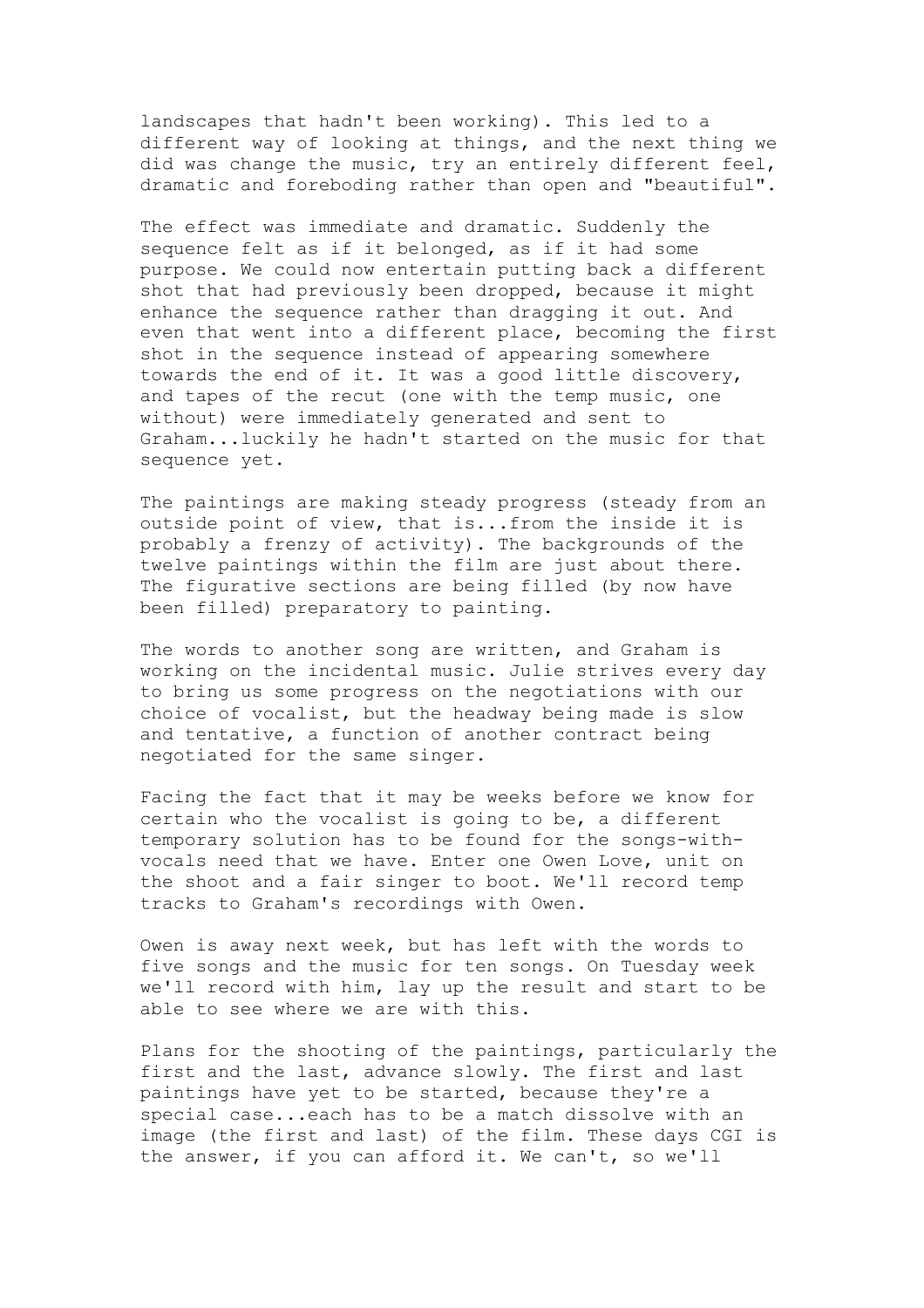landscapes that hadn't been working). This led to a different way of looking at things, and the next thing we did was change the music, try an entirely different feel, dramatic and foreboding rather than open and "beautiful".

The effect was immediate and dramatic. Suddenly the sequence felt as if it belonged, as if it had some purpose. We could now entertain putting back a different shot that had previously been dropped, because it might enhance the sequence rather than dragging it out. And even that went into a different place, becoming the first shot in the sequence instead of appearing somewhere towards the end of it. It was a good little discovery, and tapes of the recut (one with the temp music, one without) were immediately generated and sent to Graham...luckily he hadn't started on the music for that sequence yet.

The paintings are making steady progress (steady from an outside point of view, that is...from the inside it is probably a frenzy of activity). The backgrounds of the twelve paintings within the film are just about there. The figurative sections are being filled (by now have been filled) preparatory to painting.

The words to another song are written, and Graham is working on the incidental music. Julie strives every day to bring us some progress on the negotiations with our choice of vocalist, but the headway being made is slow and tentative, a function of another contract being negotiated for the same singer.

Facing the fact that it may be weeks before we know for certain who the vocalist is going to be, a different temporary solution has to be found for the songs-with-vocals need that we have. Enter one Owen Love, unit on the shoot and a fair singer to boot. We'll record temp tracks to Graham's recordings with Owen.

Owen is away next week, but has left with the words to five songs and the music for ten songs. On Tuesday week we'll record with him, lay up the result and start to be able to see where we are with this.

Plans for the shooting of the paintings, particularly the first and the last, advance slowly. The first and last paintings have yet to be started, because they're a special case...each has to be a match dissolve with an image (the first and last) of the film. These days CGI is the answer, if you can afford it. We can't, so we'll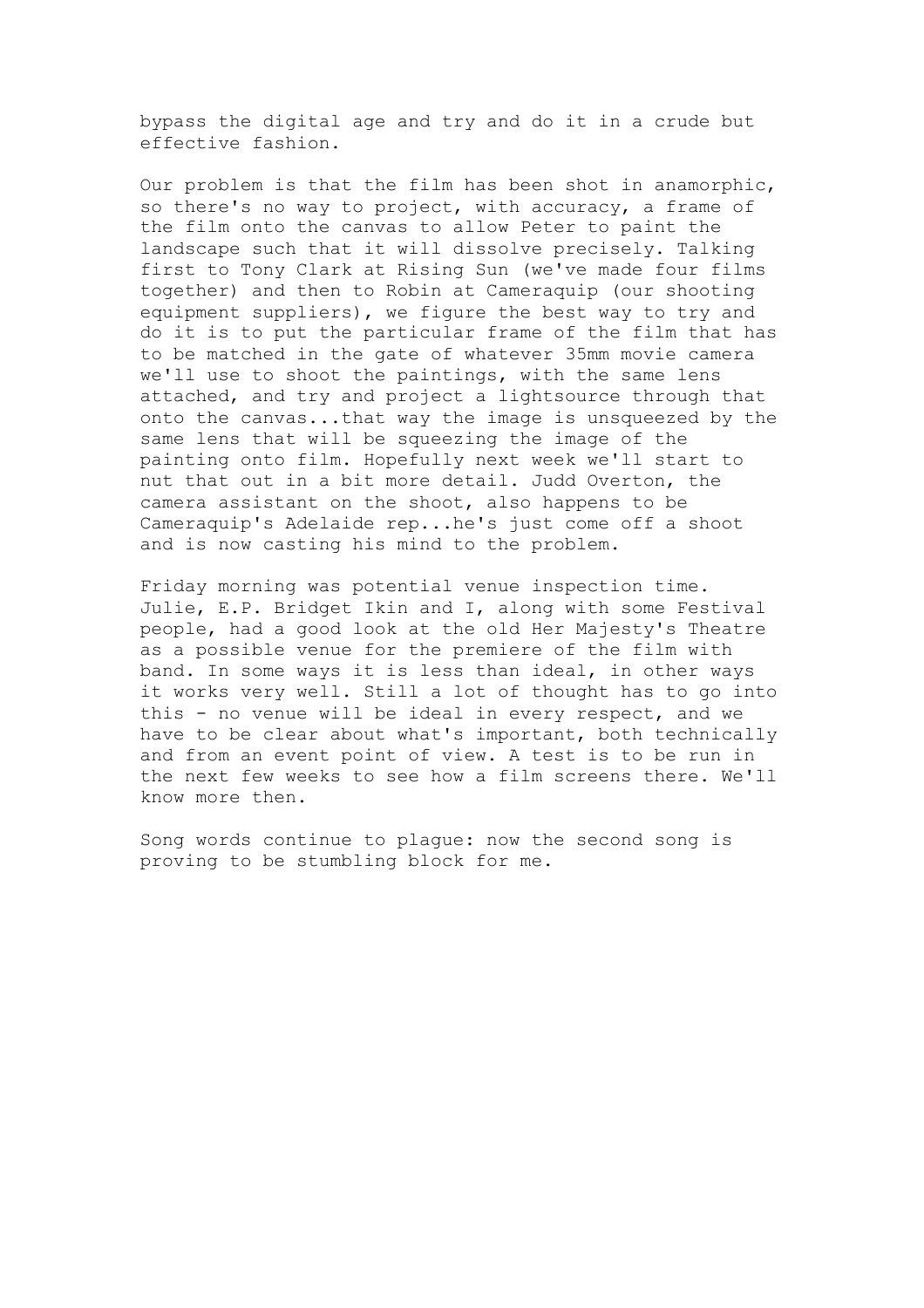bypass the digital age and try and do it in a crude but effective fashion.

Our problem is that the film has been shot in anamorphic, so there's no way to project, with accuracy, a frame of the film onto the canvas to allow Peter to paint the landscape such that it will dissolve precisely. Talking first to Tony Clark at Rising Sun (we've made four films together) and then to Robin at Cameraquip (our shooting equipment suppliers), we figure the best way to try and do it is to put the particular frame of the film that has to be matched in the gate of whatever 35mm movie camera we'll use to shoot the paintings, with the same lens attached, and try and project a lightsource through that onto the canvas...that way the image is unsqueezed by the same lens that will be squeezing the image of the painting onto film. Hopefully next week we'll start to nut that out in a bit more detail. Judd Overton, the camera assistant on the shoot, also happens to be Cameraquip's Adelaide rep...he's just come off a shoot and is now casting his mind to the problem.

Friday morning was potential venue inspection time. Julie, E.P. Bridget Ikin and I, along with some Festival people, had a good look at the old Her Majesty's Theatre as a possible venue for the premiere of the film with band. In some ways it is less than ideal, in other ways it works very well. Still a lot of thought has to go into this - no venue will be ideal in every respect, and we have to be clear about what's important, both technically and from an event point of view. A test is to be run in the next few weeks to see how a film screens there. We'll know more then.

Song words continue to plague: now the second song is proving to be stumbling block for me.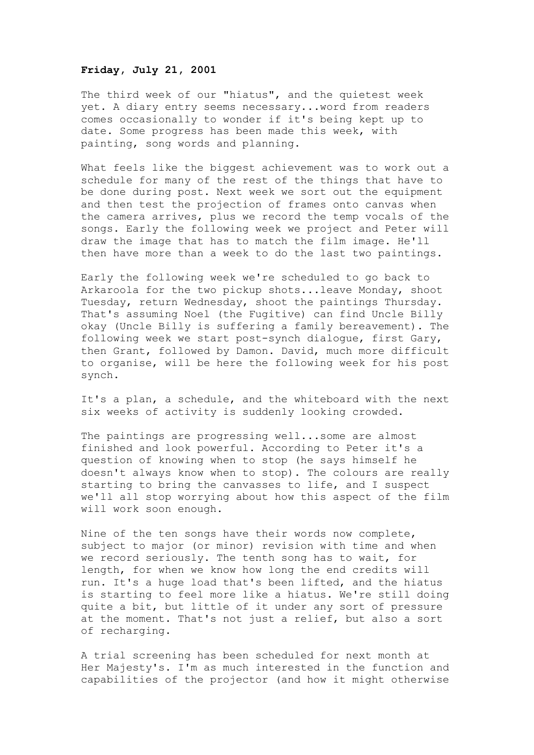**Friday, July 21, 2001**

The third week of our "hiatus", and the quietest week yet. A diary entry seems necessary...word from readers comes occasionally to wonder if it's being kept up to date. Some progress has been made this week, with painting, song words and planning.

What feels like the biggest achievement was to work out a schedule for many of the rest of the things that have to be done during post. Next week we sort out the equipment and then test the projection of frames onto canvas when the camera arrives, plus we record the temp vocals of the songs. Early the following week we project and Peter will draw the image that has to match the film image. He'll then have more than a week to do the last two paintings.

Early the following week we're scheduled to go back to Arkaroola for the two pickup shots...leave Monday, shoot Tuesday, return Wednesday, shoot the paintings Thursday. That's assuming Noel (the Fugitive) can find Uncle Billy okay (Uncle Billy is suffering a family bereavement). The following week we start post-synch dialogue, first Gary, then Grant, followed by Damon. David, much more difficult to organise, will be here the following week for his post synch.

It's a plan, a schedule, and the whiteboard with the next six weeks of activity is suddenly looking crowded.

The paintings are progressing well...some are almost finished and look powerful. According to Peter it's a question of knowing when to stop (he says himself he doesn't always know when to stop). The colours are really starting to bring the canvasses to life, and I suspect we'll all stop worrying about how this aspect of the film will work soon enough.

Nine of the ten songs have their words now complete, subject to major (or minor) revision with time and when we record seriously. The tenth song has to wait, for length, for when we know how long the end credits will run. It's a huge load that's been lifted, and the hiatus is starting to feel more like a hiatus. We're still doing quite a bit, but little of it under any sort of pressure at the moment. That's not just a relief, but also a sort of recharging.

A trial screening has been scheduled for next month at Her Majesty's. I'm as much interested in the function and capabilities of the projector (and how it might otherwise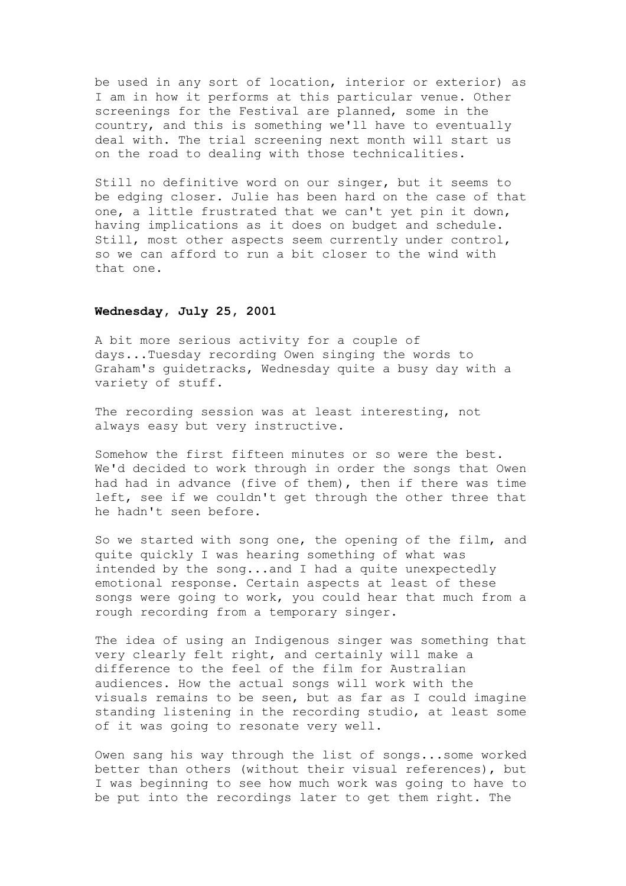be used in any sort of location, interior or exterior) as I am in how it performs at this particular venue. Other screenings for the Festival are planned, some in the country, and this is something we'll have to eventually deal with. The trial screening next month will start us on the road to dealing with those technicalities.

Still no definitive word on our singer, but it seems to be edging closer. Julie has been hard on the case of that one, a little frustrated that we can't yet pin it down, having implications as it does on budget and schedule. Still, most other aspects seem currently under control, so we can afford to run a bit closer to the wind with that one.

**Wednesday, July 25, 2001**

A bit more serious activity for a couple of days...Tuesday recording Owen singing the words to Graham's guidetracks, Wednesday quite a busy day with a variety of stuff.

The recording session was at least interesting, not always easy but very instructive.

Somehow the first fifteen minutes or so were the best. We'd decided to work through in order the songs that Owen had had in advance (five of them), then if there was time left, see if we couldn't get through the other three that he hadn't seen before.

So we started with song one, the opening of the film, and quite quickly I was hearing something of what was intended by the song...and I had a quite unexpectedly emotional response. Certain aspects at least of these songs were going to work, you could hear that much from a rough recording from a temporary singer.

The idea of using an Indigenous singer was something that very clearly felt right, and certainly will make a difference to the feel of the film for Australian audiences. How the actual songs will work with the visuals remains to be seen, but as far as I could imagine standing listening in the recording studio, at least some of it was going to resonate very well.

Owen sang his way through the list of songs...some worked better than others (without their visual references), but I was beginning to see how much work was going to have to be put into the recordings later to get them right. The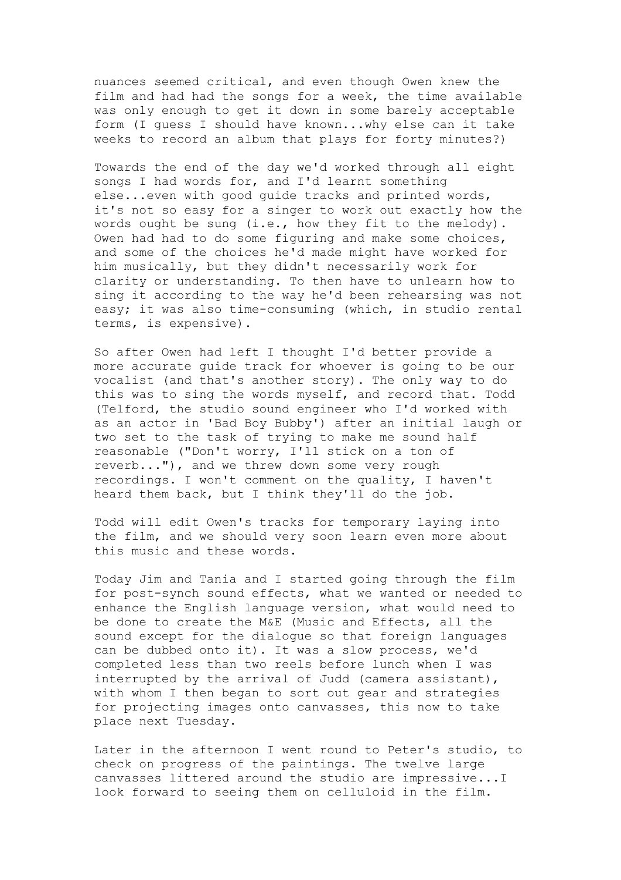nuances seemed critical, and even though Owen knew the film and had had the songs for a week, the time available was only enough to get it down in some barely acceptable form (I guess I should have known...why else can it take weeks to record an album that plays for forty minutes?)

Towards the end of the day we'd worked through all eight songs I had words for, and I'd learnt something else...even with good guide tracks and printed words, it's not so easy for a singer to work out exactly how the words ought be sung (i.e., how they fit to the melody). Owen had had to do some figuring and make some choices, and some of the choices he'd made might have worked for him musically, but they didn't necessarily work for clarity or understanding. To then have to unlearn how to sing it according to the way he'd been rehearsing was not easy; it was also time-consuming (which, in studio rental terms, is expensive).

So after Owen had left I thought I'd better provide a more accurate guide track for whoever is going to be our vocalist (and that's another story). The only way to do this was to sing the words myself, and record that. Todd (Telford, the studio sound engineer who I'd worked with as an actor in 'Bad Boy Bubby') after an initial laugh or two set to the task of trying to make me sound half reasonable ("Don't worry, I'll stick on a ton of reverb..."), and we threw down some very rough recordings. I won't comment on the quality, I haven't heard them back, but I think they'll do the job.

Todd will edit Owen's tracks for temporary laying into the film, and we should very soon learn even more about this music and these words.

Today Jim and Tania and I started going through the film for post-synch sound effects, what we wanted or needed to enhance the English language version, what would need to be done to create the M&E (Music and Effects, all the sound except for the dialogue so that foreign languages can be dubbed onto it). It was a slow process, we'd completed less than two reels before lunch when I was interrupted by the arrival of Judd (camera assistant), with whom I then began to sort out gear and strategies for projecting images onto canvasses, this now to take place next Tuesday.

Later in the afternoon I went round to Peter's studio, to check on progress of the paintings. The twelve large canvasses littered around the studio are impressive...I look forward to seeing them on celluloid in the film.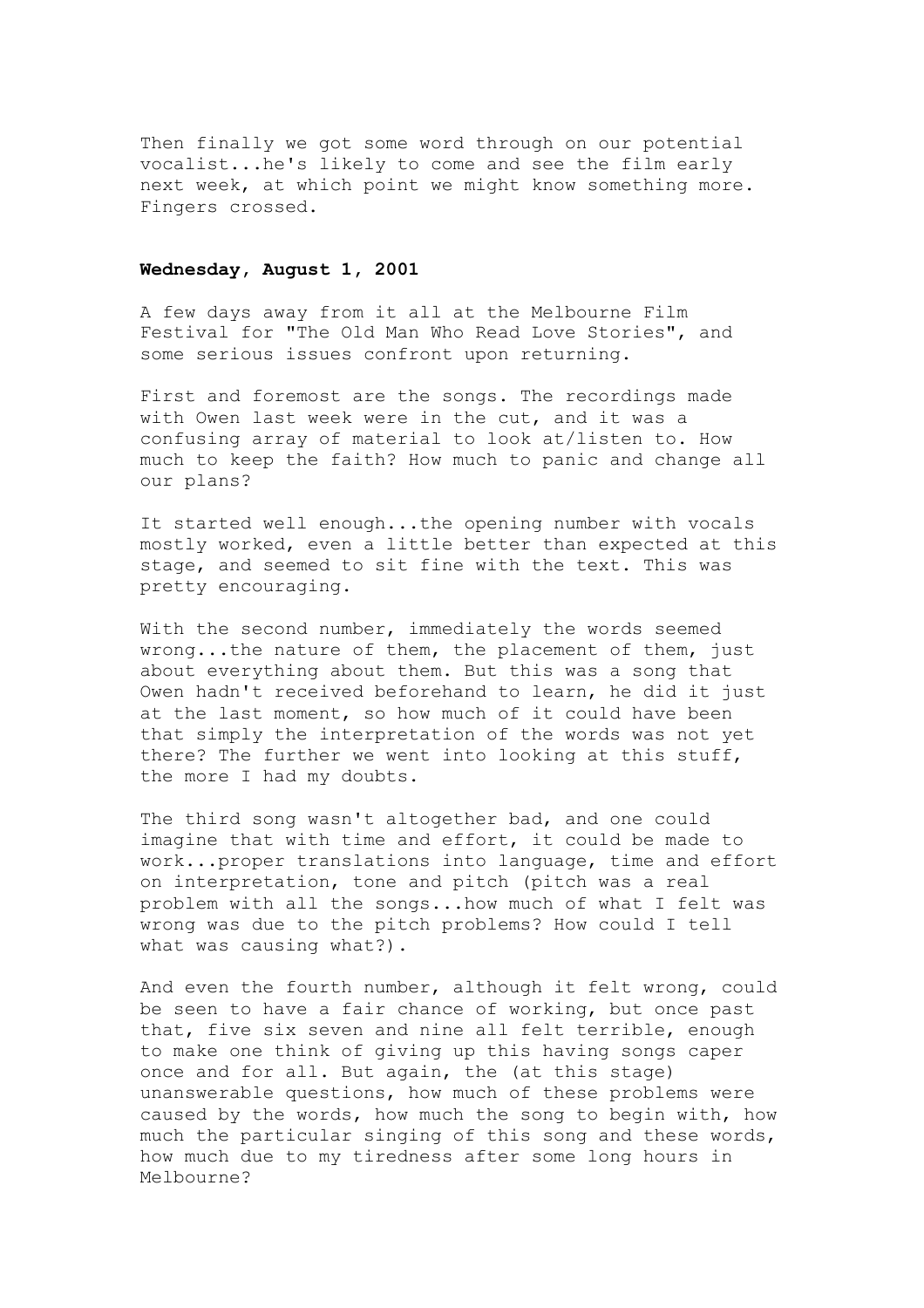Then finally we got some word through on our potential vocalist...he's likely to come and see the film early next week, at which point we might know something more. Fingers crossed.

**Wednesday, August 1, 2001**

A few days away from it all at the Melbourne Film Festival for "The Old Man Who Read Love Stories", and some serious issues confront upon returning.

First and foremost are the songs. The recordings made with Owen last week were in the cut, and it was a confusing array of material to look at/listen to. How much to keep the faith? How much to panic and change all our plans?

It started well enough...the opening number with vocals mostly worked, even a little better than expected at this stage, and seemed to sit fine with the text. This was pretty encouraging.

With the second number, immediately the words seemed wrong...the nature of them, the placement of them, just about everything about them. But this was a song that Owen hadn't received beforehand to learn, he did it just at the last moment, so how much of it could have been that simply the interpretation of the words was not yet there? The further we went into looking at this stuff, the more I had my doubts.

The third song wasn't altogether bad, and one could imagine that with time and effort, it could be made to work...proper translations into language, time and effort on interpretation, tone and pitch (pitch was a real problem with all the songs...how much of what I felt was wrong was due to the pitch problems? How could I tell what was causing what?).

And even the fourth number, although it felt wrong, could be seen to have a fair chance of working, but once past that, five six seven and nine all felt terrible, enough to make one think of giving up this having songs caper once and for all. But again, the (at this stage) unanswerable questions, how much of these problems were caused by the words, how much the song to begin with, how much the particular singing of this song and these words, how much due to my tiredness after some long hours in Melbourne?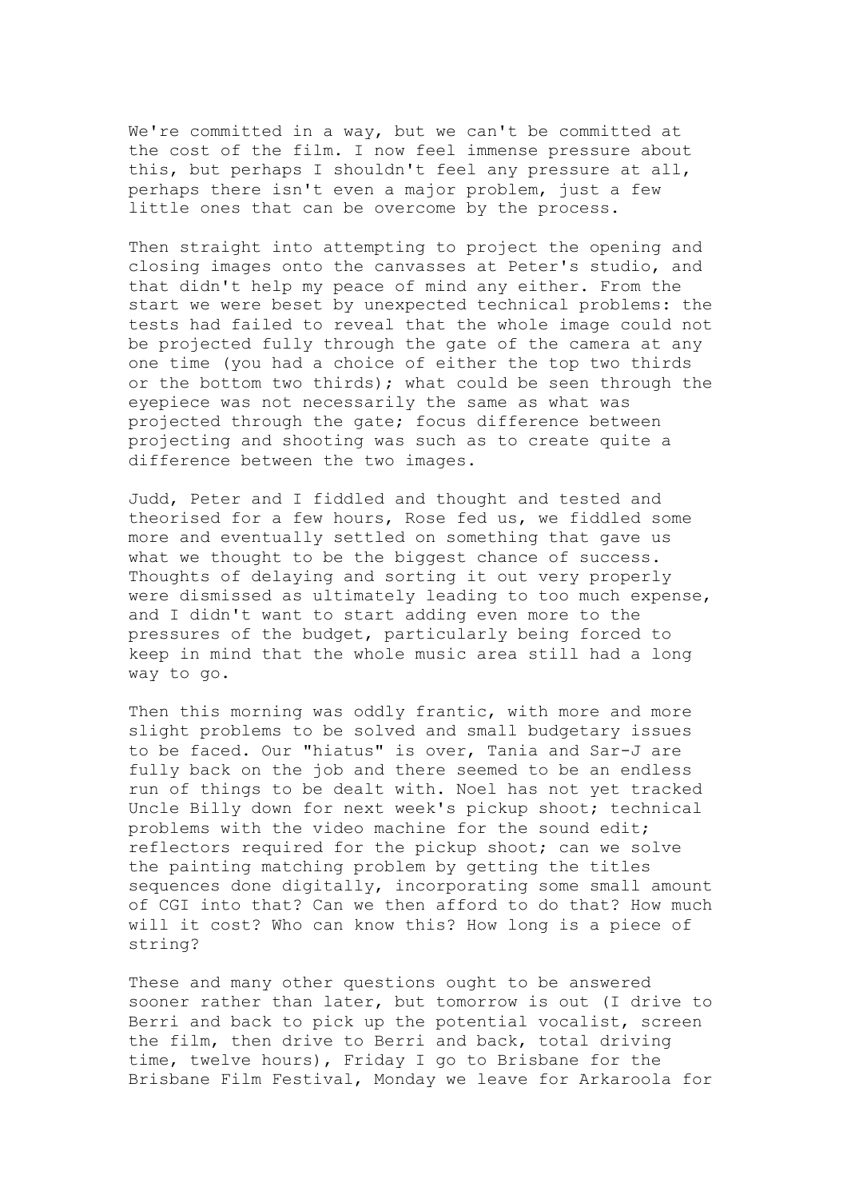We're committed in a way, but we can't be committed at the cost of the film. I now feel immense pressure about this, but perhaps I shouldn't feel any pressure at all, perhaps there isn't even a major problem, just a few little ones that can be overcome by the process.

Then straight into attempting to project the opening and closing images onto the canvasses at Peter's studio, and that didn't help my peace of mind any either. From the start we were beset by unexpected technical problems: the tests had failed to reveal that the whole image could not be projected fully through the gate of the camera at any one time (you had a choice of either the top two thirds or the bottom two thirds); what could be seen through the eyepiece was not necessarily the same as what was projected through the gate; focus difference between projecting and shooting was such as to create quite a difference between the two images.

Judd, Peter and I fiddled and thought and tested and theorised for a few hours, Rose fed us, we fiddled some more and eventually settled on something that gave us what we thought to be the biggest chance of success. Thoughts of delaying and sorting it out very properly were dismissed as ultimately leading to too much expense, and I didn't want to start adding even more to the pressures of the budget, particularly being forced to keep in mind that the whole music area still had a long way to go.

Then this morning was oddly frantic, with more and more slight problems to be solved and small budgetary issues to be faced. Our "hiatus" is over, Tania and Sar-J are fully back on the job and there seemed to be an endless run of things to be dealt with. Noel has not yet tracked Uncle Billy down for next week's pickup shoot; technical problems with the video machine for the sound edit; reflectors required for the pickup shoot; can we solve the painting matching problem by getting the titles sequences done digitally, incorporating some small amount of CGI into that? Can we then afford to do that? How much will it cost? Who can know this? How long is a piece of string?

These and many other questions ought to be answered sooner rather than later, but tomorrow is out (I drive to Berri and back to pick up the potential vocalist, screen the film, then drive to Berri and back, total driving time, twelve hours), Friday I go to Brisbane for the Brisbane Film Festival, Monday we leave for Arkaroola for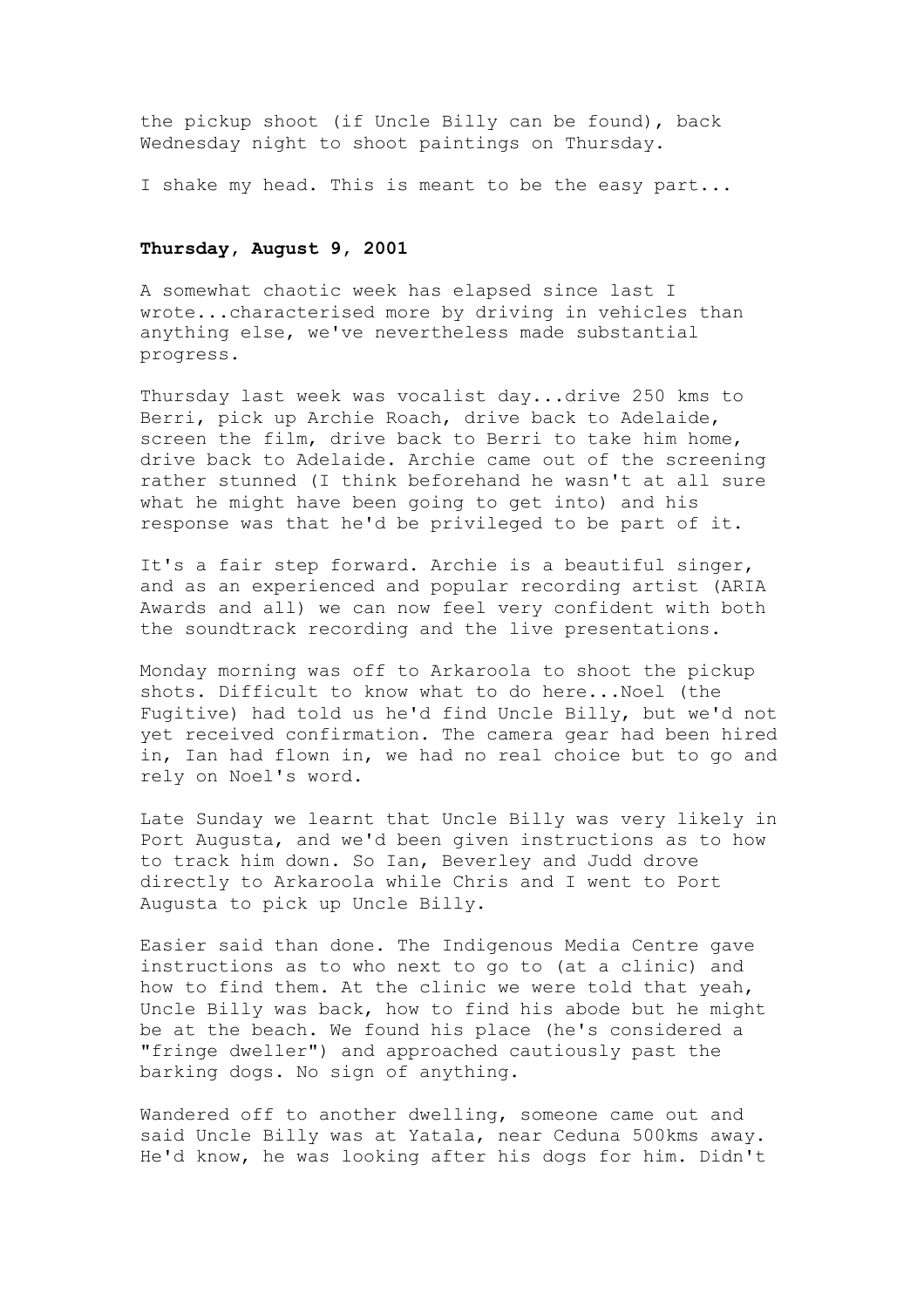the pickup shoot (if Uncle Billy can be found), back Wednesday night to shoot paintings on Thursday.

I shake my head. This is meant to be the easy part...

**Thursday, August 9, 2001**

A somewhat chaotic week has elapsed since last I wrote...characterised more by driving in vehicles than anything else, we've nevertheless made substantial progress.

Thursday last week was vocalist day...drive 250 kms to Berri, pick up Archie Roach, drive back to Adelaide, screen the film, drive back to Berri to take him home, drive back to Adelaide. Archie came out of the screening rather stunned (I think beforehand he wasn't at all sure what he might have been going to get into) and his response was that he'd be privileged to be part of it.

It's a fair step forward. Archie is a beautiful singer, and as an experienced and popular recording artist (ARIA Awards and all) we can now feel very confident with both the soundtrack recording and the live presentations.

Monday morning was off to Arkaroola to shoot the pickup shots. Difficult to know what to do here...Noel (the Fugitive) had told us he'd find Uncle Billy, but we'd not yet received confirmation. The camera gear had been hired in, Ian had flown in, we had no real choice but to go and rely on Noel's word.

Late Sunday we learnt that Uncle Billy was very likely in Port Augusta, and we'd been given instructions as to how to track him down. So Ian, Beverley and Judd drove directly to Arkaroola while Chris and I went to Port Augusta to pick up Uncle Billy.

Easier said than done. The Indigenous Media Centre gave instructions as to who next to go to (at a clinic) and how to find them. At the clinic we were told that yeah, Uncle Billy was back, how to find his abode but he might be at the beach. We found his place (he's considered a "fringe dweller") and approached cautiously past the barking dogs. No sign of anything.

Wandered off to another dwelling, someone came out and said Uncle Billy was at Yatala, near Ceduna 500kms away. He'd know, he was looking after his dogs for him. Didn't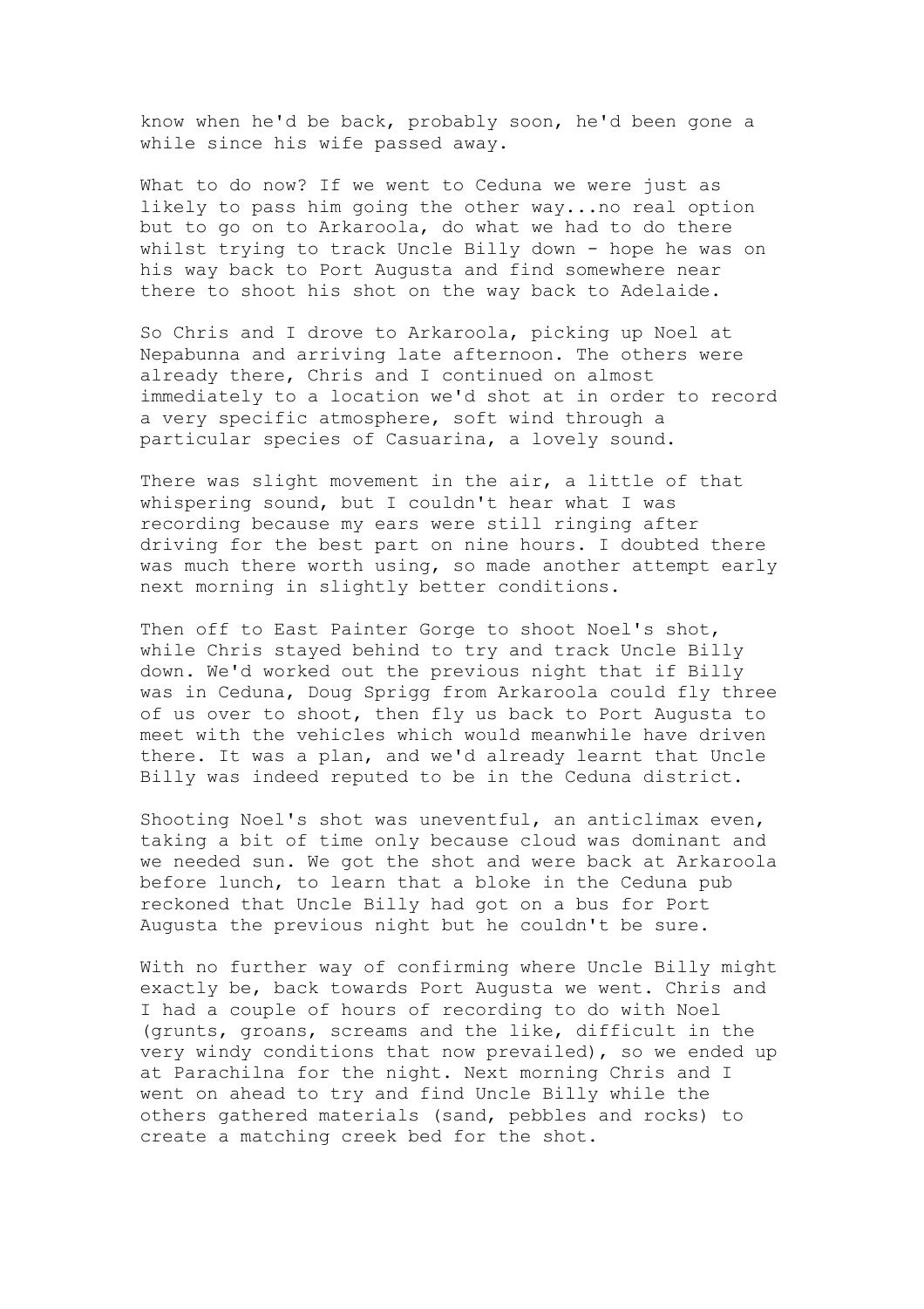know when he'd be back, probably soon, he'd been gone a while since his wife passed away.

What to do now? If we went to Ceduna we were just as likely to pass him going the other way...no real option but to go on to Arkaroola, do what we had to do there whilst trying to track Uncle Billy down - hope he was on his way back to Port Augusta and find somewhere near there to shoot his shot on the way back to Adelaide.

So Chris and I drove to Arkaroola, picking up Noel at Nepabunna and arriving late afternoon. The others were already there, Chris and I continued on almost immediately to a location we'd shot at in order to record a very specific atmosphere, soft wind through a particular species of Casuarina, a lovely sound.

There was slight movement in the air, a little of that whispering sound, but I couldn't hear what I was recording because my ears were still ringing after driving for the best part on nine hours. I doubted there was much there worth using, so made another attempt early next morning in slightly better conditions.

Then off to East Painter Gorge to shoot Noel's shot, while Chris stayed behind to try and track Uncle Billy down. We'd worked out the previous night that if Billy was in Ceduna, Doug Sprigg from Arkaroola could fly three of us over to shoot, then fly us back to Port Augusta to meet with the vehicles which would meanwhile have driven there. It was a plan, and we'd already learnt that Uncle Billy was indeed reputed to be in the Ceduna district.

Shooting Noel's shot was uneventful, an anticlimax even, taking a bit of time only because cloud was dominant and we needed sun. We got the shot and were back at Arkaroola before lunch, to learn that a bloke in the Ceduna pub reckoned that Uncle Billy had got on a bus for Port Augusta the previous night but he couldn't be sure.

With no further way of confirming where Uncle Billy might exactly be, back towards Port Augusta we went. Chris and I had a couple of hours of recording to do with Noel (grunts, groans, screams and the like, difficult in the very windy conditions that now prevailed), so we ended up at Parachilna for the night. Next morning Chris and I went on ahead to try and find Uncle Billy while the others gathered materials (sand, pebbles and rocks) to create a matching creek bed for the shot.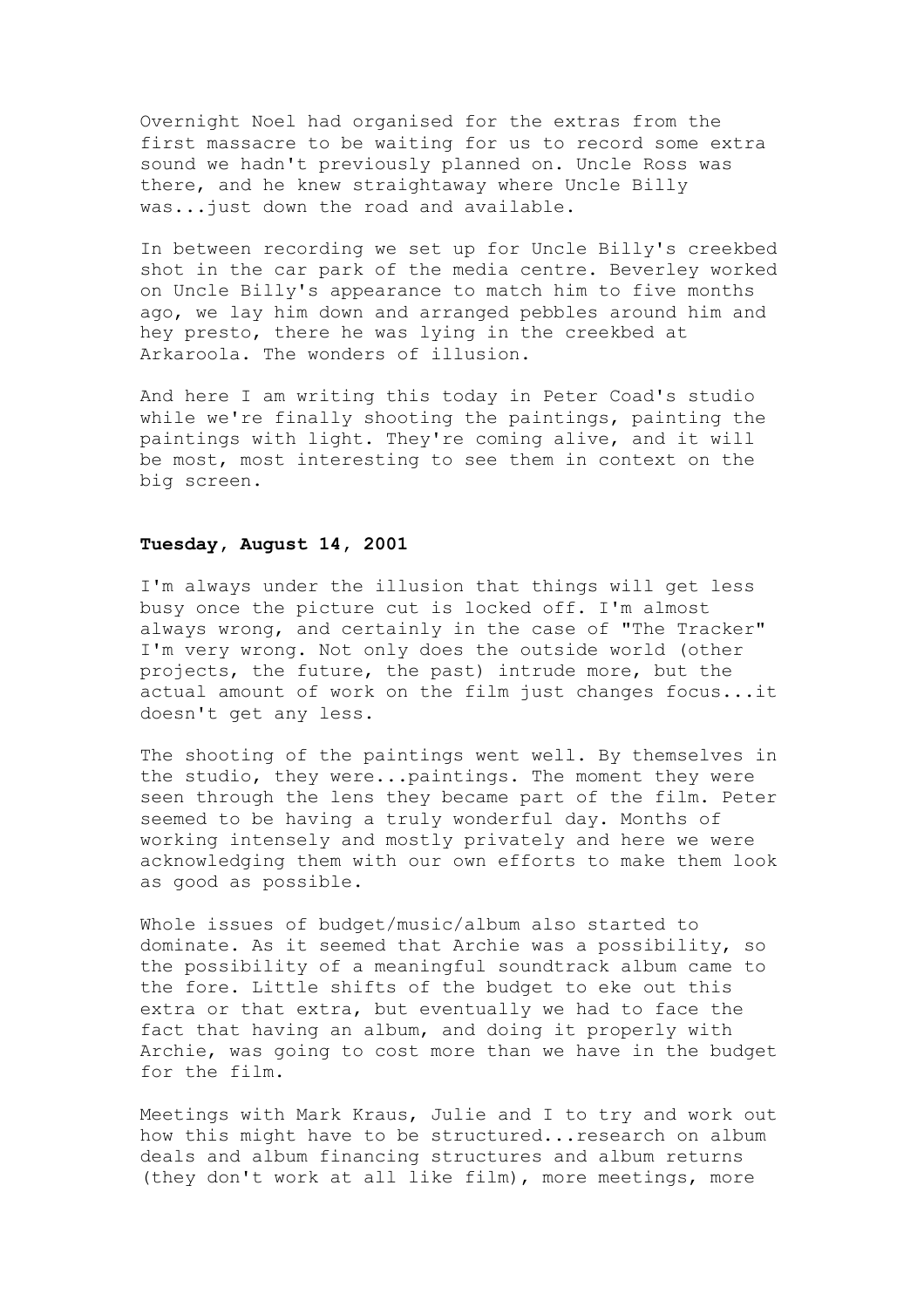Overnight Noel had organised for the extras from the first massacre to be waiting for us to record some extra sound we hadn't previously planned on. Uncle Ross was there, and he knew straightaway where Uncle Billy was...just down the road and available.

In between recording we set up for Uncle Billy's creekbed shot in the car park of the media centre. Beverley worked on Uncle Billy's appearance to match him to five months ago, we lay him down and arranged pebbles around him and hey presto, there he was lying in the creekbed at Arkaroola. The wonders of illusion.

And here I am writing this today in Peter Coad's studio while we're finally shooting the paintings, painting the paintings with light. They're coming alive, and it will be most, most interesting to see them in context on the big screen.

**Tuesday, August 14, 2001**

I'm always under the illusion that things will get less busy once the picture cut is locked off. I'm almost always wrong, and certainly in the case of "The Tracker" I'm very wrong. Not only does the outside world (other projects, the future, the past) intrude more, but the actual amount of work on the film just changes focus...it doesn't get any less.

The shooting of the paintings went well. By themselves in the studio, they were...paintings. The moment they were seen through the lens they became part of the film. Peter seemed to be having a truly wonderful day. Months of working intensely and mostly privately and here we were acknowledging them with our own efforts to make them look as good as possible.

Whole issues of budget/music/album also started to dominate. As it seemed that Archie was a possibility, so the possibility of a meaningful soundtrack album came to the fore. Little shifts of the budget to eke out this extra or that extra, but eventually we had to face the fact that having an album, and doing it properly with Archie, was going to cost more than we have in the budget for the film.

Meetings with Mark Kraus, Julie and I to try and work out how this might have to be structured...research on album deals and album financing structures and album returns (they don't work at all like film), more meetings, more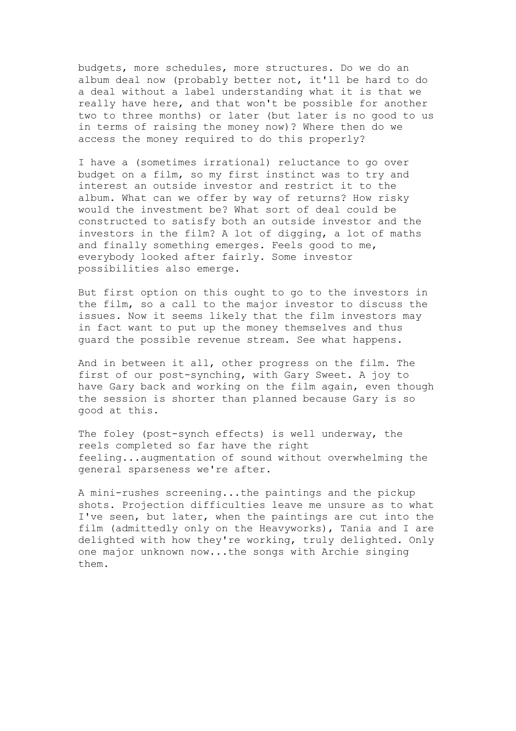budgets, more schedules, more structures. Do we do an album deal now (probably better not, it'll be hard to do a deal without a label understanding what it is that we really have here, and that won't be possible for another two to three months) or later (but later is no good to us in terms of raising the money now)? Where then do we access the money required to do this properly?

I have a (sometimes irrational) reluctance to go over budget on a film, so my first instinct was to try and interest an outside investor and restrict it to the album. What can we offer by way of returns? How risky would the investment be? What sort of deal could be constructed to satisfy both an outside investor and the investors in the film? A lot of digging, a lot of maths and finally something emerges. Feels good to me, everybody looked after fairly. Some investor possibilities also emerge.

But first option on this ought to go to the investors in the film, so a call to the major investor to discuss the issues. Now it seems likely that the film investors may in fact want to put up the money themselves and thus guard the possible revenue stream. See what happens.

And in between it all, other progress on the film. The first of our post-synching, with Gary Sweet. A joy to have Gary back and working on the film again, even though the session is shorter than planned because Gary is so good at this.

The foley (post-synch effects) is well underway, the reels completed so far have the right feeling...augmentation of sound without overwhelming the general sparseness we're after.

A mini-rushes screening...the paintings and the pickup shots. Projection difficulties leave me unsure as to what I've seen, but later, when the paintings are cut into the film (admittedly only on the Heavyworks), Tania and I are delighted with how they're working, truly delighted. Only one major unknown now...the songs with Archie singing them.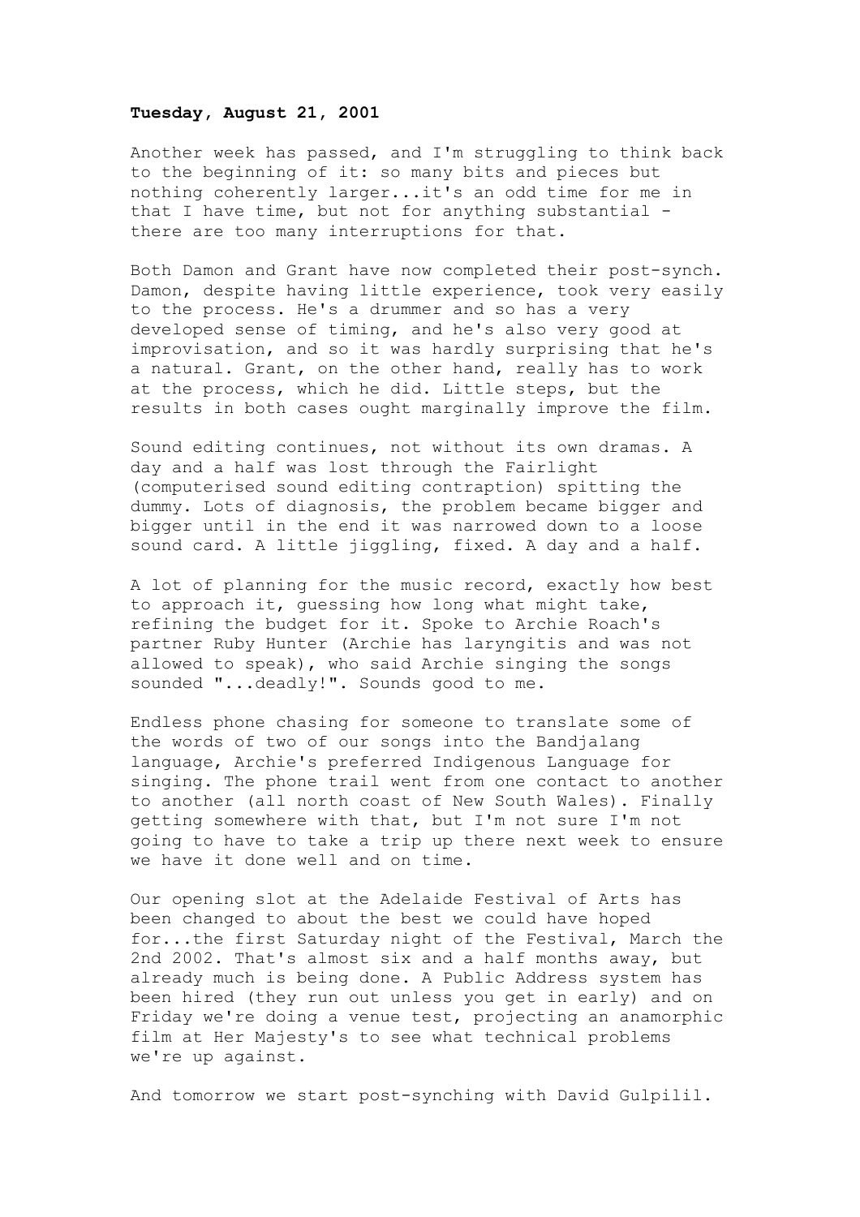**Tuesday, August 21, 2001**

Another week has passed, and I'm struggling to think back to the beginning of it: so many bits and pieces but nothing coherently larger...it's an odd time for me in that I have time, but not for anything substantial - there are too many interruptions for that.

Both Damon and Grant have now completed their post-synch. Damon, despite having little experience, took very easily to the process. He's a drummer and so has a very developed sense of timing, and he's also very good at improvisation, and so it was hardly surprising that he's a natural. Grant, on the other hand, really has to work at the process, which he did. Little steps, but the results in both cases ought marginally improve the film.

Sound editing continues, not without its own dramas. A day and a half was lost through the Fairlight (computerised sound editing contraption) spitting the dummy. Lots of diagnosis, the problem became bigger and bigger until in the end it was narrowed down to a loose sound card. A little jiggling, fixed. A day and a half.

A lot of planning for the music record, exactly how best to approach it, guessing how long what might take, refining the budget for it. Spoke to Archie Roach's partner Ruby Hunter (Archie has laryngitis and was not allowed to speak), who said Archie singing the songs sounded "...deadly!". Sounds good to me.

Endless phone chasing for someone to translate some of the words of two of our songs into the Bandjalang language, Archie's preferred Indigenous Language for singing. The phone trail went from one contact to another to another (all north coast of New South Wales). Finally getting somewhere with that, but I'm not sure I'm not going to have to take a trip up there next week to ensure we have it done well and on time.

Our opening slot at the Adelaide Festival of Arts has been changed to about the best we could have hoped for...the first Saturday night of the Festival, March the 2nd 2002. That's almost six and a half months away, but already much is being done. A Public Address system has been hired (they run out unless you get in early) and on Friday we're doing a venue test, projecting an anamorphic film at Her Majesty's to see what technical problems we're up against.

And tomorrow we start post-synching with David Gulpilil.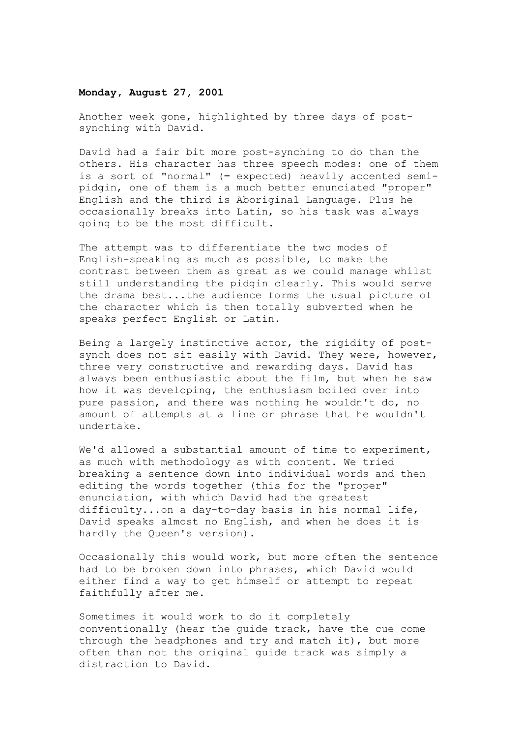**Monday, August 27, 2001**

Another week gone, highlighted by three days of post-synching with David.

David had a fair bit more post-synching to do than the others. His character has three speech modes: one of them is a sort of "normal" (= expected) heavily accented semi-pidgin, one of them is a much better enunciated "proper" English and the third is Aboriginal Language. Plus he occasionally breaks into Latin, so his task was always going to be the most difficult.

The attempt was to differentiate the two modes of English-speaking as much as possible, to make the contrast between them as great as we could manage whilst still understanding the pidgin clearly. This would serve the drama best...the audience forms the usual picture of the character which is then totally subverted when he speaks perfect English or Latin.

Being a largely instinctive actor, the rigidity of post-synch does not sit easily with David. They were, however, three very constructive and rewarding days. David has always been enthusiastic about the film, but when he saw how it was developing, the enthusiasm boiled over into pure passion, and there was nothing he wouldn't do, no amount of attempts at a line or phrase that he wouldn't undertake.

We'd allowed a substantial amount of time to experiment, as much with methodology as with content. We tried breaking a sentence down into individual words and then editing the words together (this for the "proper" enunciation, with which David had the greatest difficulty...on a day-to-day basis in his normal life, David speaks almost no English, and when he does it is hardly the Queen's version).

Occasionally this would work, but more often the sentence had to be broken down into phrases, which David would either find a way to get himself or attempt to repeat faithfully after me.

Sometimes it would work to do it completely conventionally (hear the guide track, have the cue come through the headphones and try and match it), but more often than not the original guide track was simply a distraction to David.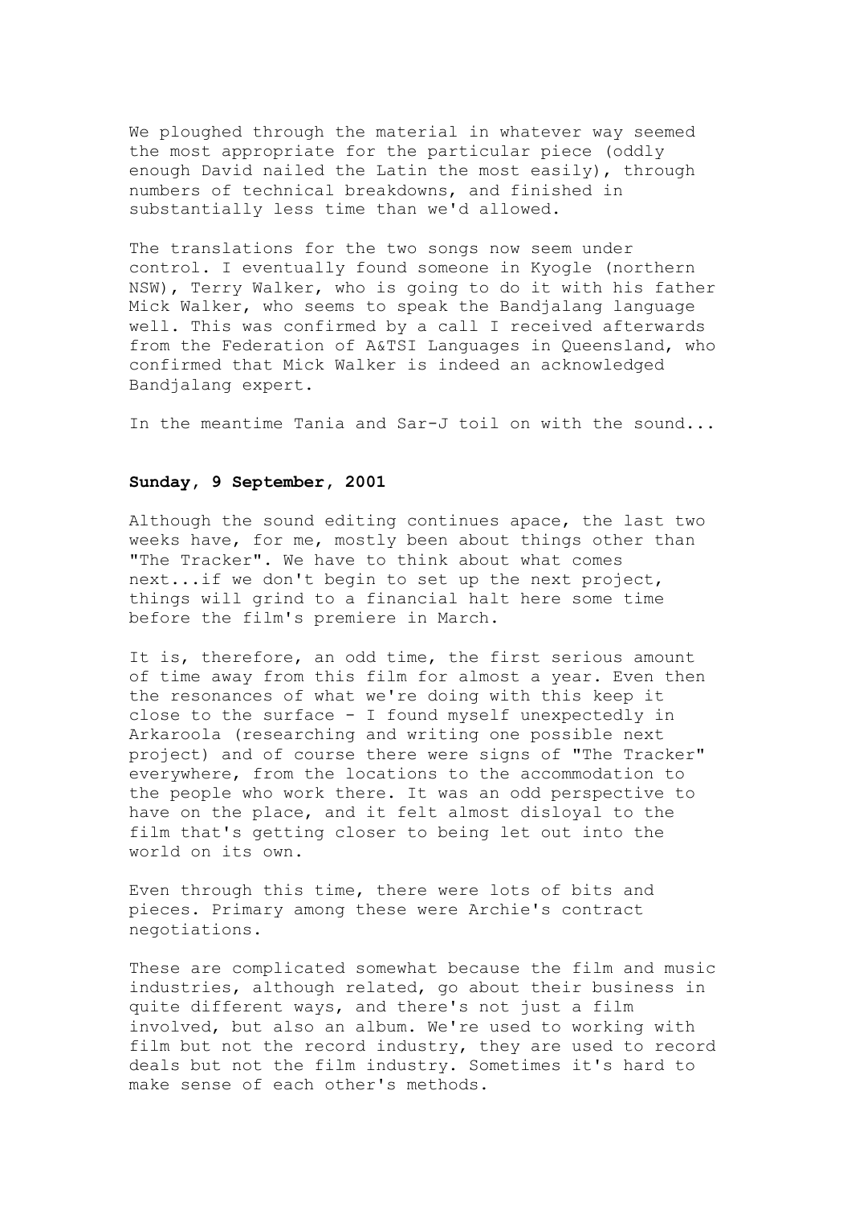We ploughed through the material in whatever way seemed the most appropriate for the particular piece (oddly enough David nailed the Latin the most easily), through numbers of technical breakdowns, and finished in substantially less time than we'd allowed.

The translations for the two songs now seem under control. I eventually found someone in Kyogle (northern NSW), Terry Walker, who is going to do it with his father Mick Walker, who seems to speak the Bandjalang language well. This was confirmed by a call I received afterwards from the Federation of A&TSI Languages in Queensland, who confirmed that Mick Walker is indeed an acknowledged Bandjalang expert.

In the meantime Tania and Sar-J toil on with the sound...

**Sunday, 9 September, 2001**

Although the sound editing continues apace, the last two weeks have, for me, mostly been about things other than "The Tracker". We have to think about what comes next...if we don't begin to set up the next project, things will grind to a financial halt here some time before the film's premiere in March.

It is, therefore, an odd time, the first serious amount of time away from this film for almost a year. Even then the resonances of what we're doing with this keep it close to the surface - I found myself unexpectedly in Arkaroola (researching and writing one possible next project) and of course there were signs of "The Tracker" everywhere, from the locations to the accommodation to the people who work there. It was an odd perspective to have on the place, and it felt almost disloyal to the film that's getting closer to being let out into the world on its own.

Even through this time, there were lots of bits and pieces. Primary among these were Archie's contract negotiations.

These are complicated somewhat because the film and music industries, although related, go about their business in quite different ways, and there's not just a film involved, but also an album. We're used to working with film but not the record industry, they are used to record deals but not the film industry. Sometimes it's hard to make sense of each other's methods.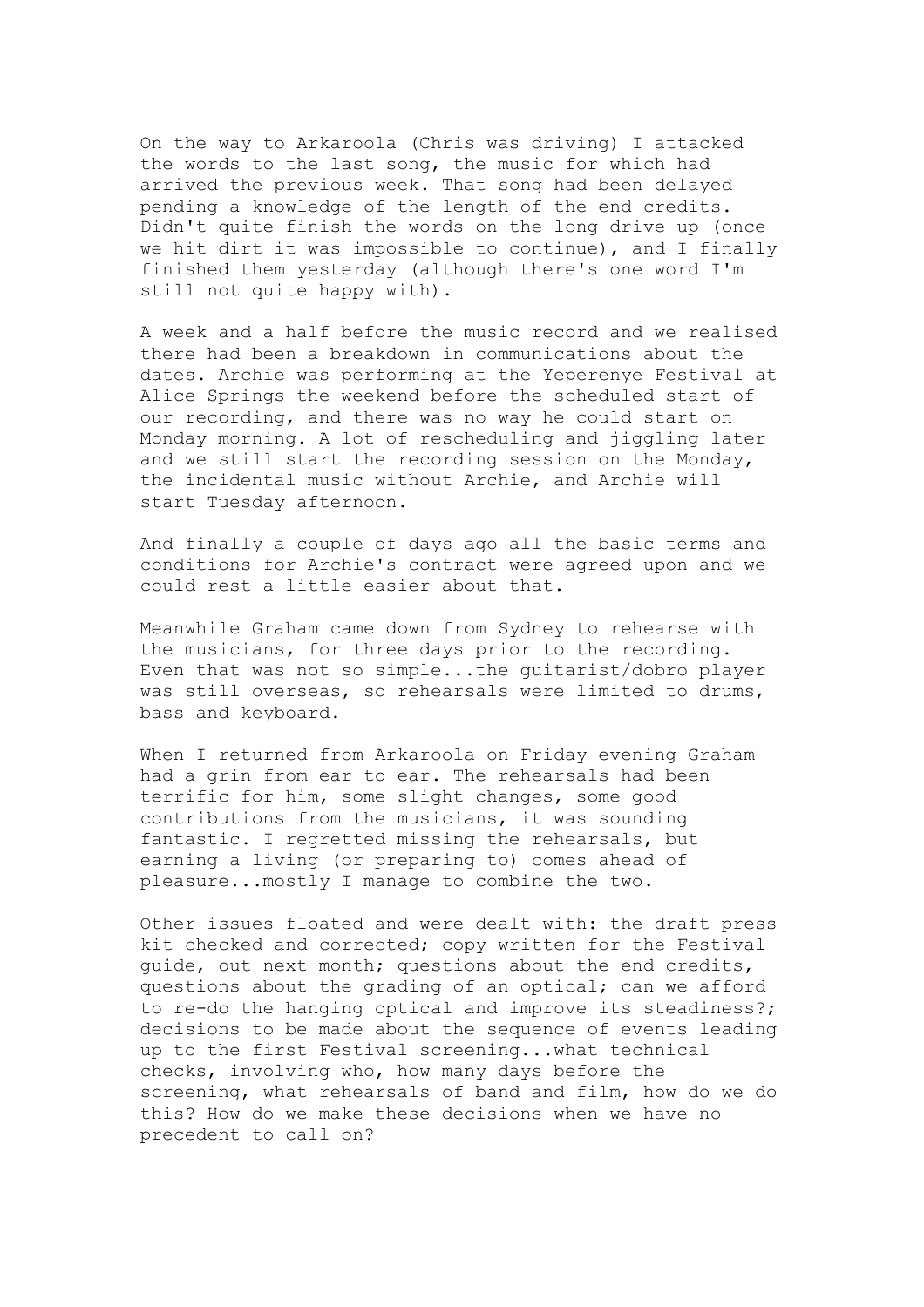On the way to Arkaroola (Chris was driving) I attacked the words to the last song, the music for which had arrived the previous week. That song had been delayed pending a knowledge of the length of the end credits. Didn't quite finish the words on the long drive up (once we hit dirt it was impossible to continue), and I finally finished them yesterday (although there's one word I'm still not quite happy with).

A week and a half before the music record and we realised there had been a breakdown in communications about the dates. Archie was performing at the Yeperenye Festival at Alice Springs the weekend before the scheduled start of our recording, and there was no way he could start on Monday morning. A lot of rescheduling and jiggling later and we still start the recording session on the Monday, the incidental music without Archie, and Archie will start Tuesday afternoon.

And finally a couple of days ago all the basic terms and conditions for Archie's contract were agreed upon and we could rest a little easier about that.

Meanwhile Graham came down from Sydney to rehearse with the musicians, for three days prior to the recording. Even that was not so simple...the guitarist/dobro player was still overseas, so rehearsals were limited to drums, bass and keyboard.

When I returned from Arkaroola on Friday evening Graham had a grin from ear to ear. The rehearsals had been terrific for him, some slight changes, some good contributions from the musicians, it was sounding fantastic. I regretted missing the rehearsals, but earning a living (or preparing to) comes ahead of pleasure...mostly I manage to combine the two.

Other issues floated and were dealt with: the draft press kit checked and corrected; copy written for the Festival guide, out next month; questions about the end credits, questions about the grading of an optical; can we afford to re-do the hanging optical and improve its steadiness?; decisions to be made about the sequence of events leading up to the first Festival screening...what technical checks, involving who, how many days before the screening, what rehearsals of band and film, how do we do this? How do we make these decisions when we have no precedent to call on?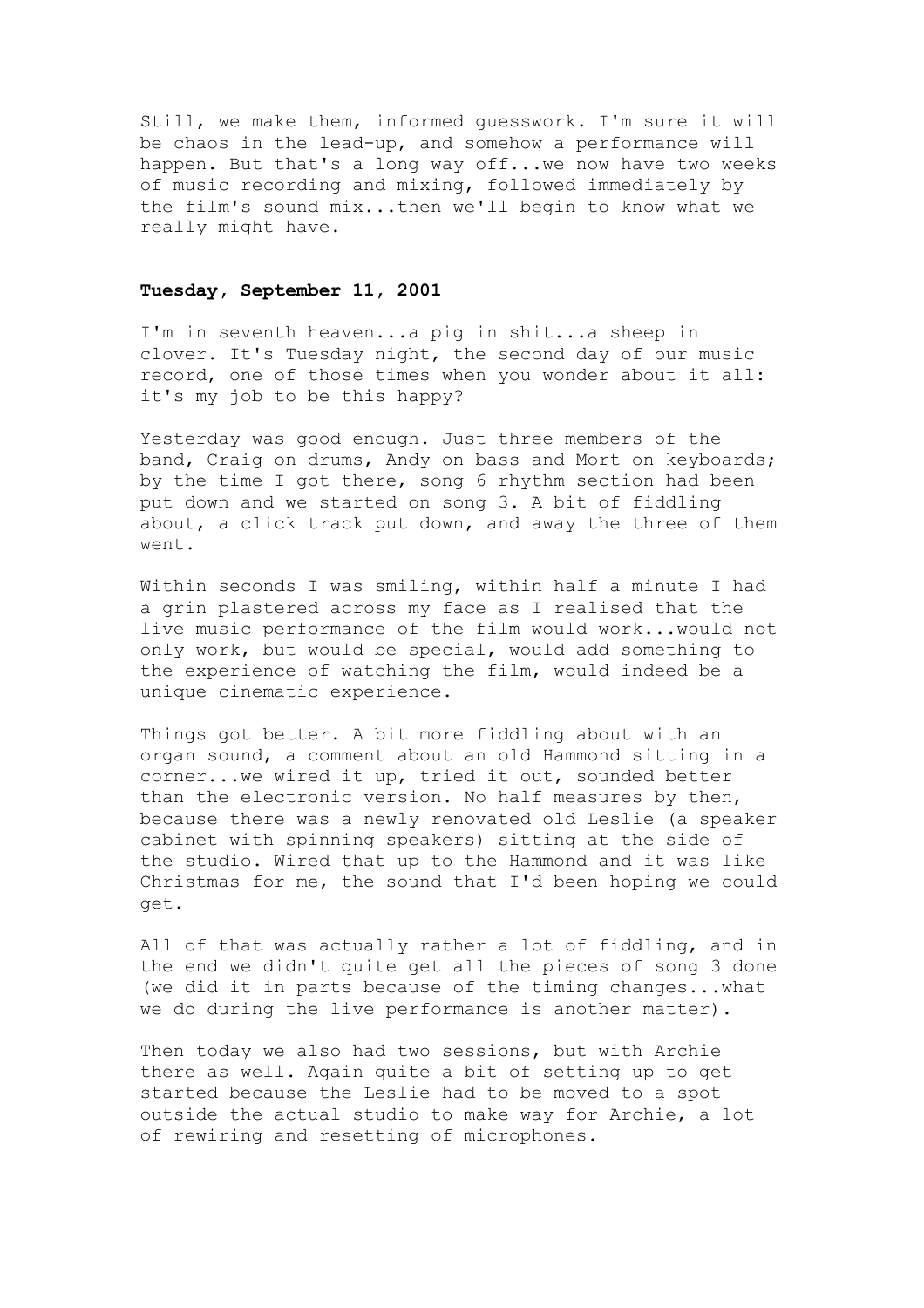Still, we make them, informed guesswork. I'm sure it will be chaos in the lead-up, and somehow a performance will happen. But that's a long way off...we now have two weeks of music recording and mixing, followed immediately by the film's sound mix...then we'll begin to know what we really might have.

**Tuesday, September 11, 2001**

I'm in seventh heaven...a pig in shit...a sheep in clover. It's Tuesday night, the second day of our music record, one of those times when you wonder about it all: it's my job to be this happy?

Yesterday was good enough. Just three members of the band, Craig on drums, Andy on bass and Mort on keyboards; by the time I got there, song 6 rhythm section had been put down and we started on song 3. A bit of fiddling about, a click track put down, and away the three of them went.

Within seconds I was smiling, within half a minute I had a grin plastered across my face as I realised that the live music performance of the film would work...would not only work, but would be special, would add something to the experience of watching the film, would indeed be a unique cinematic experience.

Things got better. A bit more fiddling about with an organ sound, a comment about an old Hammond sitting in a corner...we wired it up, tried it out, sounded better than the electronic version. No half measures by then, because there was a newly renovated old Leslie (a speaker cabinet with spinning speakers) sitting at the side of the studio. Wired that up to the Hammond and it was like Christmas for me, the sound that I'd been hoping we could get.

All of that was actually rather a lot of fiddling, and in the end we didn't quite get all the pieces of song 3 done (we did it in parts because of the timing changes...what we do during the live performance is another matter).

Then today we also had two sessions, but with Archie there as well. Again quite a bit of setting up to get started because the Leslie had to be moved to a spot outside the actual studio to make way for Archie, a lot of rewiring and resetting of microphones.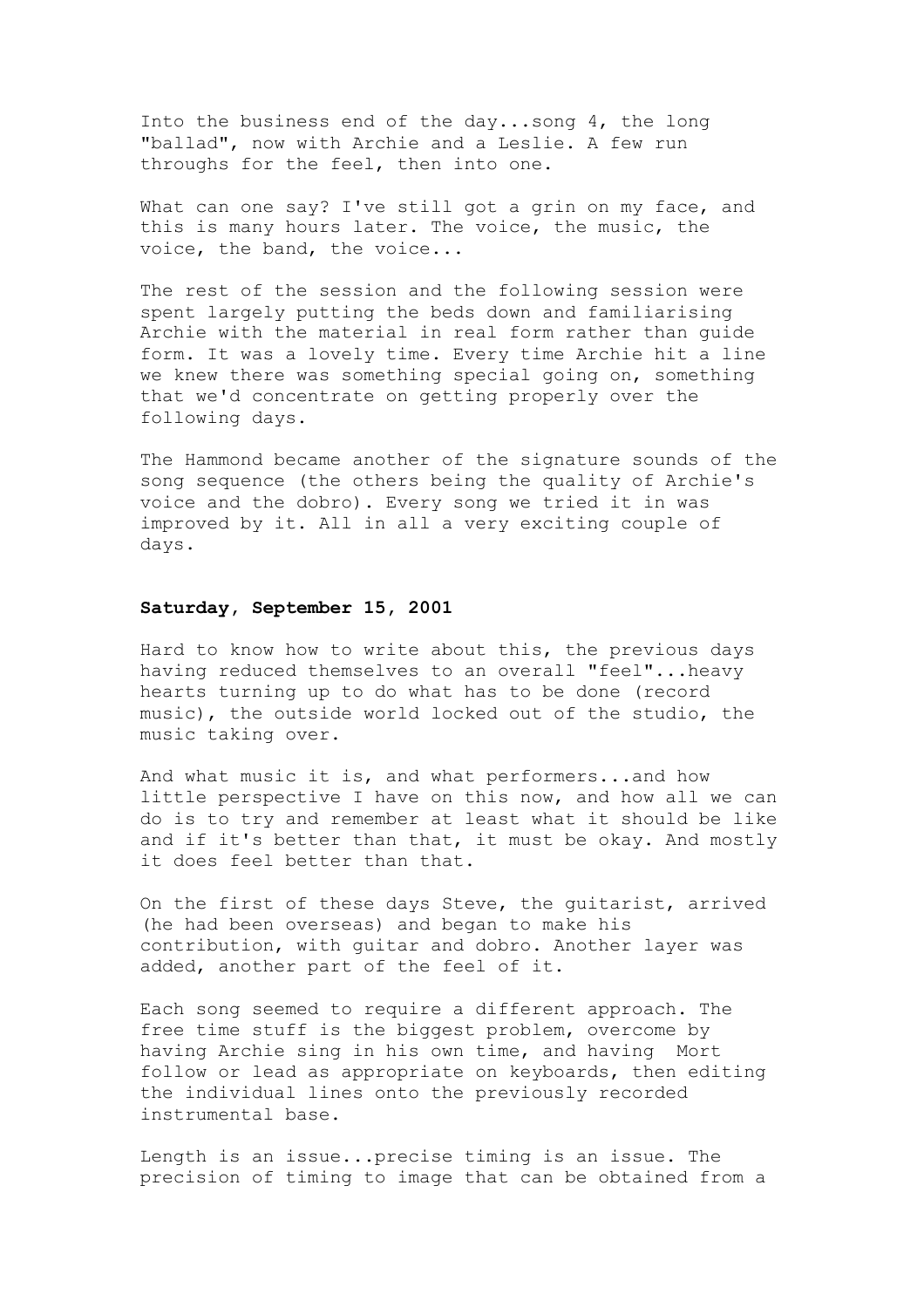Into the business end of the day...song 4, the long "ballad", now with Archie and a Leslie. A few run throughs for the feel, then into one.

What can one say? I've still got a grin on my face, and this is many hours later. The voice, the music, the voice, the band, the voice...

The rest of the session and the following session were spent largely putting the beds down and familiarising Archie with the material in real form rather than guide form. It was a lovely time. Every time Archie hit a line we knew there was something special going on, something that we'd concentrate on getting properly over the following days.

The Hammond became another of the signature sounds of the song sequence (the others being the quality of Archie's voice and the dobro). Every song we tried it in was improved by it. All in all a very exciting couple of days.

**Saturday, September 15, 2001**

Hard to know how to write about this, the previous days having reduced themselves to an overall "feel"...heavy hearts turning up to do what has to be done (record music), the outside world locked out of the studio, the music taking over.

And what music it is, and what performers...and how little perspective I have on this now, and how all we can do is to try and remember at least what it should be like and if it's better than that, it must be okay. And mostly it does feel better than that.

On the first of these days Steve, the guitarist, arrived (he had been overseas) and began to make his contribution, with guitar and dobro. Another layer was added, another part of the feel of it.

Each song seemed to require a different approach. The free time stuff is the biggest problem, overcome by having Archie sing in his own time, and having Mort follow or lead as appropriate on keyboards, then editing the individual lines onto the previously recorded instrumental base.

Length is an issue...precise timing is an issue. The precision of timing to image that can be obtained from a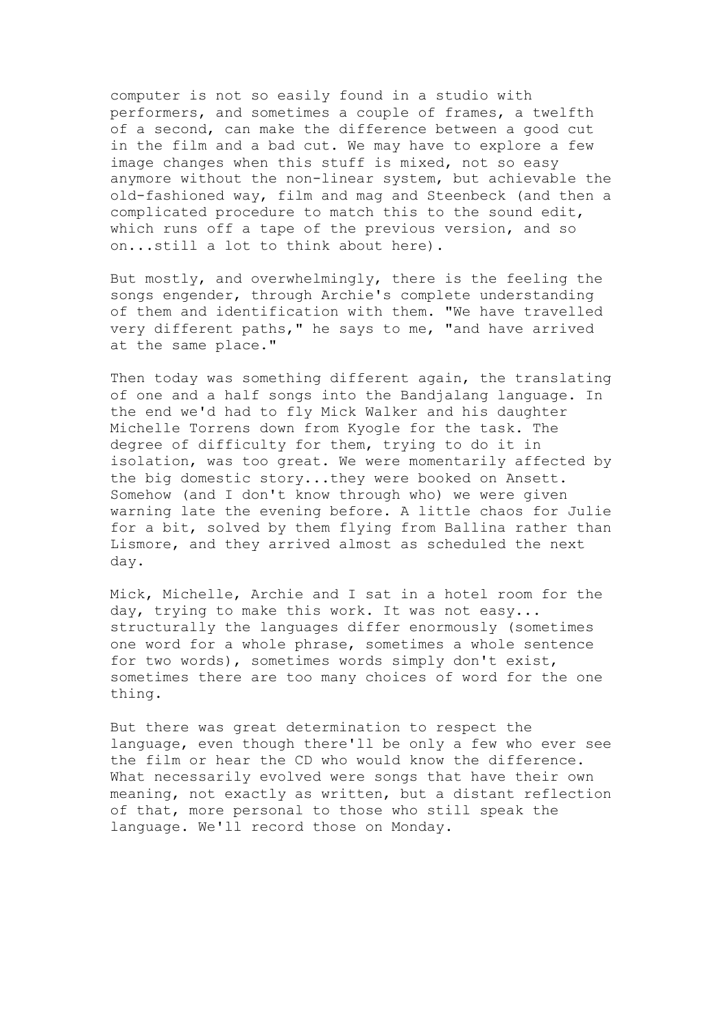computer is not so easily found in a studio with performers, and sometimes a couple of frames, a twelfth of a second, can make the difference between a good cut in the film and a bad cut. We may have to explore a few image changes when this stuff is mixed, not so easy anymore without the non-linear system, but achievable the old-fashioned way, film and mag and Steenbeck (and then a complicated procedure to match this to the sound edit, which runs off a tape of the previous version, and so on...still a lot to think about here).

But mostly, and overwhelmingly, there is the feeling the songs engender, through Archie's complete understanding of them and identification with them. "We have travelled very different paths," he says to me, "and have arrived at the same place."

Then today was something different again, the translating of one and a half songs into the Bandjalang language. In the end we'd had to fly Mick Walker and his daughter Michelle Torrens down from Kyogle for the task. The degree of difficulty for them, trying to do it in isolation, was too great. We were momentarily affected by the big domestic story...they were booked on Ansett. Somehow (and I don't know through who) we were given warning late the evening before. A little chaos for Julie for a bit, solved by them flying from Ballina rather than Lismore, and they arrived almost as scheduled the next day.

Mick, Michelle, Archie and I sat in a hotel room for the day, trying to make this work. It was not easy... structurally the languages differ enormously (sometimes one word for a whole phrase, sometimes a whole sentence for two words), sometimes words simply don't exist, sometimes there are too many choices of word for the one thing.

But there was great determination to respect the language, even though there'll be only a few who ever see the film or hear the CD who would know the difference. What necessarily evolved were songs that have their own meaning, not exactly as written, but a distant reflection of that, more personal to those who still speak the language. We'll record those on Monday.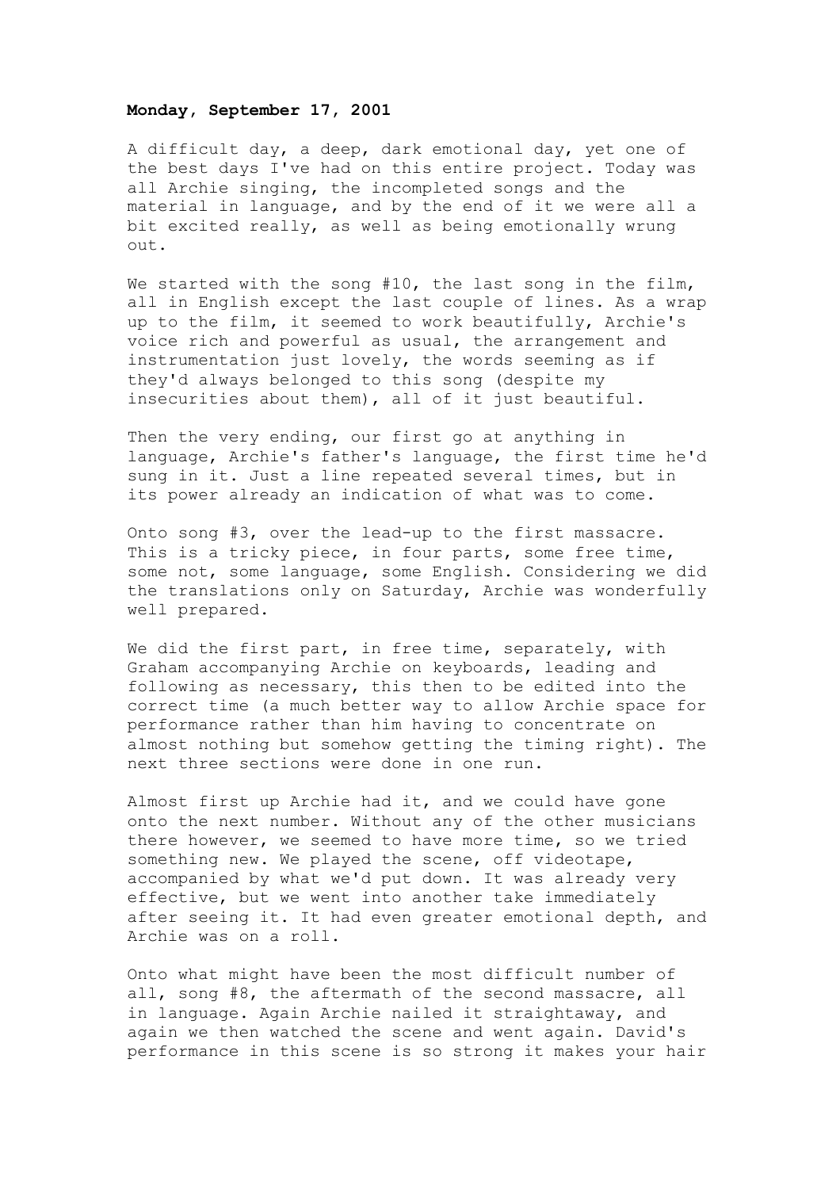**Monday, September 17, 2001**

A difficult day, a deep, dark emotional day, yet one of the best days I've had on this entire project. Today was all Archie singing, the incompleted songs and the material in language, and by the end of it we were all a bit excited really, as well as being emotionally wrung out.

We started with the song #10, the last song in the film, all in English except the last couple of lines. As a wrap up to the film, it seemed to work beautifully, Archie's voice rich and powerful as usual, the arrangement and instrumentation just lovely, the words seeming as if they'd always belonged to this song (despite my insecurities about them), all of it just beautiful.

Then the very ending, our first go at anything in language, Archie's father's language, the first time he'd sung in it. Just a line repeated several times, but in its power already an indication of what was to come.

Onto song #3, over the lead-up to the first massacre. This is a tricky piece, in four parts, some free time, some not, some language, some English. Considering we did the translations only on Saturday, Archie was wonderfully well prepared.

We did the first part, in free time, separately, with Graham accompanying Archie on keyboards, leading and following as necessary, this then to be edited into the correct time (a much better way to allow Archie space for performance rather than him having to concentrate on almost nothing but somehow getting the timing right). The next three sections were done in one run.

Almost first up Archie had it, and we could have gone onto the next number. Without any of the other musicians there however, we seemed to have more time, so we tried something new. We played the scene, off videotape, accompanied by what we'd put down. It was already very effective, but we went into another take immediately after seeing it. It had even greater emotional depth, and Archie was on a roll.

Onto what might have been the most difficult number of all, song #8, the aftermath of the second massacre, all in language. Again Archie nailed it straightaway, and again we then watched the scene and went again. David's performance in this scene is so strong it makes your hair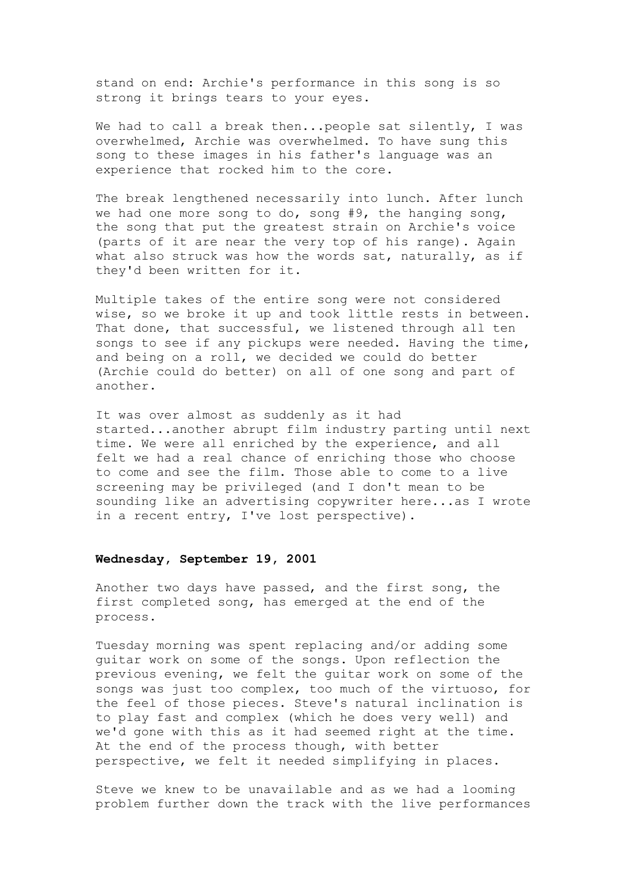stand on end: Archie's performance in this song is so strong it brings tears to your eyes.

We had to call a break then...people sat silently, I was overwhelmed, Archie was overwhelmed. To have sung this song to these images in his father's language was an experience that rocked him to the core.

The break lengthened necessarily into lunch. After lunch we had one more song to do, song #9, the hanging song, the song that put the greatest strain on Archie's voice (parts of it are near the very top of his range). Again what also struck was how the words sat, naturally, as if they'd been written for it.

Multiple takes of the entire song were not considered wise, so we broke it up and took little rests in between. That done, that successful, we listened through all ten songs to see if any pickups were needed. Having the time, and being on a roll, we decided we could do better (Archie could do better) on all of one song and part of another.

It was over almost as suddenly as it had started...another abrupt film industry parting until next time. We were all enriched by the experience, and all felt we had a real chance of enriching those who choose to come and see the film. Those able to come to a live screening may be privileged (and I don't mean to be sounding like an advertising copywriter here...as I wrote in a recent entry, I've lost perspective).

**Wednesday, September 19, 2001**

Another two days have passed, and the first song, the first completed song, has emerged at the end of the process.

Tuesday morning was spent replacing and/or adding some guitar work on some of the songs. Upon reflection the previous evening, we felt the guitar work on some of the songs was just too complex, too much of the virtuoso, for the feel of those pieces. Steve's natural inclination is to play fast and complex (which he does very well) and we'd gone with this as it had seemed right at the time. At the end of the process though, with better perspective, we felt it needed simplifying in places.

Steve we knew to be unavailable and as we had a looming problem further down the track with the live performances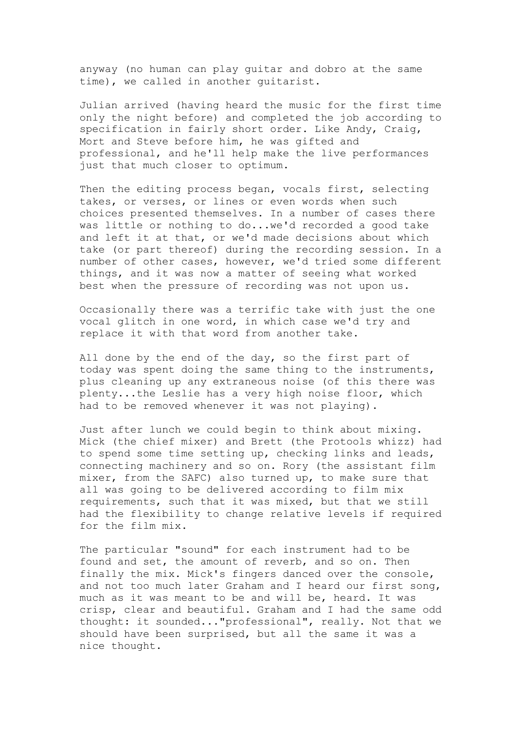anyway (no human can play guitar and dobro at the same time), we called in another guitarist.

Julian arrived (having heard the music for the first time only the night before) and completed the job according to specification in fairly short order. Like Andy, Craig, Mort and Steve before him, he was gifted and professional, and he'll help make the live performances just that much closer to optimum.

Then the editing process began, vocals first, selecting takes, or verses, or lines or even words when such choices presented themselves. In a number of cases there was little or nothing to do...we'd recorded a good take and left it at that, or we'd made decisions about which take (or part thereof) during the recording session. In a number of other cases, however, we'd tried some different things, and it was now a matter of seeing what worked best when the pressure of recording was not upon us.

Occasionally there was a terrific take with just the one vocal glitch in one word, in which case we'd try and replace it with that word from another take.

All done by the end of the day, so the first part of today was spent doing the same thing to the instruments, plus cleaning up any extraneous noise (of this there was plenty...the Leslie has a very high noise floor, which had to be removed whenever it was not playing).

Just after lunch we could begin to think about mixing. Mick (the chief mixer) and Brett (the Protools whizz) had to spend some time setting up, checking links and leads, connecting machinery and so on. Rory (the assistant film mixer, from the SAFC) also turned up, to make sure that all was going to be delivered according to film mix requirements, such that it was mixed, but that we still had the flexibility to change relative levels if required for the film mix.

The particular "sound" for each instrument had to be found and set, the amount of reverb, and so on. Then finally the mix. Mick's fingers danced over the console, and not too much later Graham and I heard our first song, much as it was meant to be and will be, heard. It was crisp, clear and beautiful. Graham and I had the same odd thought: it sounded..."professional", really. Not that we should have been surprised, but all the same it was a nice thought.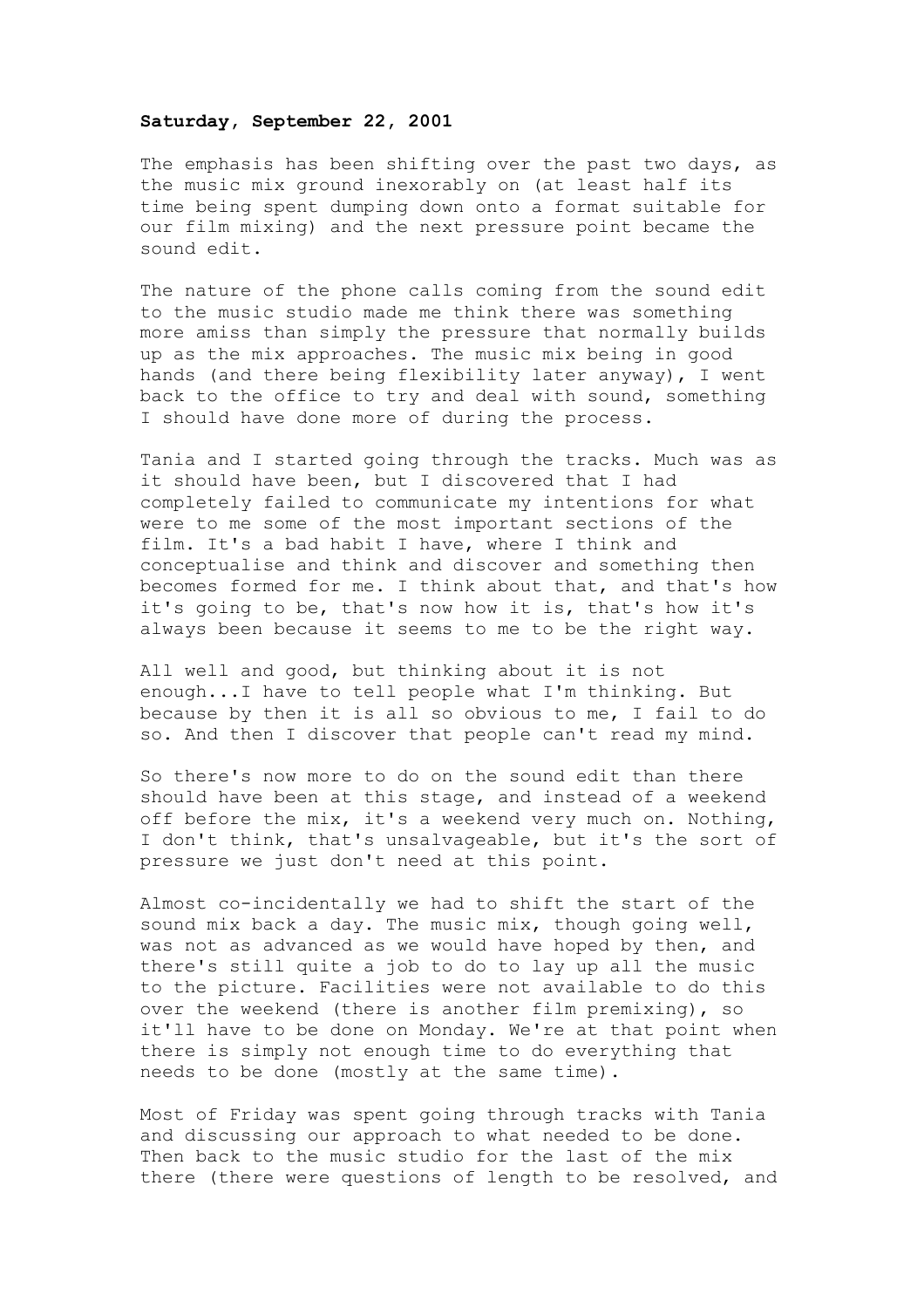**Saturday, September 22, 2001**

The emphasis has been shifting over the past two days, as the music mix ground inexorably on (at least half its time being spent dumping down onto a format suitable for our film mixing) and the next pressure point became the sound edit.

The nature of the phone calls coming from the sound edit to the music studio made me think there was something more amiss than simply the pressure that normally builds up as the mix approaches. The music mix being in good hands (and there being flexibility later anyway), I went back to the office to try and deal with sound, something I should have done more of during the process.

Tania and I started going through the tracks. Much was as it should have been, but I discovered that I had completely failed to communicate my intentions for what were to me some of the most important sections of the film. It's a bad habit I have, where I think and conceptualise and think and discover and something then becomes formed for me. I think about that, and that's how it's going to be, that's now how it is, that's how it's always been because it seems to me to be the right way.

All well and good, but thinking about it is not enough...I have to tell people what I'm thinking. But because by then it is all so obvious to me, I fail to do so. And then I discover that people can't read my mind.

So there's now more to do on the sound edit than there should have been at this stage, and instead of a weekend off before the mix, it's a weekend very much on. Nothing, I don't think, that's unsalvageable, but it's the sort of pressure we just don't need at this point.

Almost co-incidentally we had to shift the start of the sound mix back a day. The music mix, though going well, was not as advanced as we would have hoped by then, and there's still quite a job to do to lay up all the music to the picture. Facilities were not available to do this over the weekend (there is another film premixing), so it'll have to be done on Monday. We're at that point when there is simply not enough time to do everything that needs to be done (mostly at the same time).

Most of Friday was spent going through tracks with Tania and discussing our approach to what needed to be done. Then back to the music studio for the last of the mix there (there were questions of length to be resolved, and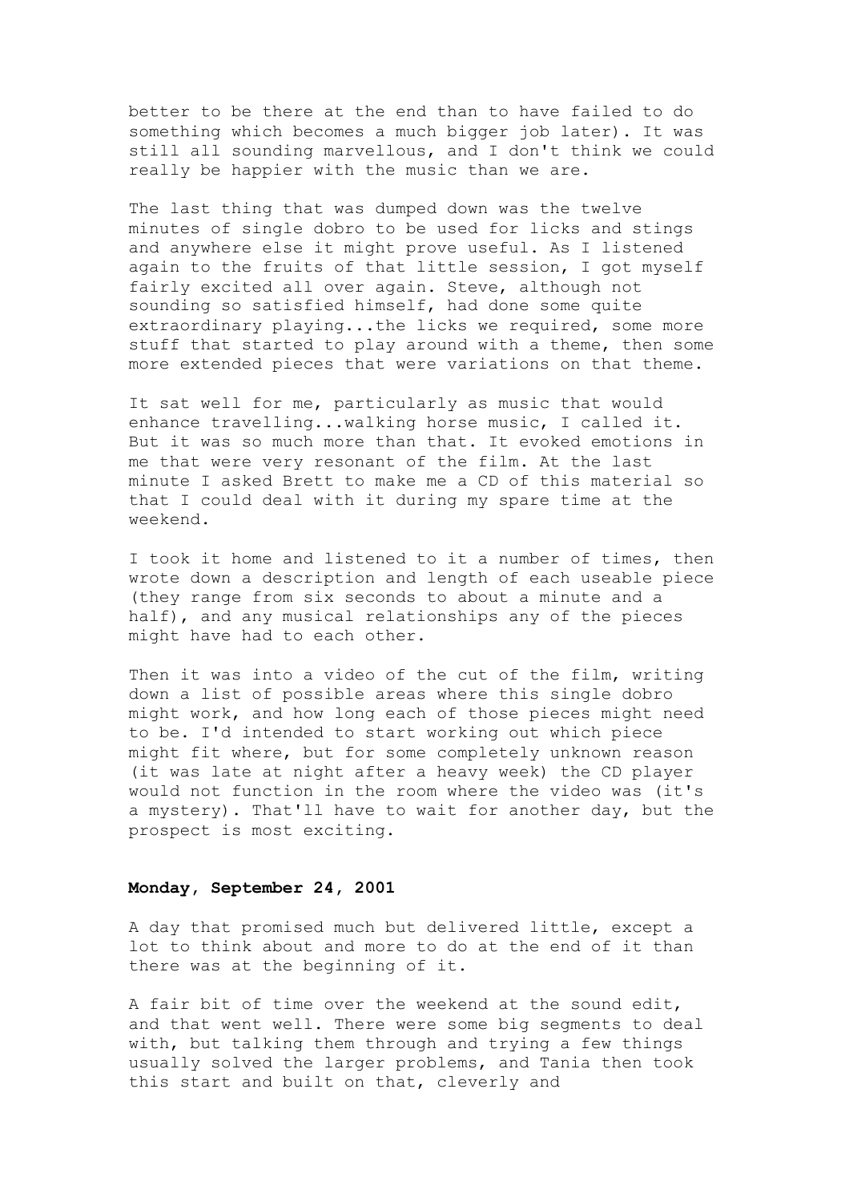better to be there at the end than to have failed to do something which becomes a much bigger job later). It was still all sounding marvellous, and I don't think we could really be happier with the music than we are.

The last thing that was dumped down was the twelve minutes of single dobro to be used for licks and stings and anywhere else it might prove useful. As I listened again to the fruits of that little session, I got myself fairly excited all over again. Steve, although not sounding so satisfied himself, had done some quite extraordinary playing...the licks we required, some more stuff that started to play around with a theme, then some more extended pieces that were variations on that theme.

It sat well for me, particularly as music that would enhance travelling...walking horse music, I called it. But it was so much more than that. It evoked emotions in me that were very resonant of the film. At the last minute I asked Brett to make me a CD of this material so that I could deal with it during my spare time at the weekend.

I took it home and listened to it a number of times, then wrote down a description and length of each useable piece (they range from six seconds to about a minute and a half), and any musical relationships any of the pieces might have had to each other.

Then it was into a video of the cut of the film, writing down a list of possible areas where this single dobro might work, and how long each of those pieces might need to be. I'd intended to start working out which piece might fit where, but for some completely unknown reason (it was late at night after a heavy week) the CD player would not function in the room where the video was (it's a mystery). That'll have to wait for another day, but the prospect is most exciting.

**Monday, September 24, 2001**

A day that promised much but delivered little, except a lot to think about and more to do at the end of it than there was at the beginning of it.

A fair bit of time over the weekend at the sound edit, and that went well. There were some big segments to deal with, but talking them through and trying a few things usually solved the larger problems, and Tania then took this start and built on that, cleverly and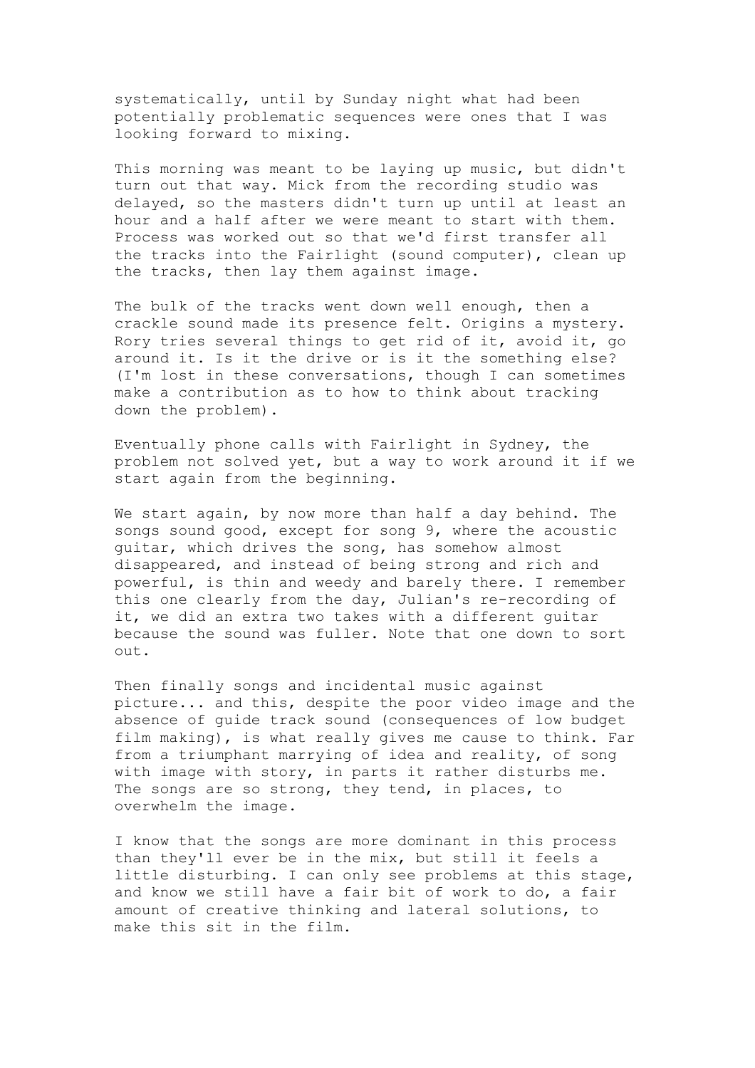systematically, until by Sunday night what had been potentially problematic sequences were ones that I was looking forward to mixing.

This morning was meant to be laying up music, but didn't turn out that way. Mick from the recording studio was delayed, so the masters didn't turn up until at least an hour and a half after we were meant to start with them. Process was worked out so that we'd first transfer all the tracks into the Fairlight (sound computer), clean up the tracks, then lay them against image.

The bulk of the tracks went down well enough, then a crackle sound made its presence felt. Origins a mystery. Rory tries several things to get rid of it, avoid it, go around it. Is it the drive or is it the something else? (I'm lost in these conversations, though I can sometimes make a contribution as to how to think about tracking down the problem).

Eventually phone calls with Fairlight in Sydney, the problem not solved yet, but a way to work around it if we start again from the beginning.

We start again, by now more than half a day behind. The songs sound good, except for song 9, where the acoustic guitar, which drives the song, has somehow almost disappeared, and instead of being strong and rich and powerful, is thin and weedy and barely there. I remember this one clearly from the day, Julian's re-recording of it, we did an extra two takes with a different guitar because the sound was fuller. Note that one down to sort out.

Then finally songs and incidental music against picture... and this, despite the poor video image and the absence of guide track sound (consequences of low budget film making), is what really gives me cause to think. Far from a triumphant marrying of idea and reality, of song with image with story, in parts it rather disturbs me. The songs are so strong, they tend, in places, to overwhelm the image.

I know that the songs are more dominant in this process than they'll ever be in the mix, but still it feels a little disturbing. I can only see problems at this stage, and know we still have a fair bit of work to do, a fair amount of creative thinking and lateral solutions, to make this sit in the film.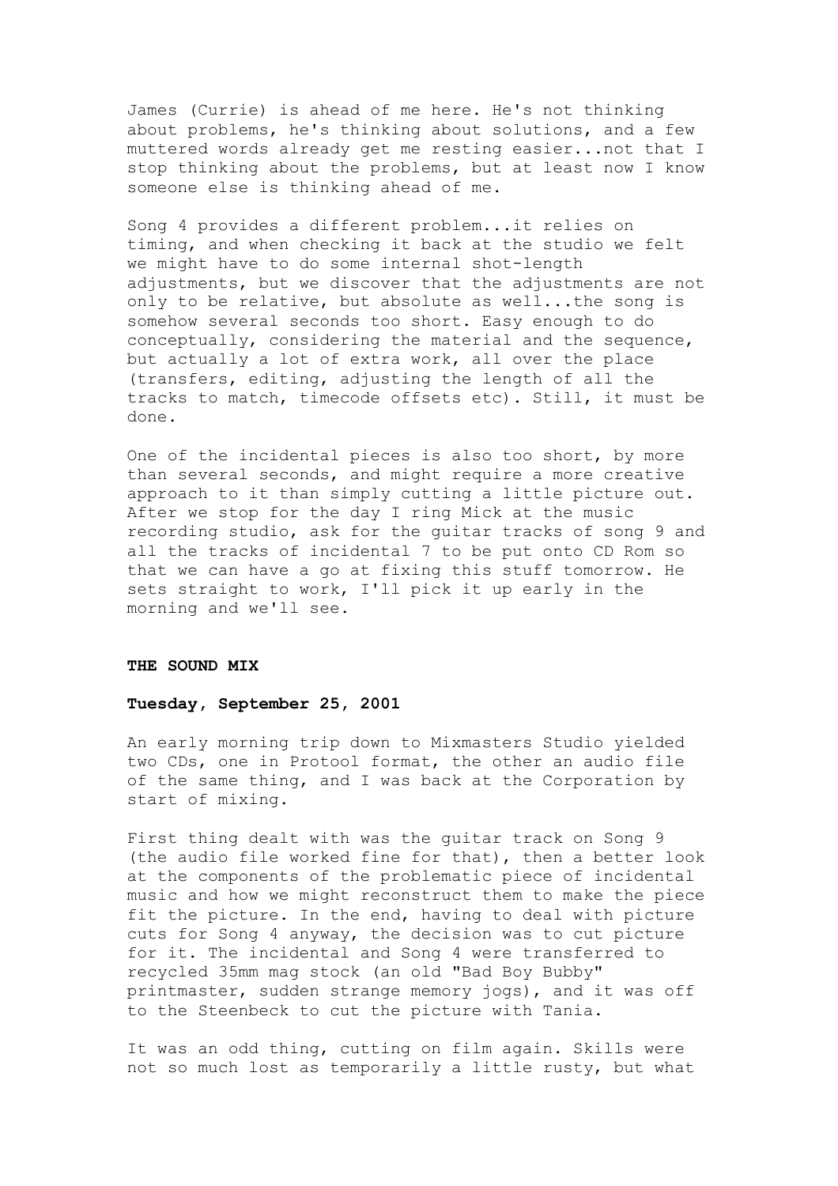James (Currie) is ahead of me here. He's not thinking about problems, he's thinking about solutions, and a few muttered words already get me resting easier...not that I stop thinking about the problems, but at least now I know someone else is thinking ahead of me.

Song 4 provides a different problem...it relies on timing, and when checking it back at the studio we felt we might have to do some internal shot-length adjustments, but we discover that the adjustments are not only to be relative, but absolute as well...the song is somehow several seconds too short. Easy enough to do conceptually, considering the material and the sequence, but actually a lot of extra work, all over the place (transfers, editing, adjusting the length of all the tracks to match, timecode offsets etc). Still, it must be done.

One of the incidental pieces is also too short, by more than several seconds, and might require a more creative approach to it than simply cutting a little picture out. After we stop for the day I ring Mick at the music recording studio, ask for the guitar tracks of song 9 and all the tracks of incidental 7 to be put onto CD Rom so that we can have a go at fixing this stuff tomorrow. He sets straight to work, I'll pick it up early in the morning and we'll see.

## THE SOUND MIX

### Tuesday, September 25, 2001

An early morning trip down to Mixmasters Studio yielded two CDs, one in Protool format, the other an audio file of the same thing, and I was back at the Corporation by start of mixing.

First thing dealt with was the guitar track on Song 9 (the audio file worked fine for that), then a better look at the components of the problematic piece of incidental music and how we might reconstruct them to make the piece fit the picture. In the end, having to deal with picture cuts for Song 4 anyway, the decision was to cut picture for it. The incidental and Song 4 were transferred to recycled 35mm mag stock (an old "Bad Boy Bubby" printmaster, sudden strange memory jogs), and it was off to the Steenbeck to cut the picture with Tania.

It was an odd thing, cutting on film again. Skills were not so much lost as temporarily a little rusty, but what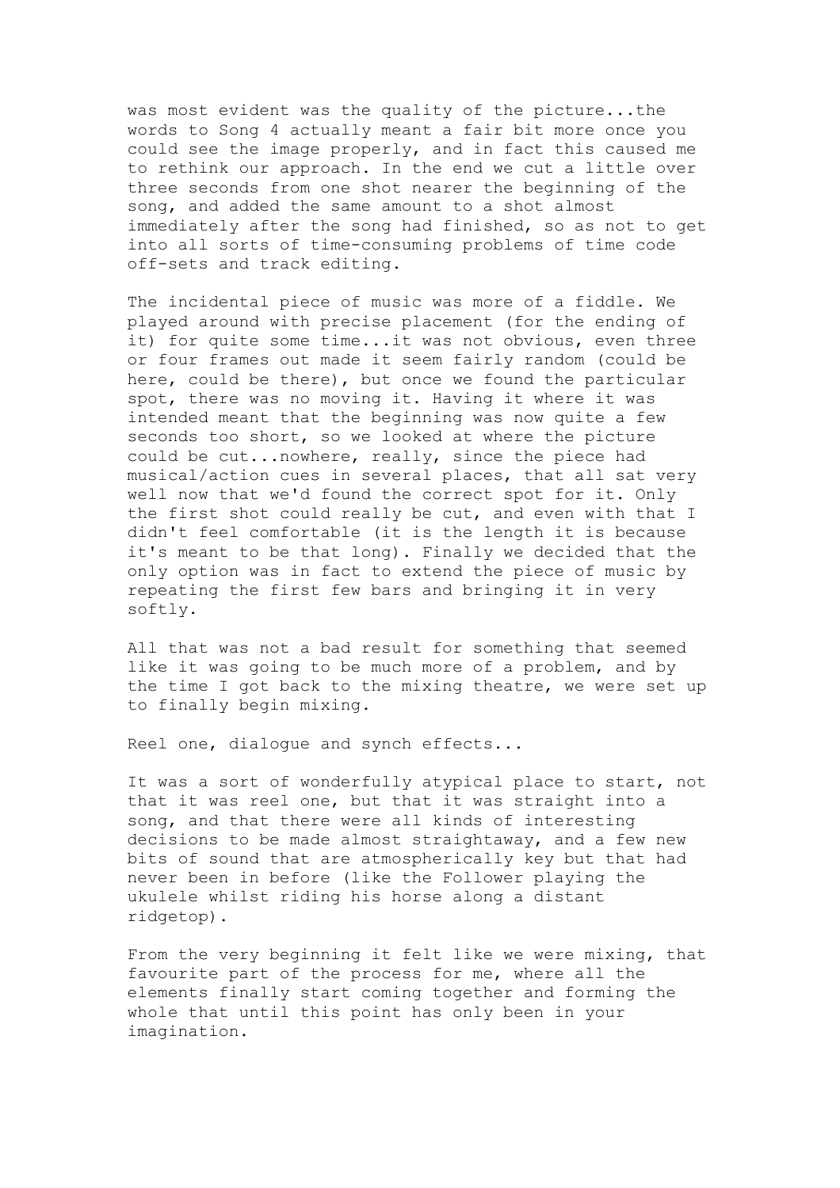was most evident was the quality of the picture...the words to Song 4 actually meant a fair bit more once you could see the image properly, and in fact this caused me to rethink our approach. In the end we cut a little over three seconds from one shot nearer the beginning of the song, and added the same amount to a shot almost immediately after the song had finished, so as not to get into all sorts of time-consuming problems of time code off-sets and track editing.

The incidental piece of music was more of a fiddle. We played around with precise placement (for the ending of it) for quite some time...it was not obvious, even three or four frames out made it seem fairly random (could be here, could be there), but once we found the particular spot, there was no moving it. Having it where it was intended meant that the beginning was now quite a few seconds too short, so we looked at where the picture could be cut...nowhere, really, since the piece had musical/action cues in several places, that all sat very well now that we'd found the correct spot for it. Only the first shot could really be cut, and even with that I didn't feel comfortable (it is the length it is because it's meant to be that long). Finally we decided that the only option was in fact to extend the piece of music by repeating the first few bars and bringing it in very softly.

All that was not a bad result for something that seemed like it was going to be much more of a problem, and by the time I got back to the mixing theatre, we were set up to finally begin mixing.

Reel one, dialogue and synch effects...

It was a sort of wonderfully atypical place to start, not that it was reel one, but that it was straight into a song, and that there were all kinds of interesting decisions to be made almost straightaway, and a few new bits of sound that are atmospherically key but that had never been in before (like the Follower playing the ukulele whilst riding his horse along a distant ridgetop).

From the very beginning it felt like we were mixing, that favourite part of the process for me, where all the elements finally start coming together and forming the whole that until this point has only been in your imagination.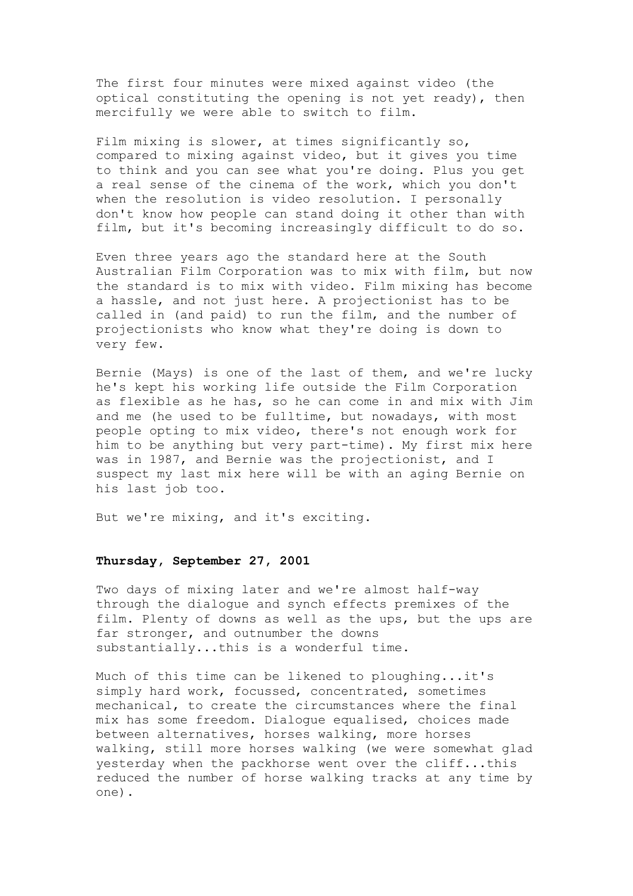The first four minutes were mixed against video (the optical constituting the opening is not yet ready), then mercifully we were able to switch to film.

Film mixing is slower, at times significantly so, compared to mixing against video, but it gives you time to think and you can see what you're doing. Plus you get a real sense of the cinema of the work, which you don't when the resolution is video resolution. I personally don't know how people can stand doing it other than with film, but it's becoming increasingly difficult to do so.

Even three years ago the standard here at the South Australian Film Corporation was to mix with film, but now the standard is to mix with video. Film mixing has become a hassle, and not just here. A projectionist has to be called in (and paid) to run the film, and the number of projectionists who know what they're doing is down to very few.

Bernie (Mays) is one of the last of them, and we're lucky he's kept his working life outside the Film Corporation as flexible as he has, so he can come in and mix with Jim and me (he used to be fulltime, but nowadays, with most people opting to mix video, there's not enough work for him to be anything but very part-time). My first mix here was in 1987, and Bernie was the projectionist, and I suspect my last mix here will be with an aging Bernie on his last job too.

But we're mixing, and it's exciting.

**Thursday, September 27, 2001**

Two days of mixing later and we're almost half-way through the dialogue and synch effects premixes of the film. Plenty of downs as well as the ups, but the ups are far stronger, and outnumber the downs substantially...this is a wonderful time.

Much of this time can be likened to ploughing...it's simply hard work, focussed, concentrated, sometimes mechanical, to create the circumstances where the final mix has some freedom. Dialogue equalised, choices made between alternatives, horses walking, more horses walking, still more horses walking (we were somewhat glad yesterday when the packhorse went over the cliff...this reduced the number of horse walking tracks at any time by one).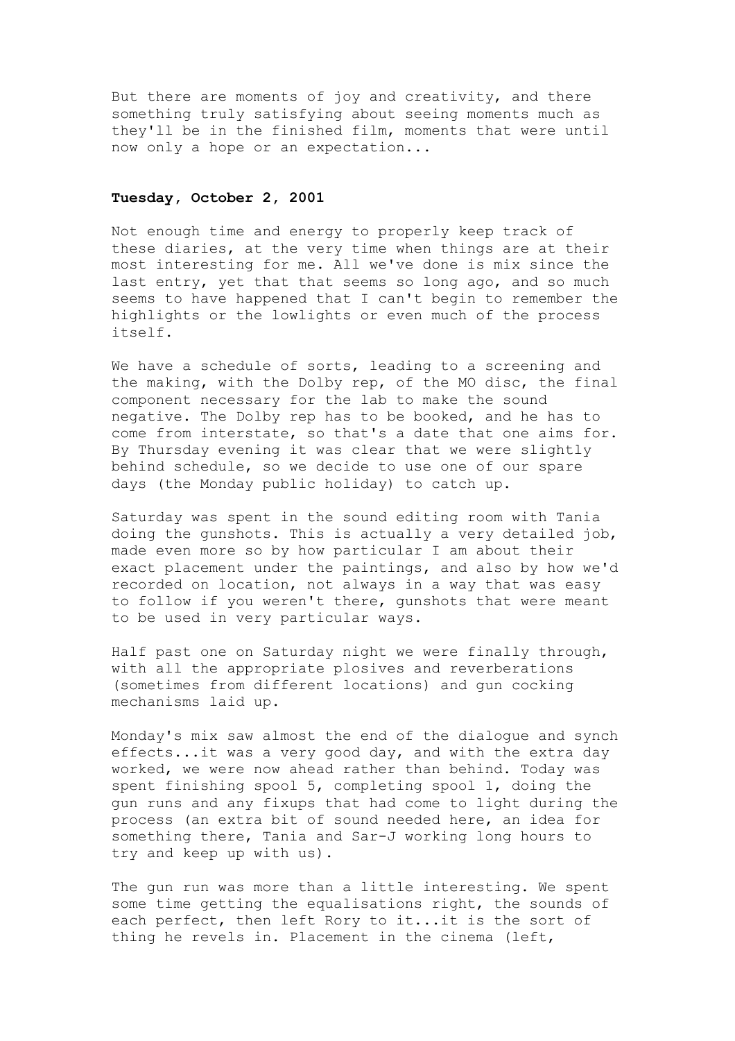But there are moments of joy and creativity, and there something truly satisfying about seeing moments much as they'll be in the finished film, moments that were until now only a hope or an expectation...

**Tuesday, October 2, 2001**

Not enough time and energy to properly keep track of these diaries, at the very time when things are at their most interesting for me. All we've done is mix since the last entry, yet that that seems so long ago, and so much seems to have happened that I can't begin to remember the highlights or the lowlights or even much of the process itself.

We have a schedule of sorts, leading to a screening and the making, with the Dolby rep, of the MO disc, the final component necessary for the lab to make the sound negative. The Dolby rep has to be booked, and he has to come from interstate, so that's a date that one aims for. By Thursday evening it was clear that we were slightly behind schedule, so we decide to use one of our spare days (the Monday public holiday) to catch up.

Saturday was spent in the sound editing room with Tania doing the gunshots. This is actually a very detailed job, made even more so by how particular I am about their exact placement under the paintings, and also by how we'd recorded on location, not always in a way that was easy to follow if you weren't there, gunshots that were meant to be used in very particular ways.

Half past one on Saturday night we were finally through, with all the appropriate plosives and reverberations (sometimes from different locations) and gun cocking mechanisms laid up.

Monday's mix saw almost the end of the dialogue and synch effects...it was a very good day, and with the extra day worked, we were now ahead rather than behind. Today was spent finishing spool 5, completing spool 1, doing the gun runs and any fixups that had come to light during the process (an extra bit of sound needed here, an idea for something there, Tania and Sar-J working long hours to try and keep up with us).

The gun run was more than a little interesting. We spent some time getting the equalisations right, the sounds of each perfect, then left Rory to it...it is the sort of thing he revels in. Placement in the cinema (left,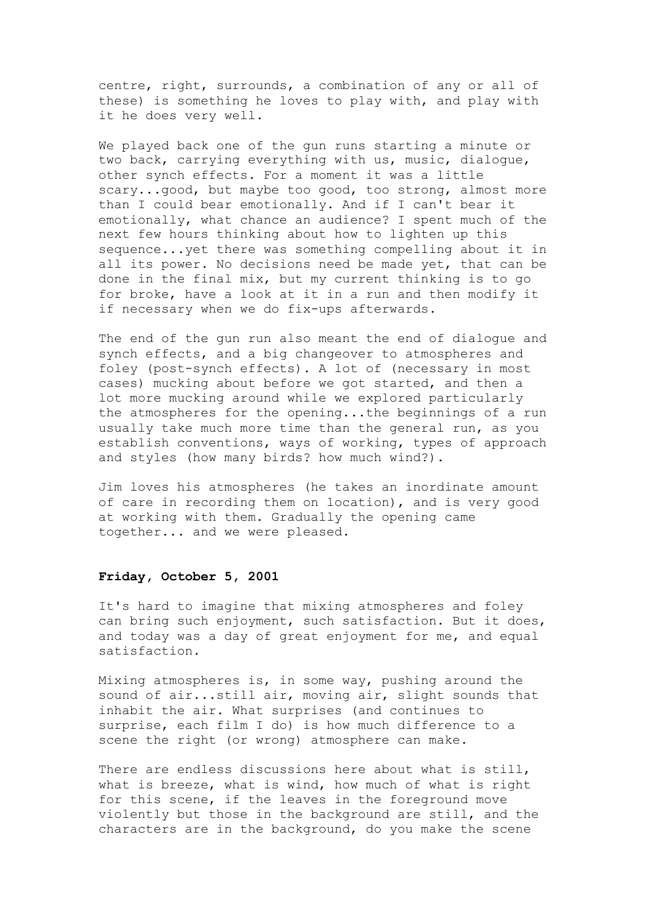centre, right, surrounds, a combination of any or all of these) is something he loves to play with, and play with it he does very well.

We played back one of the gun runs starting a minute or two back, carrying everything with us, music, dialogue, other synch effects. For a moment it was a little scary...good, but maybe too good, too strong, almost more than I could bear emotionally. And if I can't bear it emotionally, what chance an audience? I spent much of the next few hours thinking about how to lighten up this sequence...yet there was something compelling about it in all its power. No decisions need be made yet, that can be done in the final mix, but my current thinking is to go for broke, have a look at it in a run and then modify it if necessary when we do fix-ups afterwards.

The end of the gun run also meant the end of dialogue and synch effects, and a big changeover to atmospheres and foley (post-synch effects). A lot of (necessary in most cases) mucking about before we got started, and then a lot more mucking around while we explored particularly the atmospheres for the opening...the beginnings of a run usually take much more time than the general run, as you establish conventions, ways of working, types of approach and styles (how many birds? how much wind?).

Jim loves his atmospheres (he takes an inordinate amount of care in recording them on location), and is very good at working with them. Gradually the opening came together... and we were pleased.

**Friday, October 5, 2001**

It's hard to imagine that mixing atmospheres and foley can bring such enjoyment, such satisfaction. But it does, and today was a day of great enjoyment for me, and equal satisfaction.

Mixing atmospheres is, in some way, pushing around the sound of air...still air, moving air, slight sounds that inhabit the air. What surprises (and continues to surprise, each film I do) is how much difference to a scene the right (or wrong) atmosphere can make.

There are endless discussions here about what is still, what is breeze, what is wind, how much of what is right for this scene, if the leaves in the foreground move violently but those in the background are still, and the characters are in the background, do you make the scene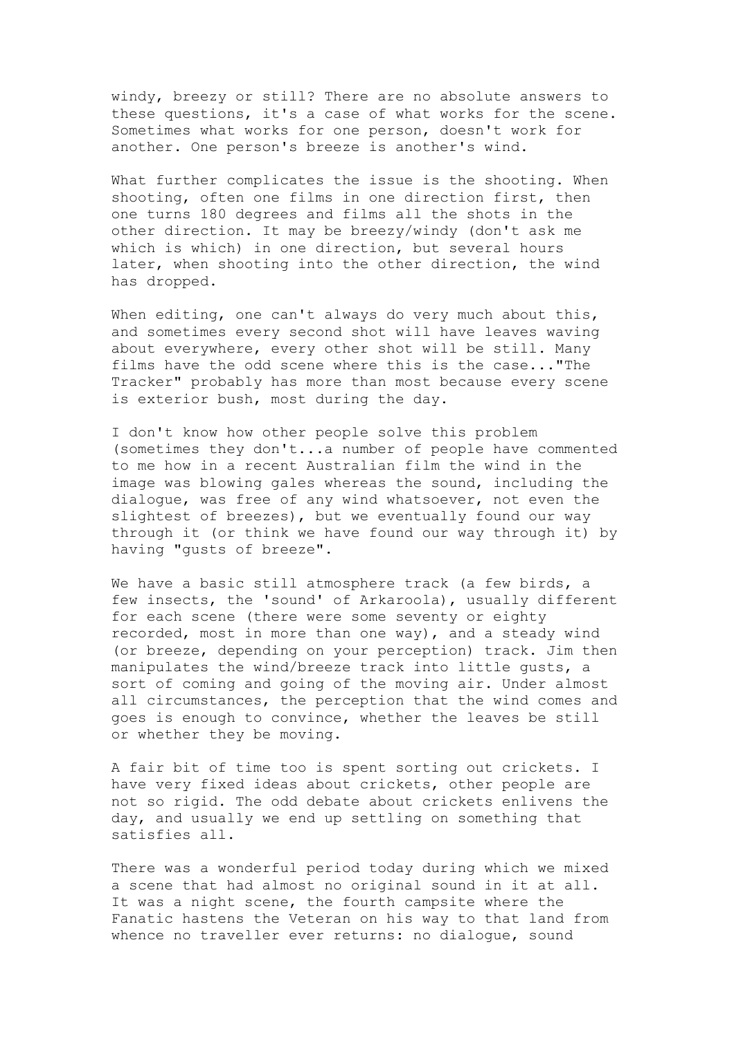windy, breezy or still? There are no absolute answers to these questions, it's a case of what works for the scene. Sometimes what works for one person, doesn't work for another. One person's breeze is another's wind.

What further complicates the issue is the shooting. When shooting, often one films in one direction first, then one turns 180 degrees and films all the shots in the other direction. It may be breezy/windy (don't ask me which is which) in one direction, but several hours later, when shooting into the other direction, the wind has dropped.

When editing, one can't always do very much about this, and sometimes every second shot will have leaves waving about everywhere, every other shot will be still. Many films have the odd scene where this is the case..."The Tracker" probably has more than most because every scene is exterior bush, most during the day.

I don't know how other people solve this problem (sometimes they don't...a number of people have commented to me how in a recent Australian film the wind in the image was blowing gales whereas the sound, including the dialogue, was free of any wind whatsoever, not even the slightest of breezes), but we eventually found our way through it (or think we have found our way through it) by having "gusts of breeze".

We have a basic still atmosphere track (a few birds, a few insects, the 'sound' of Arkaroola), usually different for each scene (there were some seventy or eighty recorded, most in more than one way), and a steady wind (or breeze, depending on your perception) track. Jim then manipulates the wind/breeze track into little gusts, a sort of coming and going of the moving air. Under almost all circumstances, the perception that the wind comes and goes is enough to convince, whether the leaves be still or whether they be moving.

A fair bit of time too is spent sorting out crickets. I have very fixed ideas about crickets, other people are not so rigid. The odd debate about crickets enlivens the day, and usually we end up settling on something that satisfies all.

There was a wonderful period today during which we mixed a scene that had almost no original sound in it at all. It was a night scene, the fourth campsite where the Fanatic hastens the Veteran on his way to that land from whence no traveller ever returns: no dialogue, sound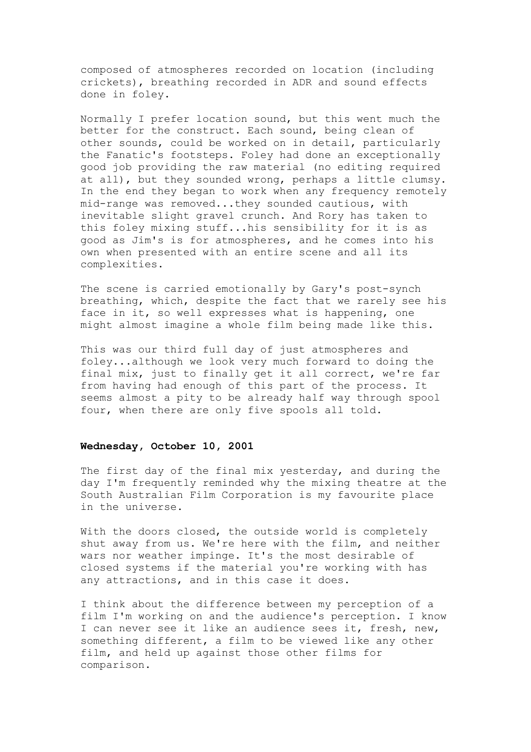composed of atmospheres recorded on location (including crickets), breathing recorded in ADR and sound effects done in foley.

Normally I prefer location sound, but this went much the better for the construct. Each sound, being clean of other sounds, could be worked on in detail, particularly the Fanatic's footsteps. Foley had done an exceptionally good job providing the raw material (no editing required at all), but they sounded wrong, perhaps a little clumsy. In the end they began to work when any frequency remotely mid-range was removed...they sounded cautious, with inevitable slight gravel crunch. And Rory has taken to this foley mixing stuff...his sensibility for it is as good as Jim's is for atmospheres, and he comes into his own when presented with an entire scene and all its complexities.

The scene is carried emotionally by Gary's post-synch breathing, which, despite the fact that we rarely see his face in it, so well expresses what is happening, one might almost imagine a whole film being made like this.

This was our third full day of just atmospheres and foley...although we look very much forward to doing the final mix, just to finally get it all correct, we're far from having had enough of this part of the process. It seems almost a pity to be already half way through spool four, when there are only five spools all told.

**Wednesday, October 10, 2001**

The first day of the final mix yesterday, and during the day I'm frequently reminded why the mixing theatre at the South Australian Film Corporation is my favourite place in the universe.

With the doors closed, the outside world is completely shut away from us. We're here with the film, and neither wars nor weather impinge. It's the most desirable of closed systems if the material you're working with has any attractions, and in this case it does.

I think about the difference between my perception of a film I'm working on and the audience's perception. I know I can never see it like an audience sees it, fresh, new, something different, a film to be viewed like any other film, and held up against those other films for comparison.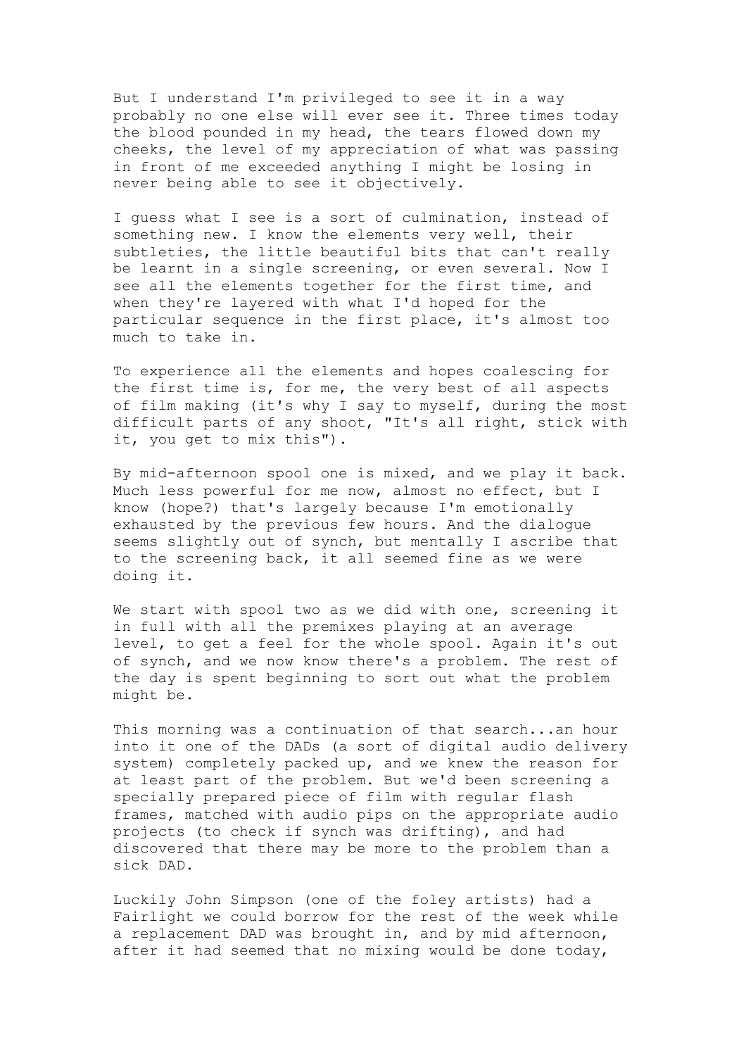But I understand I'm privileged to see it in a way probably no one else will ever see it. Three times today the blood pounded in my head, the tears flowed down my cheeks, the level of my appreciation of what was passing in front of me exceeded anything I might be losing in never being able to see it objectively.

I guess what I see is a sort of culmination, instead of something new. I know the elements very well, their subtleties, the little beautiful bits that can't really be learnt in a single screening, or even several. Now I see all the elements together for the first time, and when they're layered with what I'd hoped for the particular sequence in the first place, it's almost too much to take in.

To experience all the elements and hopes coalescing for the first time is, for me, the very best of all aspects of film making (it's why I say to myself, during the most difficult parts of any shoot, "It's all right, stick with it, you get to mix this").

By mid-afternoon spool one is mixed, and we play it back. Much less powerful for me now, almost no effect, but I know (hope?) that's largely because I'm emotionally exhausted by the previous few hours. And the dialogue seems slightly out of synch, but mentally I ascribe that to the screening back, it all seemed fine as we were doing it.

We start with spool two as we did with one, screening it in full with all the premixes playing at an average level, to get a feel for the whole spool. Again it's out of synch, and we now know there's a problem. The rest of the day is spent beginning to sort out what the problem might be.

This morning was a continuation of that search...an hour into it one of the DADs (a sort of digital audio delivery system) completely packed up, and we knew the reason for at least part of the problem. But we'd been screening a specially prepared piece of film with regular flash frames, matched with audio pips on the appropriate audio projects (to check if synch was drifting), and had discovered that there may be more to the problem than a sick DAD.

Luckily John Simpson (one of the foley artists) had a Fairlight we could borrow for the rest of the week while a replacement DAD was brought in, and by mid afternoon, after it had seemed that no mixing would be done today,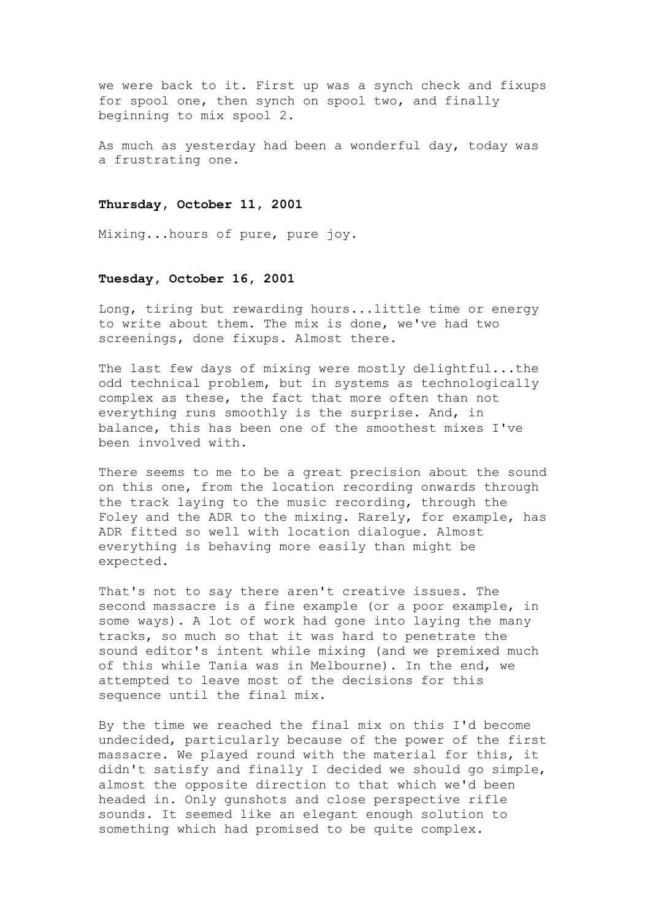we were back to it. First up was a synch check and fixups for spool one, then synch on spool two, and finally beginning to mix spool 2.

As much as yesterday had been a wonderful day, today was a frustrating one.

**Thursday, October 11, 2001**

Mixing...hours of pure, pure joy.

**Tuesday, October 16, 2001**

Long, tiring but rewarding hours...little time or energy to write about them. The mix is done, we've had two screenings, done fixups. Almost there.

The last few days of mixing were mostly delightful...the odd technical problem, but in systems as technologically complex as these, the fact that more often than not everything runs smoothly is the surprise. And, in balance, this has been one of the smoothest mixes I've been involved with.

There seems to me to be a great precision about the sound on this one, from the location recording onwards through the track laying to the music recording, through the Foley and the ADR to the mixing. Rarely, for example, has ADR fitted so well with location dialogue. Almost everything is behaving more easily than might be expected.

That's not to say there aren't creative issues. The second massacre is a fine example (or a poor example, in some ways). A lot of work had gone into laying the many tracks, so much so that it was hard to penetrate the sound editor's intent while mixing (and we premixed much of this while Tania was in Melbourne). In the end, we attempted to leave most of the decisions for this sequence until the final mix.

By the time we reached the final mix on this I'd become undecided, particularly because of the power of the first massacre. We played round with the material for this, it didn't satisfy and finally I decided we should go simple, almost the opposite direction to that which we'd been headed in. Only gunshots and close perspective rifle sounds. It seemed like an elegant enough solution to something which had promised to be quite complex.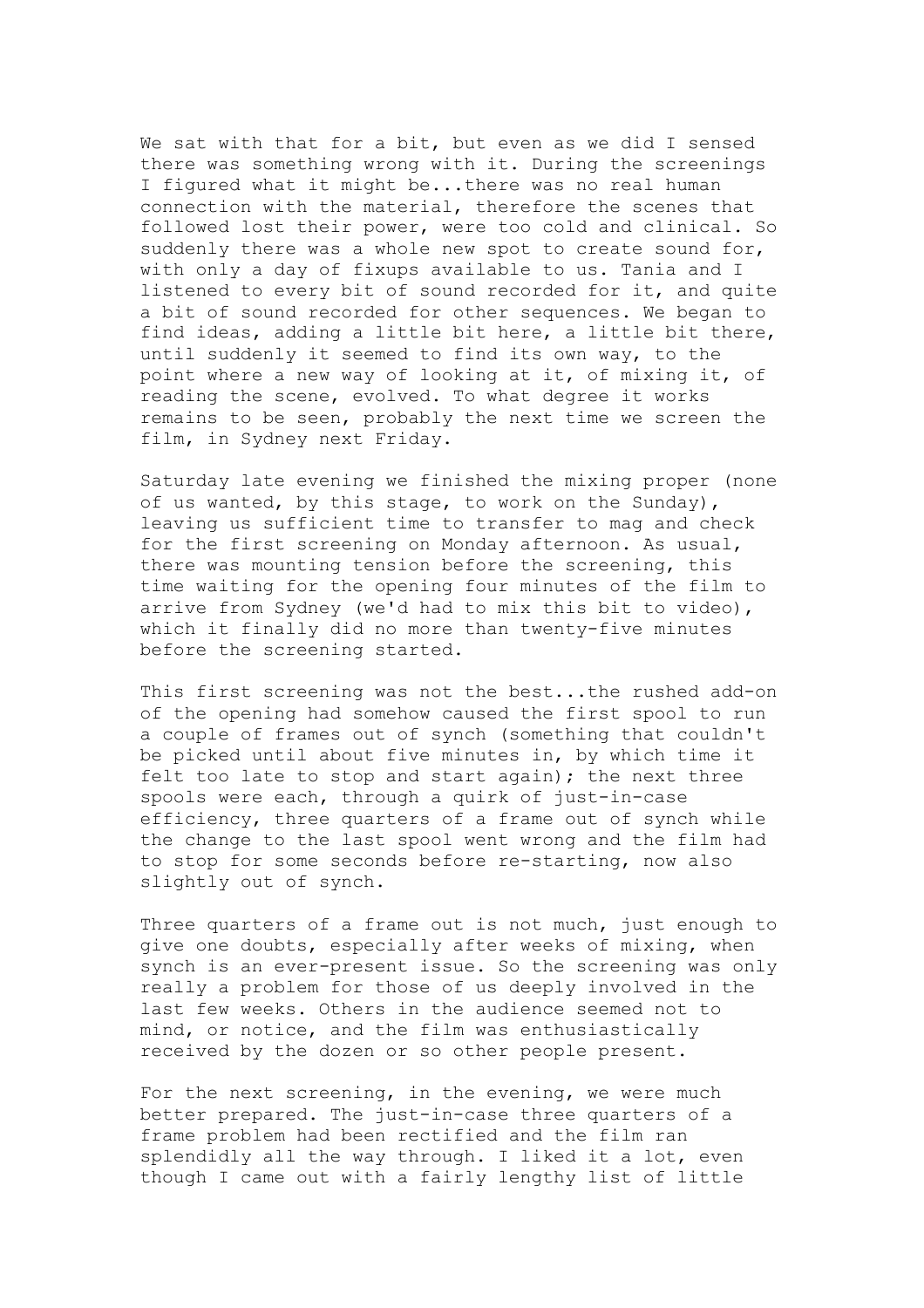We sat with that for a bit, but even as we did I sensed there was something wrong with it. During the screenings I figured what it might be...there was no real human connection with the material, therefore the scenes that followed lost their power, were too cold and clinical. So suddenly there was a whole new spot to create sound for, with only a day of fixups available to us. Tania and I listened to every bit of sound recorded for it, and quite a bit of sound recorded for other sequences. We began to find ideas, adding a little bit here, a little bit there, until suddenly it seemed to find its own way, to the point where a new way of looking at it, of mixing it, of reading the scene, evolved. To what degree it works remains to be seen, probably the next time we screen the film, in Sydney next Friday.

Saturday late evening we finished the mixing proper (none of us wanted, by this stage, to work on the Sunday), leaving us sufficient time to transfer to mag and check for the first screening on Monday afternoon. As usual, there was mounting tension before the screening, this time waiting for the opening four minutes of the film to arrive from Sydney (we'd had to mix this bit to video), which it finally did no more than twenty-five minutes before the screening started.

This first screening was not the best...the rushed add-on of the opening had somehow caused the first spool to run a couple of frames out of synch (something that couldn't be picked until about five minutes in, by which time it felt too late to stop and start again); the next three spools were each, through a quirk of just-in-case efficiency, three quarters of a frame out of synch while the change to the last spool went wrong and the film had to stop for some seconds before re-starting, now also slightly out of synch.

Three quarters of a frame out is not much, just enough to give one doubts, especially after weeks of mixing, when synch is an ever-present issue. So the screening was only really a problem for those of us deeply involved in the last few weeks. Others in the audience seemed not to mind, or notice, and the film was enthusiastically received by the dozen or so other people present.

For the next screening, in the evening, we were much better prepared. The just-in-case three quarters of a frame problem had been rectified and the film ran splendidly all the way through. I liked it a lot, even though I came out with a fairly lengthy list of little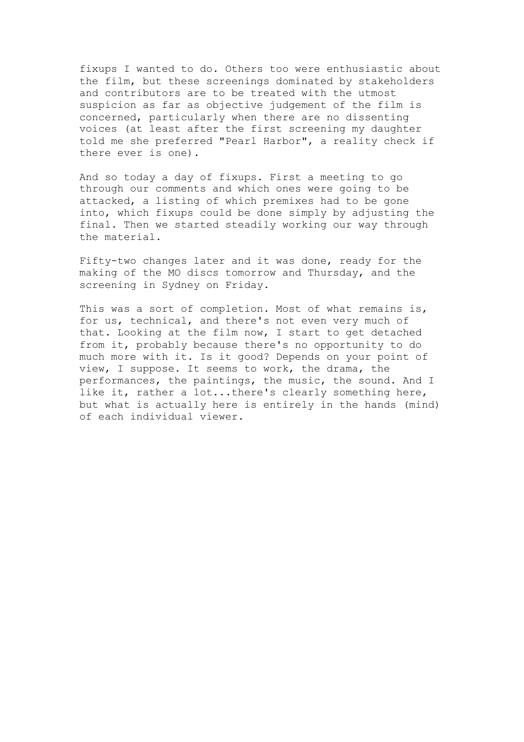fixups I wanted to do. Others too were enthusiastic about the film, but these screenings dominated by stakeholders and contributors are to be treated with the utmost suspicion as far as objective judgement of the film is concerned, particularly when there are no dissenting voices (at least after the first screening my daughter told me she preferred "Pearl Harbor", a reality check if there ever is one).

And so today a day of fixups. First a meeting to go through our comments and which ones were going to be attacked, a listing of which premixes had to be gone into, which fixups could be done simply by adjusting the final. Then we started steadily working our way through the material.

Fifty-two changes later and it was done, ready for the making of the MO discs tomorrow and Thursday, and the screening in Sydney on Friday.

This was a sort of completion. Most of what remains is, for us, technical, and there's not even very much of that. Looking at the film now, I start to get detached from it, probably because there's no opportunity to do much more with it. Is it good? Depends on your point of view, I suppose. It seems to work, the drama, the performances, the paintings, the music, the sound. And I like it, rather a lot...there's clearly something here, but what is actually here is entirely in the hands (mind) of each individual viewer.